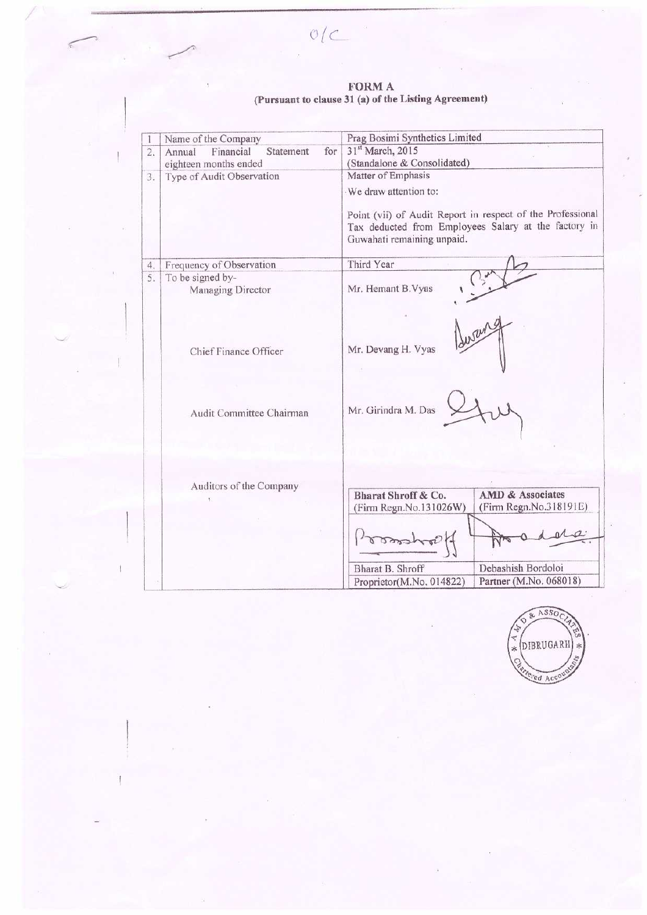O/C

# FORM A
**(Pursuant to clause 31 (a) of the Listing Agreement)**

| | | |
|---|---|---|
| 1 | Name of the Company | Prag Bosimi Synthetics Limited |
| 2. | Annual Financial Statement for eighteen months ended | 31st March, 2015 (Standalone & Consolidated) |
| 3. | Type of Audit Observation | Matter of Emphasis<br>We draw attention to:<br>Point (vii) of Audit Report in respect of the Professional Tax deducted from Employees Salary at the factory in Guwahati remaining unpaid. |
| 4. | Frequency of Observation | Third Year |
| 5. | To be signed by-<br>Managing Director | Mr. Hemant B.Vyas |
| | Chief Finance Officer | Mr. Devang H. Vyas |
| | Audit Committee Chairman | Mr. Girindra M. Das |
| | Auditors of the Company | **Bharat Shroff & Co.** (Firm Regn.No.131026W)<br>Bharat B. Shroff<br>Proprietor(M.No. 014822)<br><br>**AMD & Associates** (Firm Regn.No.318191E)<br>Debashish Bordoloi<br>Partner (M.No. 068018) |

AMD & ASSOCIATES, DIBRUGARH, Chartered Accountants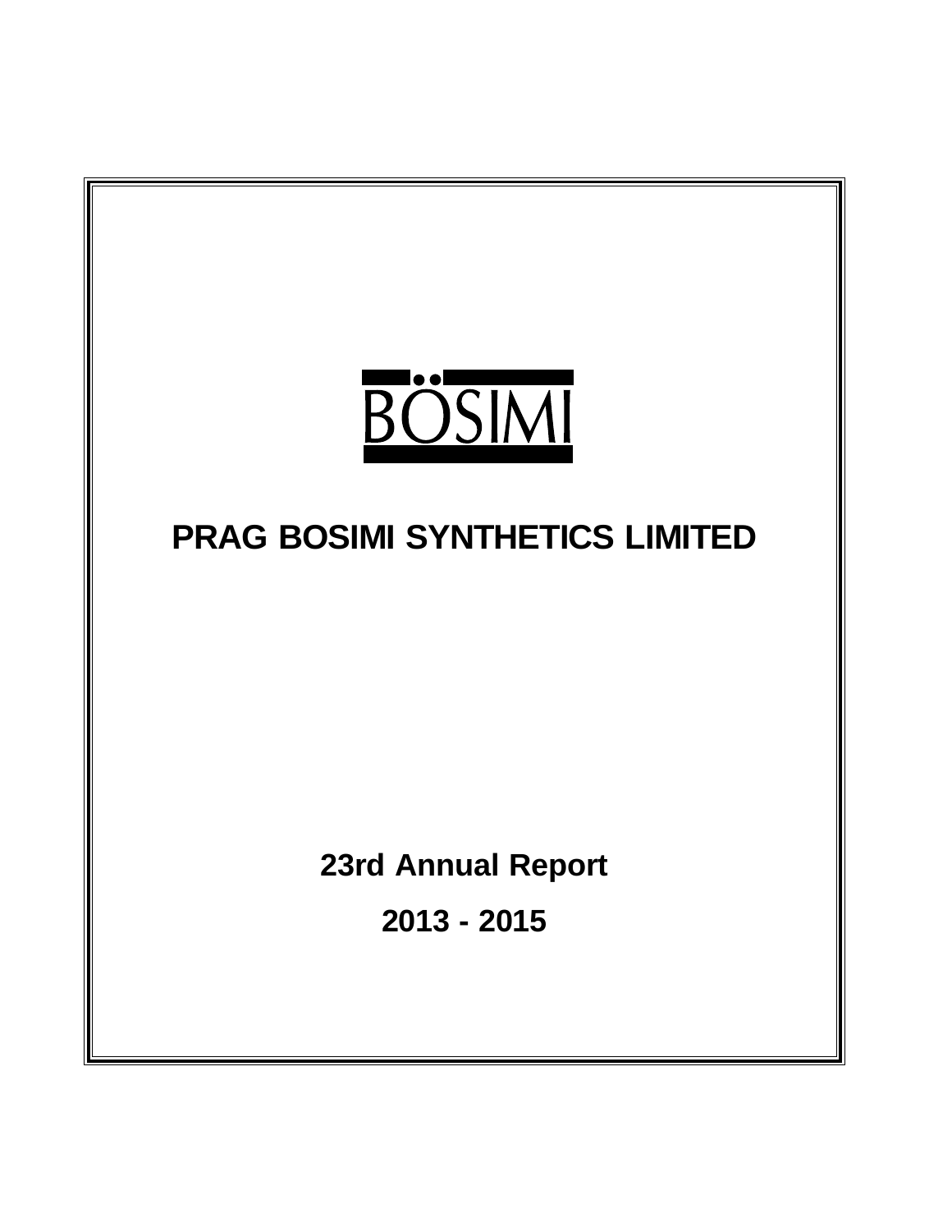BÖSIMI

# PRAG BOSIMI SYNTHETICS LIMITED

**23rd Annual Report**

**2013 - 2015**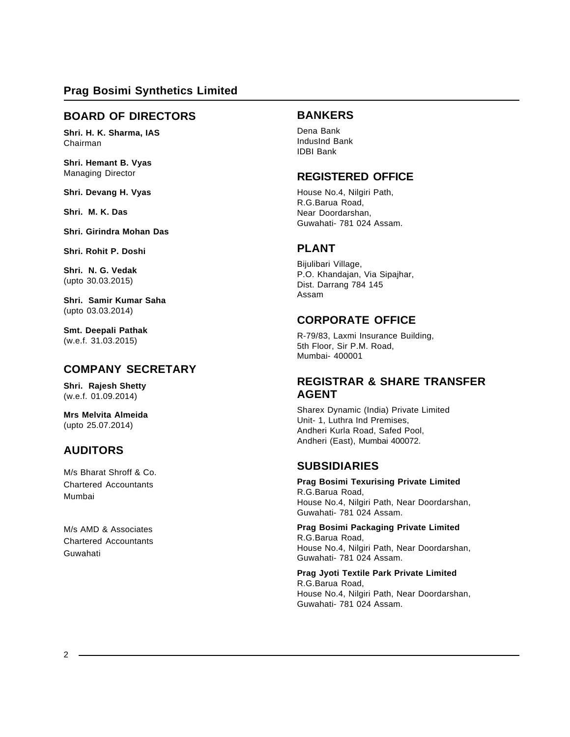# Prag Bosimi Synthetics Limited

## BOARD OF DIRECTORS

**Shri. H. K. Sharma, IAS**
Chairman

**Shri. Hemant B. Vyas**
Managing Director

**Shri. Devang H. Vyas**

**Shri. M. K. Das**

**Shri. Girindra Mohan Das**

**Shri. Rohit P. Doshi**

**Shri. N. G. Vedak**
(upto 30.03.2015)

**Shri. Samir Kumar Saha**
(upto 03.03.2014)

**Smt. Deepali Pathak**
(w.e.f. 31.03.2015)

## COMPANY SECRETARY

**Shri. Rajesh Shetty**
(w.e.f. 01.09.2014)

**Mrs Melvita Almeida**
(upto 25.07.2014)

## AUDITORS

M/s Bharat Shroff & Co.
Chartered Accountants
Mumbai

M/s AMD & Associates
Chartered Accountants
Guwahati

## BANKERS

Dena Bank
IndusInd Bank
IDBI Bank

## REGISTERED OFFICE

House No.4, Nilgiri Path,
R.G.Barua Road,
Near Doordarshan,
Guwahati- 781 024 Assam.

## PLANT

Bijulibari Village,
P.O. Khandajan, Via Sipajhar,
Dist. Darrang 784 145
Assam

## CORPORATE OFFICE

R-79/83, Laxmi Insurance Building,
5th Floor, Sir P.M. Road,
Mumbai- 400001

## REGISTRAR & SHARE TRANSFER AGENT

Sharex Dynamic (India) Private Limited
Unit- 1, Luthra Ind Premises,
Andheri Kurla Road, Safed Pool,
Andheri (East), Mumbai 400072.

## SUBSIDIARIES

**Prag Bosimi Texurising Private Limited**
R.G.Barua Road,
House No.4, Nilgiri Path, Near Doordarshan,
Guwahati- 781 024 Assam.

**Prag Bosimi Packaging Private Limited**
R.G.Barua Road,
House No.4, Nilgiri Path, Near Doordarshan,
Guwahati- 781 024 Assam.

**Prag Jyoti Textile Park Private Limited**
R.G.Barua Road,
House No.4, Nilgiri Path, Near Doordarshan,
Guwahati- 781 024 Assam.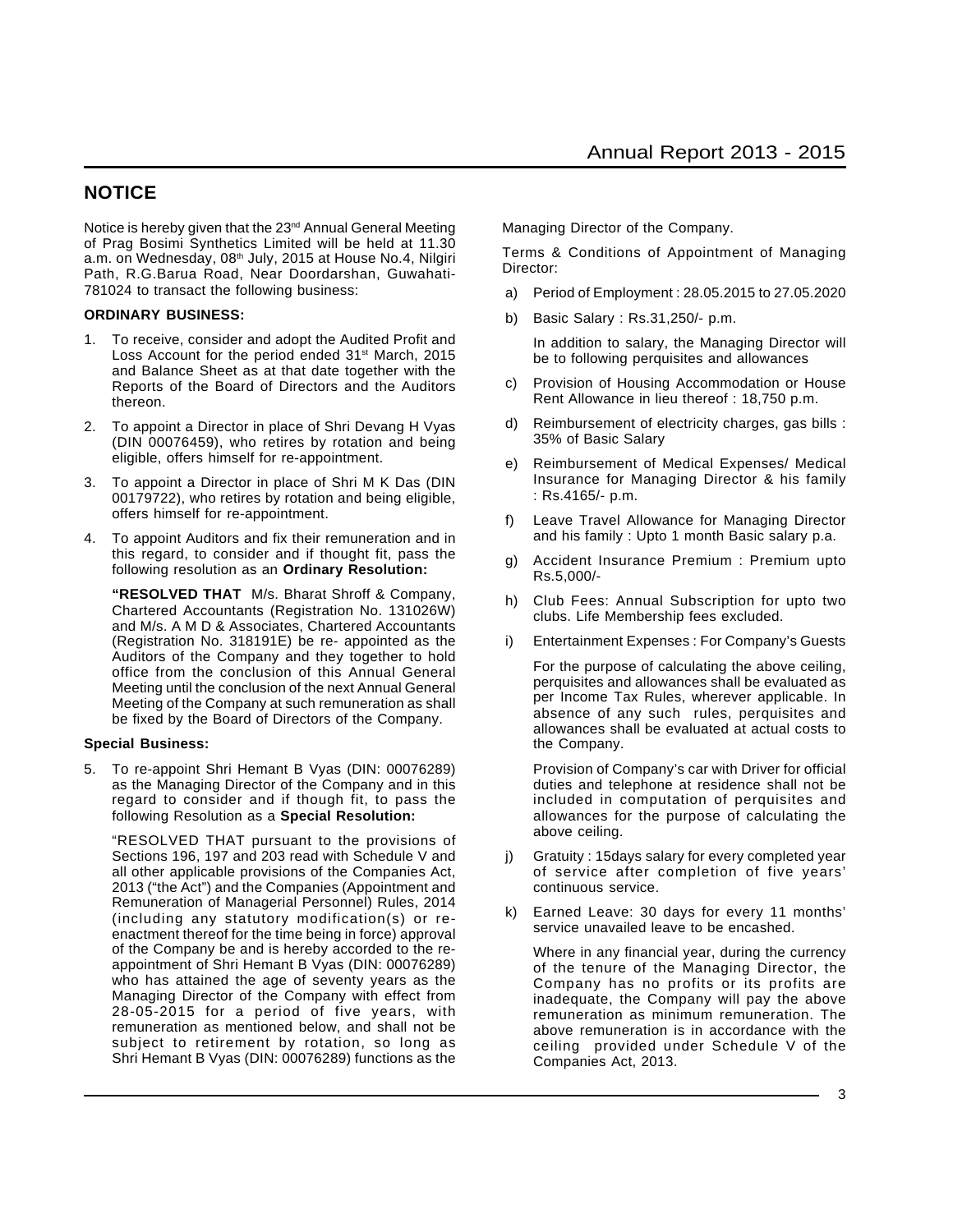## NOTICE

Notice is hereby given that the 23rd Annual General Meeting of Prag Bosimi Synthetics Limited will be held at 11.30 a.m. on Wednesday, 08th July, 2015 at House No.4, Nilgiri Path, R.G.Barua Road, Near Doordarshan, Guwahati-781024 to transact the following business:

**ORDINARY BUSINESS:**

1. To receive, consider and adopt the Audited Profit and Loss Account for the period ended 31st March, 2015 and Balance Sheet as at that date together with the Reports of the Board of Directors and the Auditors thereon.
2. To appoint a Director in place of Shri Devang H Vyas (DIN 00076459), who retires by rotation and being eligible, offers himself for re-appointment.
3. To appoint a Director in place of Shri M K Das (DIN 00179722), who retires by rotation and being eligible, offers himself for re-appointment.
4. To appoint Auditors and fix their remuneration and in this regard, to consider and if thought fit, pass the following resolution as an **Ordinary Resolution:**

   **"RESOLVED THAT** M/s. Bharat Shroff & Company, Chartered Accountants (Registration No. 131026W) and M/s. A M D & Associates, Chartered Accountants (Registration No. 318191E) be re- appointed as the Auditors of the Company and they together to hold office from the conclusion of this Annual General Meeting until the conclusion of the next Annual General Meeting of the Company at such remuneration as shall be fixed by the Board of Directors of the Company.

**Special Business:**

5. To re-appoint Shri Hemant B Vyas (DIN: 00076289) as the Managing Director of the Company and in this regard to consider and if though fit, to pass the following Resolution as a **Special Resolution:**

   "RESOLVED THAT pursuant to the provisions of Sections 196, 197 and 203 read with Schedule V and all other applicable provisions of the Companies Act, 2013 ("the Act") and the Companies (Appointment and Remuneration of Managerial Personnel) Rules, 2014 (including any statutory modification(s) or re-enactment thereof for the time being in force) approval of the Company be and is hereby accorded to the re-appointment of Shri Hemant B Vyas (DIN: 00076289) who has attained the age of seventy years as the Managing Director of the Company with effect from 28-05-2015 for a period of five years, with remuneration as mentioned below, and shall not be subject to retirement by rotation, so long as Shri Hemant B Vyas (DIN: 00076289) functions as the Managing Director of the Company.

   Terms & Conditions of Appointment of Managing Director:

   a) Period of Employment : 28.05.2015 to 27.05.2020
   b) Basic Salary : Rs.31,250/- p.m.

      In addition to salary, the Managing Director will be to following perquisites and allowances
   c) Provision of Housing Accommodation or House Rent Allowance in lieu thereof : 18,750 p.m.
   d) Reimbursement of electricity charges, gas bills : 35% of Basic Salary
   e) Reimbursement of Medical Expenses/ Medical Insurance for Managing Director & his family : Rs.4165/- p.m.
   f) Leave Travel Allowance for Managing Director and his family : Upto 1 month Basic salary p.a.
   g) Accident Insurance Premium : Premium upto Rs.5,000/-
   h) Club Fees: Annual Subscription for upto two clubs. Life Membership fees excluded.
   i) Entertainment Expenses : For Company's Guests

      For the purpose of calculating the above ceiling, perquisites and allowances shall be evaluated as per Income Tax Rules, wherever applicable. In absence of any such rules, perquisites and allowances shall be evaluated at actual costs to the Company.

      Provision of Company's car with Driver for official duties and telephone at residence shall not be included in computation of perquisites and allowances for the purpose of calculating the above ceiling.
   j) Gratuity : 15days salary for every completed year of service after completion of five years' continuous service.
   k) Earned Leave: 30 days for every 11 months' service unavailed leave to be encashed.

      Where in any financial year, during the currency of the tenure of the Managing Director, the Company has no profits or its profits are inadequate, the Company will pay the above remuneration as minimum remuneration. The above remuneration is in accordance with the ceiling provided under Schedule V of the Companies Act, 2013.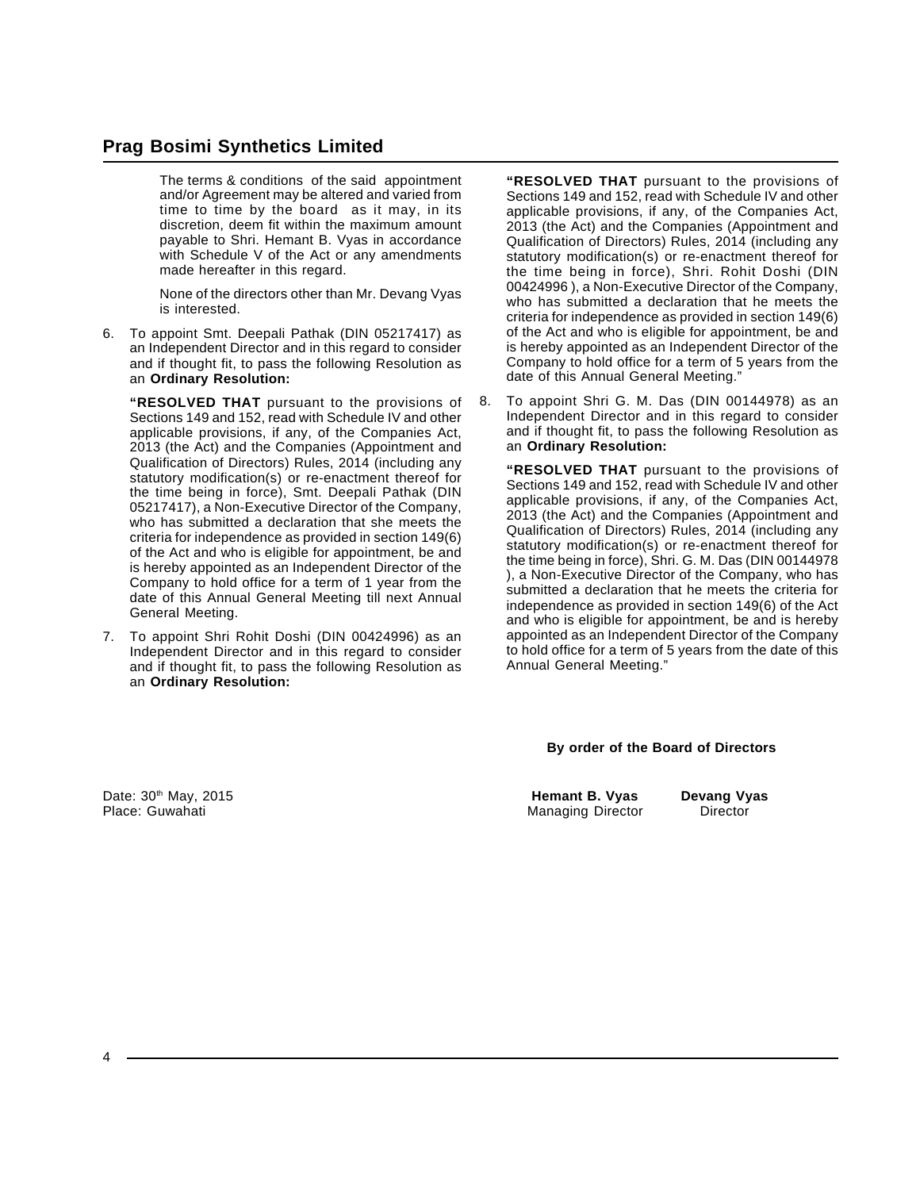The terms & conditions of the said appointment and/or Agreement may be altered and varied from time to time by the board as it may, in its discretion, deem fit within the maximum amount payable to Shri. Hemant B. Vyas in accordance with Schedule V of the Act or any amendments made hereafter in this regard.

None of the directors other than Mr. Devang Vyas is interested.

6. To appoint Smt. Deepali Pathak (DIN 05217417) as an Independent Director and in this regard to consider and if thought fit, to pass the following Resolution as an **Ordinary Resolution:**

   **"RESOLVED THAT** pursuant to the provisions of Sections 149 and 152, read with Schedule IV and other applicable provisions, if any, of the Companies Act, 2013 (the Act) and the Companies (Appointment and Qualification of Directors) Rules, 2014 (including any statutory modification(s) or re-enactment thereof for the time being in force), Smt. Deepali Pathak (DIN 05217417), a Non-Executive Director of the Company, who has submitted a declaration that she meets the criteria for independence as provided in section 149(6) of the Act and who is eligible for appointment, be and is hereby appointed as an Independent Director of the Company to hold office for a term of 1 year from the date of this Annual General Meeting till next Annual General Meeting.

7. To appoint Shri Rohit Doshi (DIN 00424996) as an Independent Director and in this regard to consider and if thought fit, to pass the following Resolution as an **Ordinary Resolution:**

   **"RESOLVED THAT** pursuant to the provisions of Sections 149 and 152, read with Schedule IV and other applicable provisions, if any, of the Companies Act, 2013 (the Act) and the Companies (Appointment and Qualification of Directors) Rules, 2014 (including any statutory modification(s) or re-enactment thereof for the time being in force), Shri. Rohit Doshi (DIN 00424996 ), a Non-Executive Director of the Company, who has submitted a declaration that he meets the criteria for independence as provided in section 149(6) of the Act and who is eligible for appointment, be and is hereby appointed as an Independent Director of the Company to hold office for a term of 5 years from the date of this Annual General Meeting."

8. To appoint Shri G. M. Das (DIN 00144978) as an Independent Director and in this regard to consider and if thought fit, to pass the following Resolution as an **Ordinary Resolution:**

   **"RESOLVED THAT** pursuant to the provisions of Sections 149 and 152, read with Schedule IV and other applicable provisions, if any, of the Companies Act, 2013 (the Act) and the Companies (Appointment and Qualification of Directors) Rules, 2014 (including any statutory modification(s) or re-enactment thereof for the time being in force), Shri. G. M. Das (DIN 00144978 ), a Non-Executive Director of the Company, who has submitted a declaration that he meets the criteria for independence as provided in section 149(6) of the Act and who is eligible for appointment, be and is hereby appointed as an Independent Director of the Company to hold office for a term of 5 years from the date of this Annual General Meeting."

**By order of the Board of Directors**

Date: 30th May, 2015
Place: Guwahati

**Hemant B. Vyas**
Managing Director

**Devang Vyas**
Director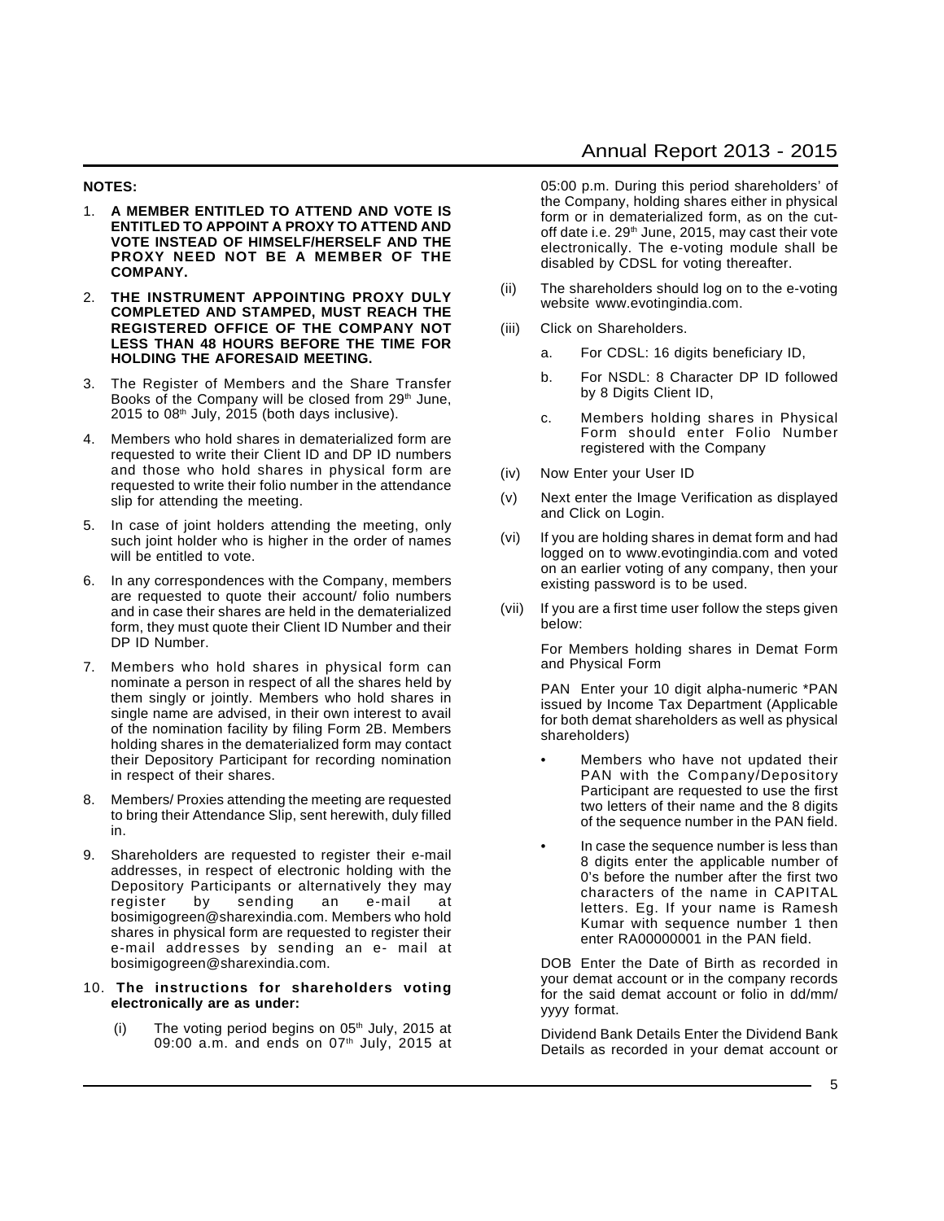**NOTES:**

1. **A MEMBER ENTITLED TO ATTEND AND VOTE IS ENTITLED TO APPOINT A PROXY TO ATTEND AND VOTE INSTEAD OF HIMSELF/HERSELF AND THE PROXY NEED NOT BE A MEMBER OF THE COMPANY.**

2. **THE INSTRUMENT APPOINTING PROXY DULY COMPLETED AND STAMPED, MUST REACH THE REGISTERED OFFICE OF THE COMPANY NOT LESS THAN 48 HOURS BEFORE THE TIME FOR HOLDING THE AFORESAID MEETING.**

3. The Register of Members and the Share Transfer Books of the Company will be closed from 29th June, 2015 to 08th July, 2015 (both days inclusive).

4. Members who hold shares in dematerialized form are requested to write their Client ID and DP ID numbers and those who hold shares in physical form are requested to write their folio number in the attendance slip for attending the meeting.

5. In case of joint holders attending the meeting, only such joint holder who is higher in the order of names will be entitled to vote.

6. In any correspondences with the Company, members are requested to quote their account/ folio numbers and in case their shares are held in the dematerialized form, they must quote their Client ID Number and their DP ID Number.

7. Members who hold shares in physical form can nominate a person in respect of all the shares held by them singly or jointly. Members who hold shares in single name are advised, in their own interest to avail of the nomination facility by filing Form 2B. Members holding shares in the dematerialized form may contact their Depository Participant for recording nomination in respect of their shares.

8. Members/ Proxies attending the meeting are requested to bring their Attendance Slip, sent herewith, duly filled in.

9. Shareholders are requested to register their e-mail addresses, in respect of electronic holding with the Depository Participants or alternatively they may register by sending an e-mail at bosimigogreen@sharexindia.com. Members who hold shares in physical form are requested to register their e-mail addresses by sending an e- mail at bosimigogreen@sharexindia.com.

10. **The instructions for shareholders voting electronically are as under:**

    (i) The voting period begins on 05th July, 2015 at 09:00 a.m. and ends on 07th July, 2015 at 05:00 p.m. During this period shareholders' of the Company, holding shares either in physical form or in dematerialized form, as on the cut-off date i.e. 29th June, 2015, may cast their vote electronically. The e-voting module shall be disabled by CDSL for voting thereafter.

    (ii) The shareholders should log on to the e-voting website www.evotingindia.com.

    (iii) Click on Shareholders.

    a. For CDSL: 16 digits beneficiary ID,

    b. For NSDL: 8 Character DP ID followed by 8 Digits Client ID,

    c. Members holding shares in Physical Form should enter Folio Number registered with the Company

    (iv) Now Enter your User ID

    (v) Next enter the Image Verification as displayed and Click on Login.

    (vi) If you are holding shares in demat form and had logged on to www.evotingindia.com and voted on an earlier voting of any company, then your existing password is to be used.

    (vii) If you are a first time user follow the steps given below:

    For Members holding shares in Demat Form and Physical Form

    PAN Enter your 10 digit alpha-numeric *PAN issued by Income Tax Department (Applicable for both demat shareholders as well as physical shareholders)

    - Members who have not updated their PAN with the Company/Depository Participant are requested to use the first two letters of their name and the 8 digits of the sequence number in the PAN field.
    - In case the sequence number is less than 8 digits enter the applicable number of 0's before the number after the first two characters of the name in CAPITAL letters. Eg. If your name is Ramesh Kumar with sequence number 1 then enter RA00000001 in the PAN field.

    DOB Enter the Date of Birth as recorded in your demat account or in the company records for the said demat account or folio in dd/mm/yyyy format.

    Dividend Bank Details Enter the Dividend Bank Details as recorded in your demat account or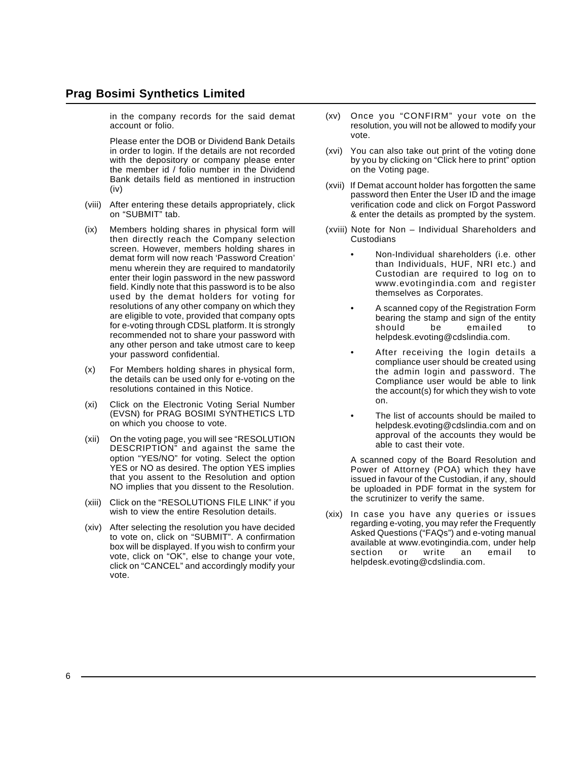in the company records for the said demat account or folio.

Please enter the DOB or Dividend Bank Details in order to login. If the details are not recorded with the depository or company please enter the member id / folio number in the Dividend Bank details field as mentioned in instruction (iv)

(viii) After entering these details appropriately, click on "SUBMIT" tab.

(ix) Members holding shares in physical form will then directly reach the Company selection screen. However, members holding shares in demat form will now reach 'Password Creation' menu wherein they are required to mandatorily enter their login password in the new password field. Kindly note that this password is to be also used by the demat holders for voting for resolutions of any other company on which they are eligible to vote, provided that company opts for e-voting through CDSL platform. It is strongly recommended not to share your password with any other person and take utmost care to keep your password confidential.

(x) For Members holding shares in physical form, the details can be used only for e-voting on the resolutions contained in this Notice.

(xi) Click on the Electronic Voting Serial Number (EVSN) for PRAG BOSIMI SYNTHETICS LTD on which you choose to vote.

(xii) On the voting page, you will see "RESOLUTION DESCRIPTION" and against the same the option "YES/NO" for voting. Select the option YES or NO as desired. The option YES implies that you assent to the Resolution and option NO implies that you dissent to the Resolution.

(xiii) Click on the "RESOLUTIONS FILE LINK" if you wish to view the entire Resolution details.

(xiv) After selecting the resolution you have decided to vote on, click on "SUBMIT". A confirmation box will be displayed. If you wish to confirm your vote, click on "OK", else to change your vote, click on "CANCEL" and accordingly modify your vote.

(xv) Once you "CONFIRM" your vote on the resolution, you will not be allowed to modify your vote.

(xvi) You can also take out print of the voting done by you by clicking on "Click here to print" option on the Voting page.

(xvii) If Demat account holder has forgotten the same password then Enter the User ID and the image verification code and click on Forgot Password & enter the details as prompted by the system.

(xviii) Note for Non – Individual Shareholders and Custodians

- Non-Individual shareholders (i.e. other than Individuals, HUF, NRI etc.) and Custodian are required to log on to www.evotingindia.com and register themselves as Corporates.
- A scanned copy of the Registration Form bearing the stamp and sign of the entity should be emailed to helpdesk.evoting@cdslindia.com.
- After receiving the login details a compliance user should be created using the admin login and password. The Compliance user would be able to link the account(s) for which they wish to vote on.
- The list of accounts should be mailed to helpdesk.evoting@cdslindia.com and on approval of the accounts they would be able to cast their vote.

A scanned copy of the Board Resolution and Power of Attorney (POA) which they have issued in favour of the Custodian, if any, should be uploaded in PDF format in the system for the scrutinizer to verify the same.

(xix) In case you have any queries or issues regarding e-voting, you may refer the Frequently Asked Questions ("FAQs") and e-voting manual available at www.evotingindia.com, under help section or write an email to helpdesk.evoting@cdslindia.com.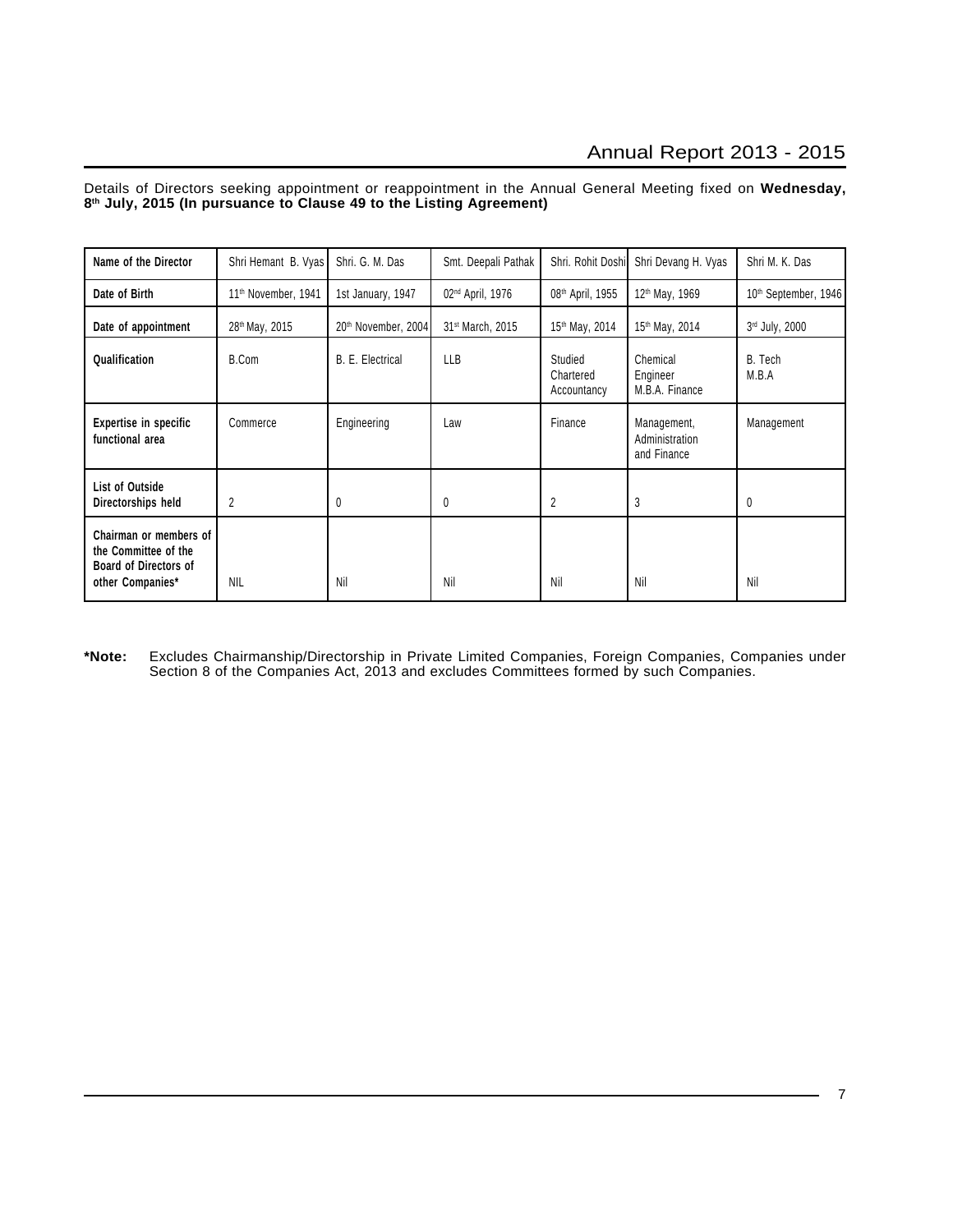Details of Directors seeking appointment or reappointment in the Annual General Meeting fixed on **Wednesday, 8th July, 2015 (In pursuance to Clause 49 to the Listing Agreement)**

| Name of the Director | Shri Hemant B. Vyas | Shri. G. M. Das | Smt. Deepali Pathak | Shri. Rohit Doshi | Shri Devang H. Vyas | Shri M. K. Das |
|---|---|---|---|---|---|---|
| Date of Birth | 11th November, 1941 | 1st January, 1947 | 02nd April, 1976 | 08th April, 1955 | 12th May, 1969 | 10th September, 1946 |
| Date of appointment | 28th May, 2015 | 20th November, 2004 | 31st March, 2015 | 15th May, 2014 | 15th May, 2014 | 3rd July, 2000 |
| Qualification | B.Com | B. E. Electrical | LLB | Studied Chartered Accountancy | Chemical Engineer M.B.A. Finance | B. Tech M.B.A |
| Expertise in specific functional area | Commerce | Engineering | Law | Finance | Management, Administration and Finance | Management |
| List of Outside Directorships held | 2 | 0 | 0 | 2 | 3 | 0 |
| Chairman or members of the Committee of the Board of Directors of other Companies* | NIL | Nil | Nil | Nil | Nil | Nil |

**\*Note:** Excludes Chairmanship/Directorship in Private Limited Companies, Foreign Companies, Companies under Section 8 of the Companies Act, 2013 and excludes Committees formed by such Companies.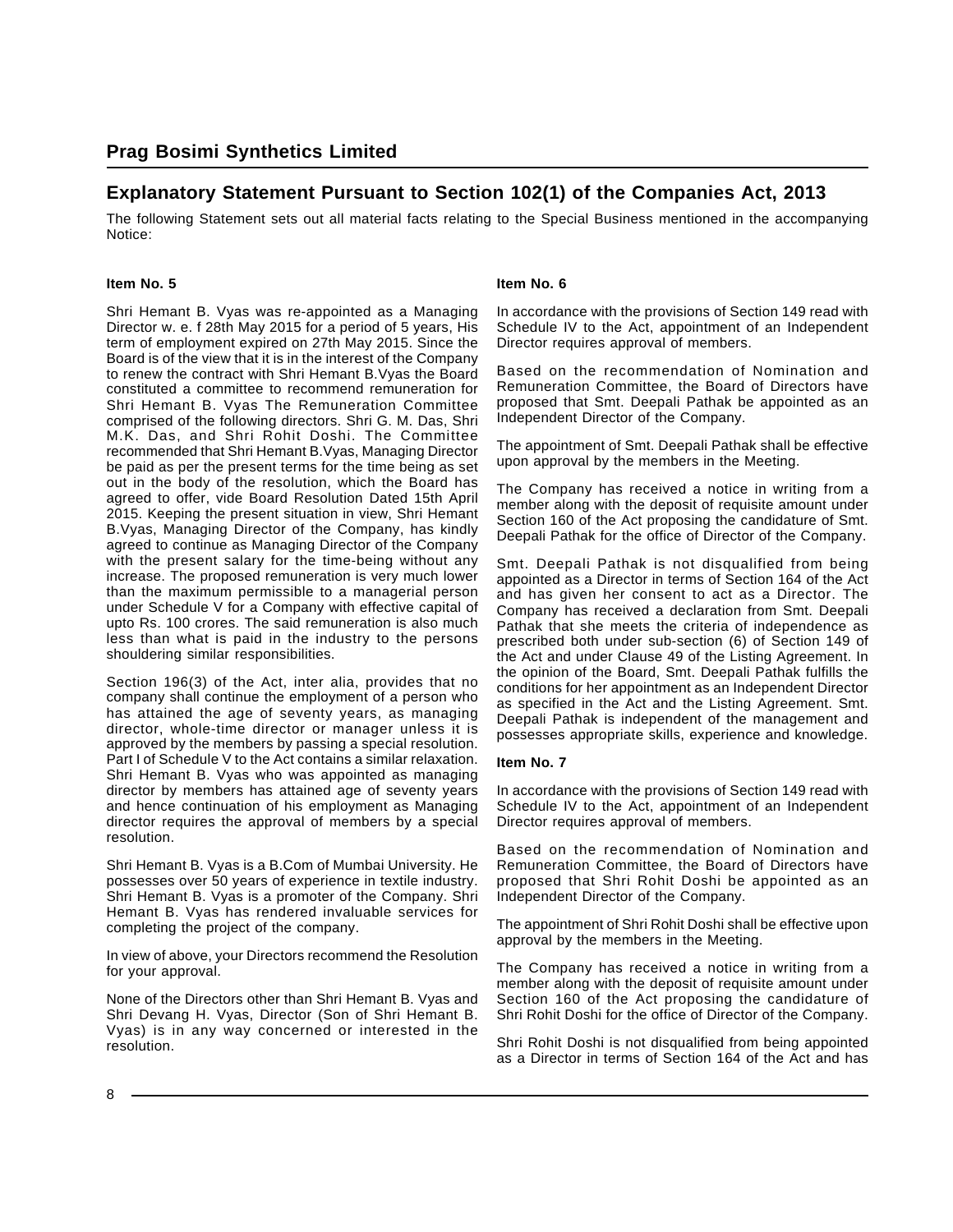## Explanatory Statement Pursuant to Section 102(1) of the Companies Act, 2013

The following Statement sets out all material facts relating to the Special Business mentioned in the accompanying Notice:

### Item No. 5

Shri Hemant B. Vyas was re-appointed as a Managing Director w. e. f 28th May 2015 for a period of 5 years, His term of employment expired on 27th May 2015. Since the Board is of the view that it is in the interest of the Company to renew the contract with Shri Hemant B.Vyas the Board constituted a committee to recommend remuneration for Shri Hemant B. Vyas The Remuneration Committee comprised of the following directors. Shri G. M. Das, Shri M.K. Das, and Shri Rohit Doshi. The Committee recommended that Shri Hemant B.Vyas, Managing Director be paid as per the present terms for the time being as set out in the body of the resolution, which the Board has agreed to offer, vide Board Resolution Dated 15th April 2015. Keeping the present situation in view, Shri Hemant B.Vyas, Managing Director of the Company, has kindly agreed to continue as Managing Director of the Company with the present salary for the time-being without any increase. The proposed remuneration is very much lower than the maximum permissible to a managerial person under Schedule V for a Company with effective capital of upto Rs. 100 crores. The said remuneration is also much less than what is paid in the industry to the persons shouldering similar responsibilities.

Section 196(3) of the Act, inter alia, provides that no company shall continue the employment of a person who has attained the age of seventy years, as managing director, whole-time director or manager unless it is approved by the members by passing a special resolution. Part I of Schedule V to the Act contains a similar relaxation. Shri Hemant B. Vyas who was appointed as managing director by members has attained age of seventy years and hence continuation of his employment as Managing director requires the approval of members by a special resolution.

Shri Hemant B. Vyas is a B.Com of Mumbai University. He possesses over 50 years of experience in textile industry. Shri Hemant B. Vyas is a promoter of the Company. Shri Hemant B. Vyas has rendered invaluable services for completing the project of the company.

In view of above, your Directors recommend the Resolution for your approval.

None of the Directors other than Shri Hemant B. Vyas and Shri Devang H. Vyas, Director (Son of Shri Hemant B. Vyas) is in any way concerned or interested in the resolution.

### Item No. 6

In accordance with the provisions of Section 149 read with Schedule IV to the Act, appointment of an Independent Director requires approval of members.

Based on the recommendation of Nomination and Remuneration Committee, the Board of Directors have proposed that Smt. Deepali Pathak be appointed as an Independent Director of the Company.

The appointment of Smt. Deepali Pathak shall be effective upon approval by the members in the Meeting.

The Company has received a notice in writing from a member along with the deposit of requisite amount under Section 160 of the Act proposing the candidature of Smt. Deepali Pathak for the office of Director of the Company.

Smt. Deepali Pathak is not disqualified from being appointed as a Director in terms of Section 164 of the Act and has given her consent to act as a Director. The Company has received a declaration from Smt. Deepali Pathak that she meets the criteria of independence as prescribed both under sub-section (6) of Section 149 of the Act and under Clause 49 of the Listing Agreement. In the opinion of the Board, Smt. Deepali Pathak fulfills the conditions for her appointment as an Independent Director as specified in the Act and the Listing Agreement. Smt. Deepali Pathak is independent of the management and possesses appropriate skills, experience and knowledge.

### Item No. 7

In accordance with the provisions of Section 149 read with Schedule IV to the Act, appointment of an Independent Director requires approval of members.

Based on the recommendation of Nomination and Remuneration Committee, the Board of Directors have proposed that Shri Rohit Doshi be appointed as an Independent Director of the Company.

The appointment of Shri Rohit Doshi shall be effective upon approval by the members in the Meeting.

The Company has received a notice in writing from a member along with the deposit of requisite amount under Section 160 of the Act proposing the candidature of Shri Rohit Doshi for the office of Director of the Company.

Shri Rohit Doshi is not disqualified from being appointed as a Director in terms of Section 164 of the Act and has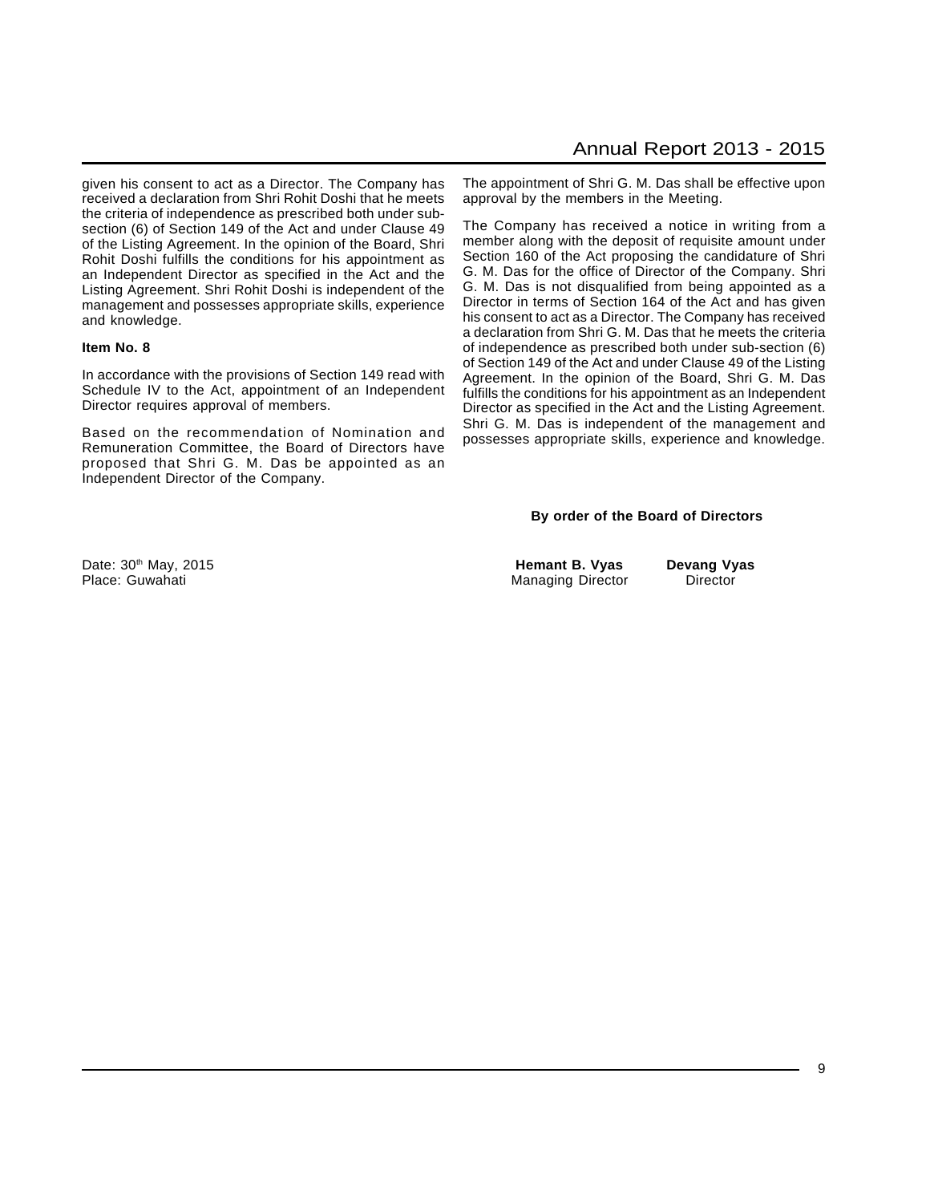given his consent to act as a Director. The Company has received a declaration from Shri Rohit Doshi that he meets the criteria of independence as prescribed both under sub-section (6) of Section 149 of the Act and under Clause 49 of the Listing Agreement. In the opinion of the Board, Shri Rohit Doshi fulfills the conditions for his appointment as an Independent Director as specified in the Act and the Listing Agreement. Shri Rohit Doshi is independent of the management and possesses appropriate skills, experience and knowledge.

**Item No. 8**

In accordance with the provisions of Section 149 read with Schedule IV to the Act, appointment of an Independent Director requires approval of members.

Based on the recommendation of Nomination and Remuneration Committee, the Board of Directors have proposed that Shri G. M. Das be appointed as an Independent Director of the Company.

The appointment of Shri G. M. Das shall be effective upon approval by the members in the Meeting.

The Company has received a notice in writing from a member along with the deposit of requisite amount under Section 160 of the Act proposing the candidature of Shri G. M. Das for the office of Director of the Company. Shri G. M. Das is not disqualified from being appointed as a Director in terms of Section 164 of the Act and has given his consent to act as a Director. The Company has received a declaration from Shri G. M. Das that he meets the criteria of independence as prescribed both under sub-section (6) of Section 149 of the Act and under Clause 49 of the Listing Agreement. In the opinion of the Board, Shri G. M. Das fulfills the conditions for his appointment as an Independent Director as specified in the Act and the Listing Agreement. Shri G. M. Das is independent of the management and possesses appropriate skills, experience and knowledge.

**By order of the Board of Directors**

Date: 30th May, 2015
Place: Guwahati

**Hemant B. Vyas**
Managing Director

**Devang Vyas**
Director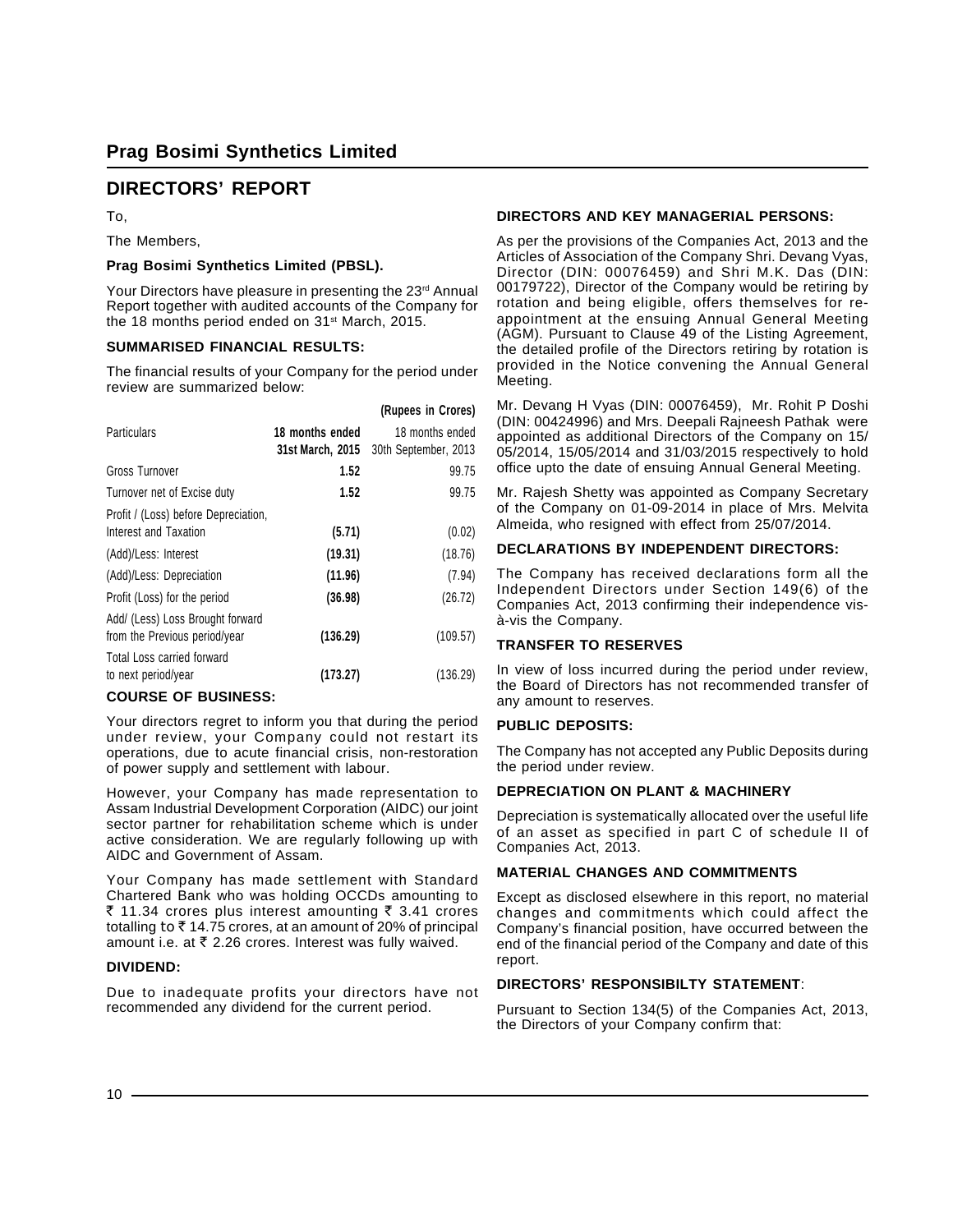# Prag Bosimi Synthetics Limited

## DIRECTORS' REPORT

To,

The Members,

**Prag Bosimi Synthetics Limited (PBSL).**

Your Directors have pleasure in presenting the 23rd Annual Report together with audited accounts of the Company for the 18 months period ended on 31st March, 2015.

### SUMMARISED FINANCIAL RESULTS:

The financial results of your Company for the period under review are summarized below:

**(Rupees in Crores)**

| Particulars | 18 months ended 31st March, 2015 | 18 months ended 30th September, 2013 |
|---|---|---|
| Gross Turnover | **1.52** | 99.75 |
| Turnover net of Excise duty | **1.52** | 99.75 |
| Profit / (Loss) before Depreciation, Interest and Taxation | **(5.71)** | (0.02) |
| (Add)/Less: Interest | **(19.31)** | (18.76) |
| (Add)/Less: Depreciation | **(11.96)** | (7.94) |
| Profit (Loss) for the period | **(36.98)** | (26.72) |
| Add/ (Less) Loss Brought forward from the Previous period/year | **(136.29)** | (109.57) |
| Total Loss carried forward to next period/year | **(173.27)** | (136.29) |

### COURSE OF BUSINESS:

Your directors regret to inform you that during the period under review, your Company could not restart its operations, due to acute financial crisis, non-restoration of power supply and settlement with labour.

However, your Company has made representation to Assam Industrial Development Corporation (AIDC) our joint sector partner for rehabilitation scheme which is under active consideration. We are regularly following up with AIDC and Government of Assam.

Your Company has made settlement with Standard Chartered Bank who was holding OCCDs amounting to ₹ 11.34 crores plus interest amounting ₹ 3.41 crores totalling to ₹ 14.75 crores, at an amount of 20% of principal amount i.e. at ₹ 2.26 crores. Interest was fully waived.

### DIVIDEND:

Due to inadequate profits your directors have not recommended any dividend for the current period.

### DIRECTORS AND KEY MANAGERIAL PERSONS:

As per the provisions of the Companies Act, 2013 and the Articles of Association of the Company Shri. Devang Vyas, Director (DIN: 00076459) and Shri M.K. Das (DIN: 00179722), Director of the Company would be retiring by rotation and being eligible, offers themselves for re-appointment at the ensuing Annual General Meeting (AGM). Pursuant to Clause 49 of the Listing Agreement, the detailed profile of the Directors retiring by rotation is provided in the Notice convening the Annual General Meeting.

Mr. Devang H Vyas (DIN: 00076459), Mr. Rohit P Doshi (DIN: 00424996) and Mrs. Deepali Rajneesh Pathak were appointed as additional Directors of the Company on 15/05/2014, 15/05/2014 and 31/03/2015 respectively to hold office upto the date of ensuing Annual General Meeting.

Mr. Rajesh Shetty was appointed as Company Secretary of the Company on 01-09-2014 in place of Mrs. Melvita Almeida, who resigned with effect from 25/07/2014.

### DECLARATIONS BY INDEPENDENT DIRECTORS:

The Company has received declarations form all the Independent Directors under Section 149(6) of the Companies Act, 2013 confirming their independence vis-à-vis the Company.

### TRANSFER TO RESERVES

In view of loss incurred during the period under review, the Board of Directors has not recommended transfer of any amount to reserves.

### PUBLIC DEPOSITS:

The Company has not accepted any Public Deposits during the period under review.

### DEPRECIATION ON PLANT & MACHINERY

Depreciation is systematically allocated over the useful life of an asset as specified in part C of schedule II of Companies Act, 2013.

### MATERIAL CHANGES AND COMMITMENTS

Except as disclosed elsewhere in this report, no material changes and commitments which could affect the Company's financial position, have occurred between the end of the financial period of the Company and date of this report.

### DIRECTORS' RESPONSIBILTY STATEMENT:

Pursuant to Section 134(5) of the Companies Act, 2013, the Directors of your Company confirm that: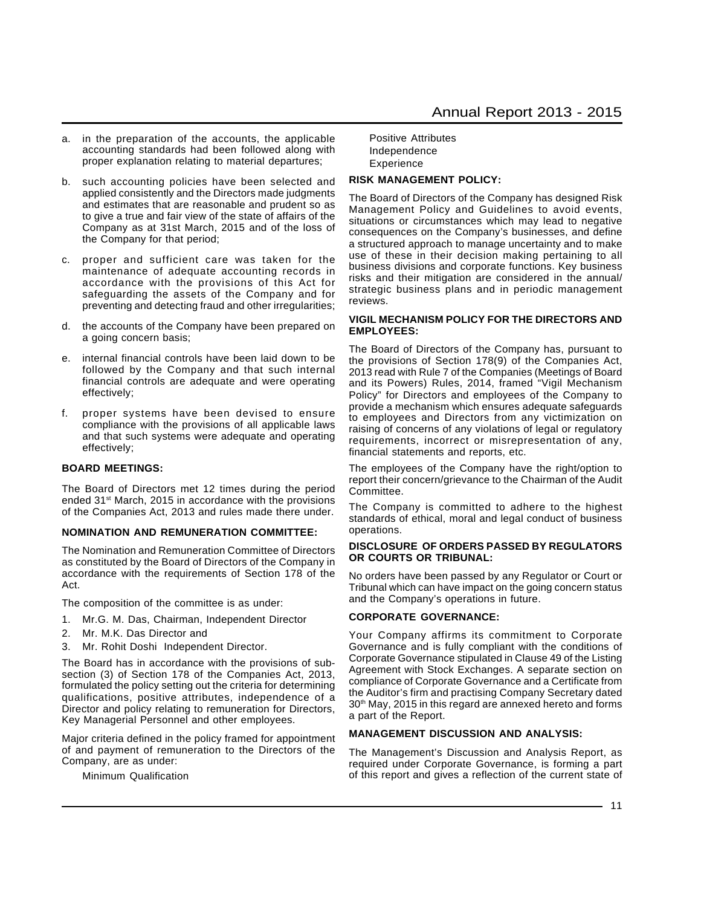a. in the preparation of the accounts, the applicable accounting standards had been followed along with proper explanation relating to material departures;

b. such accounting policies have been selected and applied consistently and the Directors made judgments and estimates that are reasonable and prudent so as to give a true and fair view of the state of affairs of the Company as at 31st March, 2015 and of the loss of the Company for that period;

c. proper and sufficient care was taken for the maintenance of adequate accounting records in accordance with the provisions of this Act for safeguarding the assets of the Company and for preventing and detecting fraud and other irregularities;

d. the accounts of the Company have been prepared on a going concern basis;

e. internal financial controls have been laid down to be followed by the Company and that such internal financial controls are adequate and were operating effectively;

f. proper systems have been devised to ensure compliance with the provisions of all applicable laws and that such systems were adequate and operating effectively;

**BOARD MEETINGS:**

The Board of Directors met 12 times during the period ended 31st March, 2015 in accordance with the provisions of the Companies Act, 2013 and rules made there under.

**NOMINATION AND REMUNERATION COMMITTEE:**

The Nomination and Remuneration Committee of Directors as constituted by the Board of Directors of the Company in accordance with the requirements of Section 178 of the Act.

The composition of the committee is as under:

1. Mr.G. M. Das, Chairman, Independent Director
2. Mr. M.K. Das Director and
3. Mr. Rohit Doshi Independent Director.

The Board has in accordance with the provisions of sub-section (3) of Section 178 of the Companies Act, 2013, formulated the policy setting out the criteria for determining qualifications, positive attributes, independence of a Director and policy relating to remuneration for Directors, Key Managerial Personnel and other employees.

Major criteria defined in the policy framed for appointment of and payment of remuneration to the Directors of the Company, are as under:

Minimum Qualification
Positive Attributes
Independence
Experience

**RISK MANAGEMENT POLICY:**

The Board of Directors of the Company has designed Risk Management Policy and Guidelines to avoid events, situations or circumstances which may lead to negative consequences on the Company's businesses, and define a structured approach to manage uncertainty and to make use of these in their decision making pertaining to all business divisions and corporate functions. Key business risks and their mitigation are considered in the annual/ strategic business plans and in periodic management reviews.

**VIGIL MECHANISM POLICY FOR THE DIRECTORS AND EMPLOYEES:**

The Board of Directors of the Company has, pursuant to the provisions of Section 178(9) of the Companies Act, 2013 read with Rule 7 of the Companies (Meetings of Board and its Powers) Rules, 2014, framed "Vigil Mechanism Policy" for Directors and employees of the Company to provide a mechanism which ensures adequate safeguards to employees and Directors from any victimization on raising of concerns of any violations of legal or regulatory requirements, incorrect or misrepresentation of any, financial statements and reports, etc.

The employees of the Company have the right/option to report their concern/grievance to the Chairman of the Audit Committee.

The Company is committed to adhere to the highest standards of ethical, moral and legal conduct of business operations.

**DISCLOSURE OF ORDERS PASSED BY REGULATORS OR COURTS OR TRIBUNAL:**

No orders have been passed by any Regulator or Court or Tribunal which can have impact on the going concern status and the Company's operations in future.

**CORPORATE GOVERNANCE:**

Your Company affirms its commitment to Corporate Governance and is fully compliant with the conditions of Corporate Governance stipulated in Clause 49 of the Listing Agreement with Stock Exchanges. A separate section on compliance of Corporate Governance and a Certificate from the Auditor's firm and practising Company Secretary dated 30th May, 2015 in this regard are annexed hereto and forms a part of the Report.

**MANAGEMENT DISCUSSION AND ANALYSIS:**

The Management's Discussion and Analysis Report, as required under Corporate Governance, is forming a part of this report and gives a reflection of the current state of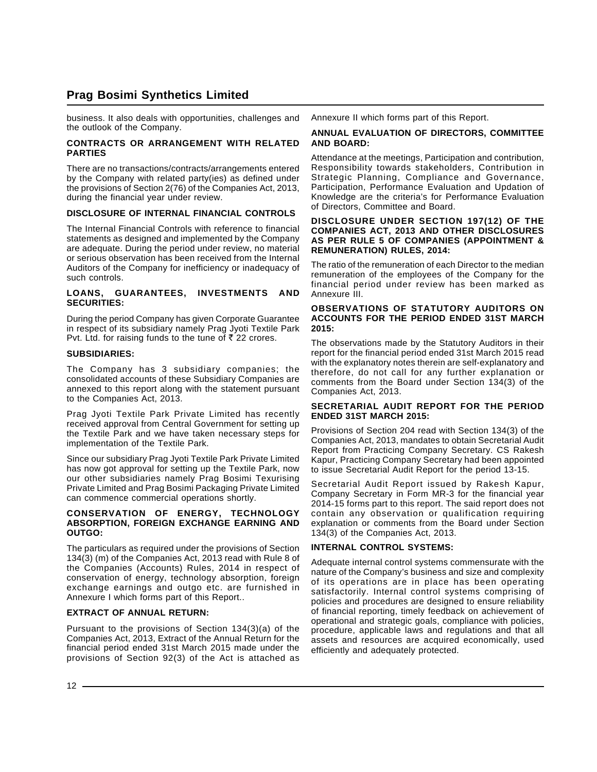business. It also deals with opportunities, challenges and the outlook of the Company.

### CONTRACTS OR ARRANGEMENT WITH RELATED PARTIES

There are no transactions/contracts/arrangements entered by the Company with related party(ies) as defined under the provisions of Section 2(76) of the Companies Act, 2013, during the financial year under review.

### DISCLOSURE OF INTERNAL FINANCIAL CONTROLS

The Internal Financial Controls with reference to financial statements as designed and implemented by the Company are adequate. During the period under review, no material or serious observation has been received from the Internal Auditors of the Company for inefficiency or inadequacy of such controls.

### LOANS, GUARANTEES, INVESTMENTS AND SECURITIES:

During the period Company has given Corporate Guarantee in respect of its subsidiary namely Prag Jyoti Textile Park Pvt. Ltd. for raising funds to the tune of ₹ 22 crores.

### SUBSIDIARIES:

The Company has 3 subsidiary companies; the consolidated accounts of these Subsidiary Companies are annexed to this report along with the statement pursuant to the Companies Act, 2013.

Prag Jyoti Textile Park Private Limited has recently received approval from Central Government for setting up the Textile Park and we have taken necessary steps for implementation of the Textile Park.

Since our subsidiary Prag Jyoti Textile Park Private Limited has now got approval for setting up the Textile Park, now our other subsidiaries namely Prag Bosimi Texurising Private Limited and Prag Bosimi Packaging Private Limited can commence commercial operations shortly.

### CONSERVATION OF ENERGY, TECHNOLOGY ABSORPTION, FOREIGN EXCHANGE EARNING AND OUTGO:

The particulars as required under the provisions of Section 134(3) (m) of the Companies Act, 2013 read with Rule 8 of the Companies (Accounts) Rules, 2014 in respect of conservation of energy, technology absorption, foreign exchange earnings and outgo etc. are furnished in Annexure I which forms part of this Report..

### EXTRACT OF ANNUAL RETURN:

Pursuant to the provisions of Section 134(3)(a) of the Companies Act, 2013, Extract of the Annual Return for the financial period ended 31st March 2015 made under the provisions of Section 92(3) of the Act is attached as Annexure II which forms part of this Report.

### ANNUAL EVALUATION OF DIRECTORS, COMMITTEE AND BOARD:

Attendance at the meetings, Participation and contribution, Responsibility towards stakeholders, Contribution in Strategic Planning, Compliance and Governance, Participation, Performance Evaluation and Updation of Knowledge are the criteria's for Performance Evaluation of Directors, Committee and Board.

### DISCLOSURE UNDER SECTION 197(12) OF THE COMPANIES ACT, 2013 AND OTHER DISCLOSURES AS PER RULE 5 OF COMPANIES (APPOINTMENT & REMUNERATION) RULES, 2014:

The ratio of the remuneration of each Director to the median remuneration of the employees of the Company for the financial period under review has been marked as Annexure III.

### OBSERVATIONS OF STATUTORY AUDITORS ON ACCOUNTS FOR THE PERIOD ENDED 31ST MARCH 2015:

The observations made by the Statutory Auditors in their report for the financial period ended 31st March 2015 read with the explanatory notes therein are self-explanatory and therefore, do not call for any further explanation or comments from the Board under Section 134(3) of the Companies Act, 2013.

### SECRETARIAL AUDIT REPORT FOR THE PERIOD ENDED 31ST MARCH 2015:

Provisions of Section 204 read with Section 134(3) of the Companies Act, 2013, mandates to obtain Secretarial Audit Report from Practicing Company Secretary. CS Rakesh Kapur, Practicing Company Secretary had been appointed to issue Secretarial Audit Report for the period 13-15.

Secretarial Audit Report issued by Rakesh Kapur, Company Secretary in Form MR-3 for the financial year 2014-15 forms part to this report. The said report does not contain any observation or qualification requiring explanation or comments from the Board under Section 134(3) of the Companies Act, 2013.

### INTERNAL CONTROL SYSTEMS:

Adequate internal control systems commensurate with the nature of the Company's business and size and complexity of its operations are in place has been operating satisfactorily. Internal control systems comprising of policies and procedures are designed to ensure reliability of financial reporting, timely feedback on achievement of operational and strategic goals, compliance with policies, procedure, applicable laws and regulations and that all assets and resources are acquired economically, used efficiently and adequately protected.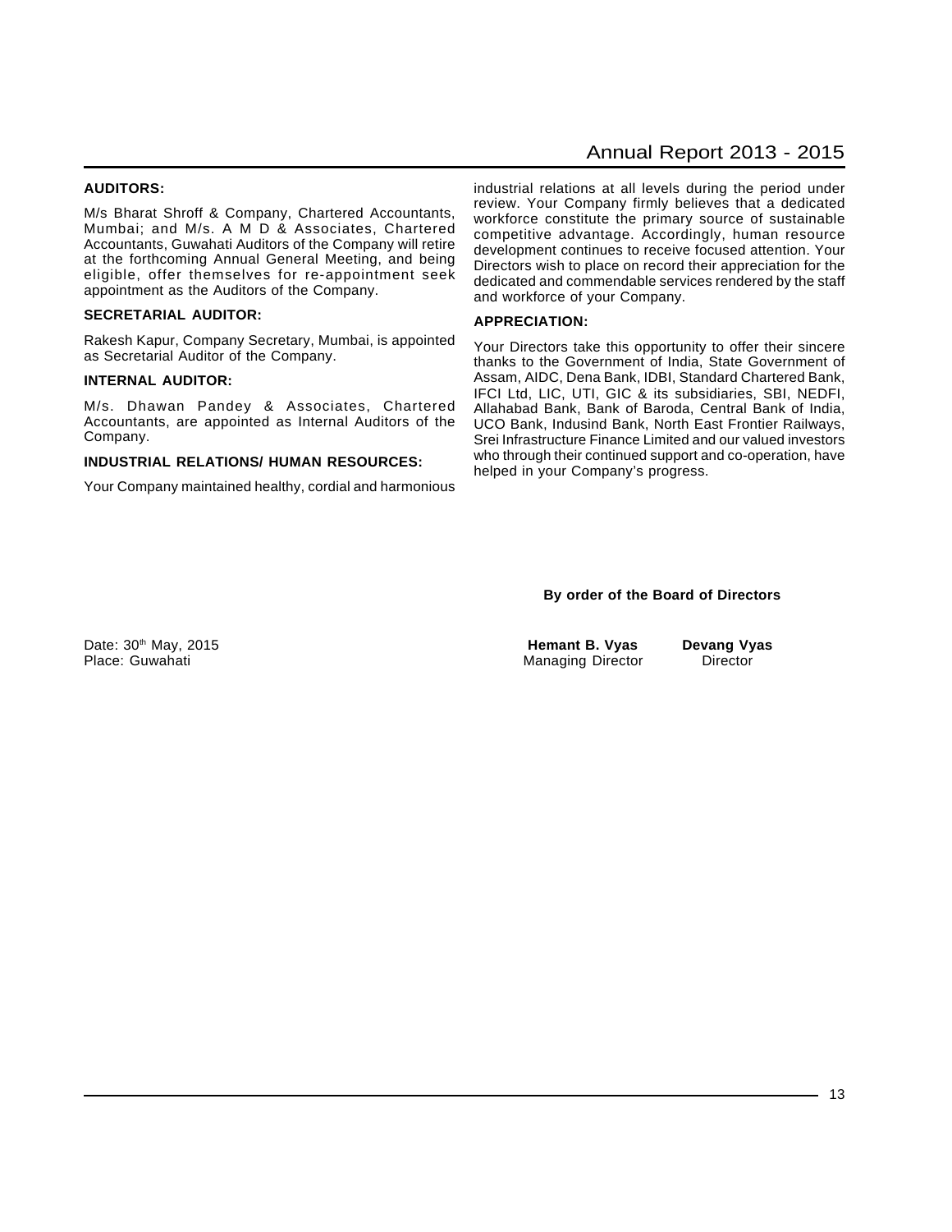**AUDITORS:**

M/s Bharat Shroff & Company, Chartered Accountants, Mumbai; and M/s. A M D & Associates, Chartered Accountants, Guwahati Auditors of the Company will retire at the forthcoming Annual General Meeting, and being eligible, offer themselves for re-appointment seek appointment as the Auditors of the Company.

**SECRETARIAL AUDITOR:**

Rakesh Kapur, Company Secretary, Mumbai, is appointed as Secretarial Auditor of the Company.

**INTERNAL AUDITOR:**

M/s. Dhawan Pandey & Associates, Chartered Accountants, are appointed as Internal Auditors of the Company.

**INDUSTRIAL RELATIONS/ HUMAN RESOURCES:**

Your Company maintained healthy, cordial and harmonious industrial relations at all levels during the period under review. Your Company firmly believes that a dedicated workforce constitute the primary source of sustainable competitive advantage. Accordingly, human resource development continues to receive focused attention. Your Directors wish to place on record their appreciation for the dedicated and commendable services rendered by the staff and workforce of your Company.

**APPRECIATION:**

Your Directors take this opportunity to offer their sincere thanks to the Government of India, State Government of Assam, AIDC, Dena Bank, IDBI, Standard Chartered Bank, IFCI Ltd, LIC, UTI, GIC & its subsidiaries, SBI, NEDFI, Allahabad Bank, Bank of Baroda, Central Bank of India, UCO Bank, Indusind Bank, North East Frontier Railways, Srei Infrastructure Finance Limited and our valued investors who through their continued support and co-operation, have helped in your Company's progress.

**By order of the Board of Directors**

Date: 30th May, 2015
Place: Guwahati

**Hemant B. Vyas**
Managing Director

**Devang Vyas**
Director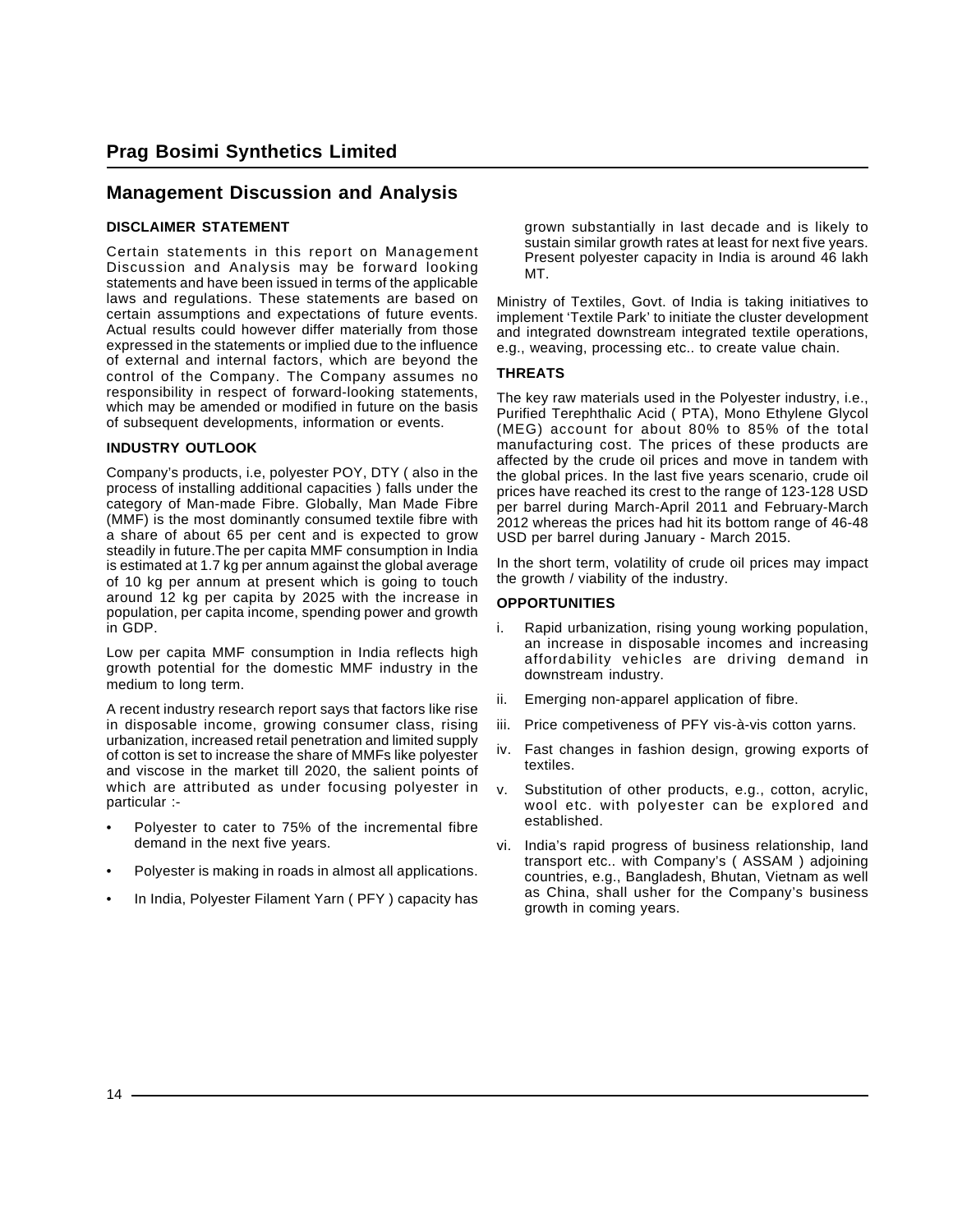## Management Discussion and Analysis

### DISCLAIMER STATEMENT

Certain statements in this report on Management Discussion and Analysis may be forward looking statements and have been issued in terms of the applicable laws and regulations. These statements are based on certain assumptions and expectations of future events. Actual results could however differ materially from those expressed in the statements or implied due to the influence of external and internal factors, which are beyond the control of the Company. The Company assumes no responsibility in respect of forward-looking statements, which may be amended or modified in future on the basis of subsequent developments, information or events.

### INDUSTRY OUTLOOK

Company's products, i.e, polyester POY, DTY ( also in the process of installing additional capacities ) falls under the category of Man-made Fibre. Globally, Man Made Fibre (MMF) is the most dominantly consumed textile fibre with a share of about 65 per cent and is expected to grow steadily in future.The per capita MMF consumption in India is estimated at 1.7 kg per annum against the global average of 10 kg per annum at present which is going to touch around 12 kg per capita by 2025 with the increase in population, per capita income, spending power and growth in GDP.

Low per capita MMF consumption in India reflects high growth potential for the domestic MMF industry in the medium to long term.

A recent industry research report says that factors like rise in disposable income, growing consumer class, rising urbanization, increased retail penetration and limited supply of cotton is set to increase the share of MMFs like polyester and viscose in the market till 2020, the salient points of which are attributed as under focusing polyester in particular :-

- Polyester to cater to 75% of the incremental fibre demand in the next five years.
- Polyester is making in roads in almost all applications.
- In India, Polyester Filament Yarn ( PFY ) capacity has grown substantially in last decade and is likely to sustain similar growth rates at least for next five years. Present polyester capacity in India is around 46 lakh MT.

Ministry of Textiles, Govt. of India is taking initiatives to implement 'Textile Park' to initiate the cluster development and integrated downstream integrated textile operations, e.g., weaving, processing etc.. to create value chain.

### THREATS

The key raw materials used in the Polyester industry, i.e., Purified Terephthalic Acid ( PTA), Mono Ethylene Glycol (MEG) account for about 80% to 85% of the total manufacturing cost. The prices of these products are affected by the crude oil prices and move in tandem with the global prices. In the last five years scenario, crude oil prices have reached its crest to the range of 123-128 USD per barrel during March-April 2011 and February-March 2012 whereas the prices had hit its bottom range of 46-48 USD per barrel during January - March 2015.

In the short term, volatility of crude oil prices may impact the growth / viability of the industry.

### OPPORTUNITIES

i. Rapid urbanization, rising young working population, an increase in disposable incomes and increasing affordability vehicles are driving demand in downstream industry.

ii. Emerging non-apparel application of fibre.

iii. Price competiveness of PFY vis-à-vis cotton yarns.

iv. Fast changes in fashion design, growing exports of textiles.

v. Substitution of other products, e.g., cotton, acrylic, wool etc. with polyester can be explored and established.

vi. India's rapid progress of business relationship, land transport etc.. with Company's ( ASSAM ) adjoining countries, e.g., Bangladesh, Bhutan, Vietnam as well as China, shall usher for the Company's business growth in coming years.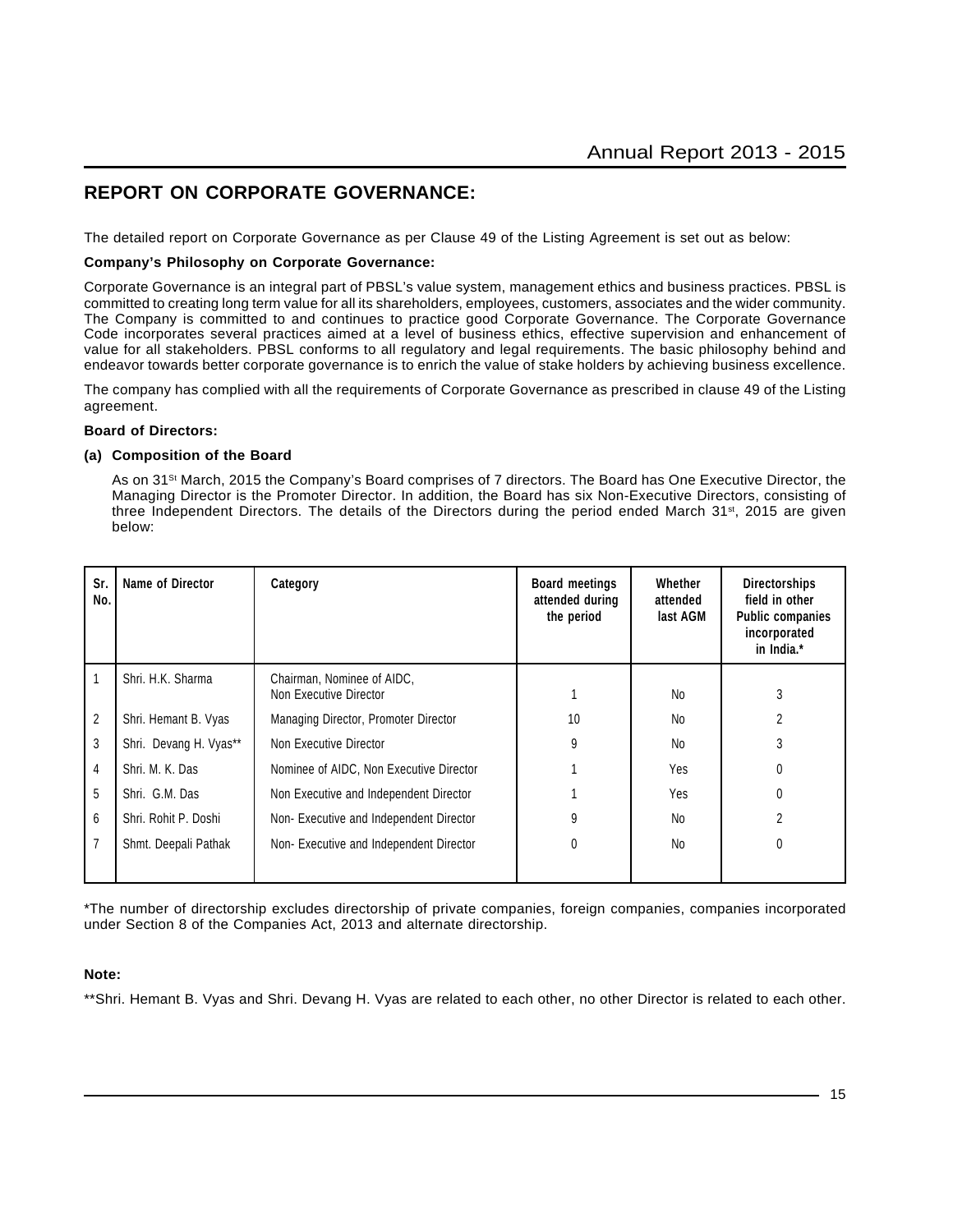## REPORT ON CORPORATE GOVERNANCE:

The detailed report on Corporate Governance as per Clause 49 of the Listing Agreement is set out as below:

**Company's Philosophy on Corporate Governance:**

Corporate Governance is an integral part of PBSL's value system, management ethics and business practices. PBSL is committed to creating long term value for all its shareholders, employees, customers, associates and the wider community. The Company is committed to and continues to practice good Corporate Governance. The Corporate Governance Code incorporates several practices aimed at a level of business ethics, effective supervision and enhancement of value for all stakeholders. PBSL conforms to all regulatory and legal requirements. The basic philosophy behind and endeavor towards better corporate governance is to enrich the value of stake holders by achieving business excellence.

The company has complied with all the requirements of Corporate Governance as prescribed in clause 49 of the Listing agreement.

**Board of Directors:**

**(a) Composition of the Board**

As on 31St March, 2015 the Company's Board comprises of 7 directors. The Board has One Executive Director, the Managing Director is the Promoter Director. In addition, the Board has six Non-Executive Directors, consisting of three Independent Directors. The details of the Directors during the period ended March 31st, 2015 are given below:

| Sr. No. | Name of Director | Category | Board meetings attended during the period | Whether attended last AGM | Directorships field in other Public companies incorporated in India.* |
|---|---|---|---|---|---|
| 1 | Shri. H.K. Sharma | Chairman, Nominee of AIDC, Non Executive Director | 1 | No | 3 |
| 2 | Shri. Hemant B. Vyas | Managing Director, Promoter Director | 10 | No | 2 |
| 3 | Shri. Devang H. Vyas** | Non Executive Director | 9 | No | 3 |
| 4 | Shri. M. K. Das | Nominee of AIDC, Non Executive Director | 1 | Yes | 0 |
| 5 | Shri. G.M. Das | Non Executive and Independent Director | 1 | Yes | 0 |
| 6 | Shri. Rohit P. Doshi | Non- Executive and Independent Director | 9 | No | 2 |
| 7 | Shmt. Deepali Pathak | Non- Executive and Independent Director | 0 | No | 0 |

*The number of directorship excludes directorship of private companies, foreign companies, companies incorporated under Section 8 of the Companies Act, 2013 and alternate directorship.

**Note:**

**Shri. Hemant B. Vyas and Shri. Devang H. Vyas are related to each other, no other Director is related to each other.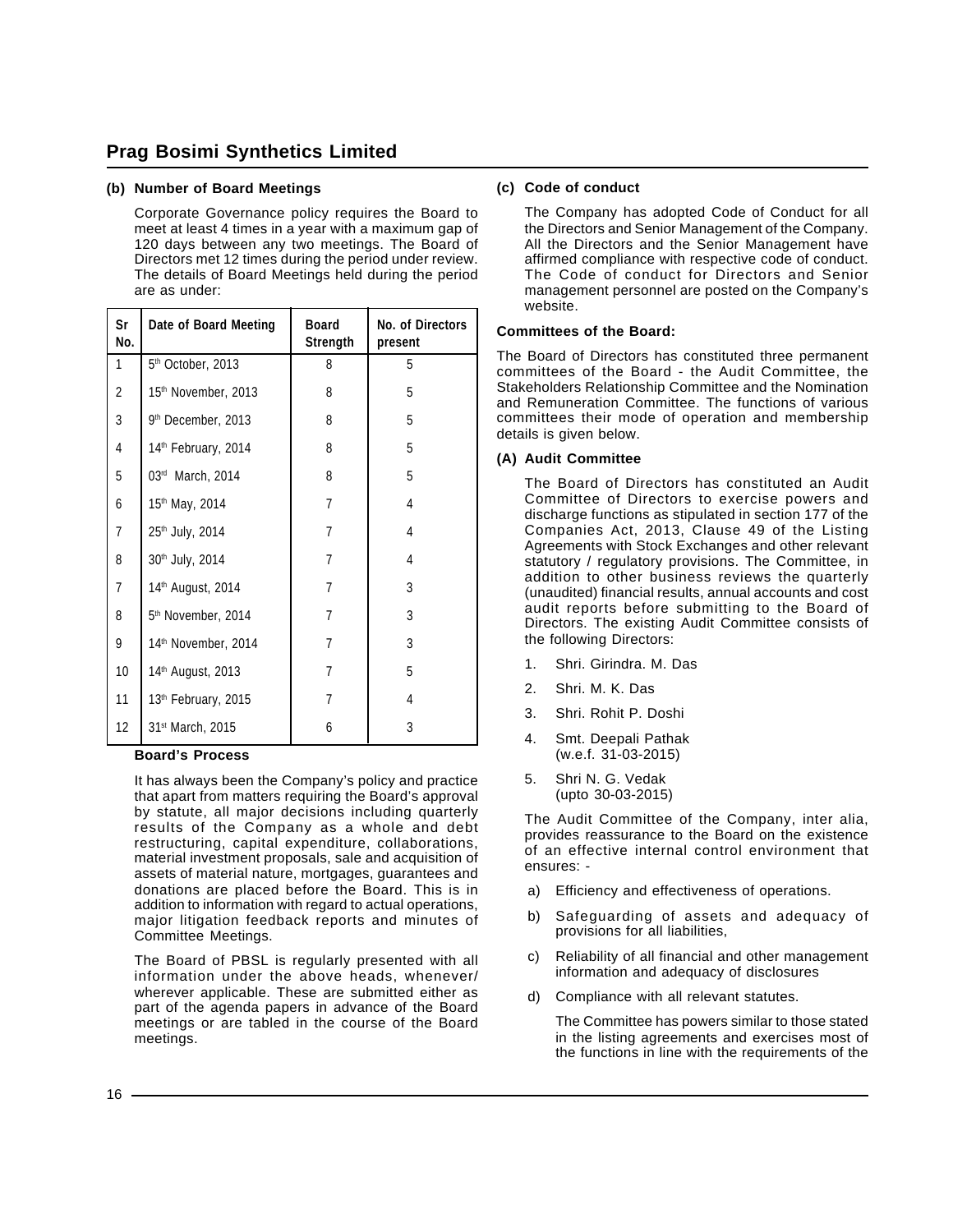## (b) Number of Board Meetings

Corporate Governance policy requires the Board to meet at least 4 times in a year with a maximum gap of 120 days between any two meetings. The Board of Directors met 12 times during the period under review. The details of Board Meetings held during the period are as under:

| Sr No. | Date of Board Meeting | Board Strength | No. of Directors present |
|---|---|---|---|
| 1 | 5th October, 2013 | 8 | 5 |
| 2 | 15th November, 2013 | 8 | 5 |
| 3 | 9th December, 2013 | 8 | 5 |
| 4 | 14th February, 2014 | 8 | 5 |
| 5 | 03rd March, 2014 | 8 | 5 |
| 6 | 15th May, 2014 | 7 | 4 |
| 7 | 25th July, 2014 | 7 | 4 |
| 8 | 30th July, 2014 | 7 | 4 |
| 7 | 14th August, 2014 | 7 | 3 |
| 8 | 5th November, 2014 | 7 | 3 |
| 9 | 14th November, 2014 | 7 | 3 |
| 10 | 14th August, 2013 | 7 | 5 |
| 11 | 13th February, 2015 | 7 | 4 |
| 12 | 31st March, 2015 | 6 | 3 |

**Board's Process**

It has always been the Company's policy and practice that apart from matters requiring the Board's approval by statute, all major decisions including quarterly results of the Company as a whole and debt restructuring, capital expenditure, collaborations, material investment proposals, sale and acquisition of assets of material nature, mortgages, guarantees and donations are placed before the Board. This is in addition to information with regard to actual operations, major litigation feedback reports and minutes of Committee Meetings.

The Board of PBSL is regularly presented with all information under the above heads, whenever/ wherever applicable. These are submitted either as part of the agenda papers in advance of the Board meetings or are tabled in the course of the Board meetings.

## (c) Code of conduct

The Company has adopted Code of Conduct for all the Directors and Senior Management of the Company. All the Directors and the Senior Management have affirmed compliance with respective code of conduct. The Code of conduct for Directors and Senior management personnel are posted on the Company's website.

### Committees of the Board:

The Board of Directors has constituted three permanent committees of the Board - the Audit Committee, the Stakeholders Relationship Committee and the Nomination and Remuneration Committee. The functions of various committees their mode of operation and membership details is given below.

### (A) Audit Committee

The Board of Directors has constituted an Audit Committee of Directors to exercise powers and discharge functions as stipulated in section 177 of the Companies Act, 2013, Clause 49 of the Listing Agreements with Stock Exchanges and other relevant statutory / regulatory provisions. The Committee, in addition to other business reviews the quarterly (unaudited) financial results, annual accounts and cost audit reports before submitting to the Board of Directors. The existing Audit Committee consists of the following Directors:

1. Shri. Girindra. M. Das
2. Shri. M. K. Das
3. Shri. Rohit P. Doshi
4. Smt. Deepali Pathak (w.e.f. 31-03-2015)
5. Shri N. G. Vedak (upto 30-03-2015)

The Audit Committee of the Company, inter alia, provides reassurance to the Board on the existence of an effective internal control environment that ensures: -

a) Efficiency and effectiveness of operations.
b) Safeguarding of assets and adequacy of provisions for all liabilities,
c) Reliability of all financial and other management information and adequacy of disclosures
d) Compliance with all relevant statutes.

The Committee has powers similar to those stated in the listing agreements and exercises most of the functions in line with the requirements of the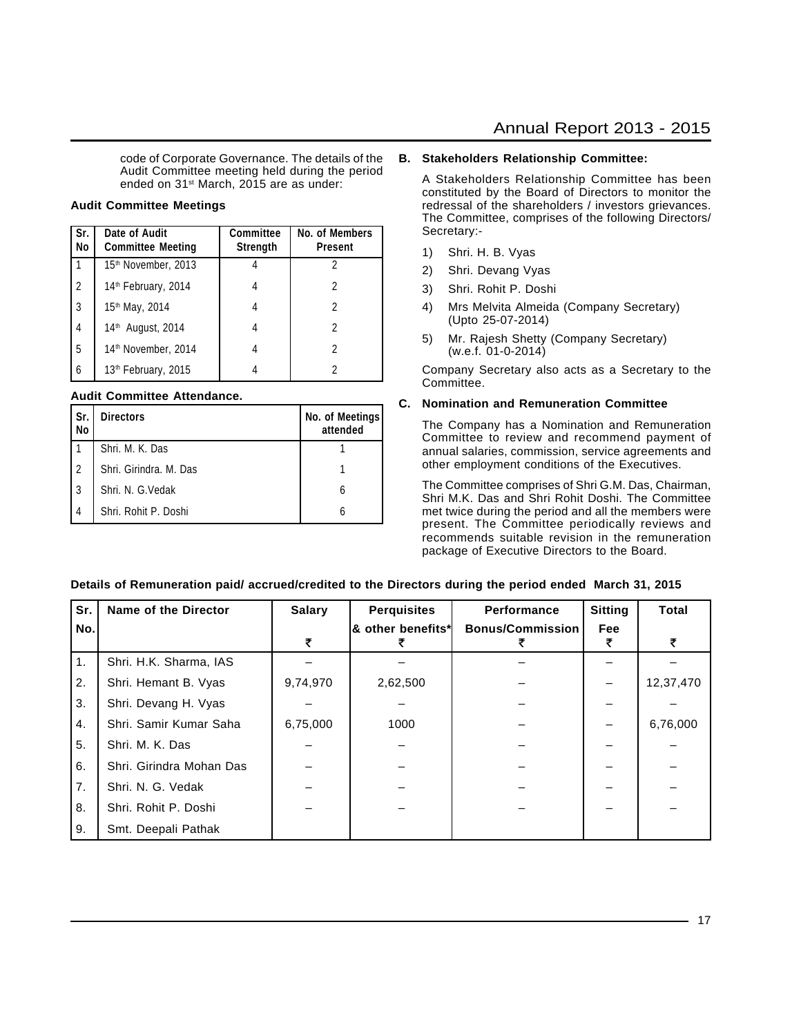code of Corporate Governance. The details of the Audit Committee meeting held during the period ended on 31st March, 2015 are as under:

**Audit Committee Meetings**

| Sr. No | Date of Audit Committee Meeting | Committee Strength | No. of Members Present |
|---|---|---|---|
| 1 | 15th November, 2013 | 4 | 2 |
| 2 | 14th February, 2014 | 4 | 2 |
| 3 | 15th May, 2014 | 4 | 2 |
| 4 | 14th August, 2014 | 4 | 2 |
| 5 | 14th November, 2014 | 4 | 2 |
| 6 | 13th February, 2015 | 4 | 2 |

**Audit Committee Attendance.**

| Sr. No | Directors | No. of Meetings attended |
|---|---|---|
| 1 | Shri. M. K. Das | 1 |
| 2 | Shri. Girindra. M. Das | 1 |
| 3 | Shri. N. G.Vedak | 6 |
| 4 | Shri. Rohit P. Doshi | 6 |

**B. Stakeholders Relationship Committee:**

A Stakeholders Relationship Committee has been constituted by the Board of Directors to monitor the redressal of the shareholders / investors grievances. The Committee, comprises of the following Directors/ Secretary:-

1) Shri. H. B. Vyas
2) Shri. Devang Vyas
3) Shri. Rohit P. Doshi
4) Mrs Melvita Almeida (Company Secretary) (Upto 25-07-2014)
5) Mr. Rajesh Shetty (Company Secretary) (w.e.f. 01-0-2014)

Company Secretary also acts as a Secretary to the Committee.

**C. Nomination and Remuneration Committee**

The Company has a Nomination and Remuneration Committee to review and recommend payment of annual salaries, commission, service agreements and other employment conditions of the Executives.

The Committee comprises of Shri G.M. Das, Chairman, Shri M.K. Das and Shri Rohit Doshi. The Committee met twice during the period and all the members were present. The Committee periodically reviews and recommends suitable revision in the remuneration package of Executive Directors to the Board.

**Details of Remuneration paid/ accrued/credited to the Directors during the period ended March 31, 2015**

| Sr. No. | Name of the Director | Salary ₹ | Perquisites & other benefits* ₹ | Performance Bonus/Commission ₹ | Sitting Fee ₹ | Total ₹ |
|---|---|---|---|---|---|---|
| 1. | Shri. H.K. Sharma, IAS | – | – | – | – | – |
| 2. | Shri. Hemant B. Vyas | 9,74,970 | 2,62,500 | – | – | 12,37,470 |
| 3. | Shri. Devang H. Vyas | – | – | – | – | – |
| 4. | Shri. Samir Kumar Saha | 6,75,000 | 1000 | – | – | 6,76,000 |
| 5. | Shri. M. K. Das | – | – | – | – | – |
| 6. | Shri. Girindra Mohan Das | – | – | – | – | – |
| 7. | Shri. N. G. Vedak | – | – | – | – | – |
| 8. | Shri. Rohit P. Doshi | – | – | – | – | – |
| 9. | Smt. Deepali Pathak | | | | | |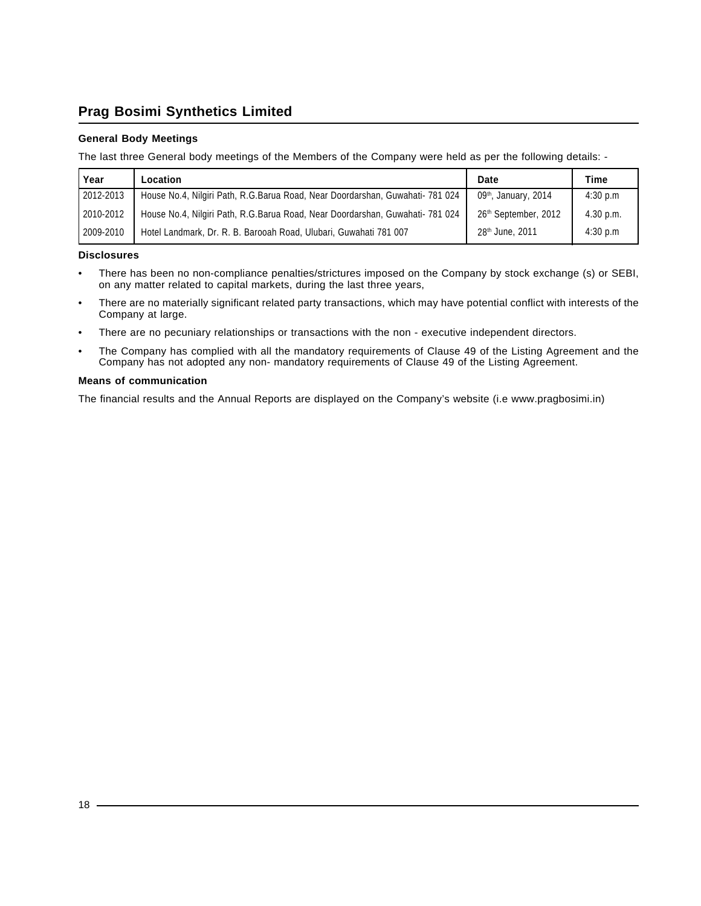## General Body Meetings

The last three General body meetings of the Members of the Company were held as per the following details: -

| Year | Location | Date | Time |
|---|---|---|---|
| 2012-2013 | House No.4, Nilgiri Path, R.G.Barua Road, Near Doordarshan, Guwahati- 781 024 | 09th, January, 2014 | 4:30 p.m |
| 2010-2012 | House No.4, Nilgiri Path, R.G.Barua Road, Near Doordarshan, Guwahati- 781 024 | 26th September, 2012 | 4.30 p.m. |
| 2009-2010 | Hotel Landmark, Dr. R. B. Barooah Road, Ulubari, Guwahati 781 007 | 28th June, 2011 | 4:30 p.m |

## Disclosures

- There has been no non-compliance penalties/strictures imposed on the Company by stock exchange (s) or SEBI, on any matter related to capital markets, during the last three years,
- There are no materially significant related party transactions, which may have potential conflict with interests of the Company at large.
- There are no pecuniary relationships or transactions with the non - executive independent directors.
- The Company has complied with all the mandatory requirements of Clause 49 of the Listing Agreement and the Company has not adopted any non- mandatory requirements of Clause 49 of the Listing Agreement.

## Means of communication

The financial results and the Annual Reports are displayed on the Company's website (i.e www.pragbosimi.in)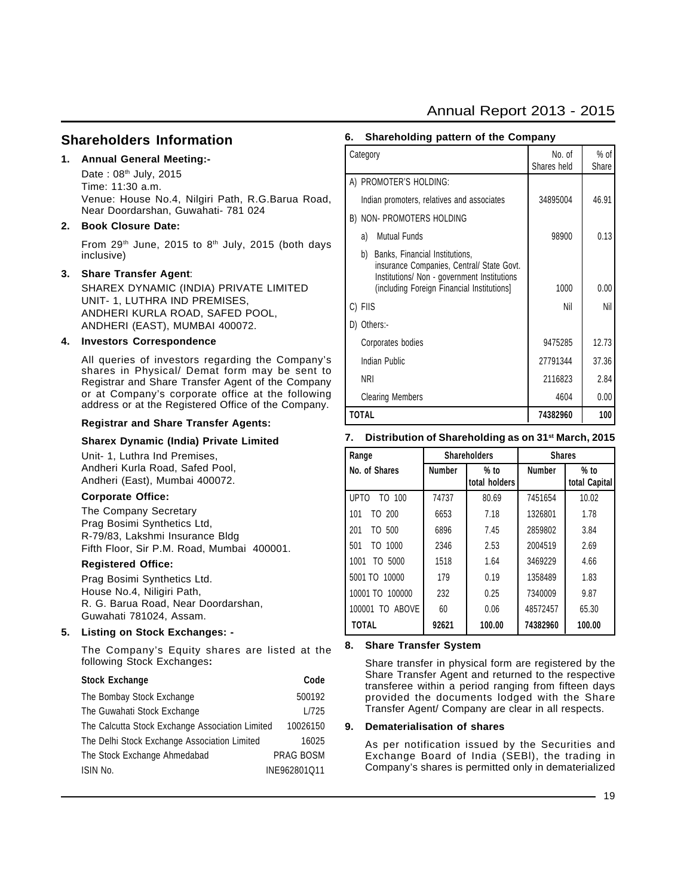## Shareholders Information

**1. Annual General Meeting:-**

Date : 08th July, 2015
Time: 11:30 a.m.
Venue: House No.4, Nilgiri Path, R.G.Barua Road, Near Doordarshan, Guwahati- 781 024

**2. Book Closure Date:**

From 29th June, 2015 to 8th July, 2015 (both days inclusive)

**3. Share Transfer Agent**:

SHAREX DYNAMIC (INDIA) PRIVATE LIMITED
UNIT- 1, LUTHRA IND PREMISES,
ANDHERI KURLA ROAD, SAFED POOL,
ANDHERI (EAST), MUMBAI 400072.

**4. Investors Correspondence**

All queries of investors regarding the Company's shares in Physical/ Demat form may be sent to Registrar and Share Transfer Agent of the Company or at Company's corporate office at the following address or at the Registered Office of the Company.

**Registrar and Share Transfer Agents:**

**Sharex Dynamic (India) Private Limited**

Unit- 1, Luthra Ind Premises,
Andheri Kurla Road, Safed Pool,
Andheri (East), Mumbai 400072.

**Corporate Office:**

The Company Secretary
Prag Bosimi Synthetics Ltd,
R-79/83, Lakshmi Insurance Bldg
Fifth Floor, Sir P.M. Road, Mumbai 400001.

**Registered Office:**

Prag Bosimi Synthetics Ltd.
House No.4, Niligiri Path,
R. G. Barua Road, Near Doordarshan,
Guwahati 781024, Assam.

**5. Listing on Stock Exchanges: -**

The Company's Equity shares are listed at the following Stock Exchanges**:**

| Stock Exchange | Code |
|---|---|
| The Bombay Stock Exchange | 500192 |
| The Guwahati Stock Exchange | L/725 |
| The Calcutta Stock Exchange Association Limited | 10026150 |
| The Delhi Stock Exchange Association Limited | 16025 |
| The Stock Exchange Ahmedabad | PRAG BOSM |
| ISIN No. | INE962801Q11 |

**6. Shareholding pattern of the Company**

| Category | No. of Shares held | % of Share |
|---|---|---|
| A) PROMOTER'S HOLDING: | | |
| Indian promoters, relatives and associates | 34895004 | 46.91 |
| B) NON- PROMOTERS HOLDING | | |
| a) Mutual Funds | 98900 | 0.13 |
| b) Banks, Financial Institutions, insurance Companies, Central/ State Govt. Institutions/ Non - government Institutions (including Foreign Financial Institutions] | 1000 | 0.00 |
| C) FIIS | Nil | Nil |
| D) Others:- | | |
| Corporates bodies | 9475285 | 12.73 |
| Indian Public | 27791344 | 37.36 |
| NRI | 2116823 | 2.84 |
| Clearing Members | 4604 | 0.00 |
| **TOTAL** | **74382960** | **100** |

**7. Distribution of Shareholding as on 31st March, 2015**

| Range | Shareholders | | Shares | |
|---|---|---|---|---|
| No. of Shares | Number | % to total holders | Number | % to total Capital |
| UPTO TO 100 | 74737 | 80.69 | 7451654 | 10.02 |
| 101 TO 200 | 6653 | 7.18 | 1326801 | 1.78 |
| 201 TO 500 | 6896 | 7.45 | 2859802 | 3.84 |
| 501 TO 1000 | 2346 | 2.53 | 2004519 | 2.69 |
| 1001 TO 5000 | 1518 | 1.64 | 3469229 | 4.66 |
| 5001 TO 10000 | 179 | 0.19 | 1358489 | 1.83 |
| 10001 TO 100000 | 232 | 0.25 | 7340009 | 9.87 |
| 100001 TO ABOVE | 60 | 0.06 | 48572457 | 65.30 |
| **TOTAL** | **92621** | **100.00** | **74382960** | **100.00** |

**8. Share Transfer System**

Share transfer in physical form are registered by the Share Transfer Agent and returned to the respective transferee within a period ranging from fifteen days provided the documents lodged with the Share Transfer Agent/ Company are clear in all respects.

**9. Dematerialisation of shares**

As per notification issued by the Securities and Exchange Board of India (SEBI), the trading in Company's shares is permitted only in dematerialized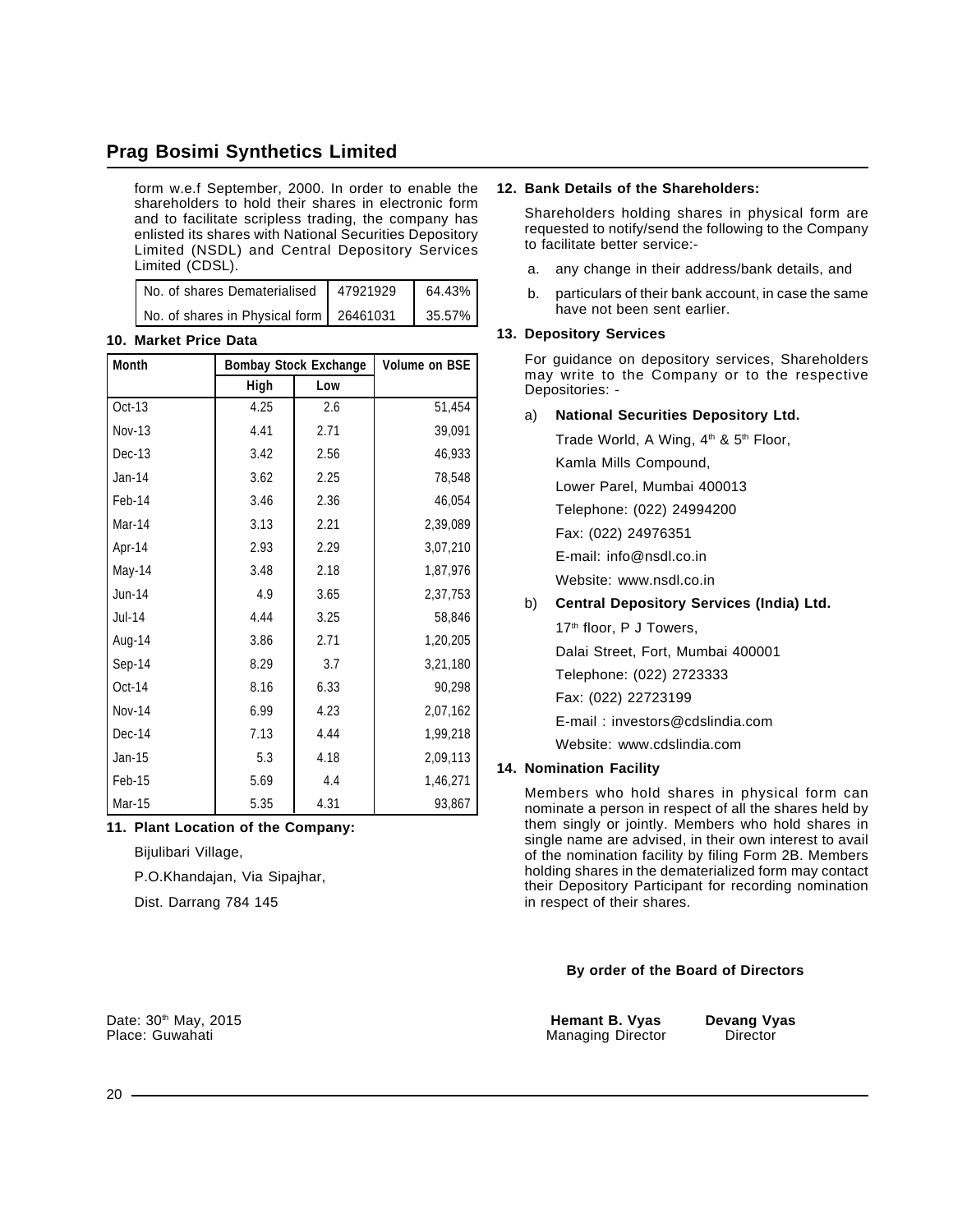form w.e.f September, 2000. In order to enable the shareholders to hold their shares in electronic form and to facilitate scripless trading, the company has enlisted its shares with National Securities Depository Limited (NSDL) and Central Depository Services Limited (CDSL).

| | | |
|---|---|---|
| No. of shares Dematerialised | 47921929 | 64.43% |
| No. of shares in Physical form | 26461031 | 35.57% |

**10. Market Price Data**

| Month | Bombay Stock Exchange | | Volume on BSE |
|---|---|---|---|
| | High | Low | |
| Oct-13 | 4.25 | 2.6 | 51,454 |
| Nov-13 | 4.41 | 2.71 | 39,091 |
| Dec-13 | 3.42 | 2.56 | 46,933 |
| Jan-14 | 3.62 | 2.25 | 78,548 |
| Feb-14 | 3.46 | 2.36 | 46,054 |
| Mar-14 | 3.13 | 2.21 | 2,39,089 |
| Apr-14 | 2.93 | 2.29 | 3,07,210 |
| May-14 | 3.48 | 2.18 | 1,87,976 |
| Jun-14 | 4.9 | 3.65 | 2,37,753 |
| Jul-14 | 4.44 | 3.25 | 58,846 |
| Aug-14 | 3.86 | 2.71 | 1,20,205 |
| Sep-14 | 8.29 | 3.7 | 3,21,180 |
| Oct-14 | 8.16 | 6.33 | 90,298 |
| Nov-14 | 6.99 | 4.23 | 2,07,162 |
| Dec-14 | 7.13 | 4.44 | 1,99,218 |
| Jan-15 | 5.3 | 4.18 | 2,09,113 |
| Feb-15 | 5.69 | 4.4 | 1,46,271 |
| Mar-15 | 5.35 | 4.31 | 93,867 |

**11. Plant Location of the Company:**

Bijulibari Village,

P.O.Khandajan, Via Sipajhar,

Dist. Darrang 784 145

**12. Bank Details of the Shareholders:**

Shareholders holding shares in physical form are requested to notify/send the following to the Company to facilitate better service:-

a. any change in their address/bank details, and

b. particulars of their bank account, in case the same have not been sent earlier.

**13. Depository Services**

For guidance on depository services, Shareholders may write to the Company or to the respective Depositories: -

a) **National Securities Depository Ltd.**

Trade World, A Wing, 4th & 5th Floor,

Kamla Mills Compound,

Lower Parel, Mumbai 400013

Telephone: (022) 24994200

Fax: (022) 24976351

E-mail: info@nsdl.co.in

Website: www.nsdl.co.in

b) **Central Depository Services (India) Ltd.**

17th floor, P J Towers,

Dalai Street, Fort, Mumbai 400001

Telephone: (022) 2723333

Fax: (022) 22723199

E-mail : investors@cdslindia.com

Website: www.cdslindia.com

**14. Nomination Facility**

Members who hold shares in physical form can nominate a person in respect of all the shares held by them singly or jointly. Members who hold shares in single name are advised, in their own interest to avail of the nomination facility by filing Form 2B. Members holding shares in the dematerialized form may contact their Depository Participant for recording nomination in respect of their shares.

**By order of the Board of Directors**

Date: 30th May, 2015
Place: Guwahati

**Hemant B. Vyas**
Managing Director

**Devang Vyas**
Director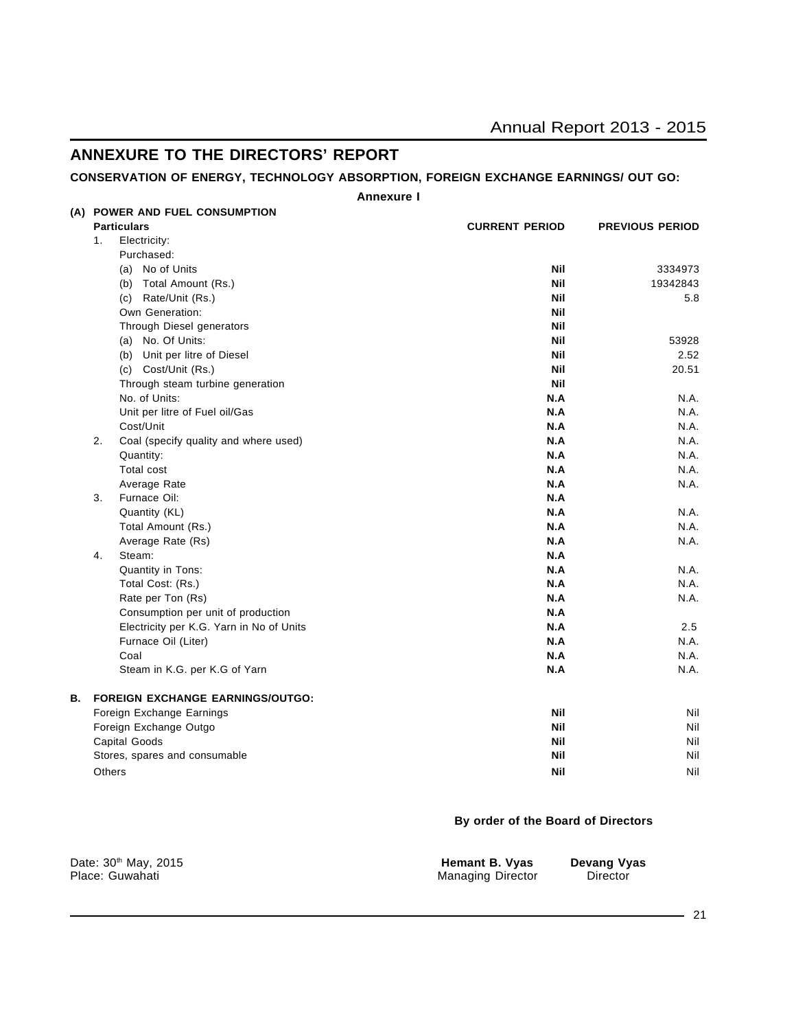## ANNEXURE TO THE DIRECTORS' REPORT

**CONSERVATION OF ENERGY, TECHNOLOGY ABSORPTION, FOREIGN EXCHANGE EARNINGS/ OUT GO:**

**Annexure I**

**(A) POWER AND FUEL CONSUMPTION**

| Particulars | CURRENT PERIOD | PREVIOUS PERIOD |
|---|---|---|
| 1. Electricity: | | |
| Purchased: | | |
| (a) No of Units | **Nil** | 3334973 |
| (b) Total Amount (Rs.) | **Nil** | 19342843 |
| (c) Rate/Unit (Rs.) | **Nil** | 5.8 |
| Own Generation: | **Nil** | |
| Through Diesel generators | **Nil** | |
| (a) No. Of Units: | **Nil** | 53928 |
| (b) Unit per litre of Diesel | **Nil** | 2.52 |
| (c) Cost/Unit (Rs.) | **Nil** | 20.51 |
| Through steam turbine generation | **Nil** | |
| No. of Units: | **N.A** | N.A. |
| Unit per litre of Fuel oil/Gas | **N.A** | N.A. |
| Cost/Unit | **N.A** | N.A. |
| 2. Coal (specify quality and where used) | **N.A** | N.A. |
| Quantity: | **N.A** | N.A. |
| Total cost | **N.A** | N.A. |
| Average Rate | **N.A** | N.A. |
| 3. Furnace Oil: | **N.A** | |
| Quantity (KL) | **N.A** | N.A. |
| Total Amount (Rs.) | **N.A** | N.A. |
| Average Rate (Rs) | **N.A** | N.A. |
| 4. Steam: | **N.A** | |
| Quantity in Tons: | **N.A** | N.A. |
| Total Cost: (Rs.) | **N.A** | N.A. |
| Rate per Ton (Rs) | **N.A** | N.A. |
| Consumption per unit of production | **N.A** | |
| Electricity per K.G. Yarn in No of Units | **N.A** | 2.5 |
| Furnace Oil (Liter) | **N.A** | N.A. |
| Coal | **N.A** | N.A. |
| Steam in K.G. per K.G of Yarn | **N.A** | N.A. |

**B. FOREIGN EXCHANGE EARNINGS/OUTGO:**

| Particulars | CURRENT PERIOD | PREVIOUS PERIOD |
|---|---|---|
| Foreign Exchange Earnings | **Nil** | Nil |
| Foreign Exchange Outgo | **Nil** | Nil |
| Capital Goods | **Nil** | Nil |
| Stores, spares and consumable | **Nil** | Nil |
| Others | **Nil** | Nil |

**By order of the Board of Directors**

Date: 30th May, 2015
Place: Guwahati

**Hemant B. Vyas**
Managing Director

**Devang Vyas**
Director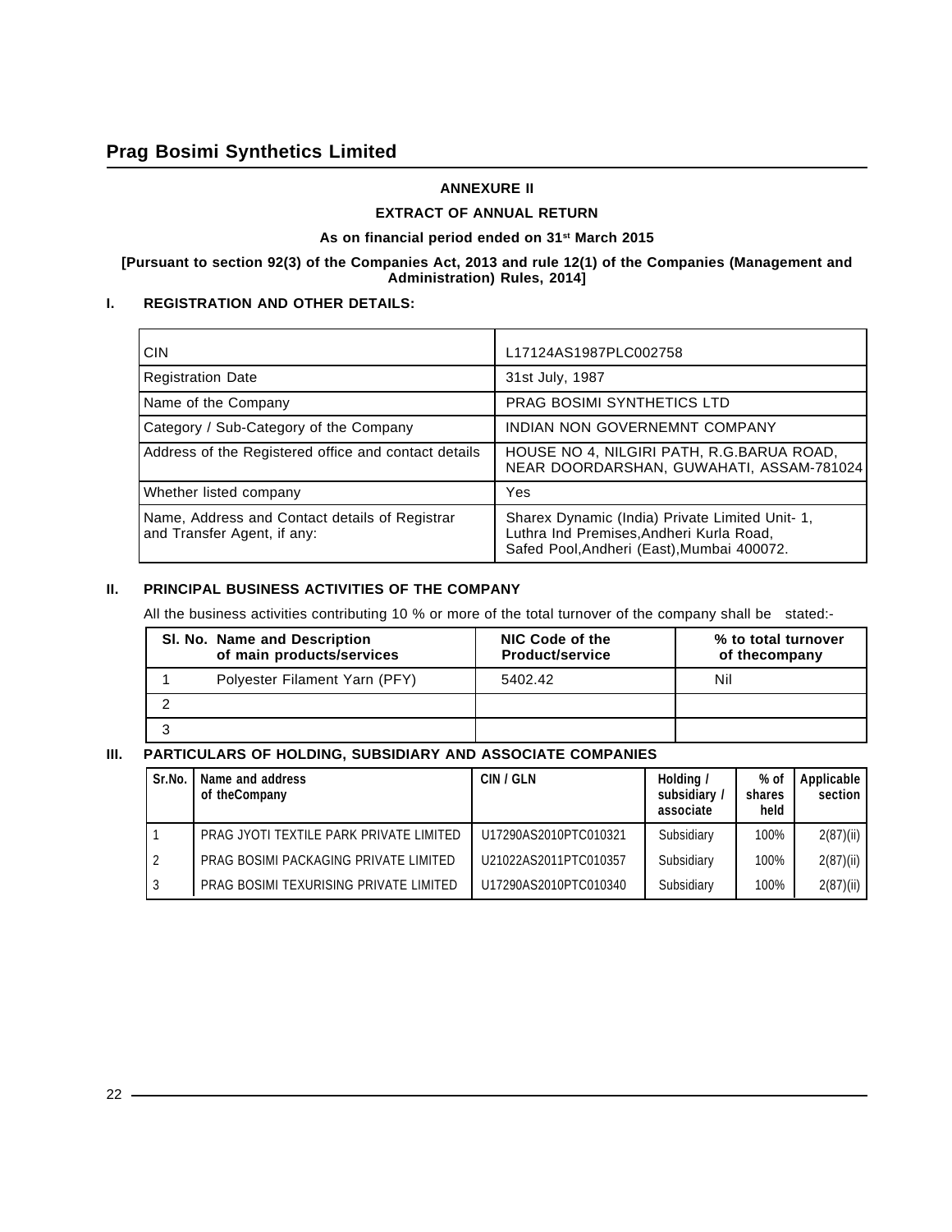## ANNEXURE II

## EXTRACT OF ANNUAL RETURN

### As on financial period ended on 31st March 2015

**[Pursuant to section 92(3) of the Companies Act, 2013 and rule 12(1) of the Companies (Management and Administration) Rules, 2014]**

### I. REGISTRATION AND OTHER DETAILS:

| | |
|---|---|
| CIN | L17124AS1987PLC002758 |
| Registration Date | 31st July, 1987 |
| Name of the Company | PRAG BOSIMI SYNTHETICS LTD |
| Category / Sub-Category of the Company | INDIAN NON GOVERNEMNT COMPANY |
| Address of the Registered office and contact details | HOUSE NO 4, NILGIRI PATH, R.G.BARUA ROAD, NEAR DOORDARSHAN, GUWAHATI, ASSAM-781024 |
| Whether listed company | Yes |
| Name, Address and Contact details of Registrar and Transfer Agent, if any: | Sharex Dynamic (India) Private Limited Unit- 1, Luthra Ind Premises,Andheri Kurla Road, Safed Pool,Andheri (East),Mumbai 400072. |

### II. PRINCIPAL BUSINESS ACTIVITIES OF THE COMPANY

All the business activities contributing 10 % or more of the total turnover of the company shall be stated:-

| Sl. No. | Name and Description of main products/services | NIC Code of the Product/service | % to total turnover of thecompany |
|---|---|---|---|
| 1 | Polyester Filament Yarn (PFY) | 5402.42 | Nil |
| 2 | | | |
| 3 | | | |

### III. PARTICULARS OF HOLDING, SUBSIDIARY AND ASSOCIATE COMPANIES

| Sr.No. | Name and address of theCompany | CIN / GLN | Holding / subsidiary / associate | % of shares held | Applicable section |
|---|---|---|---|---|---|
| 1 | PRAG JYOTI TEXTILE PARK PRIVATE LIMITED | U17290AS2010PTC010321 | Subsidiary | 100% | 2(87)(ii) |
| 2 | PRAG BOSIMI PACKAGING PRIVATE LIMITED | U21022AS2011PTC010357 | Subsidiary | 100% | 2(87)(ii) |
| 3 | PRAG BOSIMI TEXURISING PRIVATE LIMITED | U17290AS2010PTC010340 | Subsidiary | 100% | 2(87)(ii) |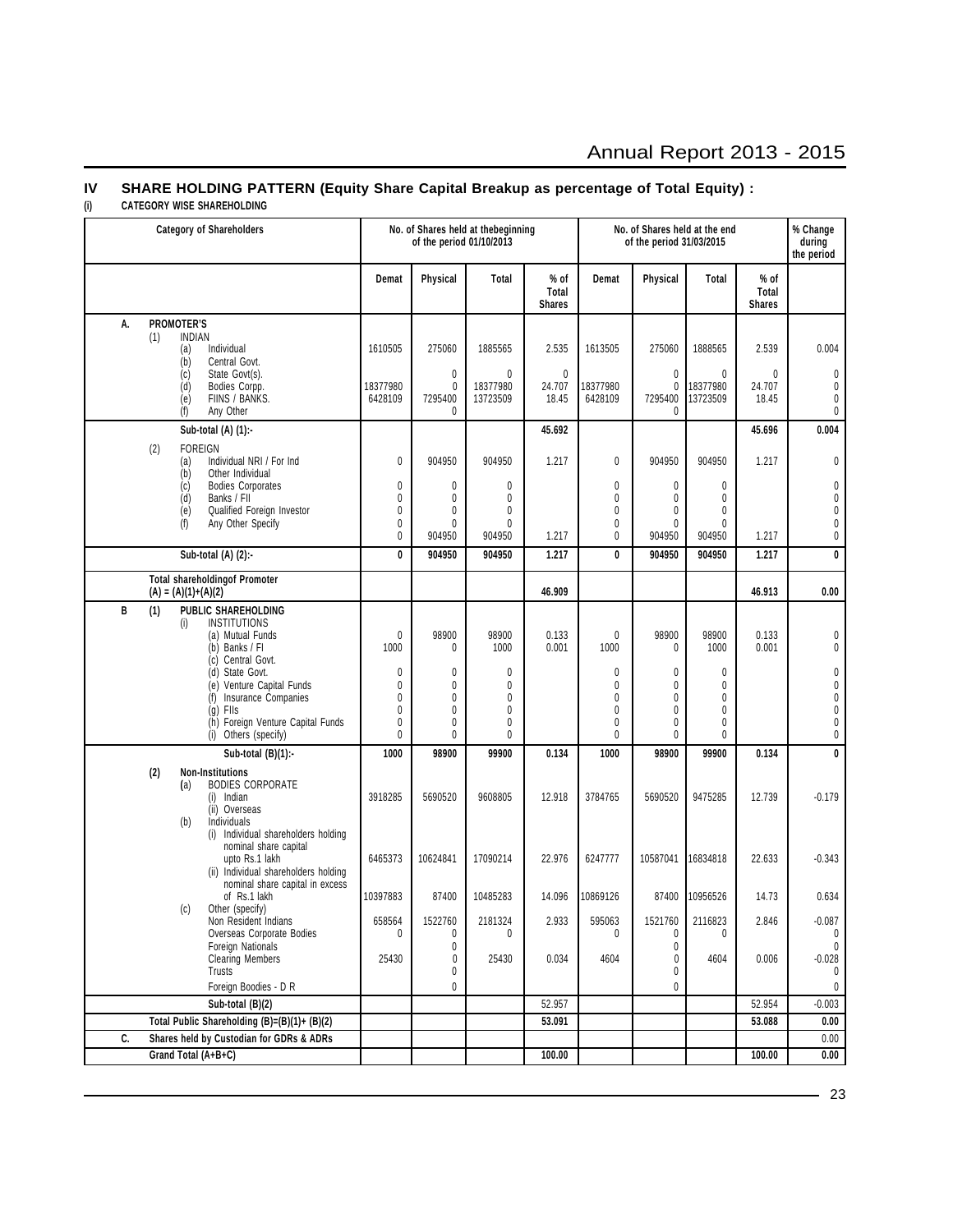## IV SHARE HOLDING PATTERN (Equity Share Capital Breakup as percentage of Total Equity) :

**(i) CATEGORY WISE SHAREHOLDING**

| Category of Shareholders | No. of Shares held at thebeginning of the period 01/10/2013 | | | | No. of Shares held at the end of the period 31/03/2015 | | | | % Change during the period |
|---|---|---|---|---|---|---|---|---|---|
| | Demat | Physical | Total | % of Total Shares | Demat | Physical | Total | % of Total Shares | |
| **A. PROMOTER'S** | | | | | | | | | |
| (1) INDIAN | | | | | | | | | |
| (a) Individual | 1610505 | 275060 | 1885565 | 2.535 | 1613505 | 275060 | 1888565 | 2.539 | 0.004 |
| (b) Central Govt. | | | | | | | | | |
| (c) State Govt(s). | | 0 | 0 | 0 | | 0 | 0 | 0 | 0 |
| (d) Bodies Corpp. | 18377980 | 0 | 18377980 | 24.707 | 18377980 | 0 | 18377980 | 24.707 | 0 |
| (e) FIINS / BANKS. | 6428109 | 7295400 | 13723509 | 18.45 | 6428109 | 7295400 | 13723509 | 18.45 | 0 |
| (f) Any Other | | 0 | | | | 0 | | | 0 |
| **Sub-total (A) (1):-** | | | | **45.692** | | | | **45.696** | **0.004** |
| (2) FOREIGN | | | | | | | | | |
| (a) Individual NRI / For Ind | 0 | 904950 | 904950 | 1.217 | 0 | 904950 | 904950 | 1.217 | 0 |
| (b) Other Individual | | | | | | | | | |
| (c) Bodies Corporates | 0 | 0 | 0 | | 0 | 0 | 0 | | 0 |
| (d) Banks / FII | 0 | 0 | 0 | | 0 | 0 | 0 | | 0 |
| (e) Qualified Foreign Investor | 0 | 0 | 0 | | 0 | 0 | 0 | | 0 |
| (f) Any Other Specify | 0 | 0 | 0 | | 0 | 0 | 0 | | 0 |
| | 0 | 904950 | 904950 | 1.217 | 0 | 904950 | 904950 | 1.217 | 0 |
| **Sub-total (A) (2):-** | **0** | **904950** | **904950** | **1.217** | **0** | **904950** | **904950** | **1.217** | **0** |
| **Total shareholdingof Promoter (A) = (A)(1)+(A)(2)** | | | | **46.909** | | | | **46.913** | **0.00** |
| **B (1) PUBLIC SHAREHOLDING** | | | | | | | | | |
| (i) INSTITUTIONS | | | | | | | | | |
| (a) Mutual Funds | 0 | 98900 | 98900 | 0.133 | 0 | 98900 | 98900 | 0.133 | 0 |
| (b) Banks / FI | 1000 | 0 | 1000 | 0.001 | 1000 | 0 | 1000 | 0.001 | 0 |
| (c) Central Govt. | | | | | | | | | |
| (d) State Govt. | 0 | 0 | 0 | | 0 | 0 | 0 | | 0 |
| (e) Venture Capital Funds | 0 | 0 | 0 | | 0 | 0 | 0 | | 0 |
| (f) Insurance Companies | 0 | 0 | 0 | | 0 | 0 | 0 | | 0 |
| (g) FIIs | 0 | 0 | 0 | | 0 | 0 | 0 | | 0 |
| (h) Foreign Venture Capital Funds | 0 | 0 | 0 | | 0 | 0 | 0 | | 0 |
| (i) Others (specify) | 0 | 0 | 0 | | 0 | 0 | 0 | | 0 |
| **Sub-total (B)(1):-** | **1000** | **98900** | **99900** | **0.134** | **1000** | **98900** | **99900** | **0.134** | **0** |
| **(2) Non-Institutions** | | | | | | | | | |
| (a) BODIES CORPORATE | | | | | | | | | |
| (i) Indian | 3918285 | 5690520 | 9608805 | 12.918 | 3784765 | 5690520 | 9475285 | 12.739 | -0.179 |
| (ii) Overseas | | | | | | | | | |
| (b) Individuals | | | | | | | | | |
| (i) Individual shareholders holding nominal share capital upto Rs.1 lakh | 6465373 | 10624841 | 17090214 | 22.976 | 6247777 | 10587041 | 16834818 | 22.633 | -0.343 |
| (ii) Individual shareholders holding nominal share capital in excess of Rs.1 lakh | 10397883 | 87400 | 10485283 | 14.096 | 10869126 | 87400 | 10956526 | 14.73 | 0.634 |
| (c) Other (specify) | | | | | | | | | |
| Non Resident Indians | 658564 | 1522760 | 2181324 | 2.933 | 595063 | 1521760 | 2116823 | 2.846 | -0.087 |
| Overseas Corporate Bodies | 0 | 0 | 0 | | 0 | 0 | 0 | | 0 |
| Foreign Nationals | | 0 | | | | 0 | | | 0 |
| Clearing Members | 25430 | 0 | 25430 | 0.034 | 4604 | 0 | 4604 | 0.006 | -0.028 |
| Trusts | | 0 | | | | 0 | | | 0 |
| Foreign Boodies - D R | | 0 | | | | 0 | | | 0 |
| **Sub-total (B)(2)** | | | | 52.957 | | | | 52.954 | -0.003 |
| **Total Public Shareholding (B)=(B)(1)+ (B)(2)** | | | | **53.091** | | | | **53.088** | **0.00** |
| **C. Shares held by Custodian for GDRs & ADRs** | | | | | | | | | 0.00 |
| **Grand Total (A+B+C)** | | | | **100.00** | | | | **100.00** | **0.00** |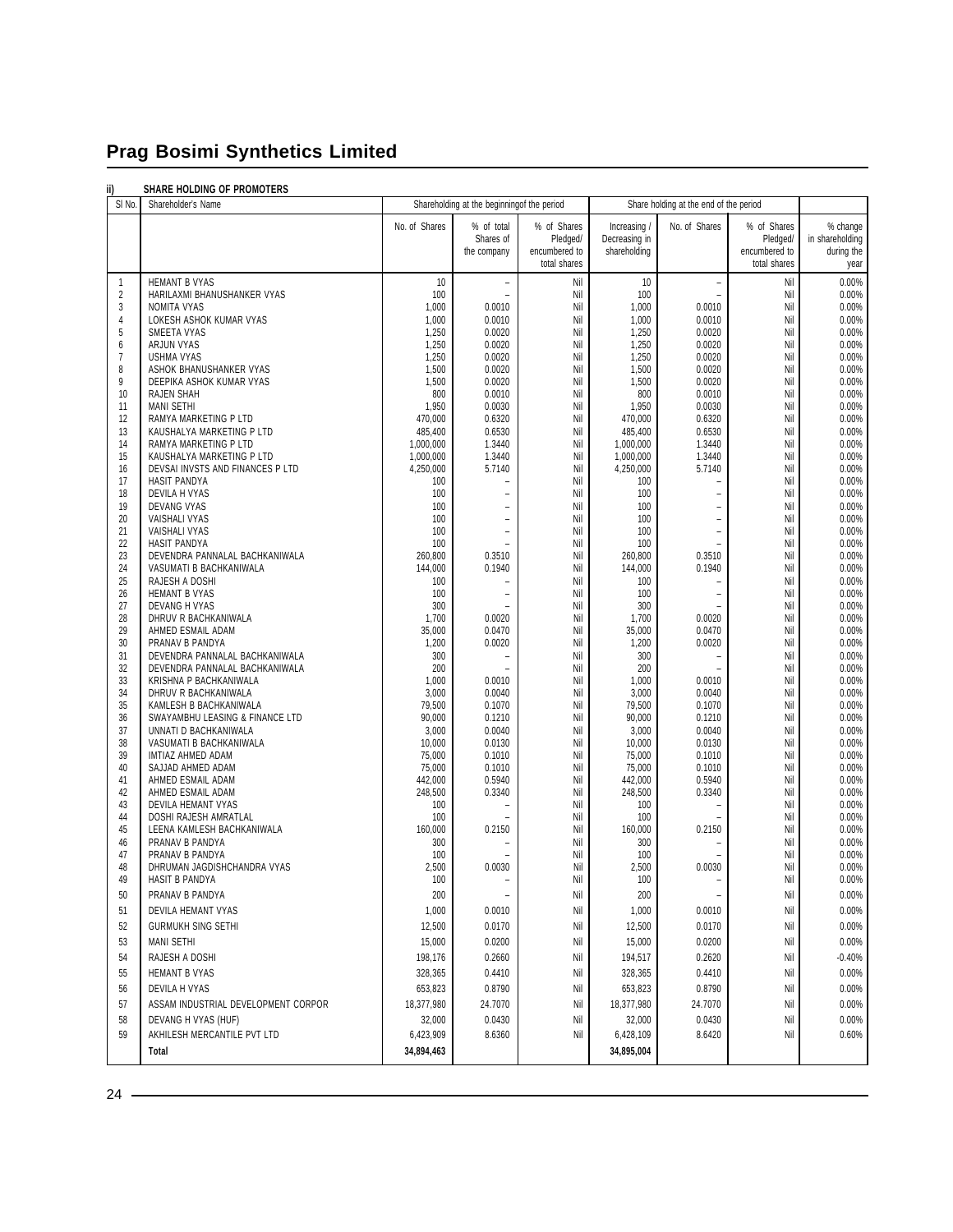## Prag Bosimi Synthetics Limited

**ii) SHARE HOLDING OF PROMOTERS**

| Sl No. | Shareholder's Name | Shareholding at the beginningof the period | | | Share holding at the end of the period | | | |
|---|---|---|---|---|---|---|---|---|
| | | No. of Shares | % of total Shares of the company | % of Shares Pledged/ encumbered to total shares | Increasing / Decreasing in shareholding | No. of Shares | % of Shares Pledged/ encumbered to total shares | % change in shareholding during the year |
| 1 | HEMANT B VYAS | 10 | – | Nil | 10 | – | Nil | 0.00% |
| 2 | HARILAXMI BHANUSHANKER VYAS | 100 | – | Nil | 100 | – | Nil | 0.00% |
| 3 | NOMITA VYAS | 1,000 | 0.0010 | Nil | 1,000 | 0.0010 | Nil | 0.00% |
| 4 | LOKESH ASHOK KUMAR VYAS | 1,000 | 0.0010 | Nil | 1,000 | 0.0010 | Nil | 0.00% |
| 5 | SMEETA VYAS | 1,250 | 0.0020 | Nil | 1,250 | 0.0020 | Nil | 0.00% |
| 6 | ARJUN VYAS | 1,250 | 0.0020 | Nil | 1,250 | 0.0020 | Nil | 0.00% |
| 7 | USHMA VYAS | 1,250 | 0.0020 | Nil | 1,250 | 0.0020 | Nil | 0.00% |
| 8 | ASHOK BHANUSHANKER VYAS | 1,500 | 0.0020 | Nil | 1,500 | 0.0020 | Nil | 0.00% |
| 9 | DEEPIKA ASHOK KUMAR VYAS | 1,500 | 0.0020 | Nil | 1,500 | 0.0020 | Nil | 0.00% |
| 10 | RAJEN SHAH | 800 | 0.0010 | Nil | 800 | 0.0010 | Nil | 0.00% |
| 11 | MANI SETHI | 1,950 | 0.0030 | Nil | 1,950 | 0.0030 | Nil | 0.00% |
| 12 | RAMYA MARKETING P LTD | 470,000 | 0.6320 | Nil | 470,000 | 0.6320 | Nil | 0.00% |
| 13 | KAUSHALYA MARKETING P LTD | 485,400 | 0.6530 | Nil | 485,400 | 0.6530 | Nil | 0.00% |
| 14 | RAMYA MARKETING P LTD | 1,000,000 | 1.3440 | Nil | 1,000,000 | 1.3440 | Nil | 0.00% |
| 15 | KAUSHALYA MARKETING P LTD | 1,000,000 | 1.3440 | Nil | 1,000,000 | 1.3440 | Nil | 0.00% |
| 16 | DEVSAI INVSTS AND FINANCES P LTD | 4,250,000 | 5.7140 | Nil | 4,250,000 | 5.7140 | Nil | 0.00% |
| 17 | HASIT PANDYA | 100 | – | Nil | 100 | – | Nil | 0.00% |
| 18 | DEVILA H VYAS | 100 | – | Nil | 100 | – | Nil | 0.00% |
| 19 | DEVANG VYAS | 100 | – | Nil | 100 | – | Nil | 0.00% |
| 20 | VAISHALI VYAS | 100 | – | Nil | 100 | – | Nil | 0.00% |
| 21 | VAISHALI VYAS | 100 | – | Nil | 100 | – | Nil | 0.00% |
| 22 | HASIT PANDYA | 100 | – | Nil | 100 | – | Nil | 0.00% |
| 23 | DEVENDRA PANNALAL BACHKANIWALA | 260,800 | 0.3510 | Nil | 260,800 | 0.3510 | Nil | 0.00% |
| 24 | VASUMATI B BACHKANIWALA | 144,000 | 0.1940 | Nil | 144,000 | 0.1940 | Nil | 0.00% |
| 25 | RAJESH A DOSHI | 100 | – | Nil | 100 | – | Nil | 0.00% |
| 26 | HEMANT B VYAS | 100 | – | Nil | 100 | – | Nil | 0.00% |
| 27 | DEVANG H VYAS | 300 | – | Nil | 300 | – | Nil | 0.00% |
| 28 | DHRUV R BACHKANIWALA | 1,700 | 0.0020 | Nil | 1,700 | 0.0020 | Nil | 0.00% |
| 29 | AHMED ESMAIL ADAM | 35,000 | 0.0470 | Nil | 35,000 | 0.0470 | Nil | 0.00% |
| 30 | PRANAV B PANDYA | 1,200 | 0.0020 | Nil | 1,200 | 0.0020 | Nil | 0.00% |
| 31 | DEVENDRA PANNALAL BACHKANIWALA | 300 | – | Nil | 300 | – | Nil | 0.00% |
| 32 | DEVENDRA PANNALAL BACHKANIWALA | 200 | – | Nil | 200 | – | Nil | 0.00% |
| 33 | KRISHNA P BACHKANIWALA | 1,000 | 0.0010 | Nil | 1,000 | 0.0010 | Nil | 0.00% |
| 34 | DHRUV R BACHKANIWALA | 3,000 | 0.0040 | Nil | 3,000 | 0.0040 | Nil | 0.00% |
| 35 | KAMLESH B BACHKANIWALA | 79,500 | 0.1070 | Nil | 79,500 | 0.1070 | Nil | 0.00% |
| 36 | SWAYAMBHU LEASING & FINANCE LTD | 90,000 | 0.1210 | Nil | 90,000 | 0.1210 | Nil | 0.00% |
| 37 | UNNATI D BACHKANIWALA | 3,000 | 0.0040 | Nil | 3,000 | 0.0040 | Nil | 0.00% |
| 38 | VASUMATI B BACHKANIWALA | 10,000 | 0.0130 | Nil | 10,000 | 0.0130 | Nil | 0.00% |
| 39 | IMTIAZ AHMED ADAM | 75,000 | 0.1010 | Nil | 75,000 | 0.1010 | Nil | 0.00% |
| 40 | SAJJAD AHMED ADAM | 75,000 | 0.1010 | Nil | 75,000 | 0.1010 | Nil | 0.00% |
| 41 | AHMED ESMAIL ADAM | 442,000 | 0.5940 | Nil | 442,000 | 0.5940 | Nil | 0.00% |
| 42 | AHMED ESMAIL ADAM | 248,500 | 0.3340 | Nil | 248,500 | 0.3340 | Nil | 0.00% |
| 43 | DEVILA HEMANT VYAS | 100 | – | Nil | 100 | – | Nil | 0.00% |
| 44 | DOSHI RAJESH AMRATLAL | 100 | – | Nil | 100 | – | Nil | 0.00% |
| 45 | LEENA KAMLESH BACHKANIWALA | 160,000 | 0.2150 | Nil | 160,000 | 0.2150 | Nil | 0.00% |
| 46 | PRANAV B PANDYA | 300 | – | Nil | 300 | – | Nil | 0.00% |
| 47 | PRANAV B PANDYA | 100 | – | Nil | 100 | – | Nil | 0.00% |
| 48 | DHRUMAN JAGDISHCHANDRA VYAS | 2,500 | 0.0030 | Nil | 2,500 | 0.0030 | Nil | 0.00% |
| 49 | HASIT B PANDYA | 100 | – | Nil | 100 | – | Nil | 0.00% |
| 50 | PRANAV B PANDYA | 200 | – | Nil | 200 | – | Nil | 0.00% |
| 51 | DEVILA HEMANT VYAS | 1,000 | 0.0010 | Nil | 1,000 | 0.0010 | Nil | 0.00% |
| 52 | GURMUKH SING SETHI | 12,500 | 0.0170 | Nil | 12,500 | 0.0170 | Nil | 0.00% |
| 53 | MANI SETHI | 15,000 | 0.0200 | Nil | 15,000 | 0.0200 | Nil | 0.00% |
| 54 | RAJESH A DOSHI | 198,176 | 0.2660 | Nil | 194,517 | 0.2620 | Nil | -0.40% |
| 55 | HEMANT B VYAS | 328,365 | 0.4410 | Nil | 328,365 | 0.4410 | Nil | 0.00% |
| 56 | DEVILA H VYAS | 653,823 | 0.8790 | Nil | 653,823 | 0.8790 | Nil | 0.00% |
| 57 | ASSAM INDUSTRIAL DEVELOPMENT CORPOR | 18,377,980 | 24.7070 | Nil | 18,377,980 | 24.7070 | Nil | 0.00% |
| 58 | DEVANG H VYAS (HUF) | 32,000 | 0.0430 | Nil | 32,000 | 0.0430 | Nil | 0.00% |
| 59 | AKHILESH MERCANTILE PVT LTD | 6,423,909 | 8.6360 | Nil | 6,428,109 | 8.6420 | Nil | 0.60% |
| | **Total** | **34,894,463** | | | **34,895,004** | | | |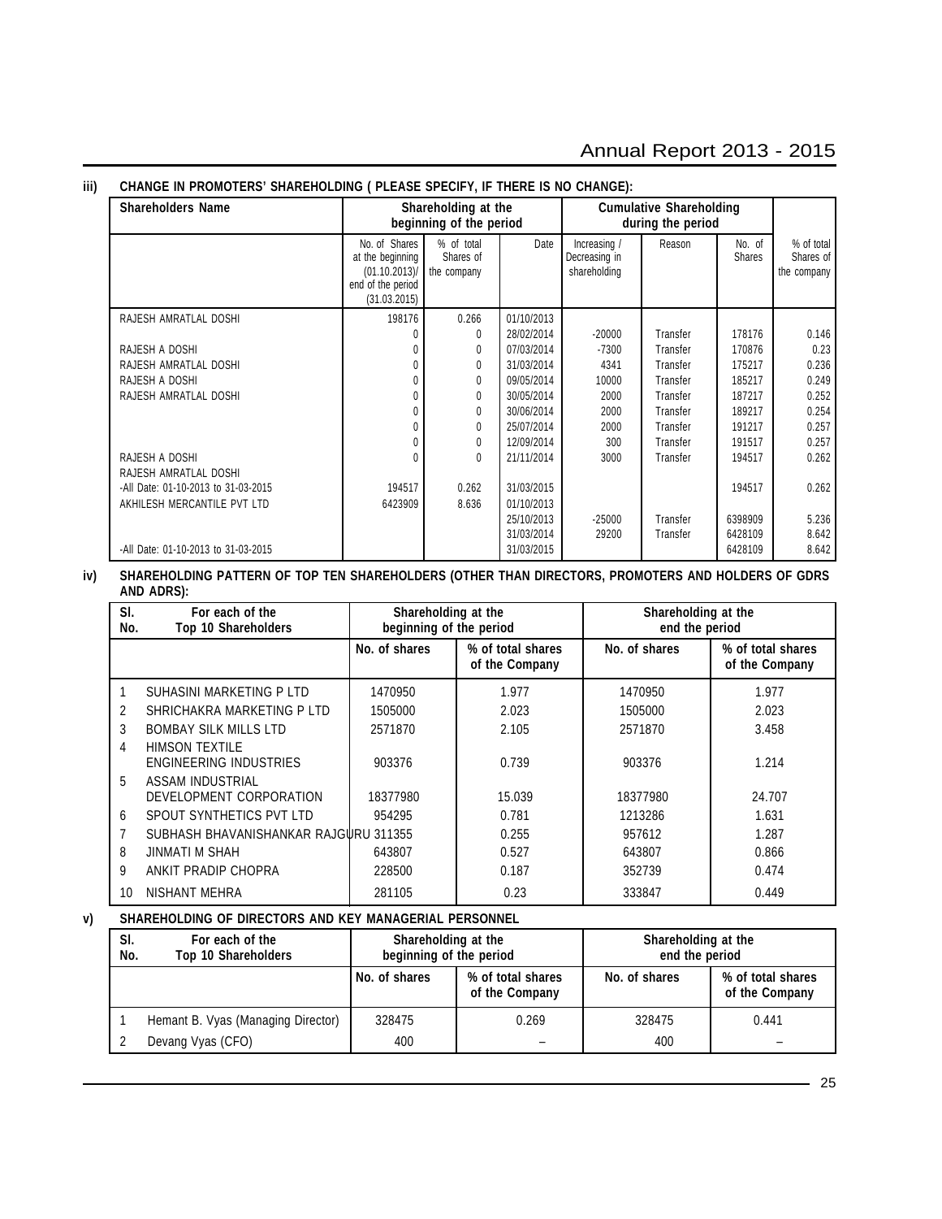**iii) CHANGE IN PROMOTERS' SHAREHOLDING ( PLEASE SPECIFY, IF THERE IS NO CHANGE):**

| Shareholders Name | Shareholding at the beginning of the period | | | Cumulative Shareholding during the period | | | |
|---|---|---|---|---|---|---|---|
| | No. of Shares at the beginning (01.10.2013)/ end of the period (31.03.2015) | % of total Shares of the company | Date | Increasing / Decreasing in shareholding | Reason | No. of Shares | % of total Shares of the company |
| RAJESH AMRATLAL DOSHI | 198176 | 0.266 | 01/10/2013 | | | | |
| | 0 | 0 | 28/02/2014 | -20000 | Transfer | 178176 | 0.146 |
| RAJESH A DOSHI | 0 | 0 | 07/03/2014 | -7300 | Transfer | 170876 | 0.23 |
| RAJESH AMRATLAL DOSHI | 0 | 0 | 31/03/2014 | 4341 | Transfer | 175217 | 0.236 |
| RAJESH A DOSHI | 0 | 0 | 09/05/2014 | 10000 | Transfer | 185217 | 0.249 |
| RAJESH AMRATLAL DOSHI | 0 | 0 | 30/05/2014 | 2000 | Transfer | 187217 | 0.252 |
| | 0 | 0 | 30/06/2014 | 2000 | Transfer | 189217 | 0.254 |
| | 0 | 0 | 25/07/2014 | 2000 | Transfer | 191217 | 0.257 |
| | 0 | 0 | 12/09/2014 | 300 | Transfer | 191517 | 0.257 |
| RAJESH A DOSHI | 0 | 0 | 21/11/2014 | 3000 | Transfer | 194517 | 0.262 |
| RAJESH AMRATLAL DOSHI | | | | | | | |
| -All Date: 01-10-2013 to 31-03-2015 | 194517 | 0.262 | 31/03/2015 | | | 194517 | 0.262 |
| AKHILESH MERCANTILE PVT LTD | 6423909 | 8.636 | 01/10/2013 | | | | |
| | | | 25/10/2013 | -25000 | Transfer | 6398909 | 5.236 |
| | | | 31/03/2014 | 29200 | Transfer | 6428109 | 8.642 |
| -All Date: 01-10-2013 to 31-03-2015 | | | 31/03/2015 | | | 6428109 | 8.642 |

**iv) SHAREHOLDING PATTERN OF TOP TEN SHAREHOLDERS (OTHER THAN DIRECTORS, PROMOTERS AND HOLDERS OF GDRS AND ADRS):**

| Sl. No. | For each of the Top 10 Shareholders | Shareholding at the beginning of the period | | Shareholding at the end the period | |
|---|---|---|---|---|---|
| | | No. of shares | % of total shares of the Company | No. of shares | % of total shares of the Company |
| 1 | SUHASINI MARKETING P LTD | 1470950 | 1.977 | 1470950 | 1.977 |
| 2 | SHRICHAKRA MARKETING P LTD | 1505000 | 2.023 | 1505000 | 2.023 |
| 3 | BOMBAY SILK MILLS LTD | 2571870 | 2.105 | 2571870 | 3.458 |
| 4 | HIMSON TEXTILE ENGINEERING INDUSTRIES | 903376 | 0.739 | 903376 | 1.214 |
| 5 | ASSAM INDUSTRIAL DEVELOPMENT CORPORATION | 18377980 | 15.039 | 18377980 | 24.707 |
| 6 | SPOUT SYNTHETICS PVT LTD | 954295 | 0.781 | 1213286 | 1.631 |
| 7 | SUBHASH BHAVANISHANKAR RAJGURU | 311355 | 0.255 | 957612 | 1.287 |
| 8 | JINMATI M SHAH | 643807 | 0.527 | 643807 | 0.866 |
| 9 | ANKIT PRADIP CHOPRA | 228500 | 0.187 | 352739 | 0.474 |
| 10 | NISHANT MEHRA | 281105 | 0.23 | 333847 | 0.449 |

**v) SHAREHOLDING OF DIRECTORS AND KEY MANAGERIAL PERSONNEL**

| Sl. No. | For each of the Top 10 Shareholders | Shareholding at the beginning of the period | | Shareholding at the end the period | |
|---|---|---|---|---|---|
| | | No. of shares | % of total shares of the Company | No. of shares | % of total shares of the Company |
| 1 | Hemant B. Vyas (Managing Director) | 328475 | 0.269 | 328475 | 0.441 |
| 2 | Devang Vyas (CFO) | 400 | – | 400 | – |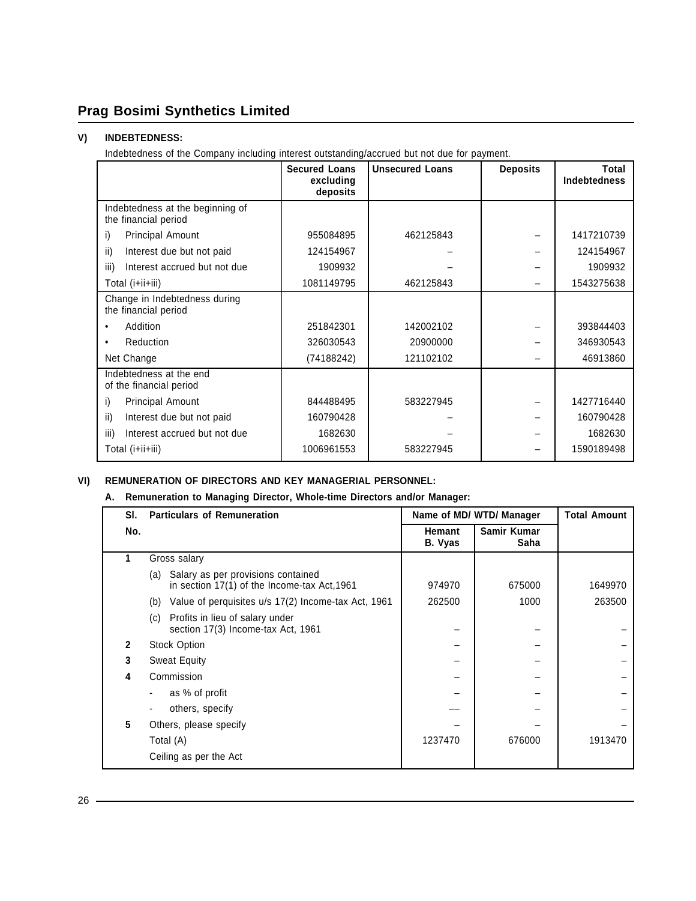## V) INDEBTEDNESS:

Indebtedness of the Company including interest outstanding/accrued but not due for payment.

| | Secured Loans excluding deposits | Unsecured Loans | Deposits | Total Indebtedness |
|---|---|---|---|---|
| Indebtedness at the beginning of the financial period | | | | |
| i) Principal Amount | 955084895 | 462125843 | – | 1417210739 |
| ii) Interest due but not paid | 124154967 | – | – | 124154967 |
| iii) Interest accrued but not due | 1909932 | – | – | 1909932 |
| Total (i+ii+iii) | 1081149795 | 462125843 | – | 1543275638 |
| Change in Indebtedness during the financial period | | | | |
| • Addition | 251842301 | 142002102 | – | 393844403 |
| • Reduction | 326030543 | 20900000 | – | 346930543 |
| Net Change | (74188242) | 121102102 | – | 46913860 |
| Indebtedness at the end of the financial period | | | | |
| i) Principal Amount | 844488495 | 583227945 | – | 1427716440 |
| ii) Interest due but not paid | 160790428 | – | – | 160790428 |
| iii) Interest accrued but not due | 1682630 | – | – | 1682630 |
| Total (i+ii+iii) | 1006961553 | 583227945 | – | 1590189498 |

## VI) REMUNERATION OF DIRECTORS AND KEY MANAGERIAL PERSONNEL:

### A. Remuneration to Managing Director, Whole-time Directors and/or Manager:

| Sl. No. | Particulars of Remuneration | Name of MD/ WTD/ Manager | | Total Amount |
|---|---|---|---|---|
| | | Hemant B. Vyas | Samir Kumar Saha | |
| 1 | Gross salary | | | |
| | (a) Salary as per provisions contained in section 17(1) of the Income-tax Act,1961 | 974970 | 675000 | 1649970 |
| | (b) Value of perquisites u/s 17(2) Income-tax Act, 1961 | 262500 | 1000 | 263500 |
| | (c) Profits in lieu of salary under section 17(3) Income-tax Act, 1961 | – | – | – |
| 2 | Stock Option | – | – | – |
| 3 | Sweat Equity | – | – | – |
| 4 | Commission | – | – | – |
| | - as % of profit | – | – | – |
| | - others, specify | –– | – | – |
| 5 | Others, please specify | – | – | – |
| | Total (A) | 1237470 | 676000 | 1913470 |
| | Ceiling as per the Act | | | |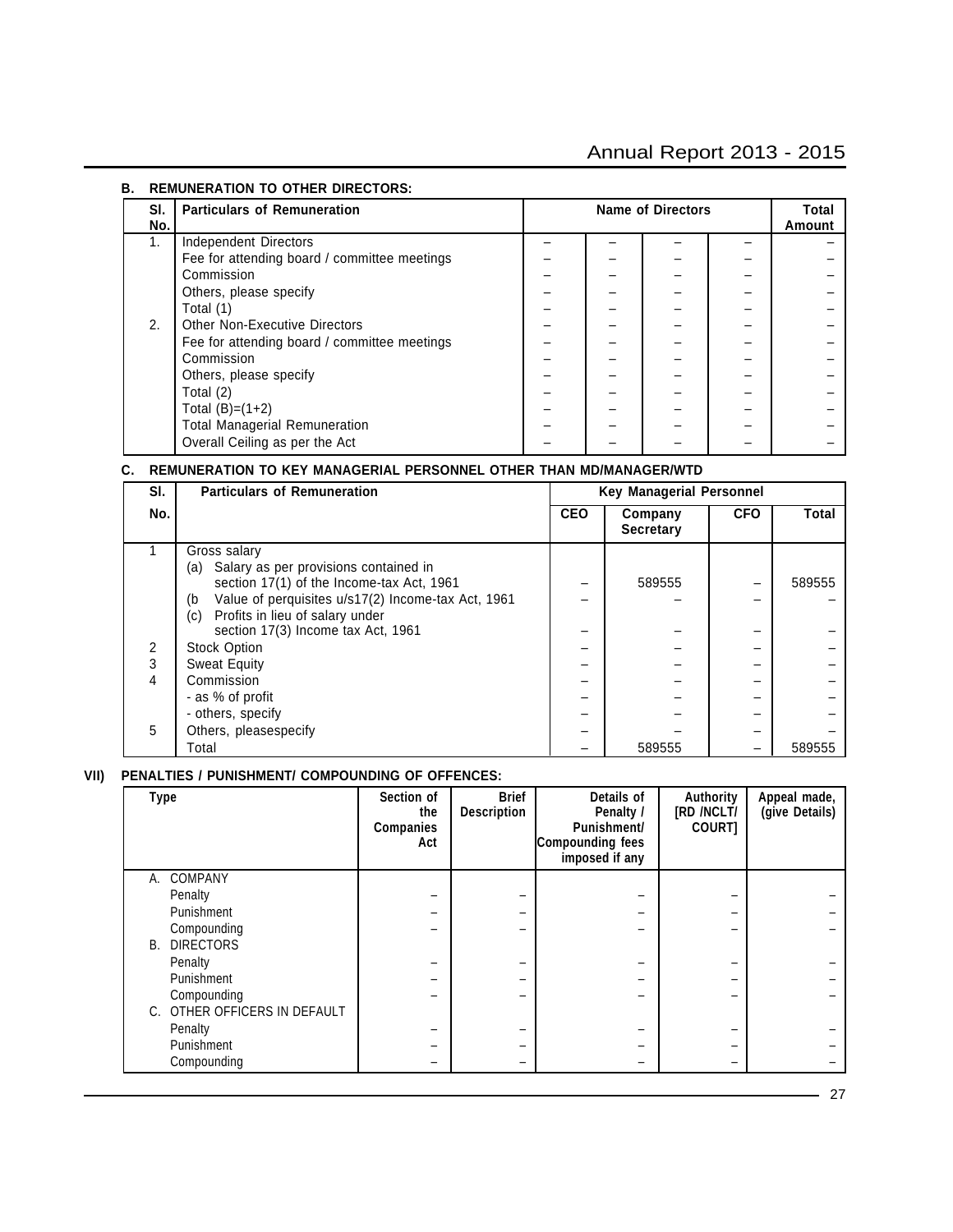### B. REMUNERATION TO OTHER DIRECTORS:

| Sl. No. | Particulars of Remuneration | Name of Directors | | | | Total Amount |
|---|---|---|---|---|---|---|
| 1. | Independent Directors | – | – | – | – | – |
| | Fee for attending board / committee meetings | – | – | – | – | – |
| | Commission | – | – | – | – | – |
| | Others, please specify | – | – | – | – | – |
| | Total (1) | – | – | – | – | – |
| 2. | Other Non-Executive Directors | – | – | – | – | – |
| | Fee for attending board / committee meetings | – | – | – | – | – |
| | Commission | – | – | – | – | – |
| | Others, please specify | – | – | – | – | – |
| | Total (2) | – | – | – | – | – |
| | Total (B)=(1+2) | – | – | – | – | – |
| | Total Managerial Remuneration | – | – | – | – | – |
| | Overall Ceiling as per the Act | – | – | – | – | – |

### C. REMUNERATION TO KEY MANAGERIAL PERSONNEL OTHER THAN MD/MANAGER/WTD

| Sl. No. | Particulars of Remuneration | Key Managerial Personnel | | | |
|---|---|---|---|---|---|
| | | CEO | Company Secretary | CFO | Total |
| 1 | Gross salary<br>(a) Salary as per provisions contained in section 17(1) of the Income-tax Act, 1961 | – | 589555 | – | 589555 |
| | (b Value of perquisites u/s17(2) Income-tax Act, 1961 | – | – | – | – |
| | (c) Profits in lieu of salary under section 17(3) Income tax Act, 1961 | – | – | – | – |
| 2 | Stock Option | – | – | – | – |
| 3 | Sweat Equity | – | – | – | – |
| 4 | Commission | – | – | – | – |
| | - as % of profit | – | – | – | – |
| | - others, specify | – | – | – | – |
| 5 | Others, pleasespecify | – | – | – | – |
| | Total | – | 589555 | – | 589555 |

### VII) PENALTIES / PUNISHMENT/ COMPOUNDING OF OFFENCES:

| Type | Section of the Companies Act | Brief Description | Details of Penalty / Punishment/ Compounding fees imposed if any | Authority [RD /NCLT/ COURT] | Appeal made, (give Details) |
|---|---|---|---|---|---|
| A. COMPANY | | | | | |
| Penalty | – | – | – | – | – |
| Punishment | – | – | – | – | – |
| Compounding | – | – | – | – | – |
| B. DIRECTORS | | | | | |
| Penalty | – | – | – | – | – |
| Punishment | – | – | – | – | – |
| Compounding | – | – | – | – | – |
| C. OTHER OFFICERS IN DEFAULT | | | | | |
| Penalty | – | – | – | – | – |
| Punishment | – | – | – | – | – |
| Compounding | – | – | – | – | – |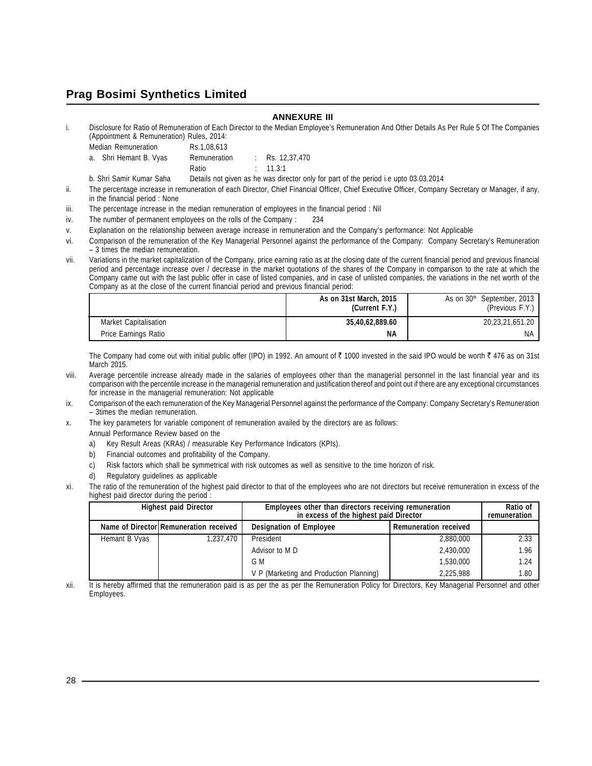## ANNEXURE III

i. Disclosure for Ratio of Remuneration of Each Director to the Median Employee's Remuneration And Other Details As Per Rule 5 Of The Companies (Appointment & Remuneration) Rules, 2014:

Median Remuneration Rs.1,08,613

a. Shri Hemant B. Vyas Remuneration : Rs. 12,37,470

Ratio : 11.3:1

b. Shri Samir Kumar Saha Details not given as he was director only for part of the period i.e upto 03.03.2014

ii. The percentage increase in remuneration of each Director, Chief Financial Officer, Chief Executive Officer, Company Secretary or Manager, if any, in the financial period : None

iii. The percentage increase in the median remuneration of employees in the financial period : Nil

iv. The number of permanent employees on the rolls of the Company : 234

v. Explanation on the relationship between average increase in remuneration and the Company's performance: Not Applicable

vi. Comparison of the remuneration of the Key Managerial Personnel against the performance of the Company: Company Secretary's Remuneration – 3 times the median remuneration.

vii. Variations in the market capitalization of the Company, price earning ratio as at the closing date of the current financial period and previous financial period and percentage increase over / decrease in the market quotations of the shares of the Company in comparison to the rate at which the Company came out with the last public offer in case of listed companies, and in case of unlisted companies, the variations in the net worth of the Company as at the close of the current financial period and previous financial period:

| | **As on 31st March, 2015 (Current F.Y.)** | As on 30th September, 2013 (Previous F.Y.) |
|---|---|---|
| Market Capitalisation | **35,40,62,889.60** | 20,23,21,651.20 |
| Price Earnings Ratio | **NA** | NA |

The Company had come out with initial public offer (IPO) in 1992. An amount of ₹ 1000 invested in the said IPO would be worth ₹ 476 as on 31st March 2015.

viii. Average percentile increase already made in the salaries of employees other than the managerial personnel in the last financial year and its comparison with the percentile increase in the managerial remuneration and justification thereof and point out if there are any exceptional circumstances for increase in the managerial remuneration: Not applicable

ix. Comparison of the each remuneration of the Key Managerial Personnel against the performance of the Company: Company Secretary's Remuneration – 3times the median remuneration.

x. The key parameters for variable component of remuneration availed by the directors are as follows:

Annual Performance Review based on the

a) Key Result Areas (KRAs) / measurable Key Performance Indicators (KPIs).

b) Financial outcomes and profitability of the Company.

c) Risk factors which shall be symmetrical with risk outcomes as well as sensitive to the time horizon of risk.

d) Regulatory guidelines as applicable

xi. The ratio of the remuneration of the highest paid director to that of the employees who are not directors but receive remuneration in excess of the highest paid director during the period :

| Highest paid Director | | Employees other than directors receiving remuneration in excess of the highest paid Director | | Ratio of remuneration |
|---|---|---|---|---|
| Name of Director | Remuneration received | Designation of Employee | Remuneration received | |
| Hemant B Vyas | 1,237,470 | President | 2,880,000 | 2.33 |
| | | Advisor to M D | 2,430,000 | 1.96 |
| | | G M | 1,530,000 | 1.24 |
| | | V P (Marketing and Production Planning) | 2,225,988 | 1.80 |

xii. It is hereby affirmed that the remuneration paid is as per the as per the Remuneration Policy for Directors, Key Managerial Personnel and other Employees.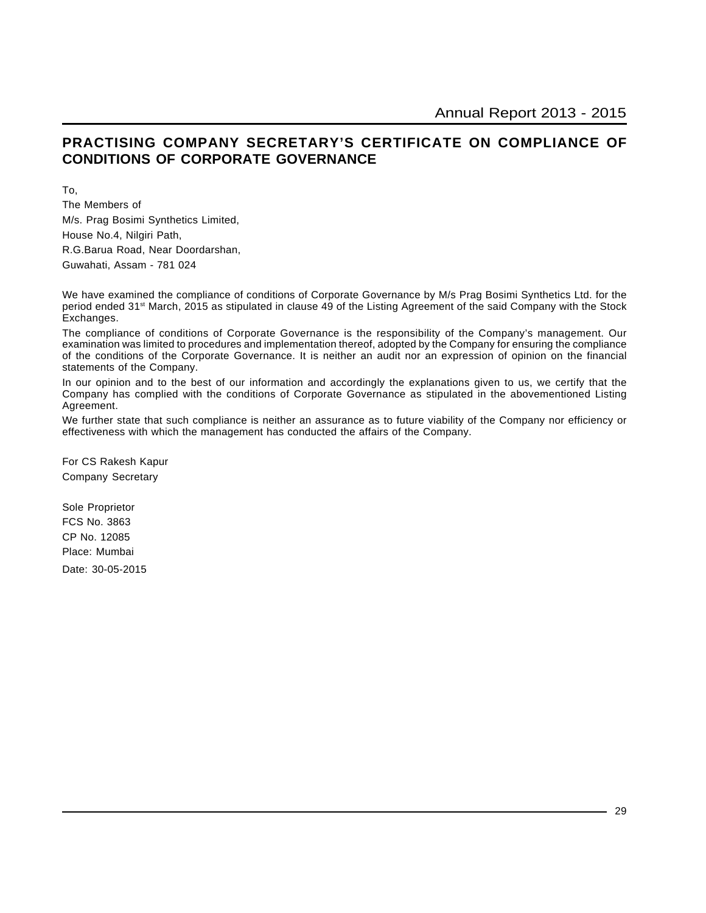# PRACTISING COMPANY SECRETARY'S CERTIFICATE ON COMPLIANCE OF CONDITIONS OF CORPORATE GOVERNANCE

To,

The Members of

M/s. Prag Bosimi Synthetics Limited,

House No.4, Nilgiri Path,

R.G.Barua Road, Near Doordarshan,

Guwahati, Assam - 781 024

We have examined the compliance of conditions of Corporate Governance by M/s Prag Bosimi Synthetics Ltd. for the period ended 31st March, 2015 as stipulated in clause 49 of the Listing Agreement of the said Company with the Stock Exchanges.

The compliance of conditions of Corporate Governance is the responsibility of the Company's management. Our examination was limited to procedures and implementation thereof, adopted by the Company for ensuring the compliance of the conditions of the Corporate Governance. It is neither an audit nor an expression of opinion on the financial statements of the Company.

In our opinion and to the best of our information and accordingly the explanations given to us, we certify that the Company has complied with the conditions of Corporate Governance as stipulated in the abovementioned Listing Agreement.

We further state that such compliance is neither an assurance as to future viability of the Company nor efficiency or effectiveness with which the management has conducted the affairs of the Company.

For CS Rakesh Kapur

Company Secretary

Sole Proprietor

FCS No. 3863

CP No. 12085

Place: Mumbai

Date: 30-05-2015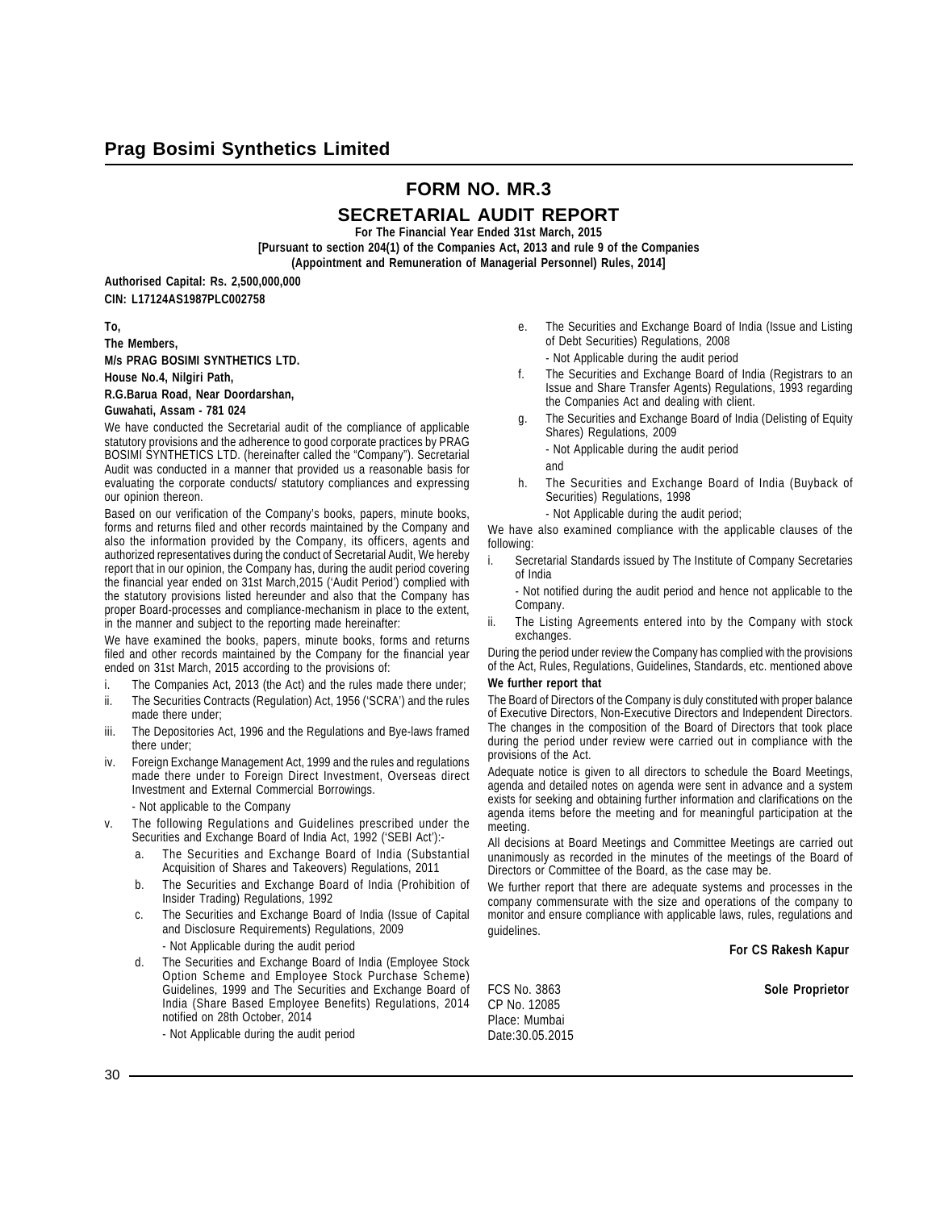# FORM NO. MR.3

## SECRETARIAL AUDIT REPORT

**For The Financial Year Ended 31st March, 2015**

**[Pursuant to section 204(1) of the Companies Act, 2013 and rule 9 of the Companies (Appointment and Remuneration of Managerial Personnel) Rules, 2014]**

**Authorised Capital: Rs. 2,500,000,000**

**CIN: L17124AS1987PLC002758**

**To,**

**The Members,**

**M/s PRAG BOSIMI SYNTHETICS LTD.**

**House No.4, Nilgiri Path,**

**R.G.Barua Road, Near Doordarshan,**

**Guwahati, Assam - 781 024**

We have conducted the Secretarial audit of the compliance of applicable statutory provisions and the adherence to good corporate practices by PRAG BOSIMI SYNTHETICS LTD. (hereinafter called the "Company"). Secretarial Audit was conducted in a manner that provided us a reasonable basis for evaluating the corporate conducts/ statutory compliances and expressing our opinion thereon.

Based on our verification of the Company's books, papers, minute books, forms and returns filed and other records maintained by the Company and also the information provided by the Company, its officers, agents and authorized representatives during the conduct of Secretarial Audit, We hereby report that in our opinion, the Company has, during the audit period covering the financial year ended on 31st March,2015 ('Audit Period') complied with the statutory provisions listed hereunder and also that the Company has proper Board-processes and compliance-mechanism in place to the extent, in the manner and subject to the reporting made hereinafter:

We have examined the books, papers, minute books, forms and returns filed and other records maintained by the Company for the financial year ended on 31st March, 2015 according to the provisions of:

i. The Companies Act, 2013 (the Act) and the rules made there under;

ii. The Securities Contracts (Regulation) Act, 1956 ('SCRA') and the rules made there under;

iii. The Depositories Act, 1996 and the Regulations and Bye-laws framed there under;

iv. Foreign Exchange Management Act, 1999 and the rules and regulations made there under to Foreign Direct Investment, Overseas direct Investment and External Commercial Borrowings.

   - Not applicable to the Company

v. The following Regulations and Guidelines prescribed under the Securities and Exchange Board of India Act, 1992 ('SEBI Act'):-

   a. The Securities and Exchange Board of India (Substantial Acquisition of Shares and Takeovers) Regulations, 2011

   b. The Securities and Exchange Board of India (Prohibition of Insider Trading) Regulations, 1992

   c. The Securities and Exchange Board of India (Issue of Capital and Disclosure Requirements) Regulations, 2009

      - Not Applicable during the audit period

   d. The Securities and Exchange Board of India (Employee Stock Option Scheme and Employee Stock Purchase Scheme) Guidelines, 1999 and The Securities and Exchange Board of India (Share Based Employee Benefits) Regulations, 2014 notified on 28th October, 2014

      - Not Applicable during the audit period

   e. The Securities and Exchange Board of India (Issue and Listing of Debt Securities) Regulations, 2008

      - Not Applicable during the audit period

   f. The Securities and Exchange Board of India (Registrars to an Issue and Share Transfer Agents) Regulations, 1993 regarding the Companies Act and dealing with client.

   g. The Securities and Exchange Board of India (Delisting of Equity Shares) Regulations, 2009

      - Not Applicable during the audit period

      and

   h. The Securities and Exchange Board of India (Buyback of Securities) Regulations, 1998

      - Not Applicable during the audit period;

We have also examined compliance with the applicable clauses of the following:

i. Secretarial Standards issued by The Institute of Company Secretaries of India

   - Not notified during the audit period and hence not applicable to the Company.

ii. The Listing Agreements entered into by the Company with stock exchanges.

During the period under review the Company has complied with the provisions of the Act, Rules, Regulations, Guidelines, Standards, etc. mentioned above

**We further report that**

The Board of Directors of the Company is duly constituted with proper balance of Executive Directors, Non-Executive Directors and Independent Directors. The changes in the composition of the Board of Directors that took place during the period under review were carried out in compliance with the provisions of the Act.

Adequate notice is given to all directors to schedule the Board Meetings, agenda and detailed notes on agenda were sent in advance and a system exists for seeking and obtaining further information and clarifications on the agenda items before the meeting and for meaningful participation at the meeting.

All decisions at Board Meetings and Committee Meetings are carried out unanimously as recorded in the minutes of the meetings of the Board of Directors or Committee of the Board, as the case may be.

We further report that there are adequate systems and processes in the company commensurate with the size and operations of the company to monitor and ensure compliance with applicable laws, rules, regulations and guidelines.

**For CS Rakesh Kapur**

FCS No. 3863 **Sole Proprietor**

CP No. 12085

Place: Mumbai

Date:30.05.2015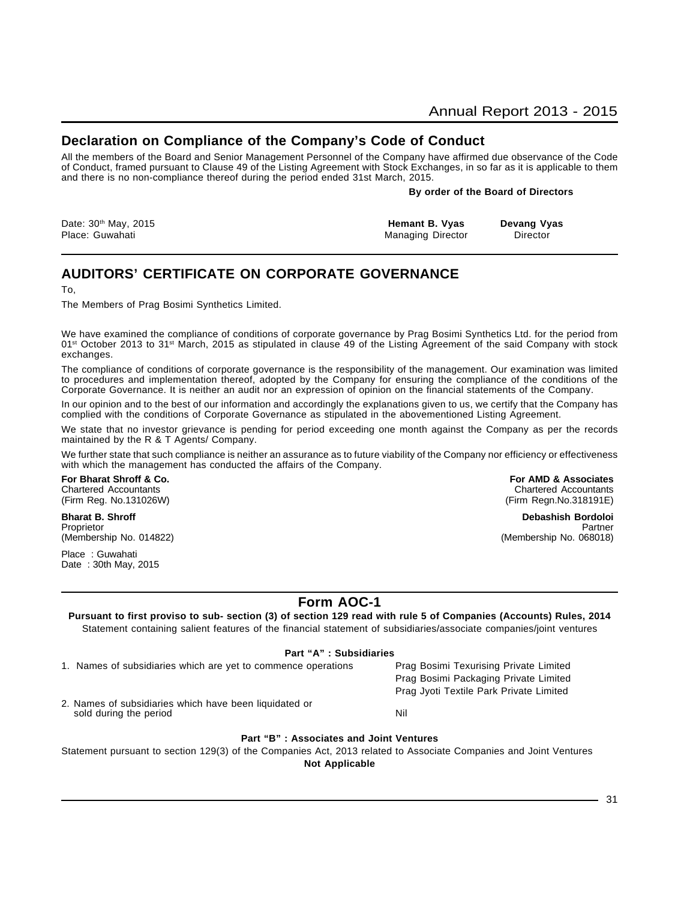## Declaration on Compliance of the Company's Code of Conduct

All the members of the Board and Senior Management Personnel of the Company have affirmed due observance of the Code of Conduct, framed pursuant to Clause 49 of the Listing Agreement with Stock Exchanges, in so far as it is applicable to them and there is no non-compliance thereof during the period ended 31st March, 2015.

**By order of the Board of Directors**

Date: 30th May, 2015
Place: Guwahati

**Hemant B. Vyas**
Managing Director

**Devang Vyas**
Director

## AUDITORS' CERTIFICATE ON CORPORATE GOVERNANCE

To,

The Members of Prag Bosimi Synthetics Limited.

We have examined the compliance of conditions of corporate governance by Prag Bosimi Synthetics Ltd. for the period from 01st October 2013 to 31st March, 2015 as stipulated in clause 49 of the Listing Agreement of the said Company with stock exchanges.

The compliance of conditions of corporate governance is the responsibility of the management. Our examination was limited to procedures and implementation thereof, adopted by the Company for ensuring the compliance of the conditions of the Corporate Governance. It is neither an audit nor an expression of opinion on the financial statements of the Company.

In our opinion and to the best of our information and accordingly the explanations given to us, we certify that the Company has complied with the conditions of Corporate Governance as stipulated in the abovementioned Listing Agreement.

We state that no investor grievance is pending for period exceeding one month against the Company as per the records maintained by the R & T Agents/ Company.

We further state that such compliance is neither an assurance as to future viability of the Company nor efficiency or effectiveness with which the management has conducted the affairs of the Company.

**For Bharat Shroff & Co.**
Chartered Accountants
(Firm Reg. No.131026W)

**Bharat B. Shroff**
Proprietor
(Membership No. 014822)

**For AMD & Associates**
Chartered Accountants
(Firm Regn.No.318191E)

**Debashish Bordoloi**
Partner
(Membership No. 068018)

Place : Guwahati
Date : 30th May, 2015

## Form AOC-1

**Pursuant to first proviso to sub- section (3) of section 129 read with rule 5 of Companies (Accounts) Rules, 2014**

Statement containing salient features of the financial statement of subsidiaries/associate companies/joint ventures

**Part "A" : Subsidiaries**

| | |
|---|---|
| 1. Names of subsidiaries which are yet to commence operations | Prag Bosimi Texurising Private Limited<br>Prag Bosimi Packaging Private Limited<br>Prag Jyoti Textile Park Private Limited |
| 2. Names of subsidiaries which have been liquidated or sold during the period | Nil |

**Part "B" : Associates and Joint Ventures**

Statement pursuant to section 129(3) of the Companies Act, 2013 related to Associate Companies and Joint Ventures

**Not Applicable**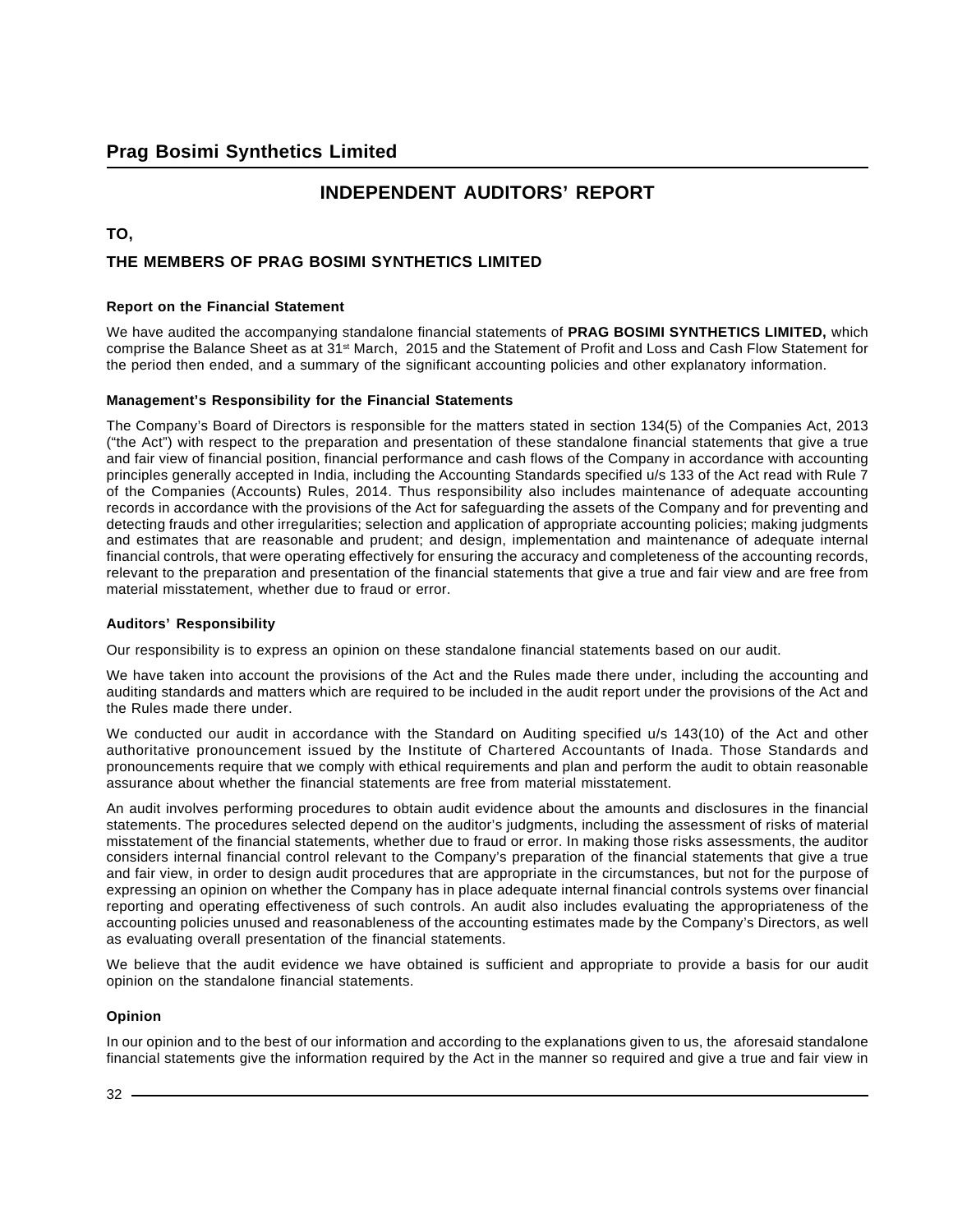# INDEPENDENT AUDITORS' REPORT

**TO,**

**THE MEMBERS OF PRAG BOSIMI SYNTHETICS LIMITED**

### Report on the Financial Statement

We have audited the accompanying standalone financial statements of **PRAG BOSIMI SYNTHETICS LIMITED,** which comprise the Balance Sheet as at 31st March, 2015 and the Statement of Profit and Loss and Cash Flow Statement for the period then ended, and a summary of the significant accounting policies and other explanatory information.

### Management's Responsibility for the Financial Statements

The Company's Board of Directors is responsible for the matters stated in section 134(5) of the Companies Act, 2013 ("the Act") with respect to the preparation and presentation of these standalone financial statements that give a true and fair view of financial position, financial performance and cash flows of the Company in accordance with accounting principles generally accepted in India, including the Accounting Standards specified u/s 133 of the Act read with Rule 7 of the Companies (Accounts) Rules, 2014. Thus responsibility also includes maintenance of adequate accounting records in accordance with the provisions of the Act for safeguarding the assets of the Company and for preventing and detecting frauds and other irregularities; selection and application of appropriate accounting policies; making judgments and estimates that are reasonable and prudent; and design, implementation and maintenance of adequate internal financial controls, that were operating effectively for ensuring the accuracy and completeness of the accounting records, relevant to the preparation and presentation of the financial statements that give a true and fair view and are free from material misstatement, whether due to fraud or error.

### Auditors' Responsibility

Our responsibility is to express an opinion on these standalone financial statements based on our audit.

We have taken into account the provisions of the Act and the Rules made there under, including the accounting and auditing standards and matters which are required to be included in the audit report under the provisions of the Act and the Rules made there under.

We conducted our audit in accordance with the Standard on Auditing specified u/s 143(10) of the Act and other authoritative pronouncement issued by the Institute of Chartered Accountants of Inada. Those Standards and pronouncements require that we comply with ethical requirements and plan and perform the audit to obtain reasonable assurance about whether the financial statements are free from material misstatement.

An audit involves performing procedures to obtain audit evidence about the amounts and disclosures in the financial statements. The procedures selected depend on the auditor's judgments, including the assessment of risks of material misstatement of the financial statements, whether due to fraud or error. In making those risks assessments, the auditor considers internal financial control relevant to the Company's preparation of the financial statements that give a true and fair view, in order to design audit procedures that are appropriate in the circumstances, but not for the purpose of expressing an opinion on whether the Company has in place adequate internal financial controls systems over financial reporting and operating effectiveness of such controls. An audit also includes evaluating the appropriateness of the accounting policies unused and reasonableness of the accounting estimates made by the Company's Directors, as well as evaluating overall presentation of the financial statements.

We believe that the audit evidence we have obtained is sufficient and appropriate to provide a basis for our audit opinion on the standalone financial statements.

### Opinion

In our opinion and to the best of our information and according to the explanations given to us, the aforesaid standalone financial statements give the information required by the Act in the manner so required and give a true and fair view in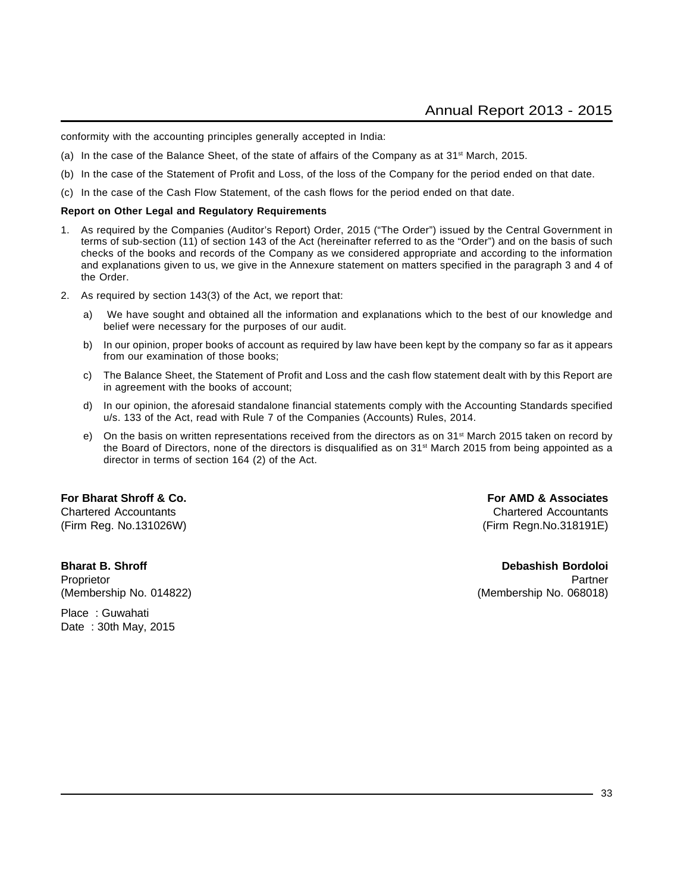conformity with the accounting principles generally accepted in India:

(a) In the case of the Balance Sheet, of the state of affairs of the Company as at 31st March, 2015.

(b) In the case of the Statement of Profit and Loss, of the loss of the Company for the period ended on that date.

(c) In the case of the Cash Flow Statement, of the cash flows for the period ended on that date.

**Report on Other Legal and Regulatory Requirements**

1. As required by the Companies (Auditor's Report) Order, 2015 ("The Order") issued by the Central Government in terms of sub-section (11) of section 143 of the Act (hereinafter referred to as the "Order") and on the basis of such checks of the books and records of the Company as we considered appropriate and according to the information and explanations given to us, we give in the Annexure statement on matters specified in the paragraph 3 and 4 of the Order.

2. As required by section 143(3) of the Act, we report that:

   a) We have sought and obtained all the information and explanations which to the best of our knowledge and belief were necessary for the purposes of our audit.

   b) In our opinion, proper books of account as required by law have been kept by the company so far as it appears from our examination of those books;

   c) The Balance Sheet, the Statement of Profit and Loss and the cash flow statement dealt with by this Report are in agreement with the books of account;

   d) In our opinion, the aforesaid standalone financial statements comply with the Accounting Standards specified u/s. 133 of the Act, read with Rule 7 of the Companies (Accounts) Rules, 2014.

   e) On the basis on written representations received from the directors as on 31st March 2015 taken on record by the Board of Directors, none of the directors is disqualified as on 31st March 2015 from being appointed as a director in terms of section 164 (2) of the Act.

**For Bharat Shroff & Co.**
Chartered Accountants
(Firm Reg. No.131026W)

**Bharat B. Shroff**
Proprietor
(Membership No. 014822)

**For AMD & Associates**
Chartered Accountants
(Firm Regn.No.318191E)

**Debashish Bordoloi**
Partner
(Membership No. 068018)

Place : Guwahati
Date : 30th May, 2015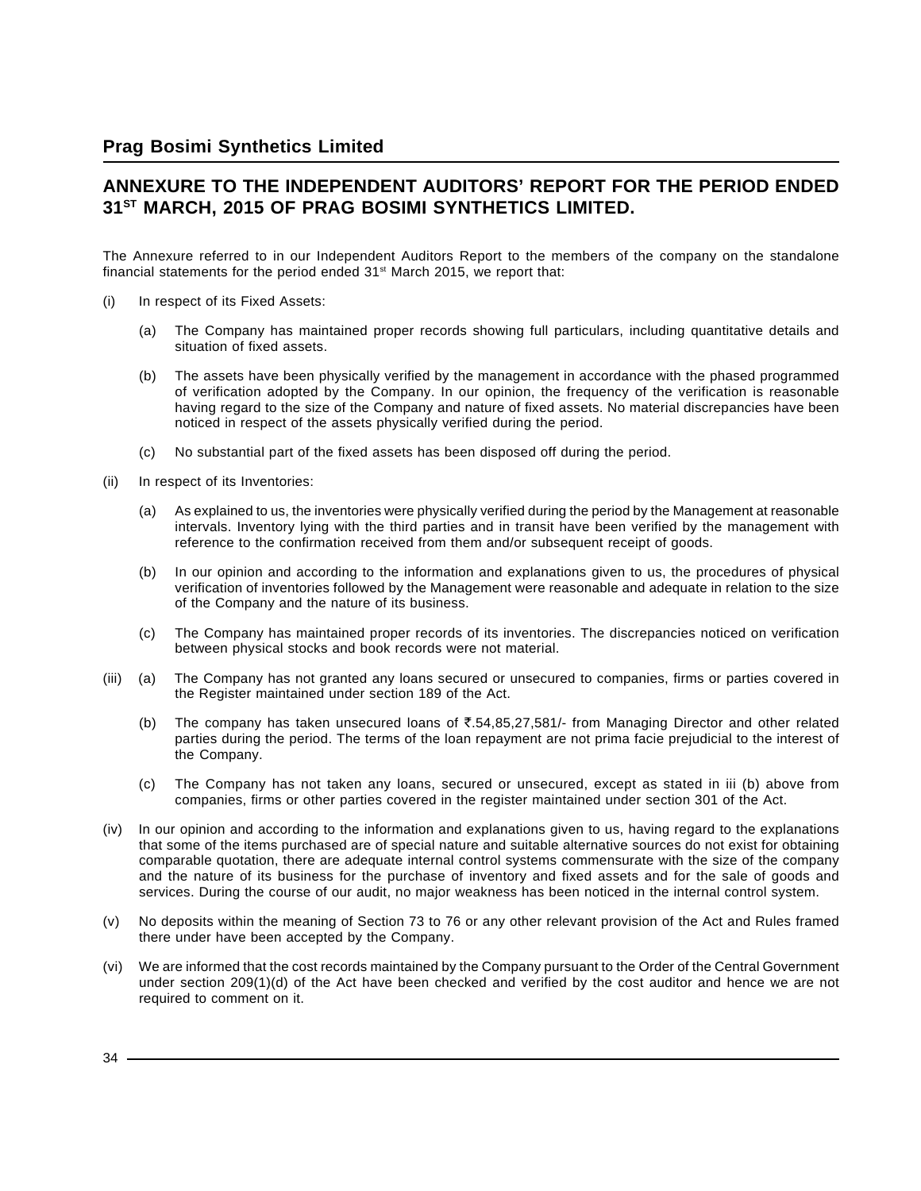## ANNEXURE TO THE INDEPENDENT AUDITORS' REPORT FOR THE PERIOD ENDED 31ST MARCH, 2015 OF PRAG BOSIMI SYNTHETICS LIMITED.

The Annexure referred to in our Independent Auditors Report to the members of the company on the standalone financial statements for the period ended 31st March 2015, we report that:

(i) In respect of its Fixed Assets:

   (a) The Company has maintained proper records showing full particulars, including quantitative details and situation of fixed assets.

   (b) The assets have been physically verified by the management in accordance with the phased programmed of verification adopted by the Company. In our opinion, the frequency of the verification is reasonable having regard to the size of the Company and nature of fixed assets. No material discrepancies have been noticed in respect of the assets physically verified during the period.

   (c) No substantial part of the fixed assets has been disposed off during the period.

(ii) In respect of its Inventories:

   (a) As explained to us, the inventories were physically verified during the period by the Management at reasonable intervals. Inventory lying with the third parties and in transit have been verified by the management with reference to the confirmation received from them and/or subsequent receipt of goods.

   (b) In our opinion and according to the information and explanations given to us, the procedures of physical verification of inventories followed by the Management were reasonable and adequate in relation to the size of the Company and the nature of its business.

   (c) The Company has maintained proper records of its inventories. The discrepancies noticed on verification between physical stocks and book records were not material.

(iii) (a) The Company has not granted any loans secured or unsecured to companies, firms or parties covered in the Register maintained under section 189 of the Act.

   (b) The company has taken unsecured loans of ₹.54,85,27,581/- from Managing Director and other related parties during the period. The terms of the loan repayment are not prima facie prejudicial to the interest of the Company.

   (c) The Company has not taken any loans, secured or unsecured, except as stated in iii (b) above from companies, firms or other parties covered in the register maintained under section 301 of the Act.

(iv) In our opinion and according to the information and explanations given to us, having regard to the explanations that some of the items purchased are of special nature and suitable alternative sources do not exist for obtaining comparable quotation, there are adequate internal control systems commensurate with the size of the company and the nature of its business for the purchase of inventory and fixed assets and for the sale of goods and services. During the course of our audit, no major weakness has been noticed in the internal control system.

(v) No deposits within the meaning of Section 73 to 76 or any other relevant provision of the Act and Rules framed there under have been accepted by the Company.

(vi) We are informed that the cost records maintained by the Company pursuant to the Order of the Central Government under section 209(1)(d) of the Act have been checked and verified by the cost auditor and hence we are not required to comment on it.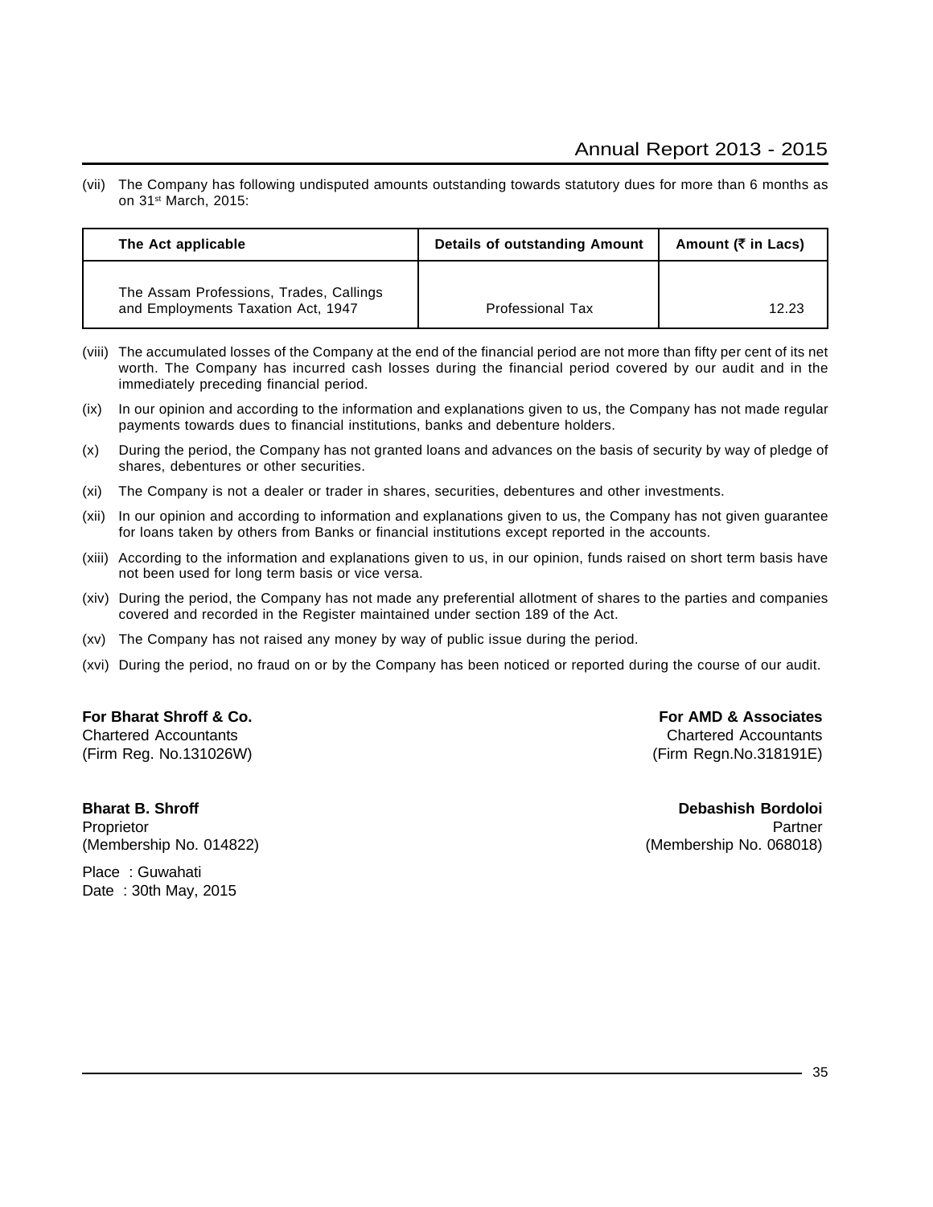(vii) The Company has following undisputed amounts outstanding towards statutory dues for more than 6 months as on 31st March, 2015:

| The Act applicable | Details of outstanding Amount | Amount (₹ in Lacs) |
|---|---|---|
| The Assam Professions, Trades, Callings and Employments Taxation Act, 1947 | Professional Tax | 12.23 |

(viii) The accumulated losses of the Company at the end of the financial period are not more than fifty per cent of its net worth. The Company has incurred cash losses during the financial period covered by our audit and in the immediately preceding financial period.

(ix) In our opinion and according to the information and explanations given to us, the Company has not made regular payments towards dues to financial institutions, banks and debenture holders.

(x) During the period, the Company has not granted loans and advances on the basis of security by way of pledge of shares, debentures or other securities.

(xi) The Company is not a dealer or trader in shares, securities, debentures and other investments.

(xii) In our opinion and according to information and explanations given to us, the Company has not given guarantee for loans taken by others from Banks or financial institutions except reported in the accounts.

(xiii) According to the information and explanations given to us, in our opinion, funds raised on short term basis have not been used for long term basis or vice versa.

(xiv) During the period, the Company has not made any preferential allotment of shares to the parties and companies covered and recorded in the Register maintained under section 189 of the Act.

(xv) The Company has not raised any money by way of public issue during the period.

(xvi) During the period, no fraud on or by the Company has been noticed or reported during the course of our audit.

**For Bharat Shroff & Co.**
Chartered Accountants
(Firm Reg. No.131026W)

**Bharat B. Shroff**
Proprietor
(Membership No. 014822)

**For AMD & Associates**
Chartered Accountants
(Firm Regn.No.318191E)

**Debashish Bordoloi**
Partner
(Membership No. 068018)

Place : Guwahati
Date : 30th May, 2015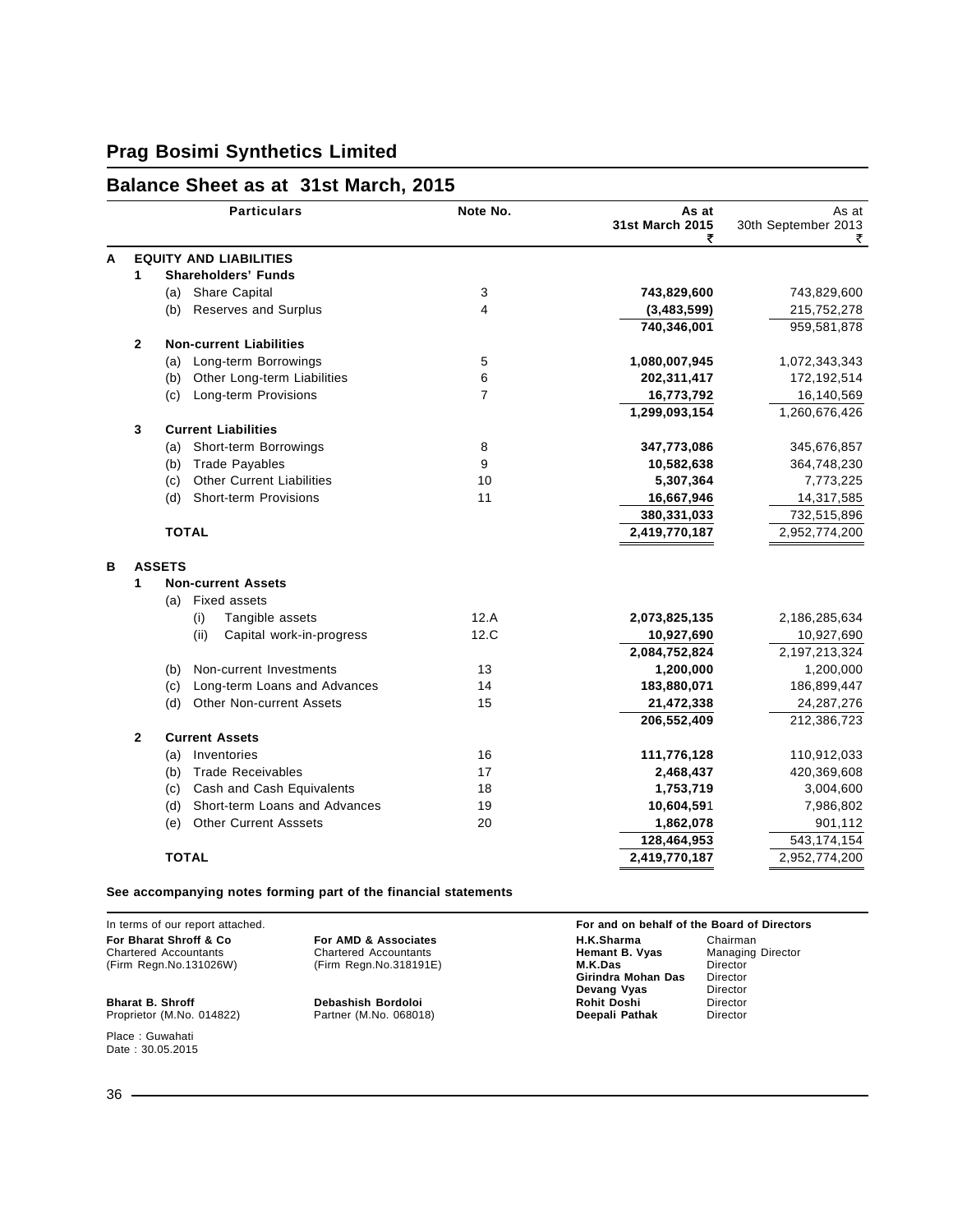# Prag Bosimi Synthetics Limited

## Balance Sheet as at 31st March, 2015

| | | Particulars | Note No. | As at 31st March 2015 ₹ | As at 30th September 2013 ₹ |
|---|---|---|---|---|---|
| **A** | | **EQUITY AND LIABILITIES** | | | |
| | **1** | **Shareholders' Funds** | | | |
| | | (a) Share Capital | 3 | **743,829,600** | 743,829,600 |
| | | (b) Reserves and Surplus | 4 | **(3,483,599)** | 215,752,278 |
| | | | | **740,346,001** | 959,581,878 |
| | **2** | **Non-current Liabilities** | | | |
| | | (a) Long-term Borrowings | 5 | **1,080,007,945** | 1,072,343,343 |
| | | (b) Other Long-term Liabilities | 6 | **202,311,417** | 172,192,514 |
| | | (c) Long-term Provisions | 7 | **16,773,792** | 16,140,569 |
| | | | | **1,299,093,154** | 1,260,676,426 |
| | **3** | **Current Liabilities** | | | |
| | | (a) Short-term Borrowings | 8 | **347,773,086** | 345,676,857 |
| | | (b) Trade Payables | 9 | **10,582,638** | 364,748,230 |
| | | (c) Other Current Liabilities | 10 | **5,307,364** | 7,773,225 |
| | | (d) Short-term Provisions | 11 | **16,667,946** | 14,317,585 |
| | | | | **380,331,033** | 732,515,896 |
| | | **TOTAL** | | **2,419,770,187** | 2,952,774,200 |
| **B** | | **ASSETS** | | | |
| | **1** | **Non-current Assets** | | | |
| | | (a) Fixed assets | | | |
| | | (i) Tangible assets | 12.A | **2,073,825,135** | 2,186,285,634 |
| | | (ii) Capital work-in-progress | 12.C | **10,927,690** | 10,927,690 |
| | | | | **2,084,752,824** | 2,197,213,324 |
| | | (b) Non-current Investments | 13 | **1,200,000** | 1,200,000 |
| | | (c) Long-term Loans and Advances | 14 | **183,880,071** | 186,899,447 |
| | | (d) Other Non-current Assets | 15 | **21,472,338** | 24,287,276 |
| | | | | **206,552,409** | 212,386,723 |
| | **2** | **Current Assets** | | | |
| | | (a) Inventories | 16 | **111,776,128** | 110,912,033 |
| | | (b) Trade Receivables | 17 | **2,468,437** | 420,369,608 |
| | | (c) Cash and Cash Equivalents | 18 | **1,753,719** | 3,004,600 |
| | | (d) Short-term Loans and Advances | 19 | **10,604,591** | 7,986,802 |
| | | (e) Other Current Asssets | 20 | **1,862,078** | 901,112 |
| | | | | **128,464,953** | 543,174,154 |
| | | **TOTAL** | | **2,419,770,187** | 2,952,774,200 |

**See accompanying notes forming part of the financial statements**

In terms of our report attached.

**For Bharat Shroff & Co**
Chartered Accountants
(Firm Regn.No.131026W)

**Bharat B. Shroff**
Proprietor (M.No. 014822)

**For AMD & Associates**
Chartered Accountants
(Firm Regn.No.318191E)

**Debashish Bordoloi**
Partner (M.No. 068018)

Place : Guwahati
Date : 30.05.2015

**For and on behalf of the Board of Directors**

| | |
|---|---|
| **H.K.Sharma** | Chairman |
| **Hemant B. Vyas** | Managing Director |
| **M.K.Das** | Director |
| **Girindra Mohan Das** | Director |
| **Devang Vyas** | Director |
| **Rohit Doshi** | Director |
| **Deepali Pathak** | Director |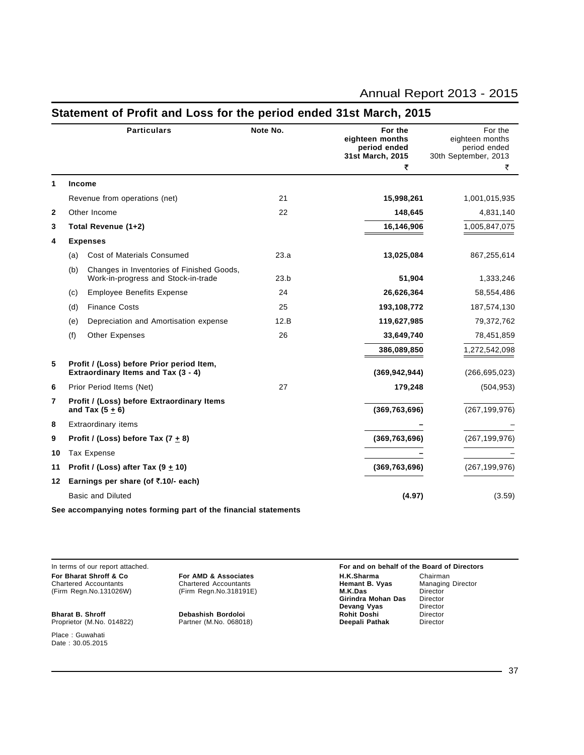# Statement of Profit and Loss for the period ended 31st March, 2015

| | | Particulars | Note No. | For the eighteen months period ended 31st March, 2015 ₹ | For the eighteen months period ended 30th September, 2013 ₹ |
|---|---|---|---|---|---|
| **1** | **Income** | | | | |
| | Revenue from operations (net) | | 21 | **15,998,261** | 1,001,015,935 |
| **2** | Other Income | | 22 | **148,645** | 4,831,140 |
| **3** | **Total Revenue (1+2)** | | | **16,146,906** | 1,005,847,075 |
| **4** | **Expenses** | | | | |
| | (a) | Cost of Materials Consumed | 23.a | **13,025,084** | 867,255,614 |
| | (b) | Changes in Inventories of Finished Goods, Work-in-progress and Stock-in-trade | 23.b | **51,904** | 1,333,246 |
| | (c) | Employee Benefits Expense | 24 | **26,626,364** | 58,554,486 |
| | (d) | Finance Costs | 25 | **193,108,772** | 187,574,130 |
| | (e) | Depreciation and Amortisation expense | 12.B | **119,627,985** | 79,372,762 |
| | (f) | Other Expenses | 26 | **33,649,740** | 78,451,859 |
| | | | | **386,089,850** | 1,272,542,098 |
| **5** | **Profit / (Loss) before Prior period Item, Extraordinary Items and Tax (3 - 4)** | | | **(369,942,944)** | (266,695,023) |
| **6** | Prior Period Items (Net) | | 27 | **179,248** | (504,953) |
| **7** | **Profit / (Loss) before Extraordinary Items and Tax (5 ± 6)** | | | **(369,763,696)** | (267,199,976) |
| **8** | Extraordinary items | | | **–** | – |
| **9** | **Profit / (Loss) before Tax (7 ± 8)** | | | **(369,763,696)** | (267,199,976) |
| **10** | Tax Expense | | | **–** | – |
| **11** | **Profit / (Loss) after Tax (9 ± 10)** | | | **(369,763,696)** | (267,199,976) |
| **12** | **Earnings per share (of ₹.10/- each)** | | | | |
| | Basic and Diluted | | | **(4.97)** | (3.59) |

**See accompanying notes forming part of the financial statements**

In terms of our report attached.

**For Bharat Shroff & Co**
Chartered Accountants
(Firm Regn.No.131026W)

**Bharat B. Shroff**
Proprietor (M.No. 014822)

**For AMD & Associates**
Chartered Accountants
(Firm Regn.No.318191E)

**Debashish Bordoloi**
Partner (M.No. 068018)

**For and on behalf of the Board of Directors**

| | |
|---|---|
| **H.K.Sharma** | Chairman |
| **Hemant B. Vyas** | Managing Director |
| **M.K.Das** | Director |
| **Girindra Mohan Das** | Director |
| **Devang Vyas** | Director |
| **Rohit Doshi** | Director |
| **Deepali Pathak** | Director |

Place : Guwahati
Date : 30.05.2015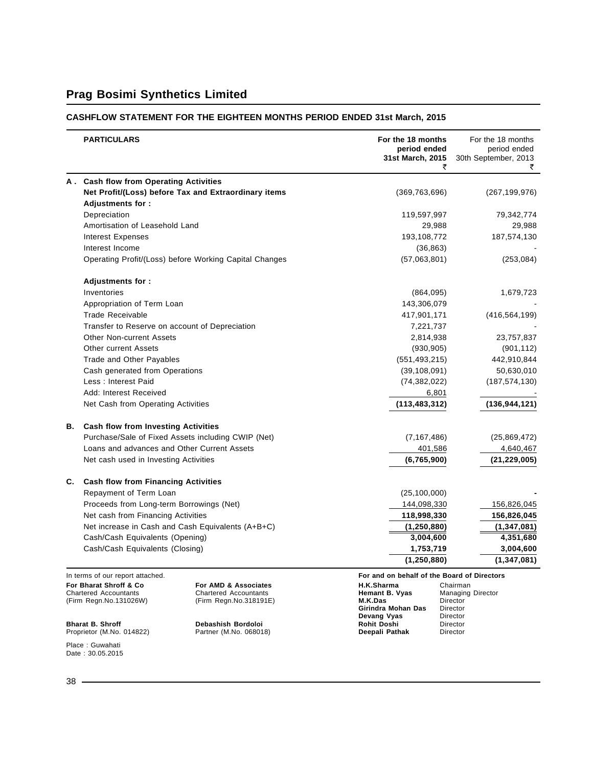# Prag Bosimi Synthetics Limited

## CASHFLOW STATEMENT FOR THE EIGHTEEN MONTHS PERIOD ENDED 31st March, 2015

| | PARTICULARS | For the 18 months period ended 31st March, 2015 ₹ | For the 18 months period ended 30th September, 2013 ₹ |
|---|---|---|---|
| **A .** | **Cash flow from Operating Activities** | | |
| | **Net Profit/(Loss) before Tax and Extraordinary items** | (369,763,696) | (267,199,976) |
| | **Adjustments for :** | | |
| | Depreciation | 119,597,997 | 79,342,774 |
| | Amortisation of Leasehold Land | 29,988 | 29,988 |
| | Interest Expenses | 193,108,772 | 187,574,130 |
| | Interest Income | (36,863) | - |
| | Operating Profit/(Loss) before Working Capital Changes | (57,063,801) | (253,084) |
| | **Adjustments for :** | | |
| | Inventories | (864,095) | 1,679,723 |
| | Appropriation of Term Loan | 143,306,079 | - |
| | Trade Receivable | 417,901,171 | (416,564,199) |
| | Transfer to Reserve on account of Depreciation | 7,221,737 | - |
| | Other Non-current Assets | 2,814,938 | 23,757,837 |
| | Other current Assets | (930,905) | (901,112) |
| | Trade and Other Payables | (551,493,215) | 442,910,844 |
| | Cash generated from Operations | (39,108,091) | 50,630,010 |
| | Less : Interest Paid | (74,382,022) | (187,574,130) |
| | Add: Interest Received | 6,801 | - |
| | Net Cash from Operating Activities | **(113,483,312)** | **(136,944,121)** |
| **B.** | **Cash flow from Investing Activities** | | |
| | Purchase/Sale of Fixed Assets including CWIP (Net) | (7,167,486) | (25,869,472) |
| | Loans and advances and Other Current Assets | 401,586 | 4,640,467 |
| | Net cash used in Investing Activities | **(6,765,900)** | **(21,229,005)** |
| **C.** | **Cash flow from Financing Activities** | | |
| | Repayment of Term Loan | (25,100,000) | **-** |
| | Proceeds from Long-term Borrowings (Net) | 144,098,330 | 156,826,045 |
| | Net cash from Financing Activities | **118,998,330** | **156,826,045** |
| | Net increase in Cash and Cash Equivalents (A+B+C) | **(1,250,880)** | **(1,347,081)** |
| | Cash/Cash Equivalents (Opening) | **3,004,600** | **4,351,680** |
| | Cash/Cash Equivalents (Closing) | **1,753,719** | **3,004,600** |
| | | **(1,250,880)** | **(1,347,081)** |

In terms of our report attached.

**For Bharat Shroff & Co**
Chartered Accountants
(Firm Regn.No.131026W)

**Bharat B. Shroff**
Proprietor (M.No. 014822)

**For AMD & Associates**
Chartered Accountants
(Firm Regn.No.318191E)

**Debashish Bordoloi**
Partner (M.No. 068018)

**For and on behalf of the Board of Directors**

| | |
|---|---|
| **H.K.Sharma** | Chairman |
| **Hemant B. Vyas** | Managing Director |
| **M.K.Das** | Director |
| **Girindra Mohan Das** | Director |
| **Devang Vyas** | Director |
| **Rohit Doshi** | Director |
| **Deepali Pathak** | Director |

Place : Guwahati
Date : 30.05.2015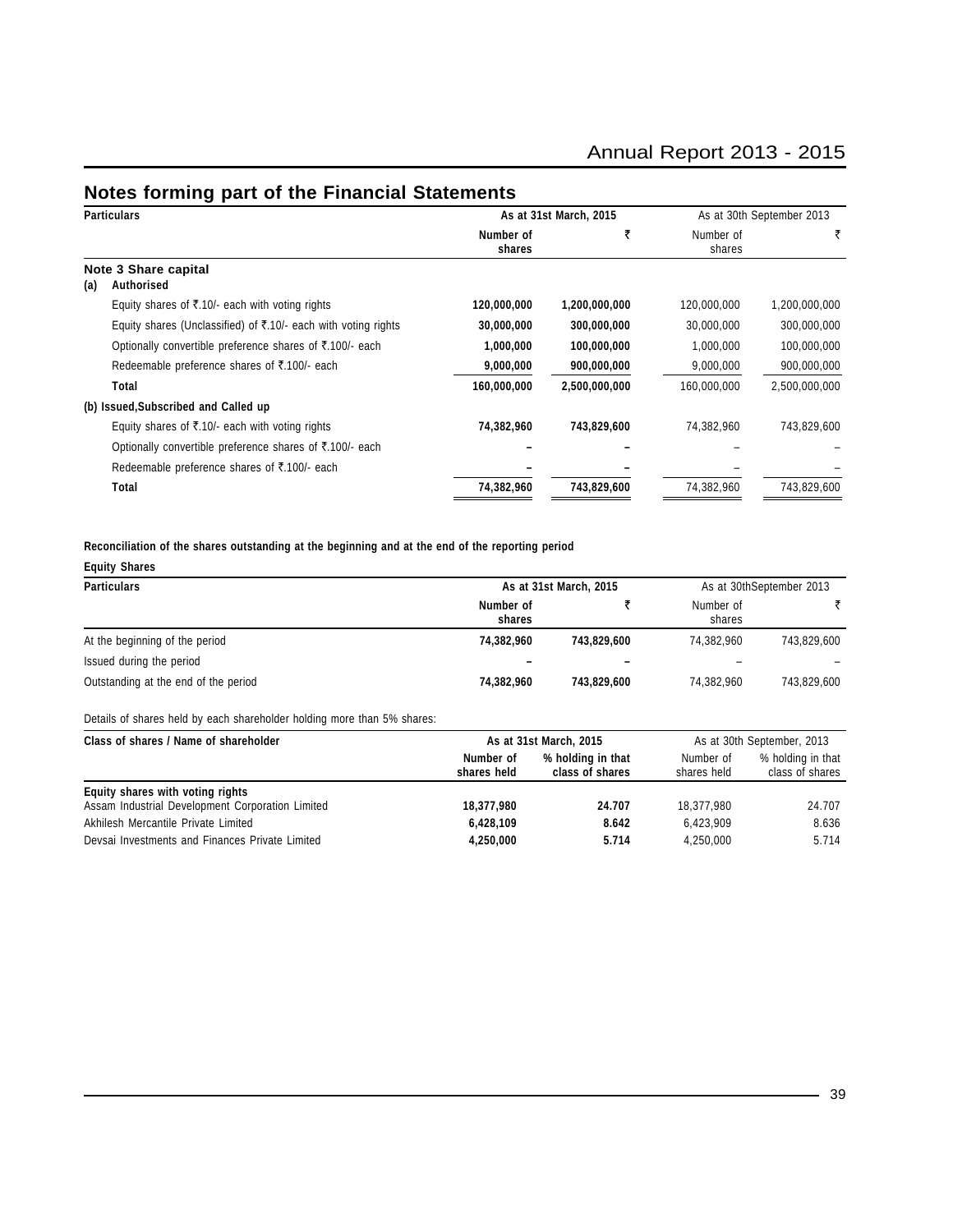## Notes forming part of the Financial Statements

| Particulars | As at 31st March, 2015 | | As at 30th September 2013 | |
|---|---|---|---|---|
| | Number of shares | ₹ | Number of shares | ₹ |
| **Note 3 Share capital** | | | | |
| **(a) Authorised** | | | | |
| Equity shares of ₹.10/- each with voting rights | **120,000,000** | **1,200,000,000** | 120,000,000 | 1,200,000,000 |
| Equity shares (Unclassified) of ₹.10/- each with voting rights | **30,000,000** | **300,000,000** | 30,000,000 | 300,000,000 |
| Optionally convertible preference shares of ₹.100/- each | **1,000,000** | **100,000,000** | 1,000,000 | 100,000,000 |
| Redeemable preference shares of ₹.100/- each | **9,000,000** | **900,000,000** | 9,000,000 | 900,000,000 |
| **Total** | **160,000,000** | **2,500,000,000** | 160,000,000 | 2,500,000,000 |
| **(b) Issued,Subscribed and Called up** | | | | |
| Equity shares of ₹.10/- each with voting rights | **74,382,960** | **743,829,600** | 74,382,960 | 743,829,600 |
| Optionally convertible preference shares of ₹.100/- each | **–** | **–** | – | – |
| Redeemable preference shares of ₹.100/- each | **–** | **–** | – | – |
| **Total** | **74,382,960** | **743,829,600** | 74,382,960 | 743,829,600 |

**Reconciliation of the shares outstanding at the beginning and at the end of the reporting period**

**Equity Shares**

| Particulars | As at 31st March, 2015 | | As at 30thSeptember 2013 | |
|---|---|---|---|---|
| | Number of shares | ₹ | Number of shares | ₹ |
| At the beginning of the period | **74,382,960** | **743,829,600** | 74,382,960 | 743,829,600 |
| Issued during the period | **–** | **–** | – | – |
| Outstanding at the end of the period | **74,382,960** | **743,829,600** | 74,382,960 | 743,829,600 |

Details of shares held by each shareholder holding more than 5% shares:

| Class of shares / Name of shareholder | As at 31st March, 2015 | | As at 30th September, 2013 | |
|---|---|---|---|---|
| | Number of shares held | % holding in that class of shares | Number of shares held | % holding in that class of shares |
| **Equity shares with voting rights** | | | | |
| Assam Industrial Development Corporation Limited | **18,377,980** | **24.707** | 18,377,980 | 24.707 |
| Akhilesh Mercantile Private Limited | **6,428,109** | **8.642** | 6,423,909 | 8.636 |
| Devsai Investments and Finances Private Limited | **4,250,000** | **5.714** | 4,250,000 | 5.714 |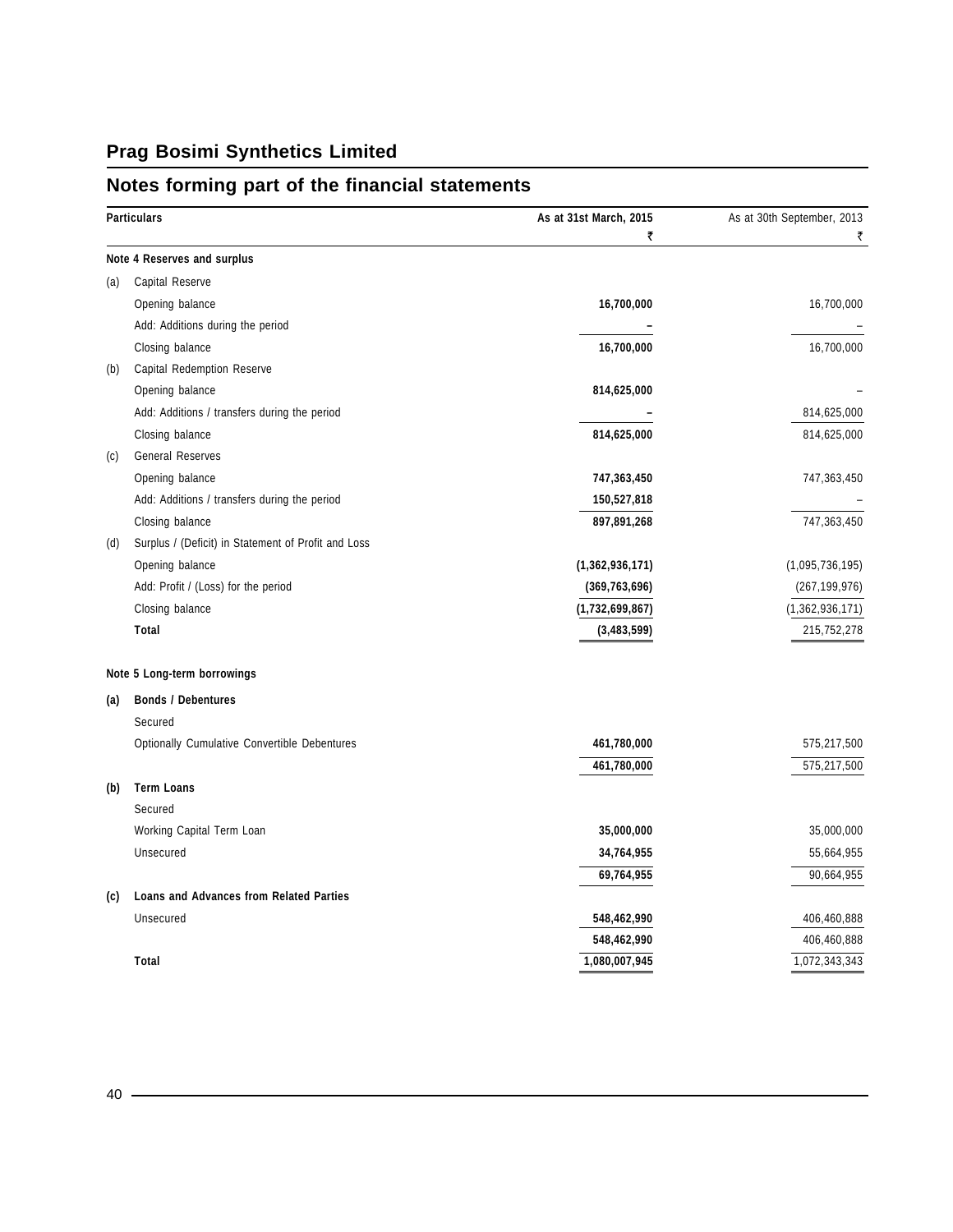# Prag Bosimi Synthetics Limited

## Notes forming part of the financial statements

| | Particulars | As at 31st March, 2015 ₹ | As at 30th September, 2013 ₹ |
|---|---|---|---|
| | **Note 4 Reserves and surplus** | | |
| (a) | Capital Reserve | | |
| | Opening balance | **16,700,000** | 16,700,000 |
| | Add: Additions during the period | **–** | – |
| | Closing balance | **16,700,000** | 16,700,000 |
| (b) | Capital Redemption Reserve | | |
| | Opening balance | **814,625,000** | – |
| | Add: Additions / transfers during the period | **–** | 814,625,000 |
| | Closing balance | **814,625,000** | 814,625,000 |
| (c) | General Reserves | | |
| | Opening balance | **747,363,450** | 747,363,450 |
| | Add: Additions / transfers during the period | **150,527,818** | – |
| | Closing balance | **897,891,268** | 747,363,450 |
| (d) | Surplus / (Deficit) in Statement of Profit and Loss | | |
| | Opening balance | **(1,362,936,171)** | (1,095,736,195) |
| | Add: Profit / (Loss) for the period | **(369,763,696)** | (267,199,976) |
| | Closing balance | **(1,732,699,867)** | (1,362,936,171) |
| | **Total** | **(3,483,599)** | 215,752,278 |
| | **Note 5 Long-term borrowings** | | |
| **(a)** | **Bonds / Debentures** | | |
| | Secured | | |
| | Optionally Cumulative Convertible Debentures | **461,780,000** | 575,217,500 |
| | | **461,780,000** | 575,217,500 |
| **(b)** | **Term Loans** | | |
| | Secured | | |
| | Working Capital Term Loan | **35,000,000** | 35,000,000 |
| | Unsecured | **34,764,955** | 55,664,955 |
| | | **69,764,955** | 90,664,955 |
| **(c)** | **Loans and Advances from Related Parties** | | |
| | Unsecured | **548,462,990** | 406,460,888 |
| | | **548,462,990** | 406,460,888 |
| | **Total** | **1,080,007,945** | 1,072,343,343 |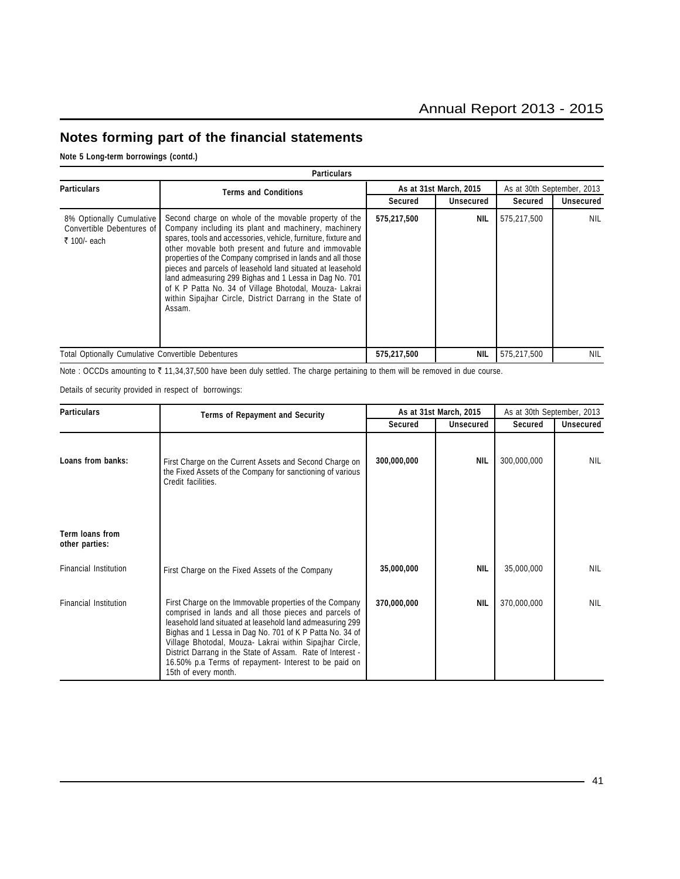## Notes forming part of the financial statements

**Note 5 Long-term borrowings (contd.)**

| Particulars | Terms and Conditions | As at 31st March, 2015 | | As at 30th September, 2013 | |
|---|---|---|---|---|---|
| | | Secured | Unsecured | Secured | Unsecured |
| 8% Optionally Cumulative Convertible Debentures of ₹ 100/- each | Second charge on whole of the movable property of the Company including its plant and machinery, machinery spares, tools and accessories, vehicle, furniture, fixture and other movable both present and future and immovable properties of the Company comprised in lands and all those pieces and parcels of leasehold land situated at leasehold land admeasuring 299 Bighas and 1 Lessa in Dag No. 701 of K P Patta No. 34 of Village Bhotodal, Mouza- Lakrai within Sipajhar Circle, District Darrang in the State of Assam. | 575,217,500 | NIL | 575,217,500 | NIL |
| Total Optionally Cumulative Convertible Debentures | | 575,217,500 | NIL | 575,217,500 | NIL |

Note : OCCDs amounting to ₹ 11,34,37,500 have been duly settled. The charge pertaining to them will be removed in due course.

Details of security provided in respect of borrowings:

| Particulars | Terms of Repayment and Security | As at 31st March, 2015 | | As at 30th September, 2013 | |
|---|---|---|---|---|---|
| | | Secured | Unsecured | Secured | Unsecured |
| **Loans from banks:** | First Charge on the Current Assets and Second Charge on the Fixed Assets of the Company for sanctioning of various Credit facilities. | 300,000,000 | NIL | 300,000,000 | NIL |
| **Term loans from other parties:** | | | | | |
| Financial Institution | First Charge on the Fixed Assets of the Company | 35,000,000 | NIL | 35,000,000 | NIL |
| Financial Institution | First Charge on the Immovable properties of the Company comprised in lands and all those pieces and parcels of leasehold land situated at leasehold land admeasuring 299 Bighas and 1 Lessa in Dag No. 701 of K P Patta No. 34 of Village Bhotodal, Mouza- Lakrai within Sipajhar Circle, District Darrang in the State of Assam. Rate of Interest - 16.50% p.a Terms of repayment- Interest to be paid on 15th of every month. | 370,000,000 | NIL | 370,000,000 | NIL |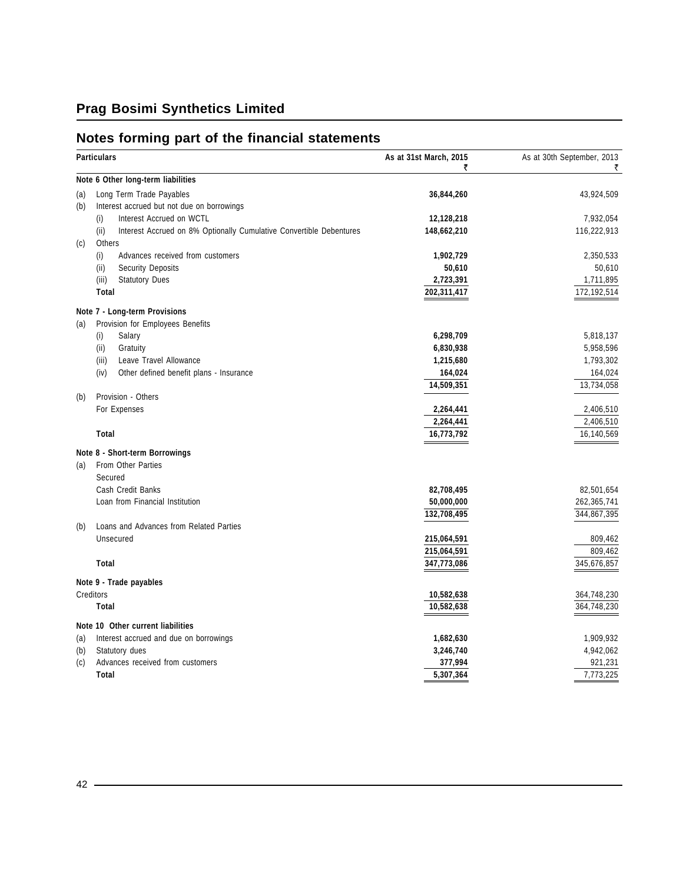## Prag Bosimi Synthetics Limited

## Notes forming part of the financial statements

| | Particulars | As at 31st March, 2015 ₹ | As at 30th September, 2013 ₹ |
|---|---|---|---|
| | **Note 6 Other long-term liabilities** | | |
| (a) | Long Term Trade Payables | **36,844,260** | 43,924,509 |
| (b) | Interest accrued but not due on borrowings | | |
| | (i) Interest Accrued on WCTL | **12,128,218** | 7,932,054 |
| | (ii) Interest Accrued on 8% Optionally Cumulative Convertible Debentures | **148,662,210** | 116,222,913 |
| (c) | Others | | |
| | (i) Advances received from customers | **1,902,729** | 2,350,533 |
| | (ii) Security Deposits | **50,610** | 50,610 |
| | (iii) Statutory Dues | **2,723,391** | 1,711,895 |
| | **Total** | **202,311,417** | 172,192,514 |
| | **Note 7 - Long-term Provisions** | | |
| (a) | Provision for Employees Benefits | | |
| | (i) Salary | **6,298,709** | 5,818,137 |
| | (ii) Gratuity | **6,830,938** | 5,958,596 |
| | (iii) Leave Travel Allowance | **1,215,680** | 1,793,302 |
| | (iv) Other defined benefit plans - Insurance | **164,024** | 164,024 |
| | | **14,509,351** | 13,734,058 |
| (b) | Provision - Others | | |
| | For Expenses | **2,264,441** | 2,406,510 |
| | | **2,264,441** | 2,406,510 |
| | **Total** | **16,773,792** | 16,140,569 |
| | **Note 8 - Short-term Borrowings** | | |
| (a) | From Other Parties | | |
| | Secured | | |
| | Cash Credit Banks | **82,708,495** | 82,501,654 |
| | Loan from Financial Institution | **50,000,000** | 262,365,741 |
| | | **132,708,495** | 344,867,395 |
| (b) | Loans and Advances from Related Parties | | |
| | Unsecured | **215,064,591** | 809,462 |
| | | **215,064,591** | 809,462 |
| | **Total** | **347,773,086** | 345,676,857 |
| | **Note 9 - Trade payables** | | |
| | Creditors | **10,582,638** | 364,748,230 |
| | **Total** | **10,582,638** | 364,748,230 |
| | **Note 10 Other current liabilities** | | |
| (a) | Interest accrued and due on borrowings | **1,682,630** | 1,909,932 |
| (b) | Statutory dues | **3,246,740** | 4,942,062 |
| (c) | Advances received from customers | **377,994** | 921,231 |
| | **Total** | **5,307,364** | 7,773,225 |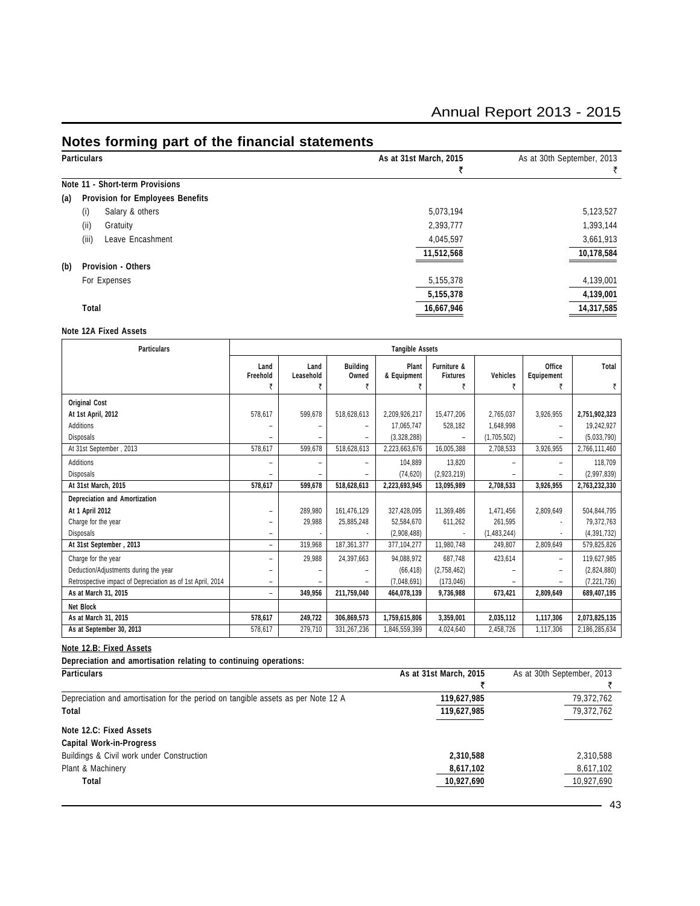## Notes forming part of the financial statements

| Particulars | As at 31st March, 2015 ₹ | As at 30th September, 2013 ₹ |
|---|---|---|
| **Note 11 - Short-term Provisions** | | |
| **(a) Provision for Employees Benefits** | | |
| (i) Salary & others | 5,073,194 | 5,123,527 |
| (ii) Gratuity | 2,393,777 | 1,393,144 |
| (iii) Leave Encashment | 4,045,597 | 3,661,913 |
| | **11,512,568** | **10,178,584** |
| **(b) Provision - Others** | | |
| For Expenses | 5,155,378 | 4,139,001 |
| | **5,155,378** | **4,139,001** |
| **Total** | **16,667,946** | **14,317,585** |

**Note 12A Fixed Assets**

| Particulars | Tangible Assets | | | | | | | |
|---|---|---|---|---|---|---|---|---|
| | Land Freehold ₹ | Land Leasehold ₹ | Building Owned ₹ | Plant & Equipment ₹ | Furniture & Fixtures ₹ | Vehicles ₹ | Office Equipement ₹ | Total ₹ |
| **Original Cost** | | | | | | | | |
| **At 1st April, 2012** | 578,617 | 599,678 | 518,628,613 | 2,209,926,217 | 15,477,206 | 2,765,037 | 3,926,955 | **2,751,902,323** |
| Additions | – | – | – | 17,065,747 | 528,182 | 1,648,998 | – | 19,242,927 |
| Disposals | – | – | – | (3,328,288) | – | (1,705,502) | – | (5,033,790) |
| At 31st September , 2013 | 578,617 | 599,678 | 518,628,613 | 2,223,663,676 | 16,005,388 | 2,708,533 | 3,926,955 | 2,766,111,460 |
| Additions | – | – | – | 104,889 | 13,820 | – | – | 118,709 |
| Disposals | – | – | – | (74,620) | (2,923,219) | – | – | (2,997,839) |
| **At 31st March, 2015** | **578,617** | **599,678** | **518,628,613** | **2,223,693,945** | **13,095,989** | **2,708,533** | **3,926,955** | **2,763,232,330** |
| **Depreciation and Amortization** | | | | | | | | |
| **At 1 April 2012** | – | 289,980 | 161,476,129 | 327,428,095 | 11,369,486 | 1,471,456 | 2,809,649 | 504,844,795 |
| Charge for the year | – | 29,988 | 25,885,248 | 52,584,670 | 611,262 | 261,595 | - | 79,372,763 |
| Disposals | – | - | - | (2,908,488) | - | (1,483,244) | - | (4,391,732) |
| **At 31st September , 2013** | – | 319,968 | 187,361,377 | 377,104,277 | 11,980,748 | 249,807 | 2,809,649 | 579,825,826 |
| Charge for the year | – | 29,988 | 24,397,663 | 94,088,972 | 687,748 | 423,614 | – | 119,627,985 |
| Deduction/Adjustments during the year | – | – | – | (66,418) | (2,758,462) | – | – | (2,824,880) |
| Retrospective impact of Depreciation as of 1st April, 2014 | – | – | – | (7,048,691) | (173,046) | – | – | (7,221,736) |
| **As at March 31, 2015** | – | **349,956** | **211,759,040** | **464,078,139** | **9,736,988** | **673,421** | **2,809,649** | **689,407,195** |
| **Net Block** | | | | | | | | |
| **As at March 31, 2015** | **578,617** | **249,722** | **306,869,573** | **1,759,615,806** | **3,359,001** | **2,035,112** | **1,117,306** | **2,073,825,135** |
| **As at September 30, 2013** | 578,617 | 279,710 | 331,267,236 | 1,846,559,399 | 4,024,640 | 2,458,726 | 1,117,306 | 2,186,285,634 |

**Note 12.B: Fixed Assets**

**Depreciation and amortisation relating to continuing operations:**

| Particulars | As at 31st March, 2015 ₹ | As at 30th September, 2013 ₹ |
|---|---|---|
| Depreciation and amortisation for the period on tangible assets as per Note 12 A | **119,627,985** | 79,372,762 |
| **Total** | **119,627,985** | 79,372,762 |
| **Note 12.C: Fixed Assets** | | |
| **Capital Work-in-Progress** | | |
| Buildings & Civil work under Construction | **2,310,588** | 2,310,588 |
| Plant & Machinery | **8,617,102** | 8,617,102 |
| **Total** | **10,927,690** | 10,927,690 |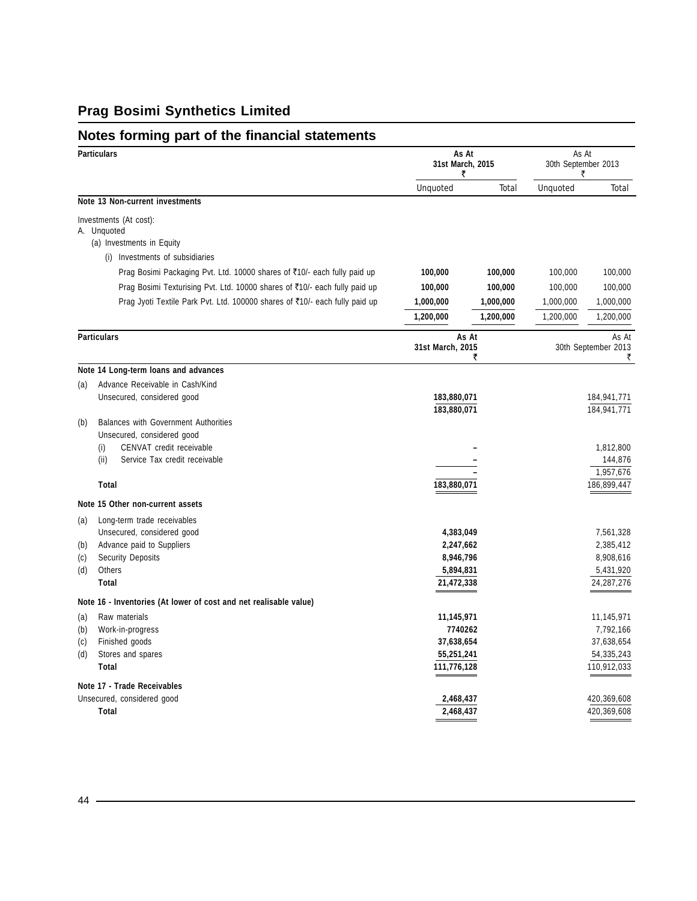## Prag Bosimi Synthetics Limited

## Notes forming part of the financial statements

| Particulars | As At 31st March, 2015 ₹ | | As At 30th September 2013 ₹ | |
|---|---|---|---|---|
| | Unquoted | Total | Unquoted | Total |
| **Note 13 Non-current investments** | | | | |
| Investments (At cost): | | | | |
| A. Unquoted | | | | |
| (a) Investments in Equity | | | | |
| (i) Investments of subsidiaries | | | | |
| Prag Bosimi Packaging Pvt. Ltd. 10000 shares of ₹10/- each fully paid up | **100,000** | **100,000** | 100,000 | 100,000 |
| Prag Bosimi Texturising Pvt. Ltd. 10000 shares of ₹10/- each fully paid up | **100,000** | **100,000** | 100,000 | 100,000 |
| Prag Jyoti Textile Park Pvt. Ltd. 100000 shares of ₹10/- each fully paid up | **1,000,000** | **1,000,000** | 1,000,000 | 1,000,000 |
| | **1,200,000** | **1,200,000** | 1,200,000 | 1,200,000 |

| Particulars | As At 31st March, 2015 ₹ | As At 30th September 2013 ₹ |
|---|---|---|
| **Note 14 Long-term loans and advances** | | |
| (a) Advance Receivable in Cash/Kind | | |
| Unsecured, considered good | **183,880,071** | 184,941,771 |
| | **183,880,071** | 184,941,771 |
| (b) Balances with Government Authorities | | |
| Unsecured, considered good | | |
| (i) CENVAT credit receivable | – | 1,812,800 |
| (ii) Service Tax credit receivable | – | 144,876 |
| | – | 1,957,676 |
| **Total** | **183,880,071** | 186,899,447 |
| **Note 15 Other non-current assets** | | |
| (a) Long-term trade receivables | | |
| Unsecured, considered good | **4,383,049** | 7,561,328 |
| (b) Advance paid to Suppliers | **2,247,662** | 2,385,412 |
| (c) Security Deposits | **8,946,796** | 8,908,616 |
| (d) Others | **5,894,831** | 5,431,920 |
| **Total** | **21,472,338** | 24,287,276 |
| **Note 16 - Inventories (At lower of cost and net realisable value)** | | |
| (a) Raw materials | **11,145,971** | 11,145,971 |
| (b) Work-in-progress | **7740262** | 7,792,166 |
| (c) Finished goods | **37,638,654** | 37,638,654 |
| (d) Stores and spares | **55,251,241** | 54,335,243 |
| **Total** | **111,776,128** | 110,912,033 |
| **Note 17 - Trade Receivables** | | |
| Unsecured, considered good | **2,468,437** | 420,369,608 |
| **Total** | **2,468,437** | 420,369,608 |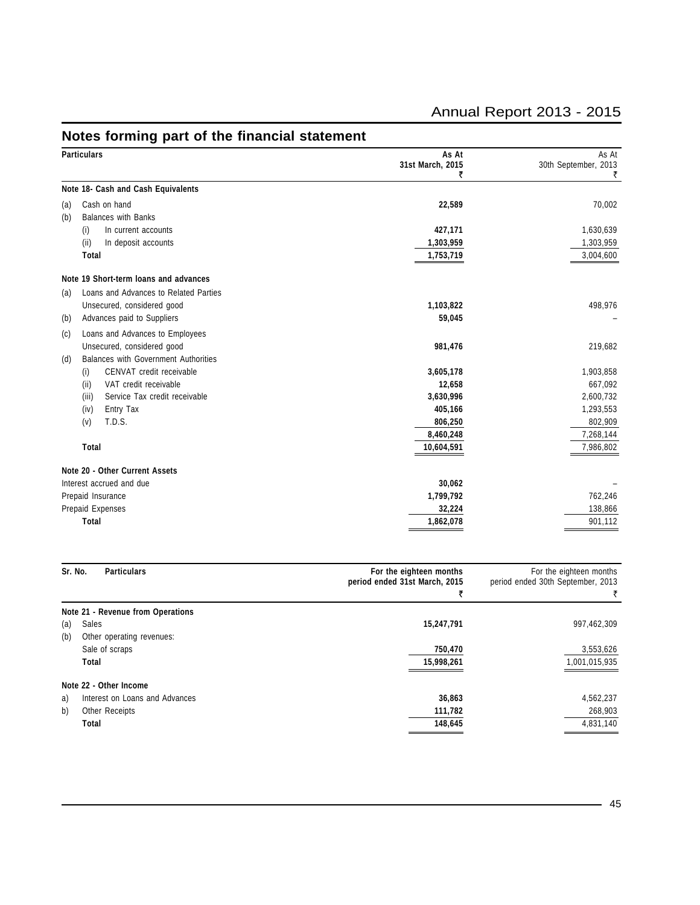## Notes forming part of the financial statement

| Particulars | | As At 31st March, 2015 ₹ | As At 30th September, 2013 ₹ |
|---|---|---|---|
| **Note 18- Cash and Cash Equivalents** | | | |
| (a) | Cash on hand | **22,589** | 70,002 |
| (b) | Balances with Banks | | |
| | (i) In current accounts | **427,171** | 1,630,639 |
| | (ii) In deposit accounts | **1,303,959** | 1,303,959 |
| | **Total** | **1,753,719** | 3,004,600 |
| **Note 19 Short-term loans and advances** | | | |
| (a) | Loans and Advances to Related Parties | | |
| | Unsecured, considered good | **1,103,822** | 498,976 |
| (b) | Advances paid to Suppliers | **59,045** | – |
| (c) | Loans and Advances to Employees | | |
| | Unsecured, considered good | **981,476** | 219,682 |
| (d) | Balances with Government Authorities | | |
| | (i) CENVAT credit receivable | **3,605,178** | 1,903,858 |
| | (ii) VAT credit receivable | **12,658** | 667,092 |
| | (iii) Service Tax credit receivable | **3,630,996** | 2,600,732 |
| | (iv) Entry Tax | **405,166** | 1,293,553 |
| | (v) T.D.S. | **806,250** | 802,909 |
| | | **8,460,248** | 7,268,144 |
| | **Total** | **10,604,591** | 7,986,802 |
| **Note 20 - Other Current Assets** | | | |
| Interest accrued and due | | **30,062** | – |
| Prepaid Insurance | | **1,799,792** | 762,246 |
| Prepaid Expenses | | **32,224** | 138,866 |
| | **Total** | **1,862,078** | 901,112 |

| Sr. No. | Particulars | For the eighteen months period ended 31st March, 2015 ₹ | For the eighteen months period ended 30th September, 2013 ₹ |
|---|---|---|---|
| **Note 21 - Revenue from Operations** | | | |
| (a) | Sales | **15,247,791** | 997,462,309 |
| (b) | Other operating revenues: | | |
| | Sale of scraps | **750,470** | 3,553,626 |
| | **Total** | **15,998,261** | 1,001,015,935 |
| **Note 22 - Other Income** | | | |
| a) | Interest on Loans and Advances | **36,863** | 4,562,237 |
| b) | Other Receipts | **111,782** | 268,903 |
| | **Total** | **148,645** | 4,831,140 |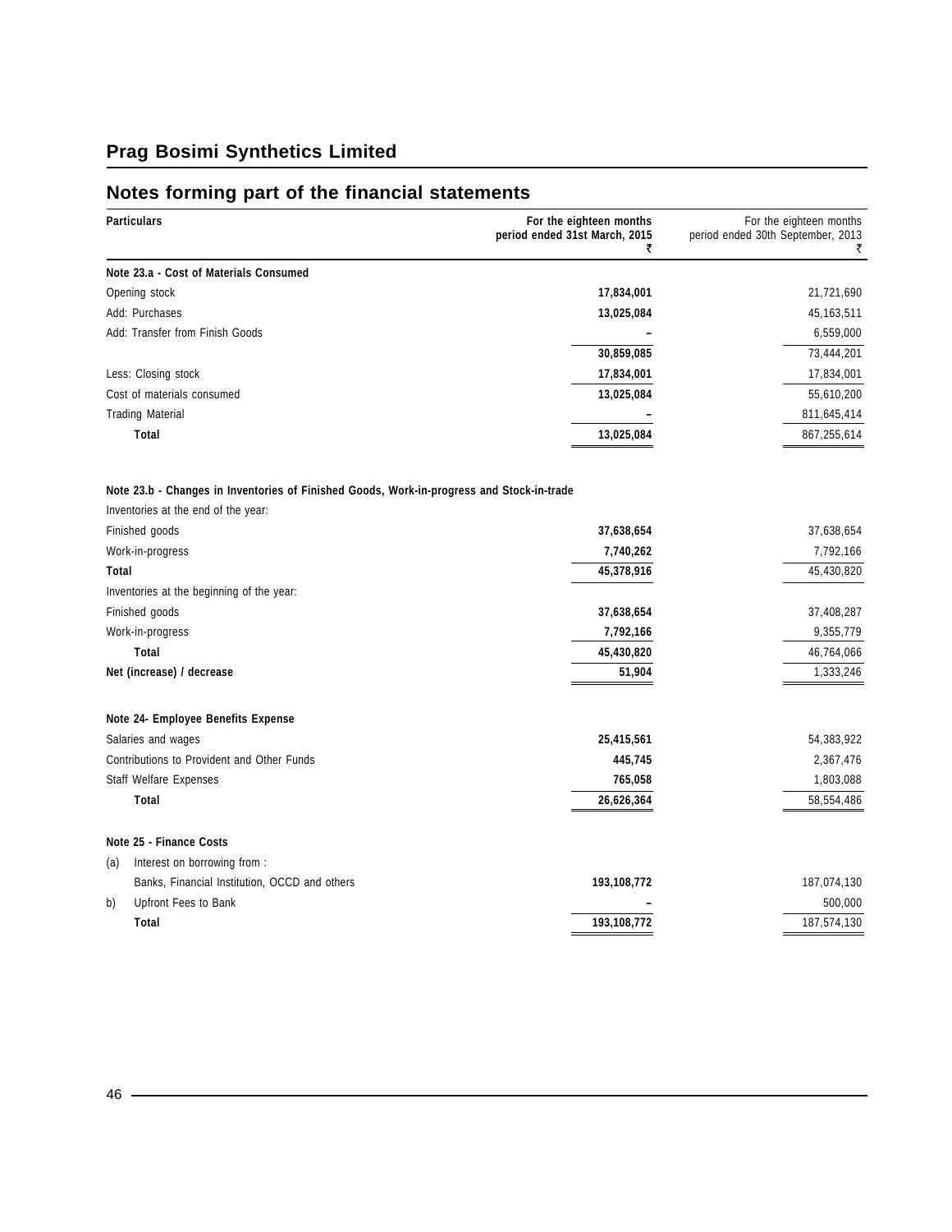# Prag Bosimi Synthetics Limited

## Notes forming part of the financial statements

| Particulars | For the eighteen months period ended 31st March, 2015 ₹ | For the eighteen months period ended 30th September, 2013 ₹ |
|---|---|---|
| **Note 23.a - Cost of Materials Consumed** | | |
| Opening stock | **17,834,001** | 21,721,690 |
| Add: Purchases | **13,025,084** | 45,163,511 |
| Add: Transfer from Finish Goods | **–** | 6,559,000 |
| | **30,859,085** | 73,444,201 |
| Less: Closing stock | **17,834,001** | 17,834,001 |
| Cost of materials consumed | **13,025,084** | 55,610,200 |
| Trading Material | **–** | 811,645,414 |
| **Total** | **13,025,084** | 867,255,614 |
| **Note 23.b - Changes in Inventories of Finished Goods, Work-in-progress and Stock-in-trade** | | |
| Inventories at the end of the year: | | |
| Finished goods | **37,638,654** | 37,638,654 |
| Work-in-progress | **7,740,262** | 7,792,166 |
| **Total** | **45,378,916** | 45,430,820 |
| Inventories at the beginning of the year: | | |
| Finished goods | **37,638,654** | 37,408,287 |
| Work-in-progress | **7,792,166** | 9,355,779 |
| **Total** | **45,430,820** | 46,764,066 |
| **Net (increase) / decrease** | **51,904** | 1,333,246 |
| **Note 24- Employee Benefits Expense** | | |
| Salaries and wages | **25,415,561** | 54,383,922 |
| Contributions to Provident and Other Funds | **445,745** | 2,367,476 |
| Staff Welfare Expenses | **765,058** | 1,803,088 |
| **Total** | **26,626,364** | 58,554,486 |
| **Note 25 - Finance Costs** | | |
| (a) Interest on borrowing from : | | |
| Banks, Financial Institution, OCCD and others | **193,108,772** | 187,074,130 |
| b) Upfront Fees to Bank | **–** | 500,000 |
| **Total** | **193,108,772** | 187,574,130 |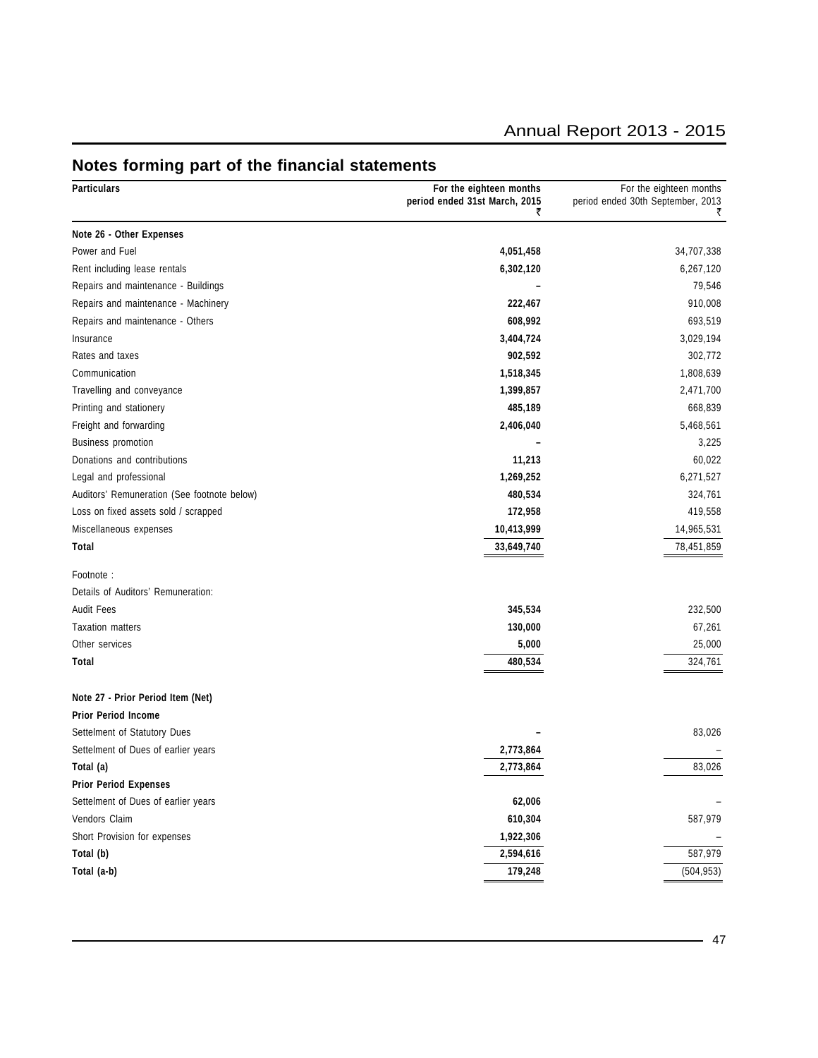## Notes forming part of the financial statements

| Particulars | For the eighteen months period ended 31st March, 2015 ₹ | For the eighteen months period ended 30th September, 2013 ₹ |
|---|---|---|
| **Note 26 - Other Expenses** | | |
| Power and Fuel | **4,051,458** | 34,707,338 |
| Rent including lease rentals | **6,302,120** | 6,267,120 |
| Repairs and maintenance - Buildings | **–** | 79,546 |
| Repairs and maintenance - Machinery | **222,467** | 910,008 |
| Repairs and maintenance - Others | **608,992** | 693,519 |
| Insurance | **3,404,724** | 3,029,194 |
| Rates and taxes | **902,592** | 302,772 |
| Communication | **1,518,345** | 1,808,639 |
| Travelling and conveyance | **1,399,857** | 2,471,700 |
| Printing and stationery | **485,189** | 668,839 |
| Freight and forwarding | **2,406,040** | 5,468,561 |
| Business promotion | **–** | 3,225 |
| Donations and contributions | **11,213** | 60,022 |
| Legal and professional | **1,269,252** | 6,271,527 |
| Auditors' Remuneration (See footnote below) | **480,534** | 324,761 |
| Loss on fixed assets sold / scrapped | **172,958** | 419,558 |
| Miscellaneous expenses | **10,413,999** | 14,965,531 |
| **Total** | **33,649,740** | 78,451,859 |
| Footnote : | | |
| Details of Auditors' Remuneration: | | |
| Audit Fees | **345,534** | 232,500 |
| Taxation matters | **130,000** | 67,261 |
| Other services | **5,000** | 25,000 |
| **Total** | **480,534** | 324,761 |
| **Note 27 - Prior Period Item (Net)** | | |
| **Prior Period Income** | | |
| Settelment of Statutory Dues | **–** | 83,026 |
| Settelment of Dues of earlier years | **2,773,864** | – |
| **Total (a)** | **2,773,864** | 83,026 |
| **Prior Period Expenses** | | |
| Settelment of Dues of earlier years | **62,006** | – |
| Vendors Claim | **610,304** | 587,979 |
| Short Provision for expenses | **1,922,306** | – |
| **Total (b)** | **2,594,616** | 587,979 |
| **Total (a-b)** | **179,248** | (504,953) |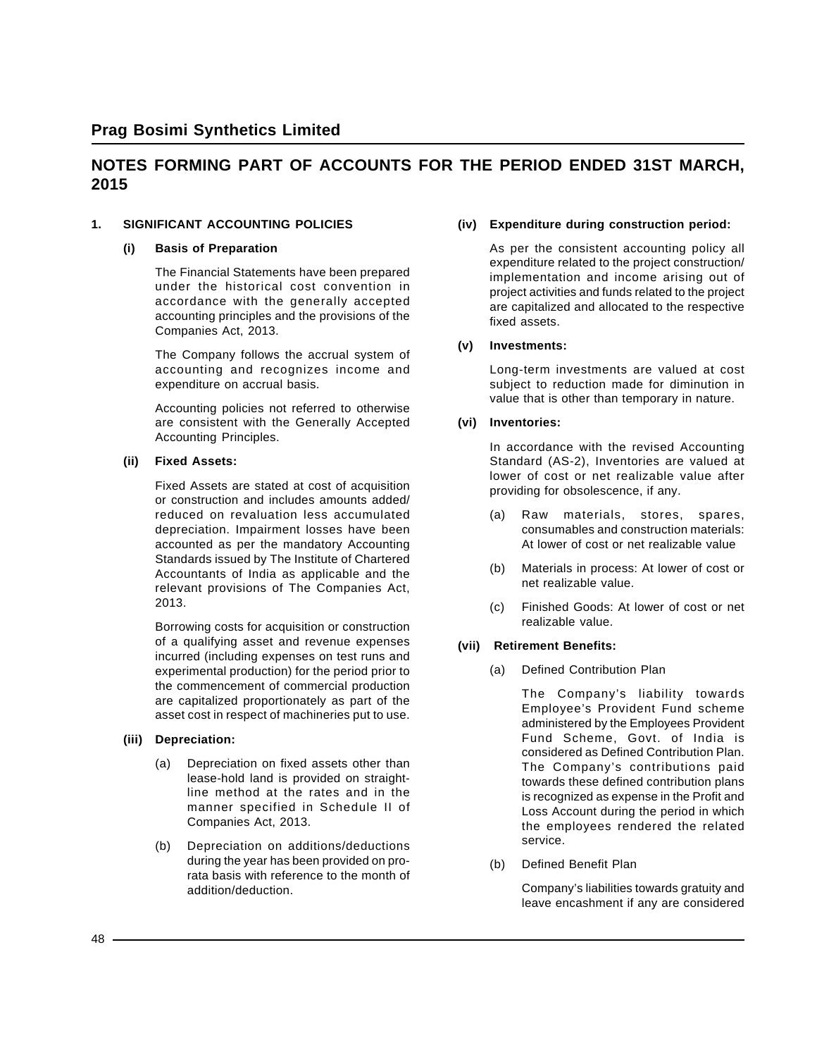# Prag Bosimi Synthetics Limited

## NOTES FORMING PART OF ACCOUNTS FOR THE PERIOD ENDED 31ST MARCH, 2015

### 1. SIGNIFICANT ACCOUNTING POLICIES

**(i) Basis of Preparation**

The Financial Statements have been prepared under the historical cost convention in accordance with the generally accepted accounting principles and the provisions of the Companies Act, 2013.

The Company follows the accrual system of accounting and recognizes income and expenditure on accrual basis.

Accounting policies not referred to otherwise are consistent with the Generally Accepted Accounting Principles.

**(ii) Fixed Assets:**

Fixed Assets are stated at cost of acquisition or construction and includes amounts added/ reduced on revaluation less accumulated depreciation. Impairment losses have been accounted as per the mandatory Accounting Standards issued by The Institute of Chartered Accountants of India as applicable and the relevant provisions of The Companies Act, 2013.

Borrowing costs for acquisition or construction of a qualifying asset and revenue expenses incurred (including expenses on test runs and experimental production) for the period prior to the commencement of commercial production are capitalized proportionately as part of the asset cost in respect of machineries put to use.

**(iii) Depreciation:**

(a) Depreciation on fixed assets other than lease-hold land is provided on straight-line method at the rates and in the manner specified in Schedule II of Companies Act, 2013.

(b) Depreciation on additions/deductions during the year has been provided on pro-rata basis with reference to the month of addition/deduction.

**(iv) Expenditure during construction period:**

As per the consistent accounting policy all expenditure related to the project construction/ implementation and income arising out of project activities and funds related to the project are capitalized and allocated to the respective fixed assets.

**(v) Investments:**

Long-term investments are valued at cost subject to reduction made for diminution in value that is other than temporary in nature.

**(vi) Inventories:**

In accordance with the revised Accounting Standard (AS-2), Inventories are valued at lower of cost or net realizable value after providing for obsolescence, if any.

(a) Raw materials, stores, spares, consumables and construction materials: At lower of cost or net realizable value

(b) Materials in process: At lower of cost or net realizable value.

(c) Finished Goods: At lower of cost or net realizable value.

**(vii) Retirement Benefits:**

(a) Defined Contribution Plan

The Company's liability towards Employee's Provident Fund scheme administered by the Employees Provident Fund Scheme, Govt. of India is considered as Defined Contribution Plan. The Company's contributions paid towards these defined contribution plans is recognized as expense in the Profit and Loss Account during the period in which the employees rendered the related service.

(b) Defined Benefit Plan

Company's liabilities towards gratuity and leave encashment if any are considered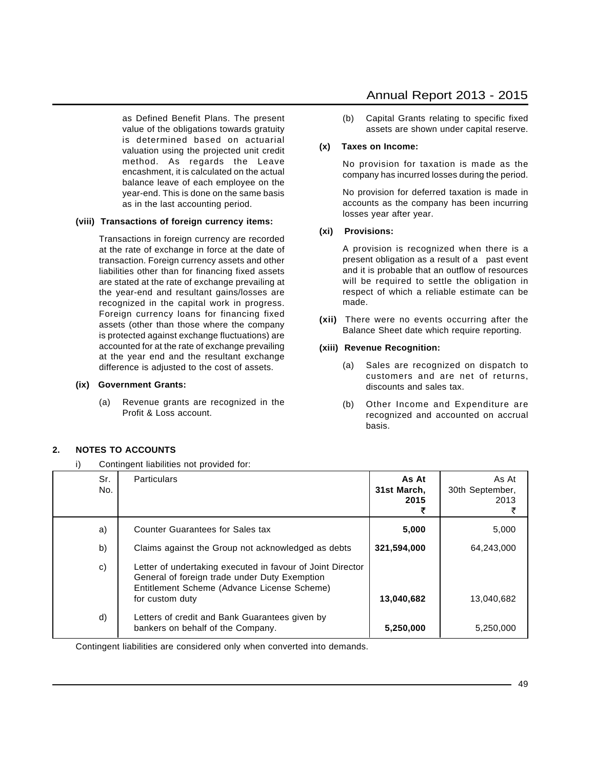as Defined Benefit Plans. The present value of the obligations towards gratuity is determined based on actuarial valuation using the projected unit credit method. As regards the Leave encashment, it is calculated on the actual balance leave of each employee on the year-end. This is done on the same basis as in the last accounting period.

**(viii) Transactions of foreign currency items:**

Transactions in foreign currency are recorded at the rate of exchange in force at the date of transaction. Foreign currency assets and other liabilities other than for financing fixed assets are stated at the rate of exchange prevailing at the year-end and resultant gains/losses are recognized in the capital work in progress. Foreign currency loans for financing fixed assets (other than those where the company is protected against exchange fluctuations) are accounted for at the rate of exchange prevailing at the year end and the resultant exchange difference is adjusted to the cost of assets.

**(ix) Government Grants:**

(a) Revenue grants are recognized in the Profit & Loss account.

(b) Capital Grants relating to specific fixed assets are shown under capital reserve.

**(x) Taxes on Income:**

No provision for taxation is made as the company has incurred losses during the period.

No provision for deferred taxation is made in accounts as the company has been incurring losses year after year.

**(xi) Provisions:**

A provision is recognized when there is a present obligation as a result of a past event and it is probable that an outflow of resources will be required to settle the obligation in respect of which a reliable estimate can be made.

**(xii)** There were no events occurring after the Balance Sheet date which require reporting.

**(xiii) Revenue Recognition:**

(a) Sales are recognized on dispatch to customers and are net of returns, discounts and sales tax.

(b) Other Income and Expenditure are recognized and accounted on accrual basis.

## 2. NOTES TO ACCOUNTS

i) Contingent liabilities not provided for:

| Sr. No. | Particulars | **As At 31st March, 2015 ₹** | As At 30th September, 2013 ₹ |
|---|---|---|---|
| a) | Counter Guarantees for Sales tax | **5,000** | 5,000 |
| b) | Claims against the Group not acknowledged as debts | **321,594,000** | 64,243,000 |
| c) | Letter of undertaking executed in favour of Joint Director General of foreign trade under Duty Exemption Entitlement Scheme (Advance License Scheme) for custom duty | **13,040,682** | 13,040,682 |
| d) | Letters of credit and Bank Guarantees given by bankers on behalf of the Company. | **5,250,000** | 5,250,000 |

Contingent liabilities are considered only when converted into demands.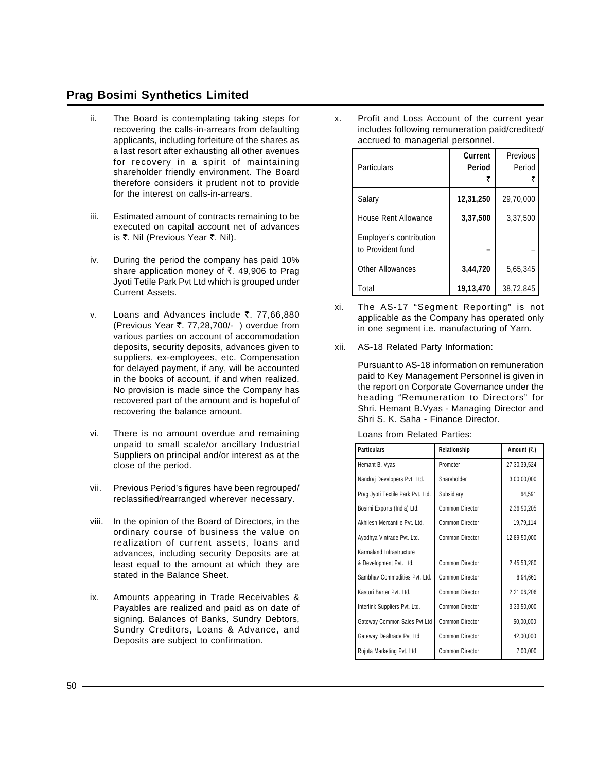ii. The Board is contemplating taking steps for recovering the calls-in-arrears from defaulting applicants, including forfeiture of the shares as a last resort after exhausting all other avenues for recovery in a spirit of maintaining shareholder friendly environment. The Board therefore considers it prudent not to provide for the interest on calls-in-arrears.

iii. Estimated amount of contracts remaining to be executed on capital account net of advances is ₹. Nil (Previous Year ₹. Nil).

iv. During the period the company has paid 10% share application money of ₹. 49,906 to Prag Jyoti Tetile Park Pvt Ltd which is grouped under Current Assets.

v. Loans and Advances include ₹. 77,66,880 (Previous Year ₹. 77,28,700/- ) overdue from various parties on account of accommodation deposits, security deposits, advances given to suppliers, ex-employees, etc. Compensation for delayed payment, if any, will be accounted in the books of account, if and when realized. No provision is made since the Company has recovered part of the amount and is hopeful of recovering the balance amount.

vi. There is no amount overdue and remaining unpaid to small scale/or ancillary Industrial Suppliers on principal and/or interest as at the close of the period.

vii. Previous Period's figures have been regrouped/ reclassified/rearranged wherever necessary.

viii. In the opinion of the Board of Directors, in the ordinary course of business the value on realization of current assets, loans and advances, including security Deposits are at least equal to the amount at which they are stated in the Balance Sheet.

ix. Amounts appearing in Trade Receivables & Payables are realized and paid as on date of signing. Balances of Banks, Sundry Debtors, Sundry Creditors, Loans & Advance, and Deposits are subject to confirmation.

x. Profit and Loss Account of the current year includes following remuneration paid/credited/ accrued to managerial personnel.

| Particulars | **Current Period ₹** | Previous Period ₹ |
|---|---|---|
| Salary | **12,31,250** | 29,70,000 |
| House Rent Allowance | **3,37,500** | 3,37,500 |
| Employer's contribution to Provident fund | **–** | – |
| Other Allowances | **3,44,720** | 5,65,345 |
| Total | **19,13,470** | 38,72,845 |

xi. The AS-17 "Segment Reporting" is not applicable as the Company has operated only in one segment i.e. manufacturing of Yarn.

xii. AS-18 Related Party Information:

Pursuant to AS-18 information on remuneration paid to Key Management Personnel is given in the report on Corporate Governance under the heading "Remuneration to Directors" for Shri. Hemant B.Vyas - Managing Director and Shri S. K. Saha - Finance Director.

Loans from Related Parties:

| Particulars | Relationship | Amount (₹.) |
|---|---|---|
| Hemant B. Vyas | Promoter | 27,30,39,524 |
| Nandraj Developers Pvt. Ltd. | Shareholder | 3,00,00,000 |
| Prag Jyoti Textile Park Pvt. Ltd. | Subsidiary | 64,591 |
| Bosimi Exports (India) Ltd. | Common Director | 2,36,90,205 |
| Akhilesh Mercantile Pvt. Ltd. | Common Director | 19,79,114 |
| Ayodhya Vintrade Pvt. Ltd. | Common Director | 12,89,50,000 |
| Karmaland Infrastructure & Development Pvt. Ltd. | Common Director | 2,45,53,280 |
| Sambhav Commodities Pvt. Ltd. | Common Director | 8,94,661 |
| Kasturi Barter Pvt. Ltd. | Common Director | 2,21,06,206 |
| Interlink Suppliers Pvt. Ltd. | Common Director | 3,33,50,000 |
| Gateway Common Sales Pvt Ltd | Common Director | 50,00,000 |
| Gateway Dealtrade Pvt Ltd | Common Director | 42,00,000 |
| Rujuta Marketing Pvt. Ltd | Common Director | 7,00,000 |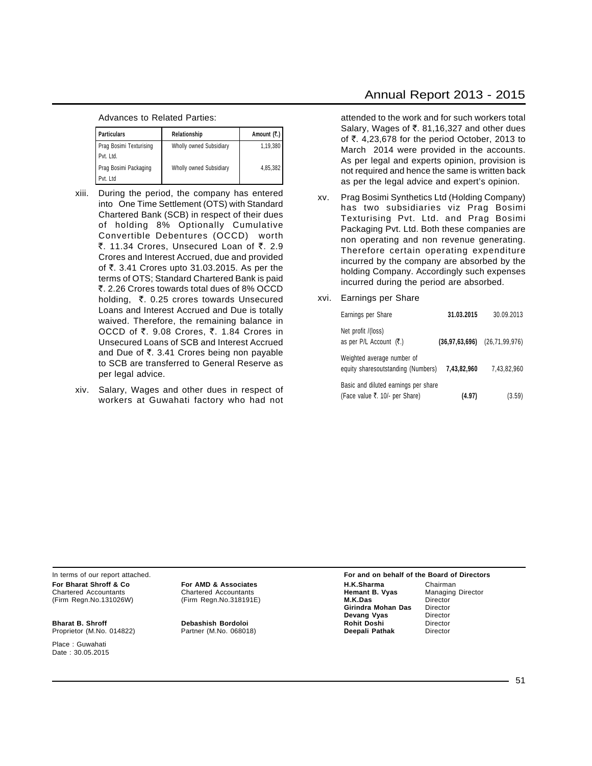Advances to Related Parties:

| Particulars | Relationship | Amount (₹.) |
|---|---|---|
| Prag Bosimi Texturising Pvt. Ltd. | Wholly owned Subsidiary | 1,19,380 |
| Prag Bosimi Packaging Pvt. Ltd | Wholly owned Subsidiary | 4,85,382 |

xiii. During the period, the company has entered into One Time Settlement (OTS) with Standard Chartered Bank (SCB) in respect of their dues of holding 8% Optionally Cumulative Convertible Debentures (OCCD) worth ₹. 11.34 Crores, Unsecured Loan of ₹. 2.9 Crores and Interest Accrued, due and provided of ₹. 3.41 Crores upto 31.03.2015. As per the terms of OTS; Standard Chartered Bank is paid ₹. 2.26 Crores towards total dues of 8% OCCD holding, ₹. 0.25 crores towards Unsecured Loans and Interest Accrued and Due is totally waived. Therefore, the remaining balance in OCCD of ₹. 9.08 Crores, ₹. 1.84 Crores in Unsecured Loans of SCB and Interest Accrued and Due of ₹. 3.41 Crores being non payable to SCB are transferred to General Reserve as per legal advice.

xiv. Salary, Wages and other dues in respect of workers at Guwahati factory who had not attended to the work and for such workers total Salary, Wages of ₹. 81,16,327 and other dues of ₹. 4,23,678 for the period October, 2013 to March 2014 were provided in the accounts. As per legal and experts opinion, provision is not required and hence the same is written back as per the legal advice and expert's opinion.

xv. Prag Bosimi Synthetics Ltd (Holding Company) has two subsidiaries viz Prag Bosimi Texturising Pvt. Ltd. and Prag Bosimi Packaging Pvt. Ltd. Both these companies are non operating and non revenue generating. Therefore certain operating expenditure incurred by the company are absorbed by the holding Company. Accordingly such expenses incurred during the period are absorbed.

xvi. Earnings per Share

| Earnings per Share | **31.03.2015** | 30.09.2013 |
|---|---|---|
| Net profit /(loss) as per P/L Account (₹.) | **(36,97,63,696)** | (26,71,99,976) |
| Weighted average number of equity sharesoutstanding (Numbers) | **7,43,82,960** | 7,43,82,960 |
| Basic and diluted earnings per share (Face value ₹. 10/- per Share) | **(4.97)** | (3.59) |

In terms of our report attached.

**For Bharat Shroff & Co**
Chartered Accountants
(Firm Regn.No.131026W)

**Bharat B. Shroff**
Proprietor (M.No. 014822)

**For AMD & Associates**
Chartered Accountants
(Firm Regn.No.318191E)

**Debashish Bordoloi**
Partner (M.No. 068018)

Place : Guwahati
Date : 30.05.2015

**For and on behalf of the Board of Directors**

| | |
|---|---|
| **H.K.Sharma** | Chairman |
| **Hemant B. Vyas** | Managing Director |
| **M.K.Das** | Director |
| **Girindra Mohan Das** | Director |
| **Devang Vyas** | Director |
| **Rohit Doshi** | Director |
| **Deepali Pathak** | Director |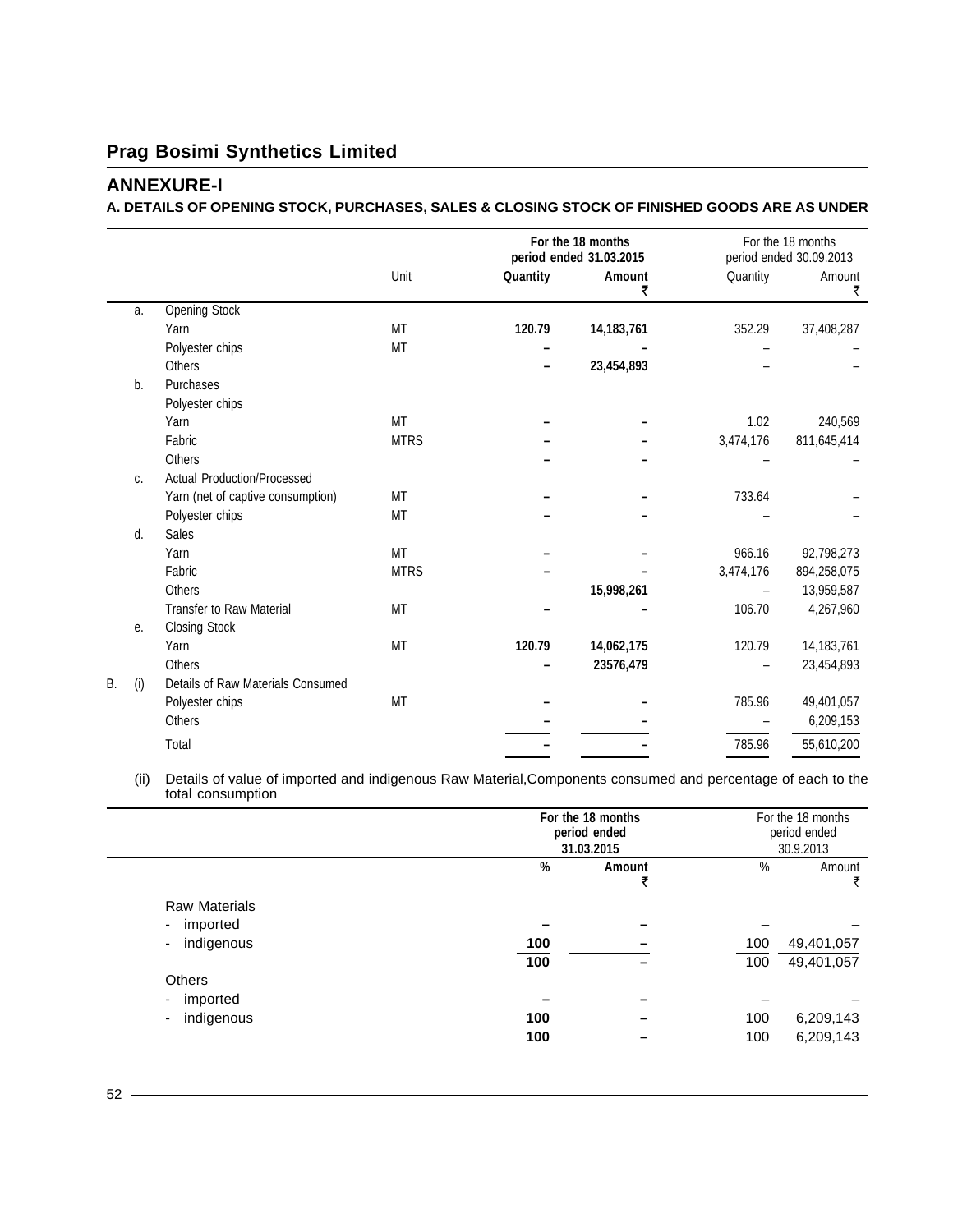## Prag Bosimi Synthetics Limited

## ANNEXURE-I

**A. DETAILS OF OPENING STOCK, PURCHASES, SALES & CLOSING STOCK OF FINISHED GOODS ARE AS UNDER**

| | | | Unit | For the 18 months period ended 31.03.2015 | | For the 18 months period ended 30.09.2013 | |
|---|---|---|---|---|---|---|---|
| | | | | **Quantity** | **Amount ₹** | Quantity | Amount ₹ |
| | a. | Opening Stock | | | | | |
| | | Yarn | MT | **120.79** | **14,183,761** | 352.29 | 37,408,287 |
| | | Polyester chips | MT | **–** | **–** | – | – |
| | | Others | | **–** | **23,454,893** | – | – |
| | b. | Purchases | | | | | |
| | | Polyester chips | | | | | |
| | | Yarn | MT | **–** | **–** | 1.02 | 240,569 |
| | | Fabric | MTRS | **–** | **–** | 3,474,176 | 811,645,414 |
| | | Others | | **–** | **–** | – | – |
| | c. | Actual Production/Processed | | | | | |
| | | Yarn (net of captive consumption) | MT | **–** | **–** | 733.64 | – |
| | | Polyester chips | MT | **–** | **–** | – | – |
| | d. | Sales | | | | | |
| | | Yarn | MT | **–** | **–** | 966.16 | 92,798,273 |
| | | Fabric | MTRS | **–** | **–** | 3,474,176 | 894,258,075 |
| | | Others | | | **15,998,261** | – | 13,959,587 |
| | | Transfer to Raw Material | MT | **–** | **–** | 106.70 | 4,267,960 |
| | e. | Closing Stock | | | | | |
| | | Yarn | MT | **120.79** | **14,062,175** | 120.79 | 14,183,761 |
| | | Others | | **–** | **23576,479** | – | 23,454,893 |
| B. | (i) | Details of Raw Materials Consumed | | | | | |
| | | Polyester chips | MT | **–** | **–** | 785.96 | 49,401,057 |
| | | Others | | **–** | **–** | – | 6,209,153 |
| | | Total | | **–** | **–** | 785.96 | 55,610,200 |

(ii) Details of value of imported and indigenous Raw Material,Components consumed and percentage of each to the total consumption

| | For the 18 months period ended 31.03.2015 | | For the 18 months period ended 30.9.2013 | |
|---|---|---|---|---|
| | **%** | **Amount ₹** | % | Amount ₹ |
| Raw Materials | | | | |
| - imported | **–** | **–** | – | – |
| - indigenous | **100** | **–** | 100 | 49,401,057 |
| | **100** | **–** | 100 | 49,401,057 |
| Others | | | | |
| - imported | **–** | **–** | – | – |
| - indigenous | **100** | **–** | 100 | 6,209,143 |
| | **100** | **–** | 100 | 6,209,143 |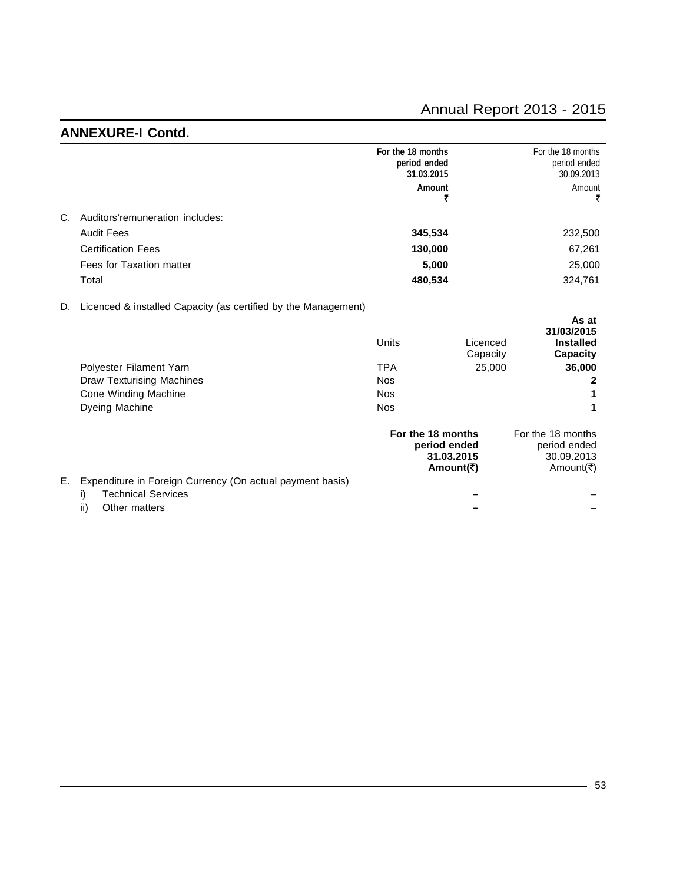## ANNEXURE-I Contd.

| | For the 18 months period ended 31.03.2015 Amount ₹ | For the 18 months period ended 30.09.2013 Amount ₹ |
|---|---|---|
| C. Auditors'remuneration includes: | | |
| Audit Fees | **345,534** | 232,500 |
| Certification Fees | **130,000** | 67,261 |
| Fees for Taxation matter | **5,000** | 25,000 |
| Total | **480,534** | 324,761 |

D. Licenced & installed Capacity (as certified by the Management)

| | Units | Licenced Capacity | **As at 31/03/2015 Installed Capacity** |
|---|---|---|---|
| Polyester Filament Yarn | TPA | 25,000 | **36,000** |
| Draw Texturising Machines | Nos | | **2** |
| Cone Winding Machine | Nos | | **1** |
| Dyeing Machine | Nos | | **1** |

| | **For the 18 months period ended 31.03.2015 Amount(₹)** | For the 18 months period ended 30.09.2013 Amount(₹) |
|---|---|---|
| E. Expenditure in Foreign Currency (On actual payment basis) | | |
| i) Technical Services | **–** | – |
| ii) Other matters | **–** | – |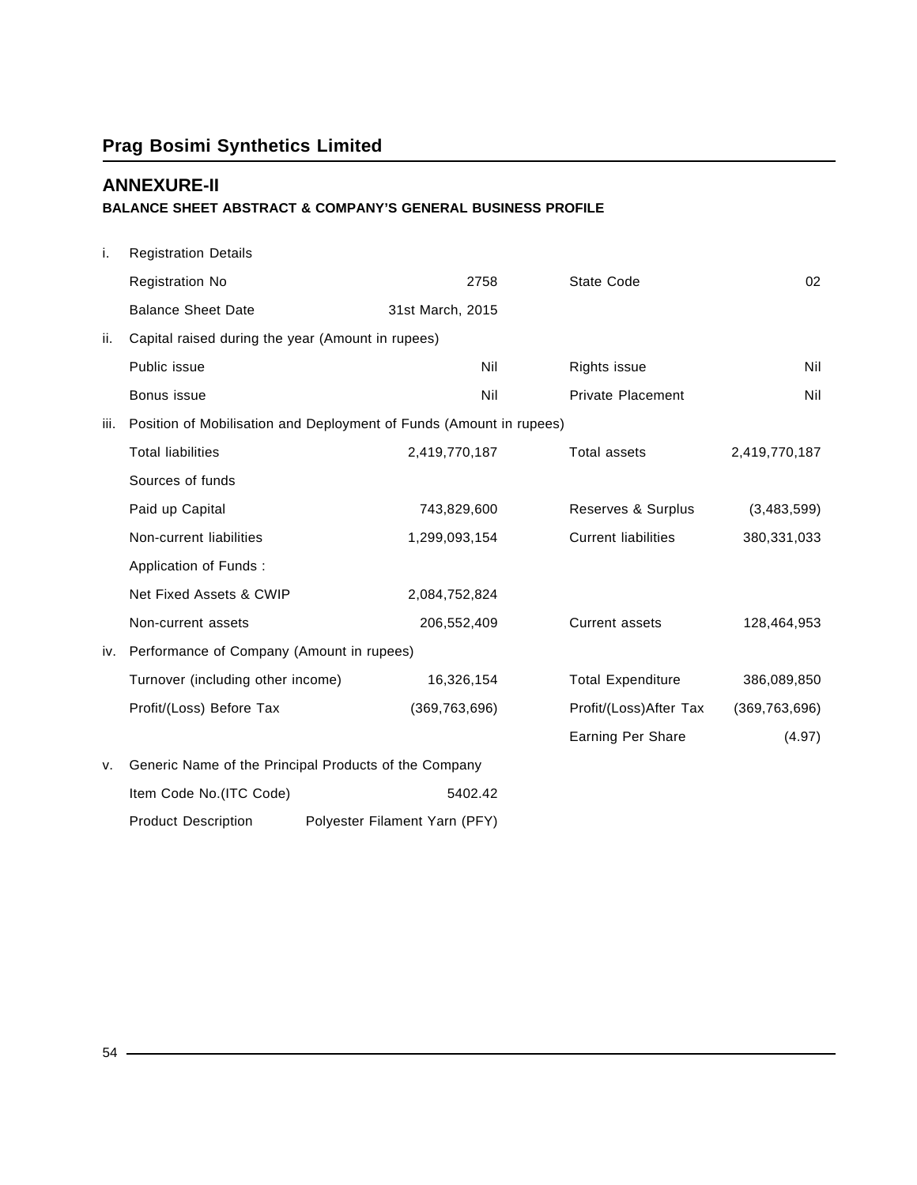## ANNEXURE-II

**BALANCE SHEET ABSTRACT & COMPANY'S GENERAL BUSINESS PROFILE**

| | | | | |
|---|---|---|---|---|
| i. | Registration Details | | | |
| | Registration No | 2758 | State Code | 02 |
| | Balance Sheet Date | 31st March, 2015 | | |
| ii. | Capital raised during the year (Amount in rupees) | | | |
| | Public issue | Nil | Rights issue | Nil |
| | Bonus issue | Nil | Private Placement | Nil |
| iii. | Position of Mobilisation and Deployment of Funds (Amount in rupees) | | | |
| | Total liabilities | 2,419,770,187 | Total assets | 2,419,770,187 |
| | Sources of funds | | | |
| | Paid up Capital | 743,829,600 | Reserves & Surplus | (3,483,599) |
| | Non-current liabilities | 1,299,093,154 | Current liabilities | 380,331,033 |
| | Application of Funds : | | | |
| | Net Fixed Assets & CWIP | 2,084,752,824 | | |
| | Non-current assets | 206,552,409 | Current assets | 128,464,953 |
| iv. | Performance of Company (Amount in rupees) | | | |
| | Turnover (including other income) | 16,326,154 | Total Expenditure | 386,089,850 |
| | Profit/(Loss) Before Tax | (369,763,696) | Profit/(Loss)After Tax | (369,763,696) |
| | | | Earning Per Share | (4.97) |
| v. | Generic Name of the Principal Products of the Company | | | |
| | Item Code No.(ITC Code) | 5402.42 | | |
| | Product Description | Polyester Filament Yarn (PFY) | | |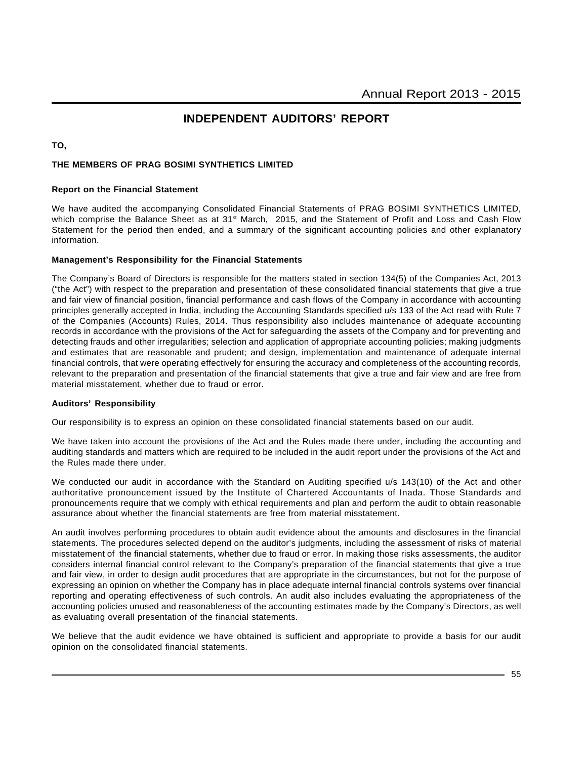# INDEPENDENT AUDITORS' REPORT

**TO,**

**THE MEMBERS OF PRAG BOSIMI SYNTHETICS LIMITED**

**Report on the Financial Statement**

We have audited the accompanying Consolidated Financial Statements of PRAG BOSIMI SYNTHETICS LIMITED, which comprise the Balance Sheet as at 31st March, 2015, and the Statement of Profit and Loss and Cash Flow Statement for the period then ended, and a summary of the significant accounting policies and other explanatory information.

**Management's Responsibility for the Financial Statements**

The Company's Board of Directors is responsible for the matters stated in section 134(5) of the Companies Act, 2013 ("the Act") with respect to the preparation and presentation of these consolidated financial statements that give a true and fair view of financial position, financial performance and cash flows of the Company in accordance with accounting principles generally accepted in India, including the Accounting Standards specified u/s 133 of the Act read with Rule 7 of the Companies (Accounts) Rules, 2014. Thus responsibility also includes maintenance of adequate accounting records in accordance with the provisions of the Act for safeguarding the assets of the Company and for preventing and detecting frauds and other irregularities; selection and application of appropriate accounting policies; making judgments and estimates that are reasonable and prudent; and design, implementation and maintenance of adequate internal financial controls, that were operating effectively for ensuring the accuracy and completeness of the accounting records, relevant to the preparation and presentation of the financial statements that give a true and fair view and are free from material misstatement, whether due to fraud or error.

**Auditors' Responsibility**

Our responsibility is to express an opinion on these consolidated financial statements based on our audit.

We have taken into account the provisions of the Act and the Rules made there under, including the accounting and auditing standards and matters which are required to be included in the audit report under the provisions of the Act and the Rules made there under.

We conducted our audit in accordance with the Standard on Auditing specified u/s 143(10) of the Act and other authoritative pronouncement issued by the Institute of Chartered Accountants of Inada. Those Standards and pronouncements require that we comply with ethical requirements and plan and perform the audit to obtain reasonable assurance about whether the financial statements are free from material misstatement.

An audit involves performing procedures to obtain audit evidence about the amounts and disclosures in the financial statements. The procedures selected depend on the auditor's judgments, including the assessment of risks of material misstatement of the financial statements, whether due to fraud or error. In making those risks assessments, the auditor considers internal financial control relevant to the Company's preparation of the financial statements that give a true and fair view, in order to design audit procedures that are appropriate in the circumstances, but not for the purpose of expressing an opinion on whether the Company has in place adequate internal financial controls systems over financial reporting and operating effectiveness of such controls. An audit also includes evaluating the appropriateness of the accounting policies unused and reasonableness of the accounting estimates made by the Company's Directors, as well as evaluating overall presentation of the financial statements.

We believe that the audit evidence we have obtained is sufficient and appropriate to provide a basis for our audit opinion on the consolidated financial statements.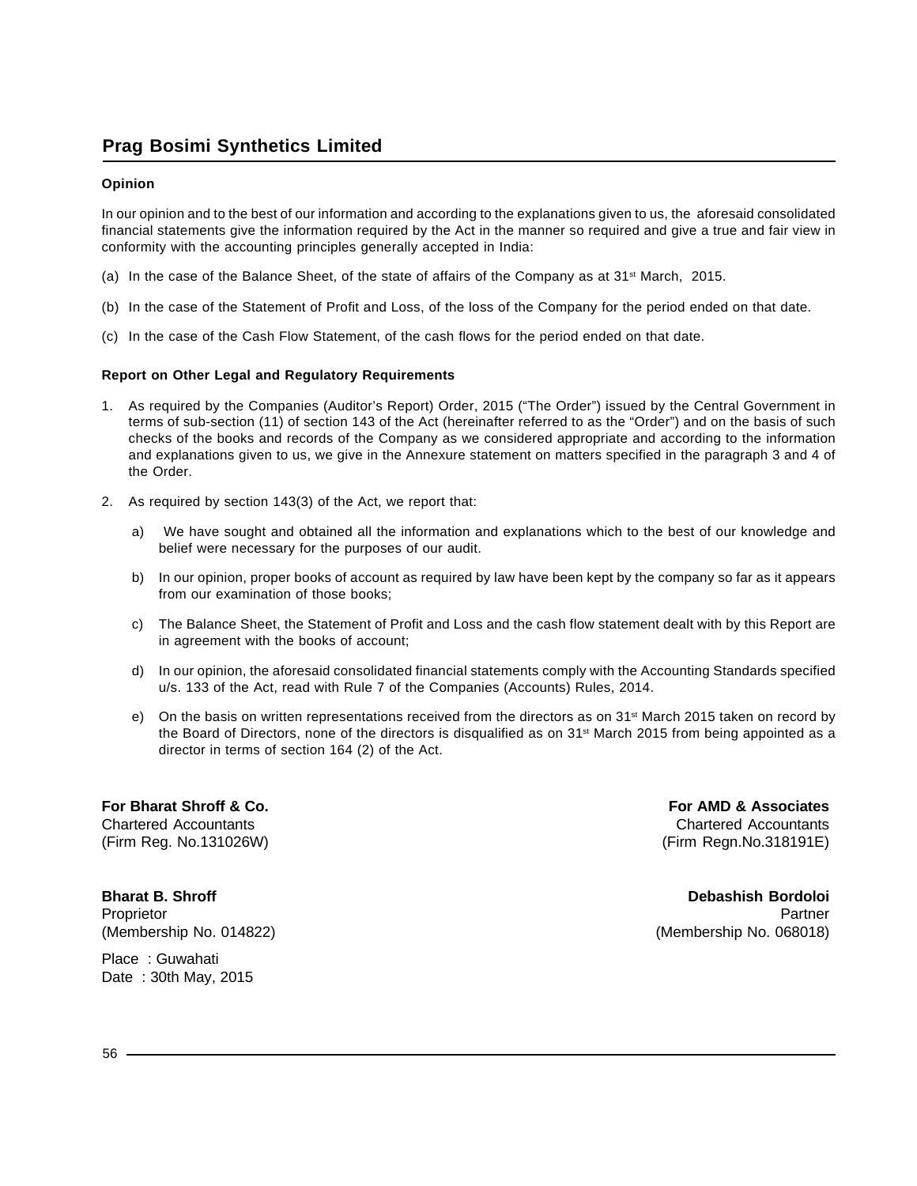**Opinion**

In our opinion and to the best of our information and according to the explanations given to us, the aforesaid consolidated financial statements give the information required by the Act in the manner so required and give a true and fair view in conformity with the accounting principles generally accepted in India:

(a) In the case of the Balance Sheet, of the state of affairs of the Company as at 31st March, 2015.

(b) In the case of the Statement of Profit and Loss, of the loss of the Company for the period ended on that date.

(c) In the case of the Cash Flow Statement, of the cash flows for the period ended on that date.

**Report on Other Legal and Regulatory Requirements**

1. As required by the Companies (Auditor's Report) Order, 2015 ("The Order") issued by the Central Government in terms of sub-section (11) of section 143 of the Act (hereinafter referred to as the "Order") and on the basis of such checks of the books and records of the Company as we considered appropriate and according to the information and explanations given to us, we give in the Annexure statement on matters specified in the paragraph 3 and 4 of the Order.

2. As required by section 143(3) of the Act, we report that:

   a) We have sought and obtained all the information and explanations which to the best of our knowledge and belief were necessary for the purposes of our audit.

   b) In our opinion, proper books of account as required by law have been kept by the company so far as it appears from our examination of those books;

   c) The Balance Sheet, the Statement of Profit and Loss and the cash flow statement dealt with by this Report are in agreement with the books of account;

   d) In our opinion, the aforesaid consolidated financial statements comply with the Accounting Standards specified u/s. 133 of the Act, read with Rule 7 of the Companies (Accounts) Rules, 2014.

   e) On the basis on written representations received from the directors as on 31st March 2015 taken on record by the Board of Directors, none of the directors is disqualified as on 31st March 2015 from being appointed as a director in terms of section 164 (2) of the Act.

**For Bharat Shroff & Co.**
Chartered Accountants
(Firm Reg. No.131026W)

**Bharat B. Shroff**
Proprietor
(Membership No. 014822)

**For AMD & Associates**
Chartered Accountants
(Firm Regn.No.318191E)

**Debashish Bordoloi**
Partner
(Membership No. 068018)

Place : Guwahati
Date : 30th May, 2015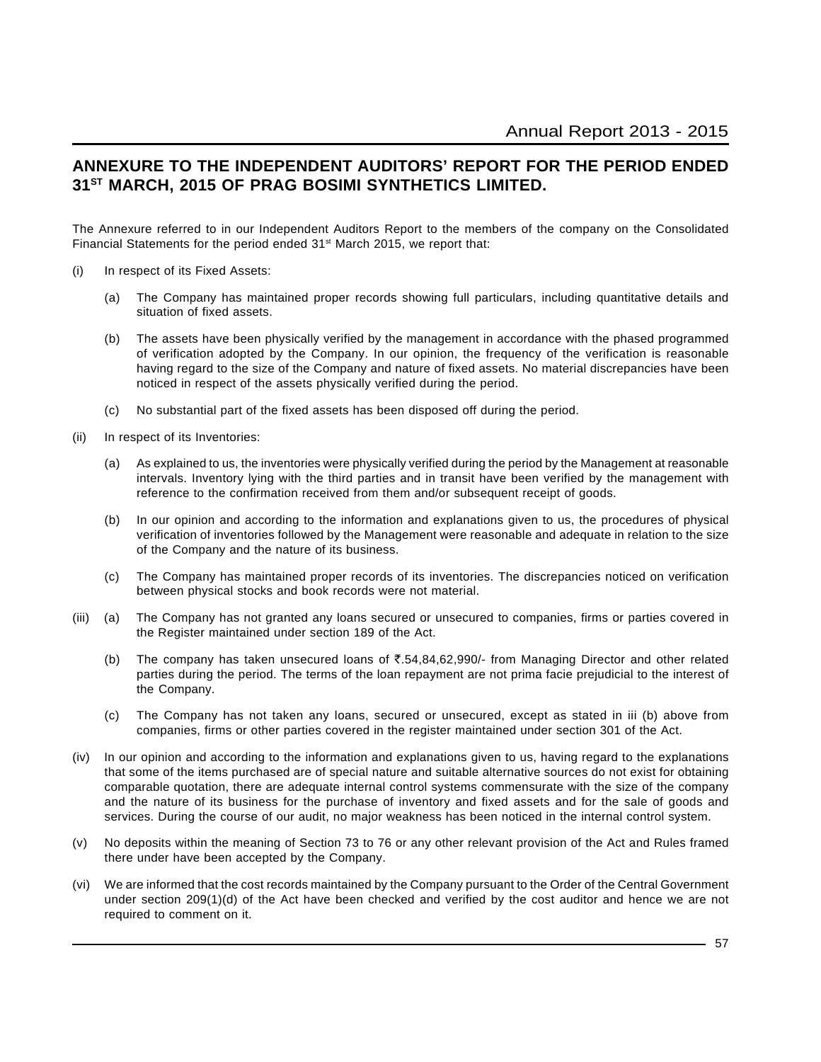## ANNEXURE TO THE INDEPENDENT AUDITORS' REPORT FOR THE PERIOD ENDED 31ST MARCH, 2015 OF PRAG BOSIMI SYNTHETICS LIMITED.

The Annexure referred to in our Independent Auditors Report to the members of the company on the Consolidated Financial Statements for the period ended 31st March 2015, we report that:

(i) In respect of its Fixed Assets:

(a) The Company has maintained proper records showing full particulars, including quantitative details and situation of fixed assets.

(b) The assets have been physically verified by the management in accordance with the phased programmed of verification adopted by the Company. In our opinion, the frequency of the verification is reasonable having regard to the size of the Company and nature of fixed assets. No material discrepancies have been noticed in respect of the assets physically verified during the period.

(c) No substantial part of the fixed assets has been disposed off during the period.

(ii) In respect of its Inventories:

(a) As explained to us, the inventories were physically verified during the period by the Management at reasonable intervals. Inventory lying with the third parties and in transit have been verified by the management with reference to the confirmation received from them and/or subsequent receipt of goods.

(b) In our opinion and according to the information and explanations given to us, the procedures of physical verification of inventories followed by the Management were reasonable and adequate in relation to the size of the Company and the nature of its business.

(c) The Company has maintained proper records of its inventories. The discrepancies noticed on verification between physical stocks and book records were not material.

(iii) (a) The Company has not granted any loans secured or unsecured to companies, firms or parties covered in the Register maintained under section 189 of the Act.

(b) The company has taken unsecured loans of ₹.54,84,62,990/- from Managing Director and other related parties during the period. The terms of the loan repayment are not prima facie prejudicial to the interest of the Company.

(c) The Company has not taken any loans, secured or unsecured, except as stated in iii (b) above from companies, firms or other parties covered in the register maintained under section 301 of the Act.

(iv) In our opinion and according to the information and explanations given to us, having regard to the explanations that some of the items purchased are of special nature and suitable alternative sources do not exist for obtaining comparable quotation, there are adequate internal control systems commensurate with the size of the company and the nature of its business for the purchase of inventory and fixed assets and for the sale of goods and services. During the course of our audit, no major weakness has been noticed in the internal control system.

(v) No deposits within the meaning of Section 73 to 76 or any other relevant provision of the Act and Rules framed there under have been accepted by the Company.

(vi) We are informed that the cost records maintained by the Company pursuant to the Order of the Central Government under section 209(1)(d) of the Act have been checked and verified by the cost auditor and hence we are not required to comment on it.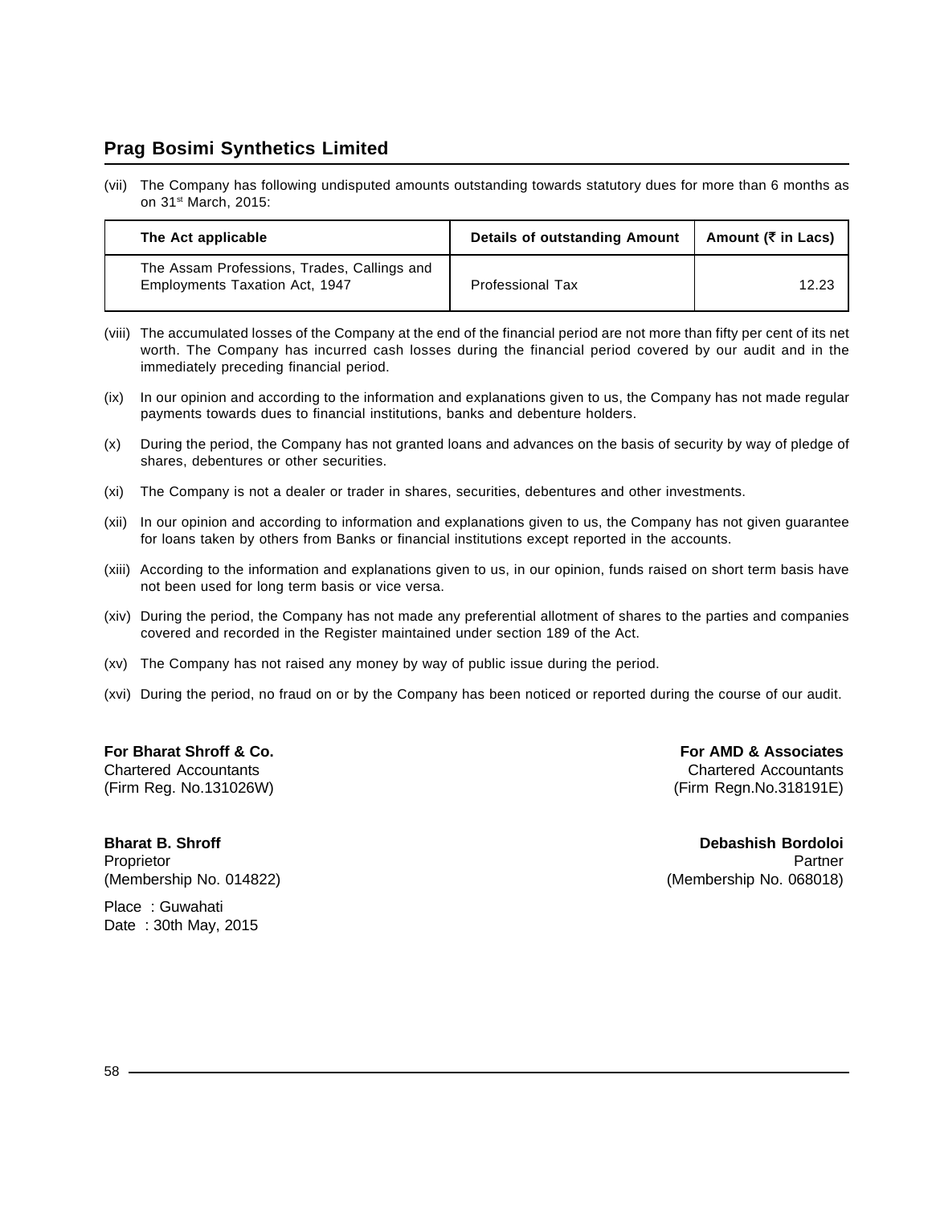(vii) The Company has following undisputed amounts outstanding towards statutory dues for more than 6 months as on 31st March, 2015:

| The Act applicable | Details of outstanding Amount | Amount (₹ in Lacs) |
|---|---|---|
| The Assam Professions, Trades, Callings and Employments Taxation Act, 1947 | Professional Tax | 12.23 |

(viii) The accumulated losses of the Company at the end of the financial period are not more than fifty per cent of its net worth. The Company has incurred cash losses during the financial period covered by our audit and in the immediately preceding financial period.

(ix) In our opinion and according to the information and explanations given to us, the Company has not made regular payments towards dues to financial institutions, banks and debenture holders.

(x) During the period, the Company has not granted loans and advances on the basis of security by way of pledge of shares, debentures or other securities.

(xi) The Company is not a dealer or trader in shares, securities, debentures and other investments.

(xii) In our opinion and according to information and explanations given to us, the Company has not given guarantee for loans taken by others from Banks or financial institutions except reported in the accounts.

(xiii) According to the information and explanations given to us, in our opinion, funds raised on short term basis have not been used for long term basis or vice versa.

(xiv) During the period, the Company has not made any preferential allotment of shares to the parties and companies covered and recorded in the Register maintained under section 189 of the Act.

(xv) The Company has not raised any money by way of public issue during the period.

(xvi) During the period, no fraud on or by the Company has been noticed or reported during the course of our audit.

**For Bharat Shroff & Co.**
Chartered Accountants
(Firm Reg. No.131026W)

**Bharat B. Shroff**
Proprietor
(Membership No. 014822)

Place : Guwahati
Date : 30th May, 2015

**For AMD & Associates**
Chartered Accountants
(Firm Regn.No.318191E)

**Debashish Bordoloi**
Partner
(Membership No. 068018)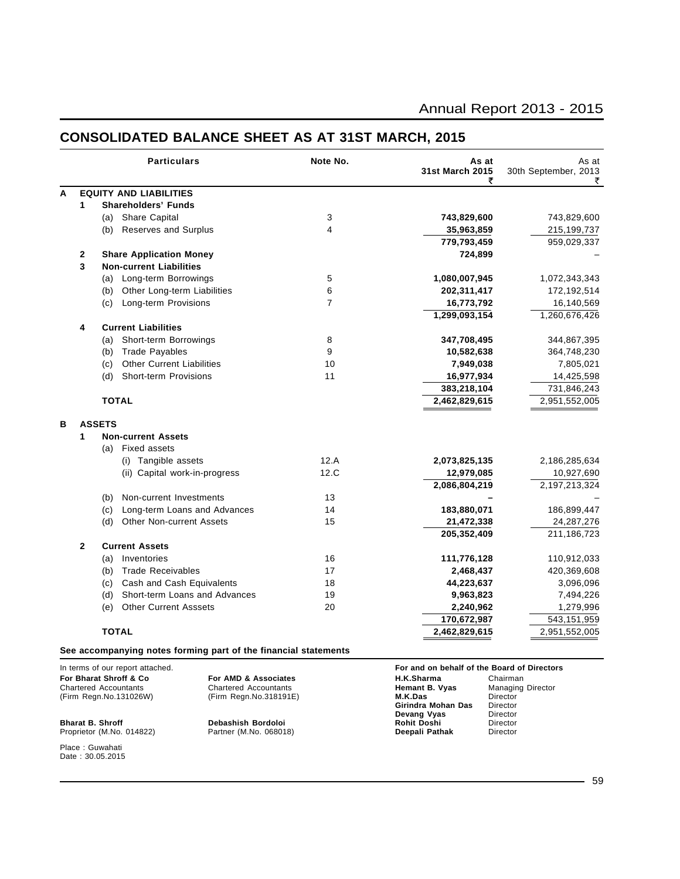# CONSOLIDATED BALANCE SHEET AS AT 31ST MARCH, 2015

| | | Particulars | Note No. | As at 31st March 2015 ₹ | As at 30th September, 2013 ₹ |
|---|---|---|---|---|---|
| **A** | | **EQUITY AND LIABILITIES** | | | |
| | **1** | **Shareholders' Funds** | | | |
| | | (a) Share Capital | 3 | **743,829,600** | 743,829,600 |
| | | (b) Reserves and Surplus | 4 | **35,963,859** | 215,199,737 |
| | | | | **779,793,459** | 959,029,337 |
| | **2** | **Share Application Money** | | **724,899** | – |
| | **3** | **Non-current Liabilities** | | | |
| | | (a) Long-term Borrowings | 5 | **1,080,007,945** | 1,072,343,343 |
| | | (b) Other Long-term Liabilities | 6 | **202,311,417** | 172,192,514 |
| | | (c) Long-term Provisions | 7 | **16,773,792** | 16,140,569 |
| | | | | **1,299,093,154** | 1,260,676,426 |
| | **4** | **Current Liabilities** | | | |
| | | (a) Short-term Borrowings | 8 | **347,708,495** | 344,867,395 |
| | | (b) Trade Payables | 9 | **10,582,638** | 364,748,230 |
| | | (c) Other Current Liabilities | 10 | **7,949,038** | 7,805,021 |
| | | (d) Short-term Provisions | 11 | **16,977,934** | 14,425,598 |
| | | | | **383,218,104** | 731,846,243 |
| | | **TOTAL** | | **2,462,829,615** | 2,951,552,005 |
| **B** | | **ASSETS** | | | |
| | **1** | **Non-current Assets** | | | |
| | | (a) Fixed assets | | | |
| | | (i) Tangible assets | 12.A | **2,073,825,135** | 2,186,285,634 |
| | | (ii) Capital work-in-progress | 12.C | **12,979,085** | 10,927,690 |
| | | | | **2,086,804,219** | 2,197,213,324 |
| | | (b) Non-current Investments | 13 | **–** | – |
| | | (c) Long-term Loans and Advances | 14 | **183,880,071** | 186,899,447 |
| | | (d) Other Non-current Assets | 15 | **21,472,338** | 24,287,276 |
| | | | | **205,352,409** | 211,186,723 |
| | **2** | **Current Assets** | | | |
| | | (a) Inventories | 16 | **111,776,128** | 110,912,033 |
| | | (b) Trade Receivables | 17 | **2,468,437** | 420,369,608 |
| | | (c) Cash and Cash Equivalents | 18 | **44,223,637** | 3,096,096 |
| | | (d) Short-term Loans and Advances | 19 | **9,963,823** | 7,494,226 |
| | | (e) Other Current Asssets | 20 | **2,240,962** | 1,279,996 |
| | | | | **170,672,987** | 543,151,959 |
| | | **TOTAL** | | **2,462,829,615** | 2,951,552,005 |

**See accompanying notes forming part of the financial statements**

In terms of our report attached.

**For Bharat Shroff & Co**
Chartered Accountants
(Firm Regn.No.131026W)

**Bharat B. Shroff**
Proprietor (M.No. 014822)

**For AMD & Associates**
Chartered Accountants
(Firm Regn.No.318191E)

**Debashish Bordoloi**
Partner (M.No. 068018)

**For and on behalf of the Board of Directors**

**H.K.Sharma** Chairman
**Hemant B. Vyas** Managing Director
**M.K.Das** Director
**Girindra Mohan Das** Director
**Devang Vyas** Director
**Rohit Doshi** Director
**Deepali Pathak** Director

Place : Guwahati
Date : 30.05.2015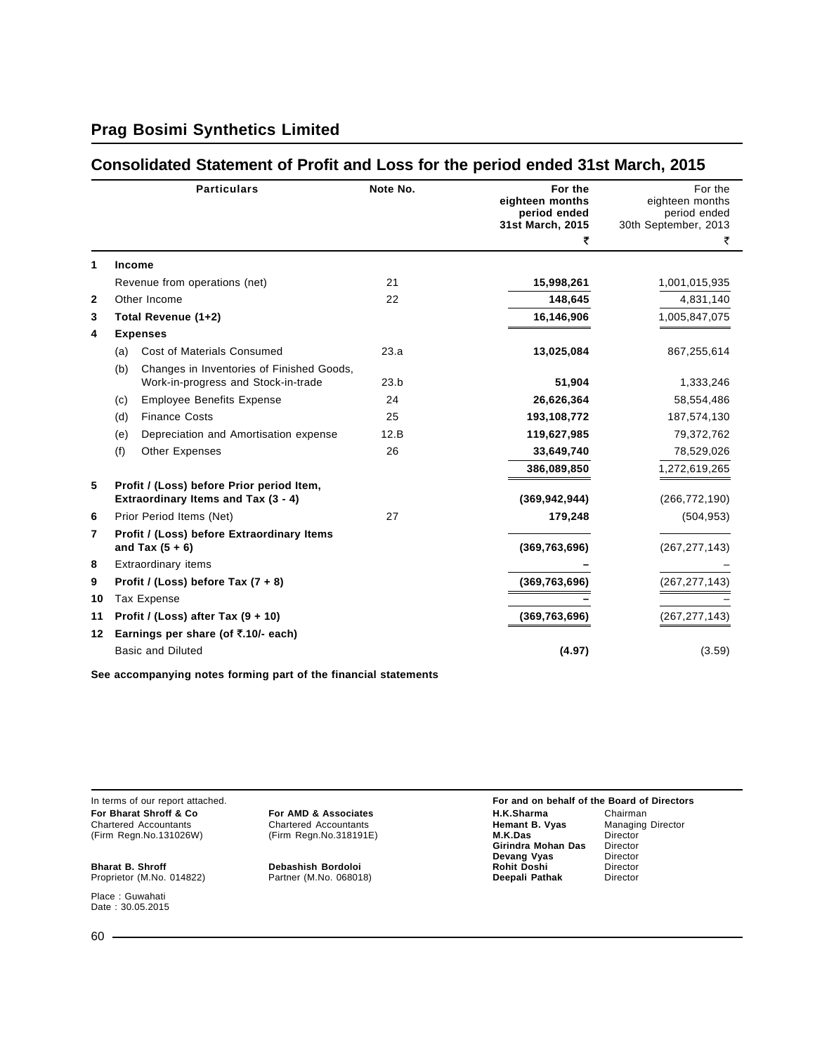# Prag Bosimi Synthetics Limited

## Consolidated Statement of Profit and Loss for the period ended 31st March, 2015

| | Particulars | Note No. | For the eighteen months period ended 31st March, 2015 ₹ | For the eighteen months period ended 30th September, 2013 ₹ |
|---|---|---|---|---|
| 1 | **Income** | | | |
| | Revenue from operations (net) | 21 | **15,998,261** | 1,001,015,935 |
| 2 | Other Income | 22 | **148,645** | 4,831,140 |
| 3 | **Total Revenue (1+2)** | | **16,146,906** | 1,005,847,075 |
| 4 | **Expenses** | | | |
| | (a) Cost of Materials Consumed | 23.a | **13,025,084** | 867,255,614 |
| | (b) Changes in Inventories of Finished Goods, Work-in-progress and Stock-in-trade | 23.b | **51,904** | 1,333,246 |
| | (c) Employee Benefits Expense | 24 | **26,626,364** | 58,554,486 |
| | (d) Finance Costs | 25 | **193,108,772** | 187,574,130 |
| | (e) Depreciation and Amortisation expense | 12.B | **119,627,985** | 79,372,762 |
| | (f) Other Expenses | 26 | **33,649,740** | 78,529,026 |
| | | | **386,089,850** | 1,272,619,265 |
| 5 | **Profit / (Loss) before Prior period Item, Extraordinary Items and Tax (3 - 4)** | | **(369,942,944)** | (266,772,190) |
| 6 | Prior Period Items (Net) | 27 | **179,248** | (504,953) |
| 7 | **Profit / (Loss) before Extraordinary Items and Tax (5 + 6)** | | **(369,763,696)** | (267,277,143) |
| 8 | Extraordinary items | | **–** | – |
| 9 | **Profit / (Loss) before Tax (7 + 8)** | | **(369,763,696)** | (267,277,143) |
| 10 | Tax Expense | | **–** | – |
| 11 | **Profit / (Loss) after Tax (9 + 10)** | | **(369,763,696)** | (267,277,143) |
| 12 | **Earnings per share (of ₹.10/- each)** | | | |
| | Basic and Diluted | | **(4.97)** | (3.59) |

**See accompanying notes forming part of the financial statements**

In terms of our report attached.

**For Bharat Shroff & Co**
Chartered Accountants
(Firm Regn.No.131026W)

**Bharat B. Shroff**
Proprietor (M.No. 014822)

**For AMD & Associates**
Chartered Accountants
(Firm Regn.No.318191E)

**Debashish Bordoloi**
Partner (M.No. 068018)

Place : Guwahati
Date : 30.05.2015

**For and on behalf of the Board of Directors**

| | |
|---|---|
| **H.K.Sharma** | Chairman |
| **Hemant B. Vyas** | Managing Director |
| **M.K.Das** | Director |
| **Girindra Mohan Das** | Director |
| **Devang Vyas** | Director |
| **Rohit Doshi** | Director |
| **Deepali Pathak** | Director |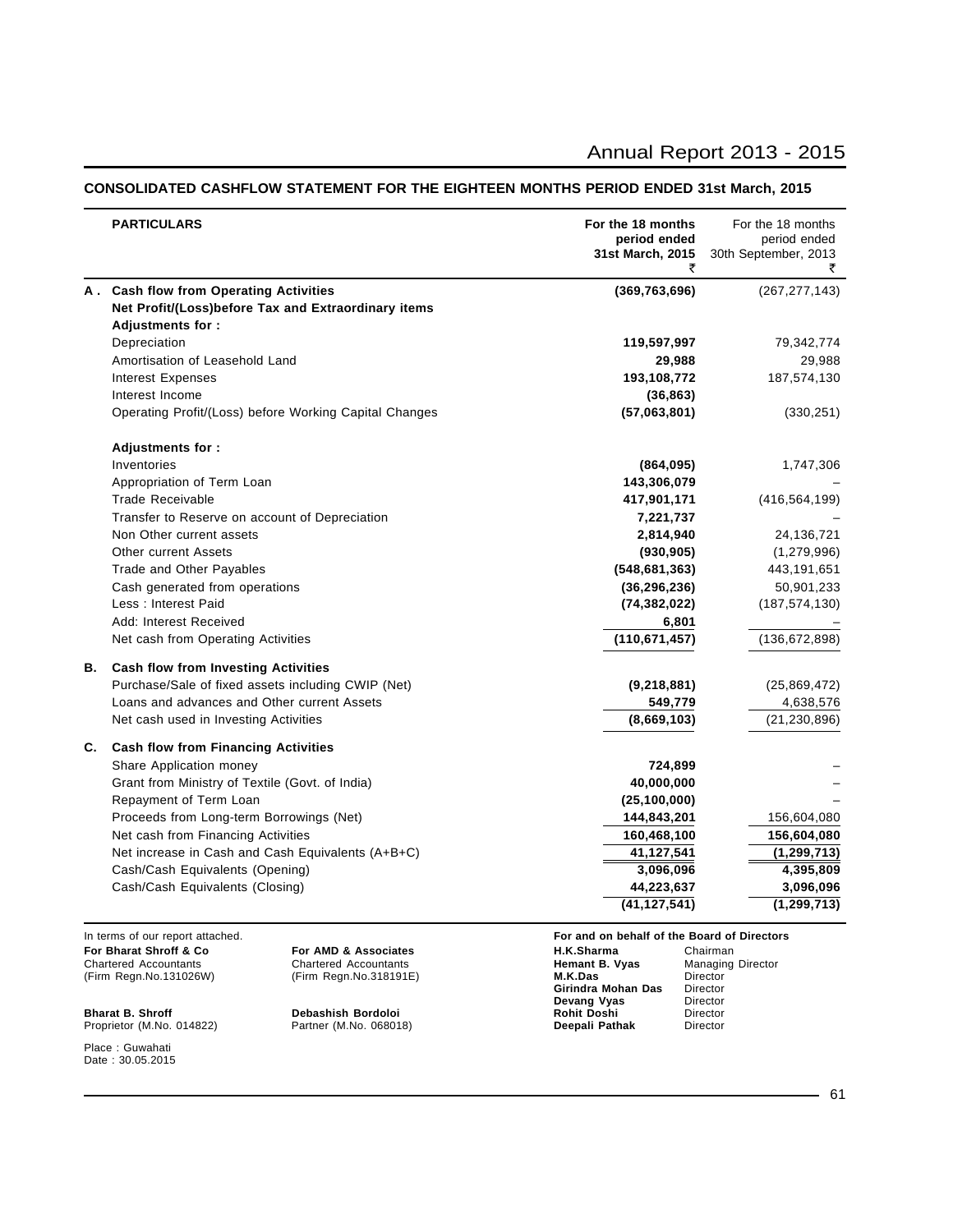## CONSOLIDATED CASHFLOW STATEMENT FOR THE EIGHTEEN MONTHS PERIOD ENDED 31st March, 2015

| | PARTICULARS | For the 18 months period ended 31st March, 2015 ₹ | For the 18 months period ended 30th September, 2013 ₹ |
|---|---|---|---|
| **A .** | **Cash flow from Operating Activities** | **(369,763,696)** | (267,277,143) |
| | **Net Profit/(Loss)before Tax and Extraordinary items** | | |
| | **Adjustments for :** | | |
| | Depreciation | **119,597,997** | 79,342,774 |
| | Amortisation of Leasehold Land | **29,988** | 29,988 |
| | Interest Expenses | **193,108,772** | 187,574,130 |
| | Interest Income | **(36,863)** | |
| | Operating Profit/(Loss) before Working Capital Changes | **(57,063,801)** | (330,251) |
| | **Adjustments for :** | | |
| | Inventories | **(864,095)** | 1,747,306 |
| | Appropriation of Term Loan | **143,306,079** | – |
| | Trade Receivable | **417,901,171** | (416,564,199) |
| | Transfer to Reserve on account of Depreciation | **7,221,737** | – |
| | Non Other current assets | **2,814,940** | 24,136,721 |
| | Other current Assets | **(930,905)** | (1,279,996) |
| | Trade and Other Payables | **(548,681,363)** | 443,191,651 |
| | Cash generated from operations | **(36,296,236)** | 50,901,233 |
| | Less : Interest Paid | **(74,382,022)** | (187,574,130) |
| | Add: Interest Received | **6,801** | – |
| | Net cash from Operating Activities | **(110,671,457)** | (136,672,898) |
| **B.** | **Cash flow from Investing Activities** | | |
| | Purchase/Sale of fixed assets including CWIP (Net) | **(9,218,881)** | (25,869,472) |
| | Loans and advances and Other current Assets | **549,779** | 4,638,576 |
| | Net cash used in Investing Activities | **(8,669,103)** | (21,230,896) |
| **C.** | **Cash flow from Financing Activities** | | |
| | Share Application money | **724,899** | – |
| | Grant from Ministry of Textile (Govt. of India) | **40,000,000** | – |
| | Repayment of Term Loan | **(25,100,000)** | – |
| | Proceeds from Long-term Borrowings (Net) | **144,843,201** | 156,604,080 |
| | Net cash from Financing Activities | **160,468,100** | **156,604,080** |
| | Net increase in Cash and Cash Equivalents (A+B+C) | **41,127,541** | **(1,299,713)** |
| | Cash/Cash Equivalents (Opening) | **3,096,096** | **4,395,809** |
| | Cash/Cash Equivalents (Closing) | **44,223,637** | **3,096,096** |
| | | **(41,127,541)** | **(1,299,713)** |

In terms of our report attached.

**For Bharat Shroff & Co**
Chartered Accountants
(Firm Regn.No.131026W)

**Bharat B. Shroff**
Proprietor (M.No. 014822)

**For AMD & Associates**
Chartered Accountants
(Firm Regn.No.318191E)

**Debashish Bordoloi**
Partner (M.No. 068018)

**For and on behalf of the Board of Directors**

| | |
|---|---|
| **H.K.Sharma** | Chairman |
| **Hemant B. Vyas** | Managing Director |
| **M.K.Das** | Director |
| **Girindra Mohan Das** | Director |
| **Devang Vyas** | Director |
| **Rohit Doshi** | Director |
| **Deepali Pathak** | Director |

Place : Guwahati
Date : 30.05.2015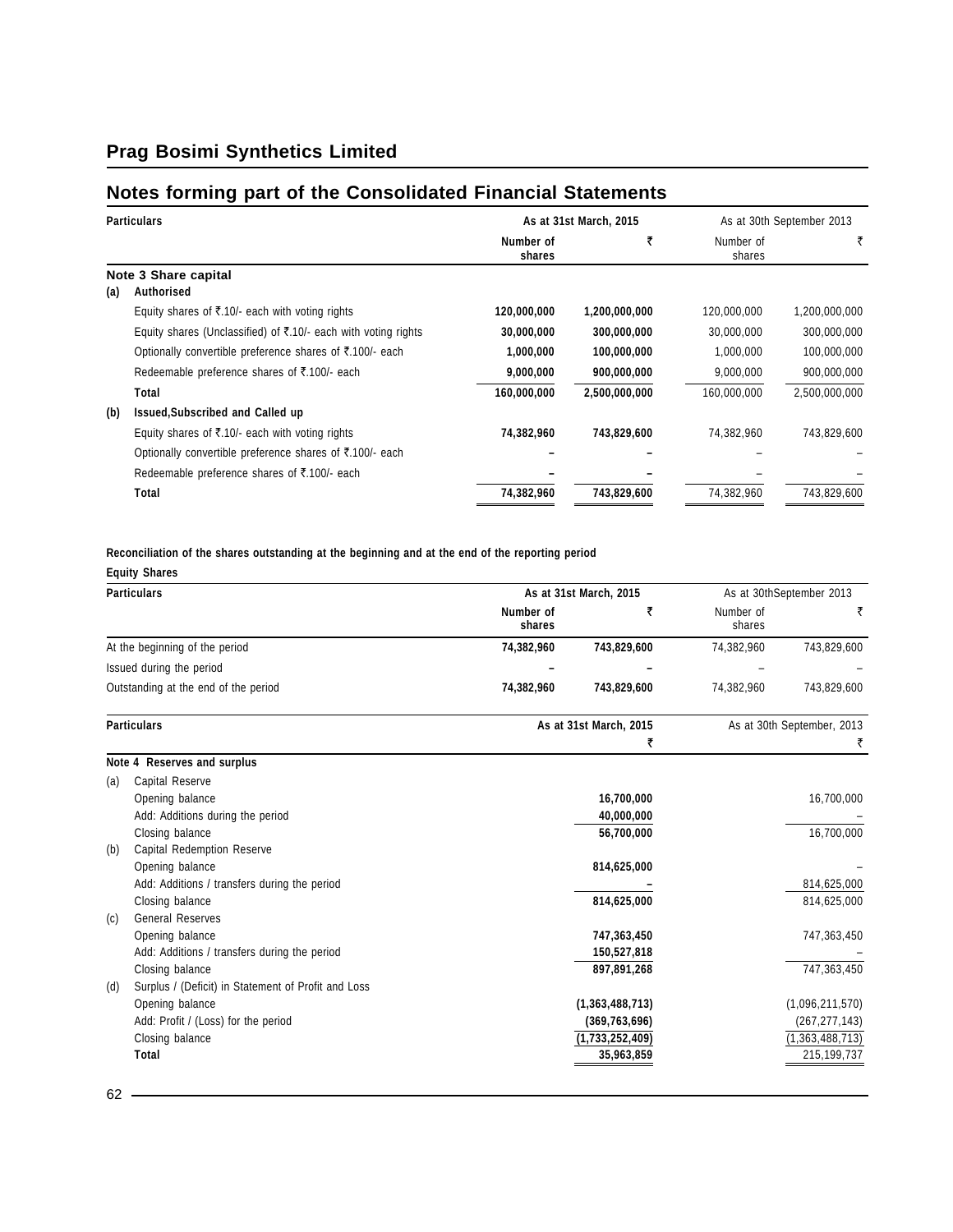## Notes forming part of the Consolidated Financial Statements

| Particulars | As at 31st March, 2015 | | As at 30th September 2013 | |
|---|---|---|---|---|
| | Number of shares | ₹ | Number of shares | ₹ |
| **Note 3 Share capital** | | | | |
| **(a) Authorised** | | | | |
| Equity shares of ₹.10/- each with voting rights | **120,000,000** | **1,200,000,000** | 120,000,000 | 1,200,000,000 |
| Equity shares (Unclassified) of ₹.10/- each with voting rights | **30,000,000** | **300,000,000** | 30,000,000 | 300,000,000 |
| Optionally convertible preference shares of ₹.100/- each | **1,000,000** | **100,000,000** | 1,000,000 | 100,000,000 |
| Redeemable preference shares of ₹.100/- each | **9,000,000** | **900,000,000** | 9,000,000 | 900,000,000 |
| **Total** | **160,000,000** | **2,500,000,000** | 160,000,000 | 2,500,000,000 |
| **(b) Issued,Subscribed and Called up** | | | | |
| Equity shares of ₹.10/- each with voting rights | **74,382,960** | **743,829,600** | 74,382,960 | 743,829,600 |
| Optionally convertible preference shares of ₹.100/- each | **–** | **–** | – | – |
| Redeemable preference shares of ₹.100/- each | **–** | **–** | – | – |
| **Total** | **74,382,960** | **743,829,600** | 74,382,960 | 743,829,600 |

**Reconciliation of the shares outstanding at the beginning and at the end of the reporting period**

**Equity Shares**

| Particulars | As at 31st March, 2015 | | As at 30thSeptember 2013 | |
|---|---|---|---|---|
| | Number of shares | ₹ | Number of shares | ₹ |
| At the beginning of the period | **74,382,960** | **743,829,600** | 74,382,960 | 743,829,600 |
| Issued during the period | **–** | **–** | – | – |
| Outstanding at the end of the period | **74,382,960** | **743,829,600** | 74,382,960 | 743,829,600 |

| Particulars | As at 31st March, 2015 | As at 30th September, 2013 |
|---|---|---|
| | ₹ | ₹ |
| **Note 4 Reserves and surplus** | | |
| (a) Capital Reserve | | |
| Opening balance | **16,700,000** | 16,700,000 |
| Add: Additions during the period | **40,000,000** | – |
| Closing balance | **56,700,000** | 16,700,000 |
| (b) Capital Redemption Reserve | | |
| Opening balance | **814,625,000** | – |
| Add: Additions / transfers during the period | **–** | 814,625,000 |
| Closing balance | **814,625,000** | 814,625,000 |
| (c) General Reserves | | |
| Opening balance | **747,363,450** | 747,363,450 |
| Add: Additions / transfers during the period | **150,527,818** | – |
| Closing balance | **897,891,268** | 747,363,450 |
| (d) Surplus / (Deficit) in Statement of Profit and Loss | | |
| Opening balance | **(1,363,488,713)** | (1,096,211,570) |
| Add: Profit / (Loss) for the period | **(369,763,696)** | (267,277,143) |
| Closing balance | **(1,733,252,409)** | (1,363,488,713) |
| **Total** | **35,963,859** | 215,199,737 |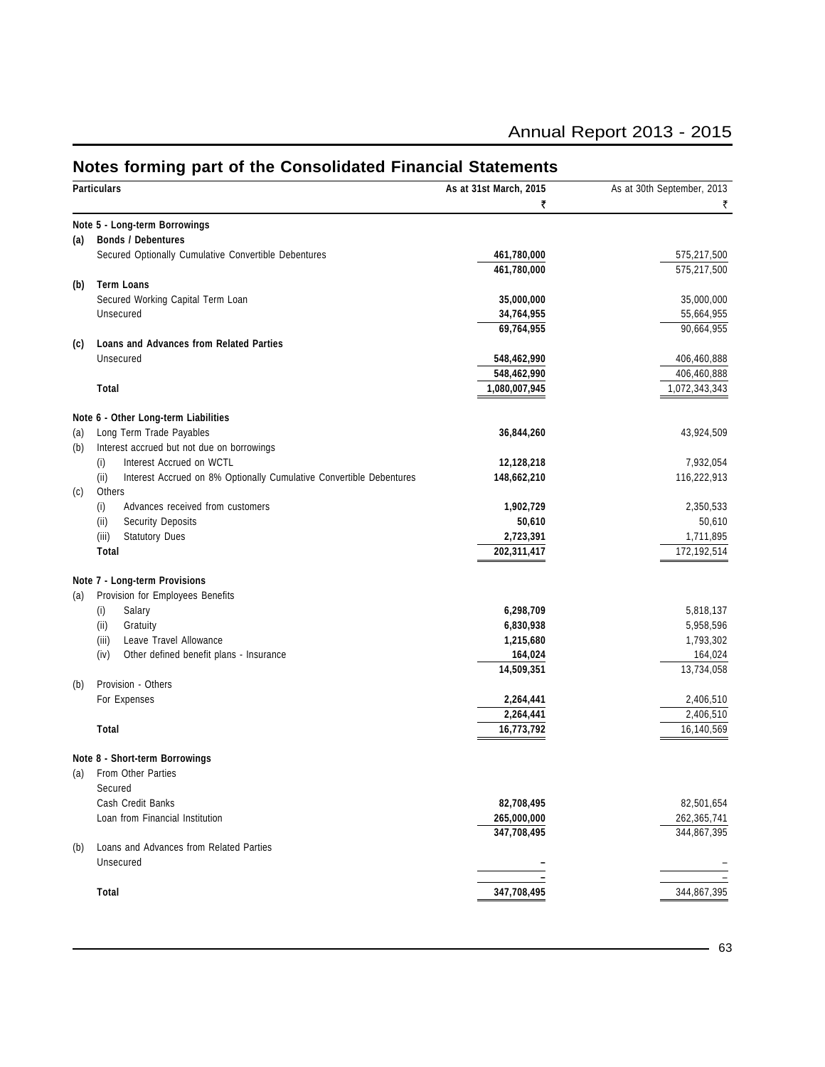## Notes forming part of the Consolidated Financial Statements

| | Particulars | As at 31st March, 2015 ₹ | As at 30th September, 2013 ₹ |
|---|---|---|---|
| | **Note 5 - Long-term Borrowings** | | |
| **(a)** | **Bonds / Debentures** | | |
| | Secured Optionally Cumulative Convertible Debentures | **461,780,000** | 575,217,500 |
| | | **461,780,000** | 575,217,500 |
| **(b)** | **Term Loans** | | |
| | Secured Working Capital Term Loan | **35,000,000** | 35,000,000 |
| | Unsecured | **34,764,955** | 55,664,955 |
| | | **69,764,955** | 90,664,955 |
| **(c)** | **Loans and Advances from Related Parties** | | |
| | Unsecured | **548,462,990** | 406,460,888 |
| | | **548,462,990** | 406,460,888 |
| | **Total** | **1,080,007,945** | 1,072,343,343 |
| | **Note 6 - Other Long-term Liabilities** | | |
| (a) | Long Term Trade Payables | **36,844,260** | 43,924,509 |
| (b) | Interest accrued but not due on borrowings | | |
| | (i) Interest Accrued on WCTL | **12,128,218** | 7,932,054 |
| | (ii) Interest Accrued on 8% Optionally Cumulative Convertible Debentures | **148,662,210** | 116,222,913 |
| (c) | Others | | |
| | (i) Advances received from customers | **1,902,729** | 2,350,533 |
| | (ii) Security Deposits | **50,610** | 50,610 |
| | (iii) Statutory Dues | **2,723,391** | 1,711,895 |
| | **Total** | **202,311,417** | 172,192,514 |
| | **Note 7 - Long-term Provisions** | | |
| (a) | Provision for Employees Benefits | | |
| | (i) Salary | **6,298,709** | 5,818,137 |
| | (ii) Gratuity | **6,830,938** | 5,958,596 |
| | (iii) Leave Travel Allowance | **1,215,680** | 1,793,302 |
| | (iv) Other defined benefit plans - Insurance | **164,024** | 164,024 |
| | | **14,509,351** | 13,734,058 |
| (b) | Provision - Others | | |
| | For Expenses | **2,264,441** | 2,406,510 |
| | | **2,264,441** | 2,406,510 |
| | **Total** | **16,773,792** | 16,140,569 |
| | **Note 8 - Short-term Borrowings** | | |
| (a) | From Other Parties | | |
| | Secured | | |
| | Cash Credit Banks | **82,708,495** | 82,501,654 |
| | Loan from Financial Institution | **265,000,000** | 262,365,741 |
| | | **347,708,495** | 344,867,395 |
| (b) | Loans and Advances from Related Parties | | |
| | Unsecured | **–** | – |
| | | **–** | – |
| | **Total** | **347,708,495** | 344,867,395 |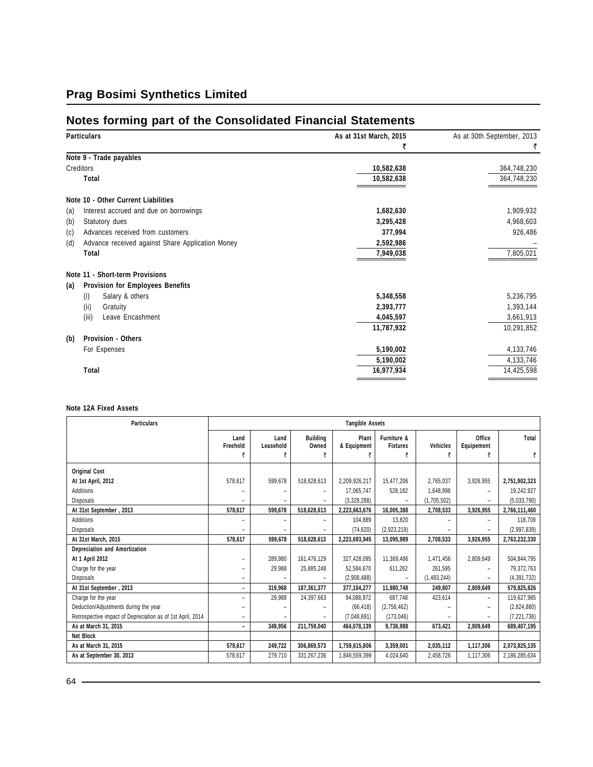# Prag Bosimi Synthetics Limited

## Notes forming part of the Consolidated Financial Statements

| Particulars | As at 31st March, 2015 ₹ | As at 30th September, 2013 ₹ |
|---|---|---|
| **Note 9 - Trade payables** | | |
| Creditors | **10,582,638** | 364,748,230 |
| **Total** | **10,582,638** | 364,748,230 |
| **Note 10 - Other Current Liabilities** | | |
| (a) Interest accrued and due on borrowings | **1,682,630** | 1,909,932 |
| (b) Statutory dues | **3,295,428** | 4,968,603 |
| (c) Advances received from customers | **377,994** | 926,486 |
| (d) Advance received against Share Application Money | **2,592,986** | – |
| **Total** | **7,949,038** | 7,805,021 |
| **Note 11 - Short-term Provisions** | | |
| **(a) Provision for Employees Benefits** | | |
| (i) Salary & others | **5,348,558** | 5,236,795 |
| (ii) Gratuity | **2,393,777** | 1,393,144 |
| (iii) Leave Encashment | **4,045,597** | 3,661,913 |
| | **11,787,932** | 10,291,852 |
| **(b) Provision - Others** | | |
| For Expenses | **5,190,002** | 4,133,746 |
| | **5,190,002** | 4,133,746 |
| **Total** | **16,977,934** | 14,425,598 |

### Note 12A Fixed Assets

| Particulars | Tangible Assets | | | | | | | |
|---|---|---|---|---|---|---|---|---|
| | Land Freehold ₹ | Land Leasehold ₹ | Building Owned ₹ | Plant & Equipment ₹ | Furniture & Fixtures ₹ | Vehicles ₹ | Office Equipement ₹ | Total ₹ |
| **Original Cost** | | | | | | | | |
| **At 1st April, 2012** | 578,617 | 599,678 | 518,628,613 | 2,209,926,217 | 15,477,206 | 2,765,037 | 3,926,955 | **2,751,902,323** |
| Additions | – | – | – | 17,065,747 | 528,182 | 1,648,998 | – | 19,242,927 |
| Disposals | – | – | – | (3,328,288) | – | (1,705,502) | – | (5,033,790) |
| **At 31st September , 2013** | **578,617** | **599,678** | **518,628,613** | **2,223,663,676** | **16,005,388** | **2,708,533** | **3,926,955** | **2,766,111,460** |
| Additions | – | – | – | 104,889 | 13,820 | – | – | 118,709 |
| Disposals | – | – | – | (74,620) | (2,923,219) | – | – | (2,997,839) |
| **At 31st March, 2015** | **578,617** | **599,678** | **518,628,613** | **2,223,693,945** | **13,095,989** | **2,708,533** | **3,926,955** | **2,763,232,330** |
| **Depreciation and Amortization** | | | | | | | | |
| **At 1 April 2012** | – | 289,980 | 161,476,129 | 327,428,095 | 11,369,486 | 1,471,456 | 2,809,649 | 504,844,795 |
| Charge for the year | – | 29,988 | 25,885,248 | 52,584,670 | 611,262 | 261,595 | – | 79,372,763 |
| Disposals | – | – | – | (2,908,488) | – | (1,483,244) | – | (4,391,732) |
| **At 31st September , 2013** | – | **319,968** | **187,361,377** | **377,104,277** | **11,980,748** | **249,807** | **2,809,649** | **579,825,826** |
| Charge for the year | – | 29,988 | 24,397,663 | 94,088,972 | 687,748 | 423,614 | – | 119,627,985 |
| Deduction/Adjustments during the year | – | – | – | (66,418) | (2,758,462) | – | – | (2,824,880) |
| Retrospective impact of Depreciation as of 1st April, 2014 | – | – | – | (7,048,691) | (173,046) | – | – | (7,221,736) |
| **As at March 31, 2015** | – | **349,956** | **211,759,040** | **464,078,139** | **9,736,988** | **673,421** | **2,809,649** | **689,407,195** |
| **Net Block** | | | | | | | | |
| **As at March 31, 2015** | **578,617** | **249,722** | **306,869,573** | **1,759,615,806** | **3,359,001** | **2,035,112** | **1,117,306** | **2,073,825,135** |
| **As at September 30, 2013** | 578,617 | 279,710 | 331,267,236 | 1,846,559,399 | 4,024,640 | 2,458,726 | 1,117,306 | 2,186,285,634 |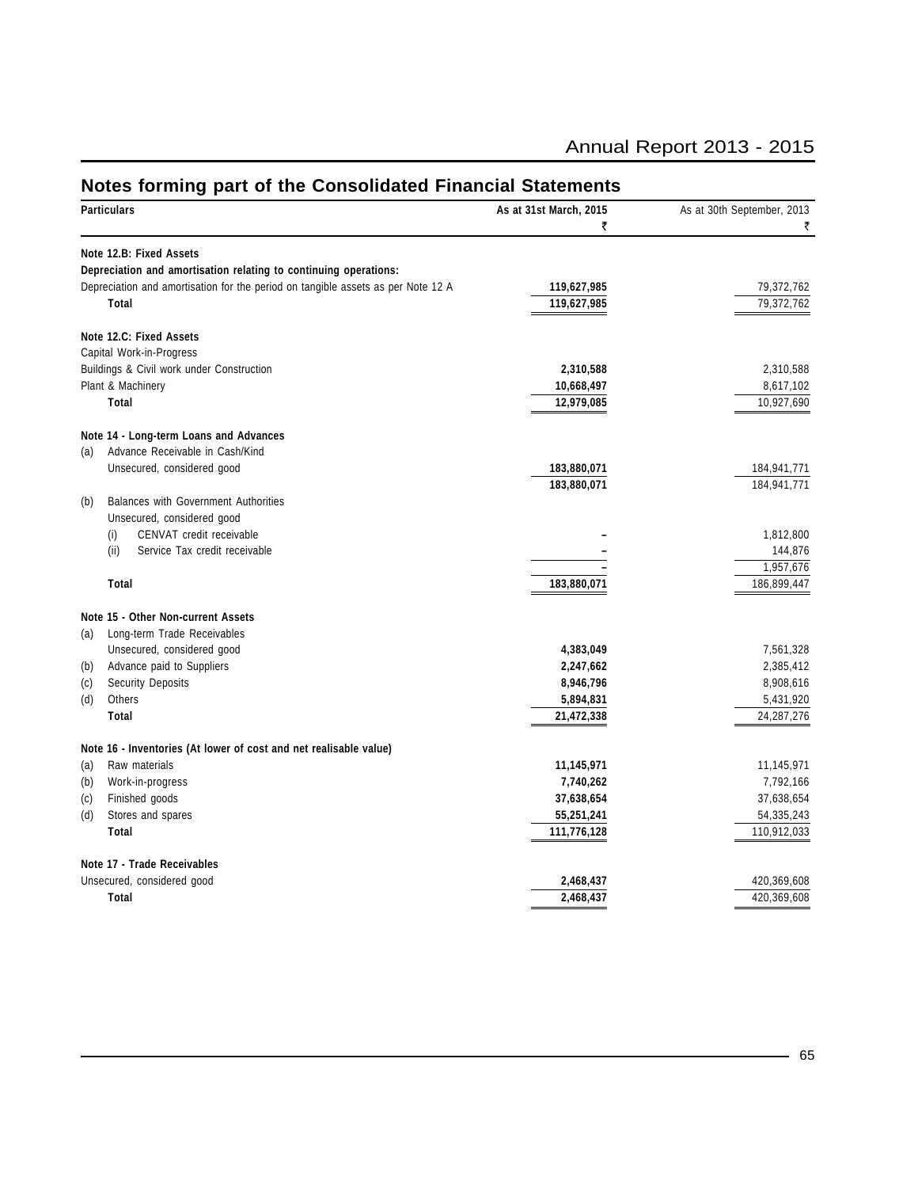## Notes forming part of the Consolidated Financial Statements

| Particulars | As at 31st March, 2015 ₹ | As at 30th September, 2013 ₹ |
|---|---|---|
| **Note 12.B: Fixed Assets** | | |
| **Depreciation and amortisation relating to continuing operations:** | | |
| Depreciation and amortisation for the period on tangible assets as per Note 12 A | **119,627,985** | 79,372,762 |
| **Total** | **119,627,985** | 79,372,762 |
| **Note 12.C: Fixed Assets** | | |
| Capital Work-in-Progress | | |
| Buildings & Civil work under Construction | **2,310,588** | 2,310,588 |
| Plant & Machinery | **10,668,497** | 8,617,102 |
| **Total** | **12,979,085** | 10,927,690 |
| **Note 14 - Long-term Loans and Advances** | | |
| (a) Advance Receivable in Cash/Kind | | |
| Unsecured, considered good | **183,880,071** | 184,941,771 |
| | **183,880,071** | 184,941,771 |
| (b) Balances with Government Authorities | | |
| Unsecured, considered good | | |
| (i) CENVAT credit receivable | **–** | 1,812,800 |
| (ii) Service Tax credit receivable | **–** | 144,876 |
| | **–** | 1,957,676 |
| **Total** | **183,880,071** | 186,899,447 |
| **Note 15 - Other Non-current Assets** | | |
| (a) Long-term Trade Receivables | | |
| Unsecured, considered good | **4,383,049** | 7,561,328 |
| (b) Advance paid to Suppliers | **2,247,662** | 2,385,412 |
| (c) Security Deposits | **8,946,796** | 8,908,616 |
| (d) Others | **5,894,831** | 5,431,920 |
| **Total** | **21,472,338** | 24,287,276 |
| **Note 16 - Inventories (At lower of cost and net realisable value)** | | |
| (a) Raw materials | **11,145,971** | 11,145,971 |
| (b) Work-in-progress | **7,740,262** | 7,792,166 |
| (c) Finished goods | **37,638,654** | 37,638,654 |
| (d) Stores and spares | **55,251,241** | 54,335,243 |
| **Total** | **111,776,128** | 110,912,033 |
| **Note 17 - Trade Receivables** | | |
| Unsecured, considered good | **2,468,437** | 420,369,608 |
| **Total** | **2,468,437** | 420,369,608 |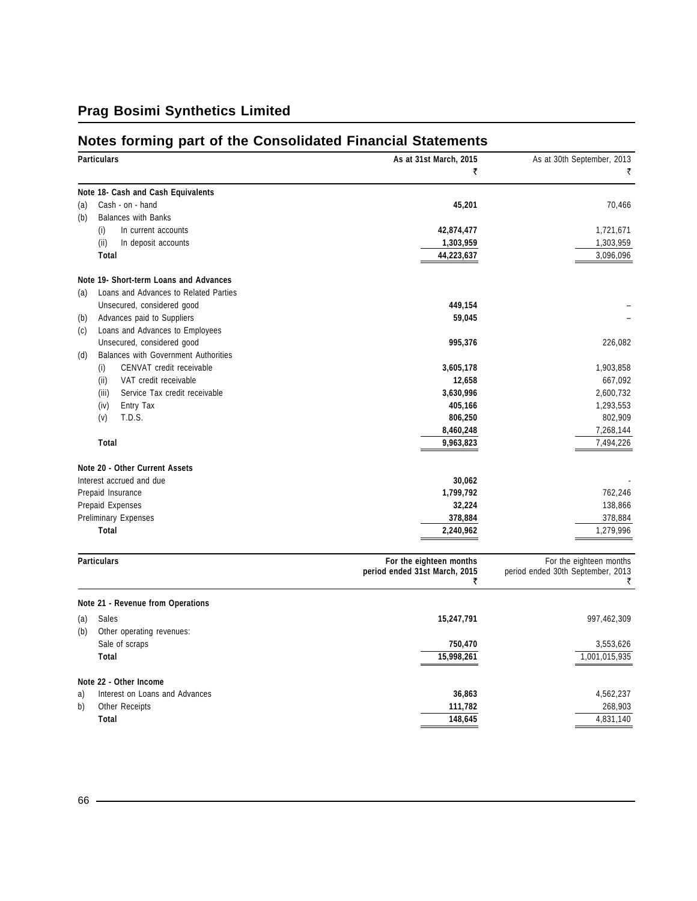# Prag Bosimi Synthetics Limited

## Notes forming part of the Consolidated Financial Statements

| Particulars | As at 31st March, 2015 ₹ | As at 30th September, 2013 ₹ |
|---|---|---|
| **Note 18- Cash and Cash Equivalents** | | |
| (a) Cash - on - hand | **45,201** | 70,466 |
| (b) Balances with Banks | | |
| (i) In current accounts | **42,874,477** | 1,721,671 |
| (ii) In deposit accounts | **1,303,959** | 1,303,959 |
| **Total** | **44,223,637** | 3,096,096 |
| **Note 19- Short-term Loans and Advances** | | |
| (a) Loans and Advances to Related Parties | | |
| Unsecured, considered good | **449,154** | – |
| (b) Advances paid to Suppliers | **59,045** | – |
| (c) Loans and Advances to Employees | | |
| Unsecured, considered good | **995,376** | 226,082 |
| (d) Balances with Government Authorities | | |
| (i) CENVAT credit receivable | **3,605,178** | 1,903,858 |
| (ii) VAT credit receivable | **12,658** | 667,092 |
| (iii) Service Tax credit receivable | **3,630,996** | 2,600,732 |
| (iv) Entry Tax | **405,166** | 1,293,553 |
| (v) T.D.S. | **806,250** | 802,909 |
| | **8,460,248** | 7,268,144 |
| **Total** | **9,963,823** | 7,494,226 |
| **Note 20 - Other Current Assets** | | |
| Interest accrued and due | **30,062** | - |
| Prepaid Insurance | **1,799,792** | 762,246 |
| Prepaid Expenses | **32,224** | 138,866 |
| Preliminary Expenses | **378,884** | 378,884 |
| **Total** | **2,240,962** | 1,279,996 |

| Particulars | For the eighteen months period ended 31st March, 2015 ₹ | For the eighteen months period ended 30th September, 2013 ₹ |
|---|---|---|
| **Note 21 - Revenue from Operations** | | |
| (a) Sales | **15,247,791** | 997,462,309 |
| (b) Other operating revenues: | | |
| Sale of scraps | **750,470** | 3,553,626 |
| **Total** | **15,998,261** | 1,001,015,935 |
| **Note 22 - Other Income** | | |
| a) Interest on Loans and Advances | **36,863** | 4,562,237 |
| b) Other Receipts | **111,782** | 268,903 |
| **Total** | **148,645** | 4,831,140 |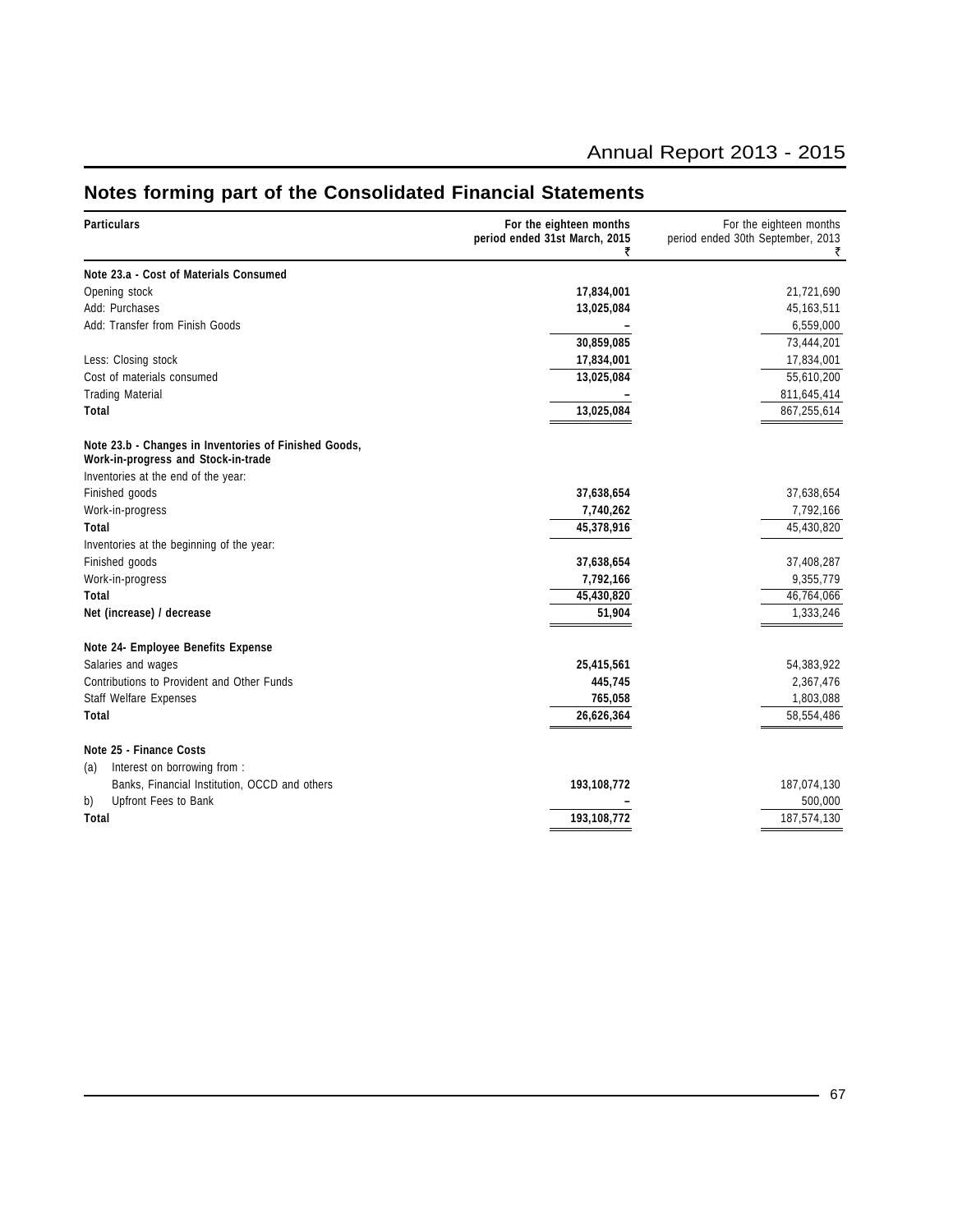# Notes forming part of the Consolidated Financial Statements

| Particulars | For the eighteen months period ended 31st March, 2015 ₹ | For the eighteen months period ended 30th September, 2013 ₹ |
|---|---|---|
| **Note 23.a - Cost of Materials Consumed** | | |
| Opening stock | **17,834,001** | 21,721,690 |
| Add: Purchases | **13,025,084** | 45,163,511 |
| Add: Transfer from Finish Goods | **–** | 6,559,000 |
| | **30,859,085** | 73,444,201 |
| Less: Closing stock | **17,834,001** | 17,834,001 |
| Cost of materials consumed | **13,025,084** | 55,610,200 |
| Trading Material | **–** | 811,645,414 |
| **Total** | **13,025,084** | 867,255,614 |
| **Note 23.b - Changes in Inventories of Finished Goods, Work-in-progress and Stock-in-trade** | | |
| Inventories at the end of the year: | | |
| Finished goods | **37,638,654** | 37,638,654 |
| Work-in-progress | **7,740,262** | 7,792,166 |
| **Total** | **45,378,916** | 45,430,820 |
| Inventories at the beginning of the year: | | |
| Finished goods | **37,638,654** | 37,408,287 |
| Work-in-progress | **7,792,166** | 9,355,779 |
| **Total** | **45,430,820** | 46,764,066 |
| **Net (increase) / decrease** | **51,904** | 1,333,246 |
| **Note 24- Employee Benefits Expense** | | |
| Salaries and wages | **25,415,561** | 54,383,922 |
| Contributions to Provident and Other Funds | **445,745** | 2,367,476 |
| Staff Welfare Expenses | **765,058** | 1,803,088 |
| **Total** | **26,626,364** | 58,554,486 |
| **Note 25 - Finance Costs** | | |
| (a) Interest on borrowing from : | | |
| Banks, Financial Institution, OCCD and others | **193,108,772** | 187,074,130 |
| b) Upfront Fees to Bank | **–** | 500,000 |
| **Total** | **193,108,772** | 187,574,130 |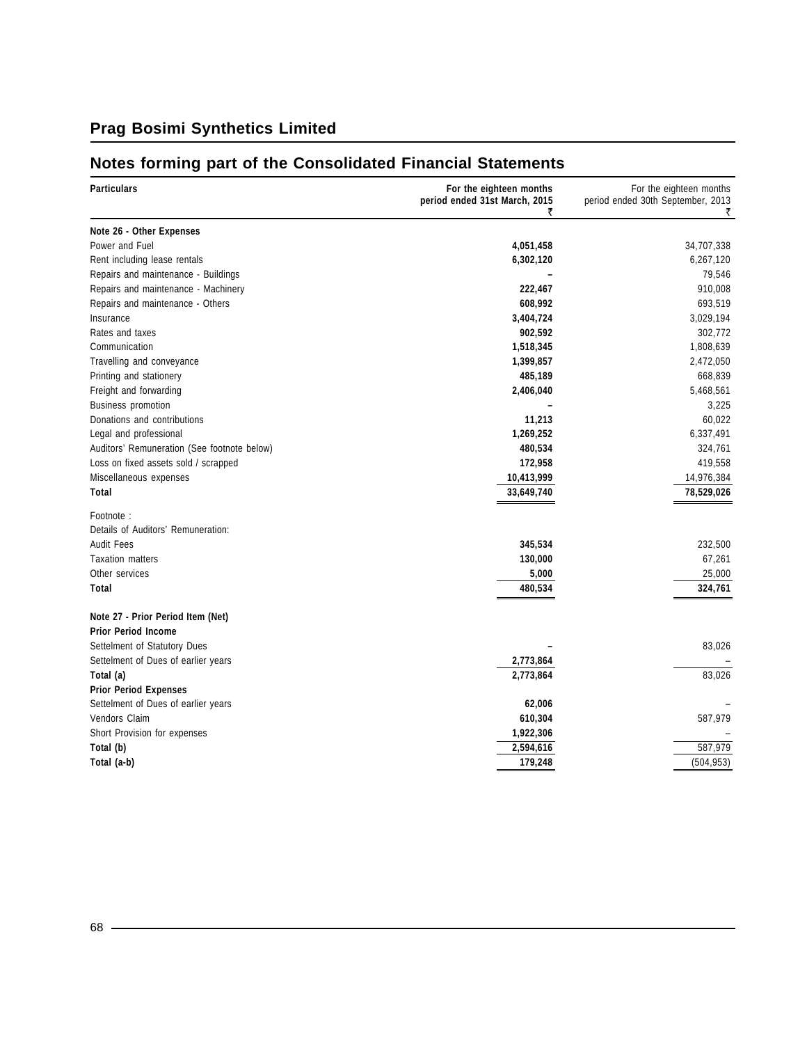# Prag Bosimi Synthetics Limited

## Notes forming part of the Consolidated Financial Statements

| Particulars | For the eighteen months period ended 31st March, 2015 ₹ | For the eighteen months period ended 30th September, 2013 ₹ |
|---|---|---|
| **Note 26 - Other Expenses** | | |
| Power and Fuel | **4,051,458** | 34,707,338 |
| Rent including lease rentals | **6,302,120** | 6,267,120 |
| Repairs and maintenance - Buildings | **–** | 79,546 |
| Repairs and maintenance - Machinery | **222,467** | 910,008 |
| Repairs and maintenance - Others | **608,992** | 693,519 |
| Insurance | **3,404,724** | 3,029,194 |
| Rates and taxes | **902,592** | 302,772 |
| Communication | **1,518,345** | 1,808,639 |
| Travelling and conveyance | **1,399,857** | 2,472,050 |
| Printing and stationery | **485,189** | 668,839 |
| Freight and forwarding | **2,406,040** | 5,468,561 |
| Business promotion | **–** | 3,225 |
| Donations and contributions | **11,213** | 60,022 |
| Legal and professional | **1,269,252** | 6,337,491 |
| Auditors' Remuneration (See footnote below) | **480,534** | 324,761 |
| Loss on fixed assets sold / scrapped | **172,958** | 419,558 |
| Miscellaneous expenses | **10,413,999** | 14,976,384 |
| **Total** | **33,649,740** | **78,529,026** |
| Footnote : | | |
| Details of Auditors' Remuneration: | | |
| Audit Fees | **345,534** | 232,500 |
| Taxation matters | **130,000** | 67,261 |
| Other services | **5,000** | 25,000 |
| **Total** | **480,534** | **324,761** |
| **Note 27 - Prior Period Item (Net)** | | |
| **Prior Period Income** | | |
| Settelment of Statutory Dues | **–** | 83,026 |
| Settelment of Dues of earlier years | **2,773,864** | – |
| **Total (a)** | **2,773,864** | 83,026 |
| **Prior Period Expenses** | | |
| Settelment of Dues of earlier years | **62,006** | – |
| Vendors Claim | **610,304** | 587,979 |
| Short Provision for expenses | **1,922,306** | – |
| **Total (b)** | **2,594,616** | 587,979 |
| **Total (a-b)** | **179,248** | (504,953) |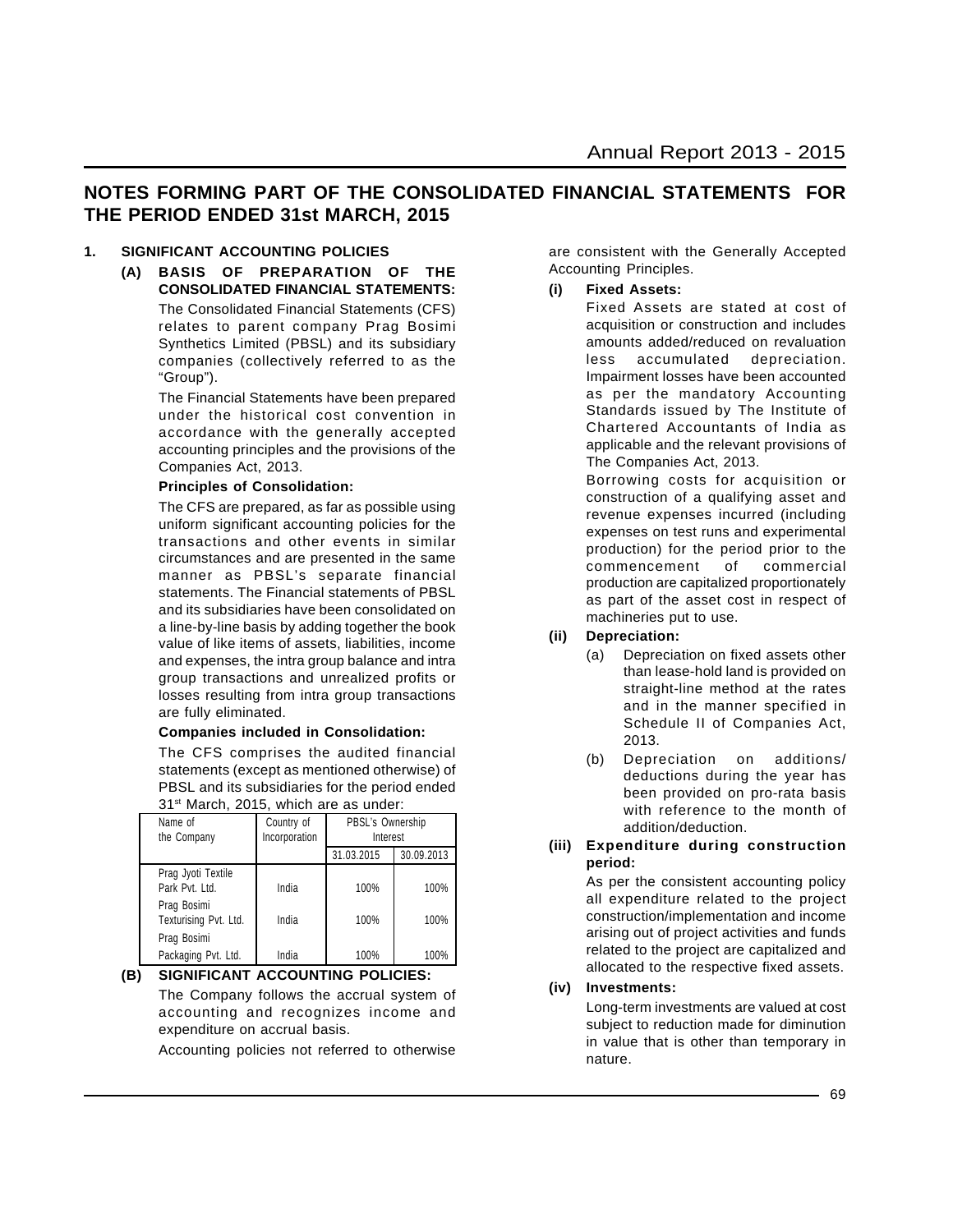## NOTES FORMING PART OF THE CONSOLIDATED FINANCIAL STATEMENTS FOR THE PERIOD ENDED 31st MARCH, 2015

**1. SIGNIFICANT ACCOUNTING POLICIES**

**(A) BASIS OF PREPARATION OF THE CONSOLIDATED FINANCIAL STATEMENTS:**

The Consolidated Financial Statements (CFS) relates to parent company Prag Bosimi Synthetics Limited (PBSL) and its subsidiary companies (collectively referred to as the "Group").

The Financial Statements have been prepared under the historical cost convention in accordance with the generally accepted accounting principles and the provisions of the Companies Act, 2013.

**Principles of Consolidation:**

The CFS are prepared, as far as possible using uniform significant accounting policies for the transactions and other events in similar circumstances and are presented in the same manner as PBSL's separate financial statements. The Financial statements of PBSL and its subsidiaries have been consolidated on a line-by-line basis by adding together the book value of like items of assets, liabilities, income and expenses, the intra group balance and intra group transactions and unrealized profits or losses resulting from intra group transactions are fully eliminated.

**Companies included in Consolidation:**

The CFS comprises the audited financial statements (except as mentioned otherwise) of PBSL and its subsidiaries for the period ended 31st March, 2015, which are as under:

| Name of the Company | Country of Incorporation | PBSL's Ownership Interest | |
|---|---|---|---|
| | | 31.03.2015 | 30.09.2013 |
| Prag Jyoti Textile Park Pvt. Ltd. | India | 100% | 100% |
| Prag Bosimi Texturising Pvt. Ltd. | India | 100% | 100% |
| Prag Bosimi Packaging Pvt. Ltd. | India | 100% | 100% |

**(B) SIGNIFICANT ACCOUNTING POLICIES:**

The Company follows the accrual system of accounting and recognizes income and expenditure on accrual basis.

Accounting policies not referred to otherwise are consistent with the Generally Accepted Accounting Principles.

**(i) Fixed Assets:**

Fixed Assets are stated at cost of acquisition or construction and includes amounts added/reduced on revaluation less accumulated depreciation. Impairment losses have been accounted as per the mandatory Accounting Standards issued by The Institute of Chartered Accountants of India as applicable and the relevant provisions of The Companies Act, 2013.

Borrowing costs for acquisition or construction of a qualifying asset and revenue expenses incurred (including expenses on test runs and experimental production) for the period prior to the commencement of commercial production are capitalized proportionately as part of the asset cost in respect of machineries put to use.

**(ii) Depreciation:**

(a) Depreciation on fixed assets other than lease-hold land is provided on straight-line method at the rates and in the manner specified in Schedule II of Companies Act, 2013.

(b) Depreciation on additions/ deductions during the year has been provided on pro-rata basis with reference to the month of addition/deduction.

**(iii) Expenditure during construction period:**

As per the consistent accounting policy all expenditure related to the project construction/implementation and income arising out of project activities and funds related to the project are capitalized and allocated to the respective fixed assets.

**(iv) Investments:**

Long-term investments are valued at cost subject to reduction made for diminution in value that is other than temporary in nature.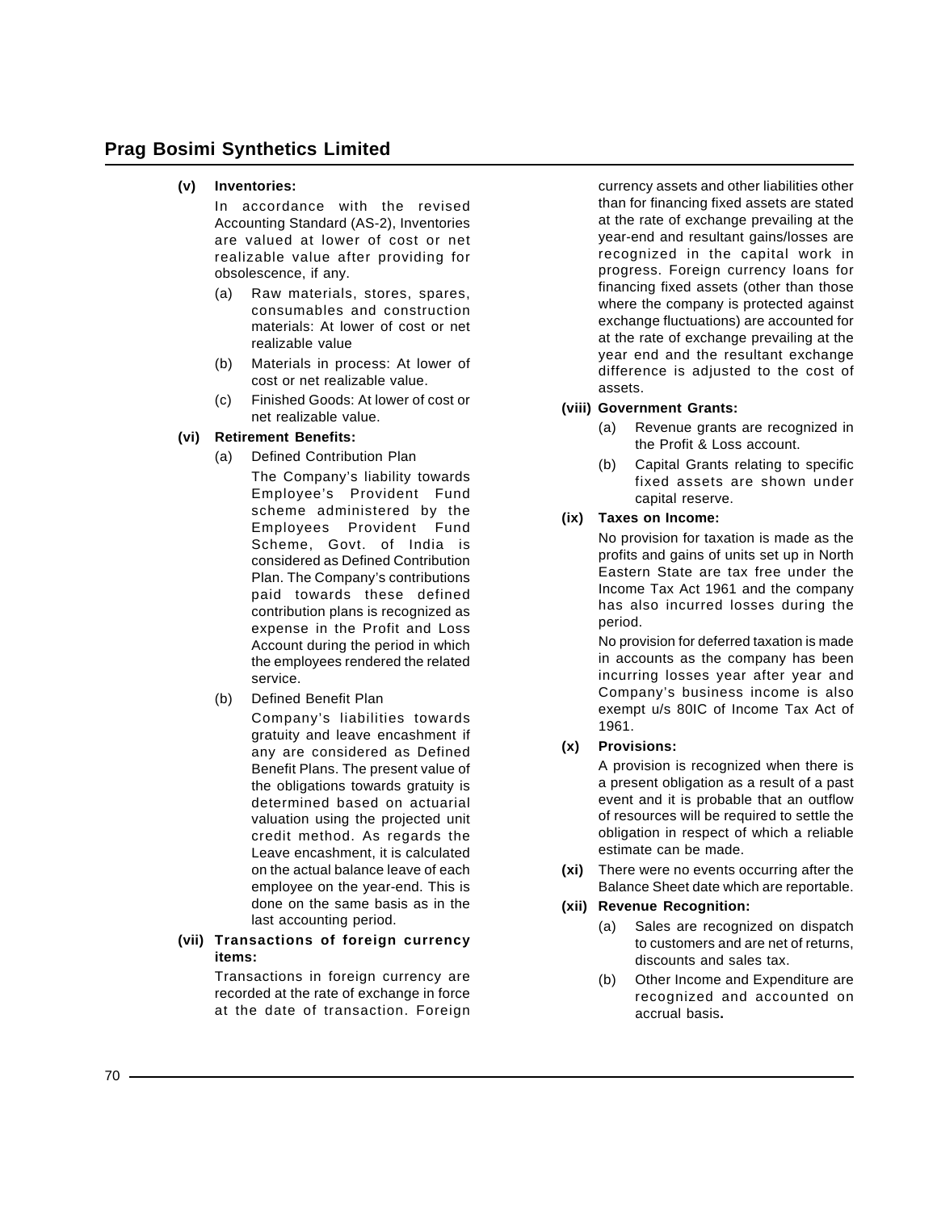**(v) Inventories:**

In accordance with the revised Accounting Standard (AS-2), Inventories are valued at lower of cost or net realizable value after providing for obsolescence, if any.

(a) Raw materials, stores, spares, consumables and construction materials: At lower of cost or net realizable value

(b) Materials in process: At lower of cost or net realizable value.

(c) Finished Goods: At lower of cost or net realizable value.

**(vi) Retirement Benefits:**

(a) Defined Contribution Plan

The Company's liability towards Employee's Provident Fund scheme administered by the Employees Provident Fund Scheme, Govt. of India is considered as Defined Contribution Plan. The Company's contributions paid towards these defined contribution plans is recognized as expense in the Profit and Loss Account during the period in which the employees rendered the related service.

(b) Defined Benefit Plan

Company's liabilities towards gratuity and leave encashment if any are considered as Defined Benefit Plans. The present value of the obligations towards gratuity is determined based on actuarial valuation using the projected unit credit method. As regards the Leave encashment, it is calculated on the actual balance leave of each employee on the year-end. This is done on the same basis as in the last accounting period.

**(vii) Transactions of foreign currency items:**

Transactions in foreign currency are recorded at the rate of exchange in force at the date of transaction. Foreign currency assets and other liabilities other than for financing fixed assets are stated at the rate of exchange prevailing at the year-end and resultant gains/losses are recognized in the capital work in progress. Foreign currency loans for financing fixed assets (other than those where the company is protected against exchange fluctuations) are accounted for at the rate of exchange prevailing at the year end and the resultant exchange difference is adjusted to the cost of assets.

**(viii) Government Grants:**

(a) Revenue grants are recognized in the Profit & Loss account.

(b) Capital Grants relating to specific fixed assets are shown under capital reserve.

**(ix) Taxes on Income:**

No provision for taxation is made as the profits and gains of units set up in North Eastern State are tax free under the Income Tax Act 1961 and the company has also incurred losses during the period.

No provision for deferred taxation is made in accounts as the company has been incurring losses year after year and Company's business income is also exempt u/s 80IC of Income Tax Act of 1961.

**(x) Provisions:**

A provision is recognized when there is a present obligation as a result of a past event and it is probable that an outflow of resources will be required to settle the obligation in respect of which a reliable estimate can be made.

**(xi)** There were no events occurring after the Balance Sheet date which are reportable.

**(xii) Revenue Recognition:**

(a) Sales are recognized on dispatch to customers and are net of returns, discounts and sales tax.

(b) Other Income and Expenditure are recognized and accounted on accrual basis**.**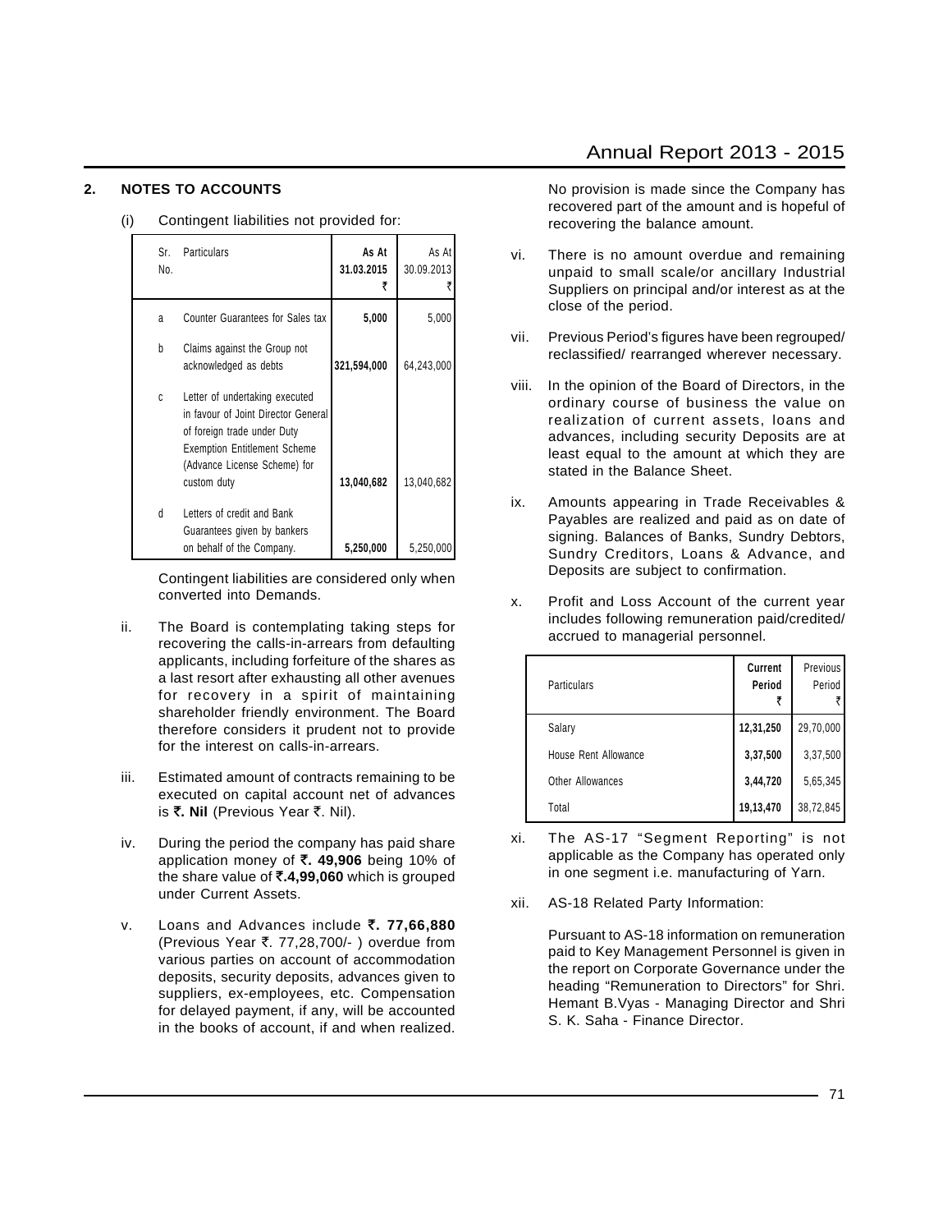## 2. NOTES TO ACCOUNTS

(i) Contingent liabilities not provided for:

| Sr. No. | Particulars | As At 31.03.2015 ₹ | As At 30.09.2013 ₹ |
|---|---|---|---|
| a | Counter Guarantees for Sales tax | **5,000** | 5,000 |
| b | Claims against the Group not acknowledged as debts | **321,594,000** | 64,243,000 |
| c | Letter of undertaking executed in favour of Joint Director General of foreign trade under Duty Exemption Entitlement Scheme (Advance License Scheme) for custom duty | **13,040,682** | 13,040,682 |
| d | Letters of credit and Bank Guarantees given by bankers on behalf of the Company. | **5,250,000** | 5,250,000 |

Contingent liabilities are considered only when converted into Demands.

ii. The Board is contemplating taking steps for recovering the calls-in-arrears from defaulting applicants, including forfeiture of the shares as a last resort after exhausting all other avenues for recovery in a spirit of maintaining shareholder friendly environment. The Board therefore considers it prudent not to provide for the interest on calls-in-arrears.

iii. Estimated amount of contracts remaining to be executed on capital account net of advances is **₹. Nil** (Previous Year ₹. Nil).

iv. During the period the company has paid share application money of **₹. 49,906** being 10% of the share value of **₹.4,99,060** which is grouped under Current Assets.

v. Loans and Advances include **₹. 77,66,880** (Previous Year ₹. 77,28,700/- ) overdue from various parties on account of accommodation deposits, security deposits, advances given to suppliers, ex-employees, etc. Compensation for delayed payment, if any, will be accounted in the books of account, if and when realized.

No provision is made since the Company has recovered part of the amount and is hopeful of recovering the balance amount.

vi. There is no amount overdue and remaining unpaid to small scale/or ancillary Industrial Suppliers on principal and/or interest as at the close of the period.

vii. Previous Period's figures have been regrouped/ reclassified/ rearranged wherever necessary.

viii. In the opinion of the Board of Directors, in the ordinary course of business the value on realization of current assets, loans and advances, including security Deposits are at least equal to the amount at which they are stated in the Balance Sheet.

ix. Amounts appearing in Trade Receivables & Payables are realized and paid as on date of signing. Balances of Banks, Sundry Debtors, Sundry Creditors, Loans & Advance, and Deposits are subject to confirmation.

x. Profit and Loss Account of the current year includes following remuneration paid/credited/ accrued to managerial personnel.

| Particulars | Current Period ₹ | Previous Period ₹ |
|---|---|---|
| Salary | **12,31,250** | 29,70,000 |
| House Rent Allowance | **3,37,500** | 3,37,500 |
| Other Allowances | **3,44,720** | 5,65,345 |
| Total | **19,13,470** | 38,72,845 |

xi. The AS-17 "Segment Reporting" is not applicable as the Company has operated only in one segment i.e. manufacturing of Yarn.

xii. AS-18 Related Party Information:

Pursuant to AS-18 information on remuneration paid to Key Management Personnel is given in the report on Corporate Governance under the heading "Remuneration to Directors" for Shri. Hemant B.Vyas - Managing Director and Shri S. K. Saha - Finance Director.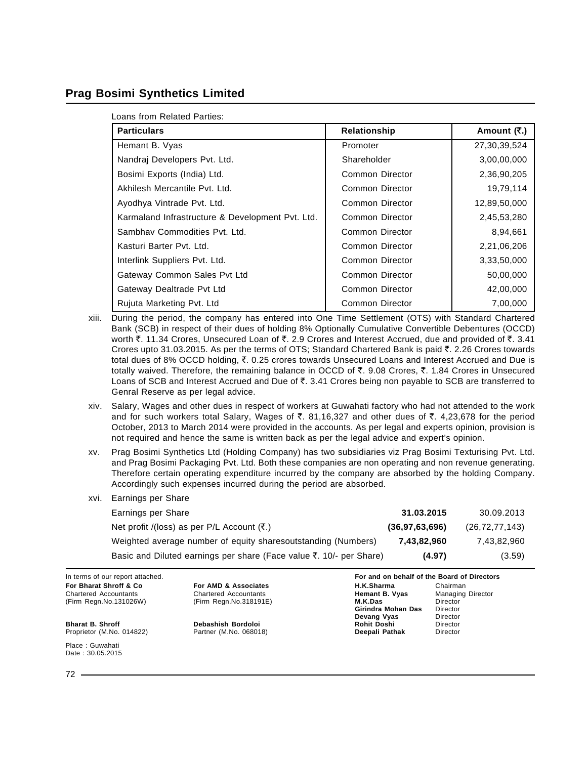Loans from Related Parties:

| Particulars | Relationship | Amount (₹.) |
|---|---|---|
| Hemant B. Vyas | Promoter | 27,30,39,524 |
| Nandraj Developers Pvt. Ltd. | Shareholder | 3,00,00,000 |
| Bosimi Exports (India) Ltd. | Common Director | 2,36,90,205 |
| Akhilesh Mercantile Pvt. Ltd. | Common Director | 19,79,114 |
| Ayodhya Vintrade Pvt. Ltd. | Common Director | 12,89,50,000 |
| Karmaland Infrastructure & Development Pvt. Ltd. | Common Director | 2,45,53,280 |
| Sambhav Commodities Pvt. Ltd. | Common Director | 8,94,661 |
| Kasturi Barter Pvt. Ltd. | Common Director | 2,21,06,206 |
| Interlink Suppliers Pvt. Ltd. | Common Director | 3,33,50,000 |
| Gateway Common Sales Pvt Ltd | Common Director | 50,00,000 |
| Gateway Dealtrade Pvt Ltd | Common Director | 42,00,000 |
| Rujuta Marketing Pvt. Ltd | Common Director | 7,00,000 |

xiii. During the period, the company has entered into One Time Settlement (OTS) with Standard Chartered Bank (SCB) in respect of their dues of holding 8% Optionally Cumulative Convertible Debentures (OCCD) worth ₹. 11.34 Crores, Unsecured Loan of ₹. 2.9 Crores and Interest Accrued, due and provided of ₹. 3.41 Crores upto 31.03.2015. As per the terms of OTS; Standard Chartered Bank is paid ₹. 2.26 Crores towards total dues of 8% OCCD holding, ₹. 0.25 crores towards Unsecured Loans and Interest Accrued and Due is totally waived. Therefore, the remaining balance in OCCD of ₹. 9.08 Crores, ₹. 1.84 Crores in Unsecured Loans of SCB and Interest Accrued and Due of ₹. 3.41 Crores being non payable to SCB are transferred to Genral Reserve as per legal advice.

xiv. Salary, Wages and other dues in respect of workers at Guwahati factory who had not attended to the work and for such workers total Salary, Wages of ₹. 81,16,327 and other dues of ₹. 4,23,678 for the period October, 2013 to March 2014 were provided in the accounts. As per legal and experts opinion, provision is not required and hence the same is written back as per the legal advice and expert's opinion.

xv. Prag Bosimi Synthetics Ltd (Holding Company) has two subsidiaries viz Prag Bosimi Texturising Pvt. Ltd. and Prag Bosimi Packaging Pvt. Ltd. Both these companies are non operating and non revenue generating. Therefore certain operating expenditure incurred by the company are absorbed by the holding Company. Accordingly such expenses incurred during the period are absorbed.

xvi. Earnings per Share

| Earnings per Share | **31.03.2015** | 30.09.2013 |
|---|---|---|
| Net profit /(loss) as per P/L Account (₹.) | **(36,97,63,696)** | (26,72,77,143) |
| Weighted average number of equity sharesoutstanding (Numbers) | **7,43,82,960** | 7,43,82,960 |
| Basic and Diluted earnings per share (Face value ₹. 10/- per Share) | **(4.97)** | (3.59) |

In terms of our report attached.

**For Bharat Shroff & Co**
Chartered Accountants
(Firm Regn.No.131026W)

**Bharat B. Shroff**
Proprietor (M.No. 014822)

**For AMD & Associates**
Chartered Accountants
(Firm Regn.No.318191E)

**Debashish Bordoloi**
Partner (M.No. 068018)

**For and on behalf of the Board of Directors**

| | |
|---|---|
| **H.K.Sharma** | Chairman |
| **Hemant B. Vyas** | Managing Director |
| **M.K.Das** | Director |
| **Girindra Mohan Das** | Director |
| **Devang Vyas** | Director |
| **Rohit Doshi** | Director |
| **Deepali Pathak** | Director |

Place : Guwahati
Date : 30.05.2015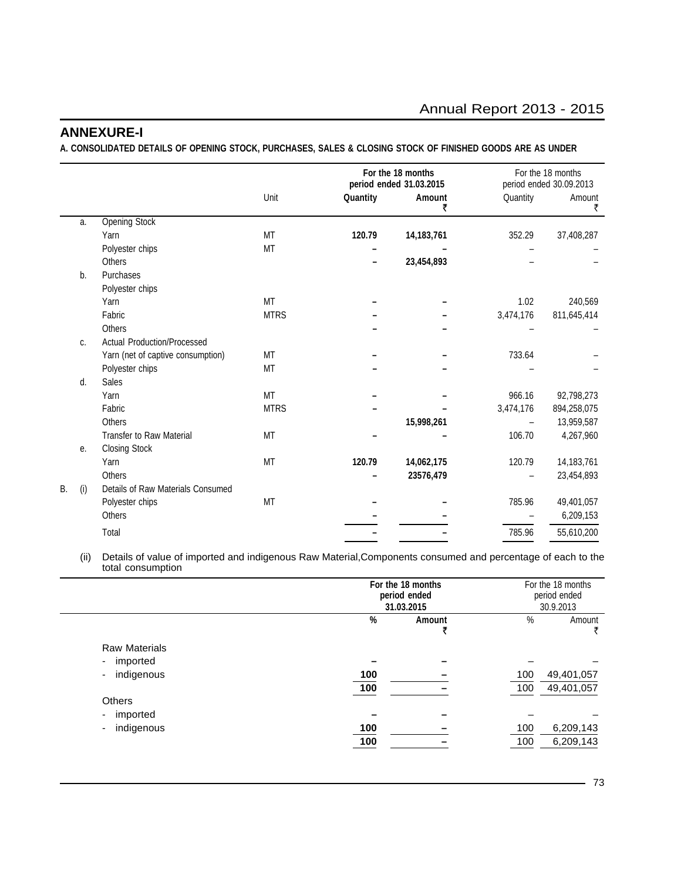## ANNEXURE-I

**A. CONSOLIDATED DETAILS OF OPENING STOCK, PURCHASES, SALES & CLOSING STOCK OF FINISHED GOODS ARE AS UNDER**

| | | | Unit | **For the 18 months period ended 31.03.2015** | | For the 18 months period ended 30.09.2013 | |
|---|---|---|---|---|---|---|---|
| | | | | **Quantity** | **Amount ₹** | Quantity | Amount ₹ |
| | a. | Opening Stock | | | | | |
| | | Yarn | MT | **120.79** | **14,183,761** | 352.29 | 37,408,287 |
| | | Polyester chips | MT | **–** | **–** | – | – |
| | | Others | | **–** | **23,454,893** | – | – |
| | b. | Purchases | | | | | |
| | | Polyester chips | | | | | |
| | | Yarn | MT | **–** | **–** | 1.02 | 240,569 |
| | | Fabric | MTRS | **–** | **–** | 3,474,176 | 811,645,414 |
| | | Others | | **–** | **–** | – | – |
| | c. | Actual Production/Processed | | | | | |
| | | Yarn (net of captive consumption) | MT | **–** | **–** | 733.64 | – |
| | | Polyester chips | MT | **–** | **–** | – | – |
| | d. | Sales | | | | | |
| | | Yarn | MT | **–** | **–** | 966.16 | 92,798,273 |
| | | Fabric | MTRS | **–** | **–** | 3,474,176 | 894,258,075 |
| | | Others | | | **15,998,261** | – | 13,959,587 |
| | | Transfer to Raw Material | MT | **–** | **–** | 106.70 | 4,267,960 |
| | e. | Closing Stock | | | | | |
| | | Yarn | MT | **120.79** | **14,062,175** | 120.79 | 14,183,761 |
| | | Others | | **–** | **23576,479** | – | 23,454,893 |
| B. | (i) | Details of Raw Materials Consumed | | | | | |
| | | Polyester chips | MT | **–** | **–** | 785.96 | 49,401,057 |
| | | Others | | **–** | **–** | – | 6,209,153 |
| | | Total | | **–** | **–** | 785.96 | 55,610,200 |

(ii) Details of value of imported and indigenous Raw Material,Components consumed and percentage of each to the total consumption

| | **For the 18 months period ended 31.03.2015** | | For the 18 months period ended 30.9.2013 | |
|---|---|---|---|---|
| | **%** | **Amount ₹** | % | Amount ₹ |
| Raw Materials | | | | |
| - imported | **–** | **–** | – | – |
| - indigenous | **100** | **–** | 100 | 49,401,057 |
| | **100** | **–** | 100 | 49,401,057 |
| Others | | | | |
| - imported | **–** | **–** | – | – |
| - indigenous | **100** | **–** | 100 | 6,209,143 |
| | **100** | **–** | 100 | 6,209,143 |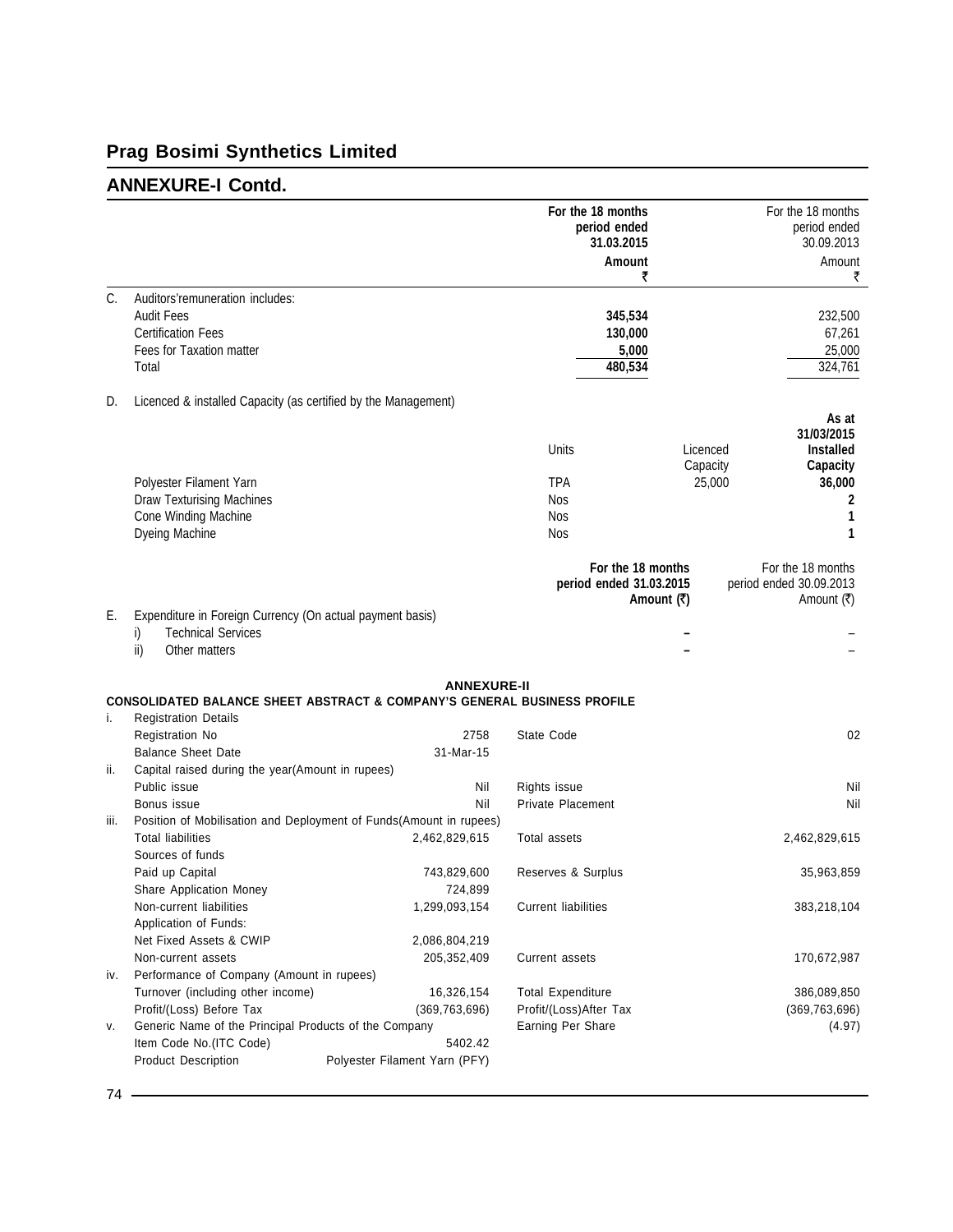# Prag Bosimi Synthetics Limited

## ANNEXURE-I Contd.

| | | For the 18 months period ended 31.03.2015 Amount ₹ | For the 18 months period ended 30.09.2013 Amount ₹ |
|---|---|---|---|
| C. | Auditors'remuneration includes: | | |
| | Audit Fees | **345,534** | 232,500 |
| | Certification Fees | **130,000** | 67,261 |
| | Fees for Taxation matter | **5,000** | 25,000 |
| | Total | **480,534** | 324,761 |

D. Licenced & installed Capacity (as certified by the Management)

| | Units | Licenced Capacity | As at 31/03/2015 Installed Capacity |
|---|---|---|---|
| Polyester Filament Yarn | TPA | 25,000 | **36,000** |
| Draw Texturising Machines | Nos | | **2** |
| Cone Winding Machine | Nos | | **1** |
| Dyeing Machine | Nos | | **1** |

| | | For the 18 months period ended 31.03.2015 Amount (₹) | For the 18 months period ended 30.09.2013 Amount (₹) |
|---|---|---|---|
| E. | Expenditure in Foreign Currency (On actual payment basis) | | |
| | i) Technical Services | **–** | – |
| | ii) Other matters | **–** | – |

## ANNEXURE-II

### CONSOLIDATED BALANCE SHEET ABSTRACT & COMPANY'S GENERAL BUSINESS PROFILE

| | | | | |
|---|---|---|---|---|
| i. | Registration Details | | | |
| | Registration No | 2758 | State Code | 02 |
| | Balance Sheet Date | 31-Mar-15 | | |
| ii. | Capital raised during the year(Amount in rupees) | | | |
| | Public issue | Nil | Rights issue | Nil |
| | Bonus issue | Nil | Private Placement | Nil |
| iii. | Position of Mobilisation and Deployment of Funds(Amount in rupees) | | | |
| | Total liabilities | 2,462,829,615 | Total assets | 2,462,829,615 |
| | Sources of funds | | | |
| | Paid up Capital | 743,829,600 | Reserves & Surplus | 35,963,859 |
| | Share Application Money | 724,899 | | |
| | Non-current liabilities | 1,299,093,154 | Current liabilities | 383,218,104 |
| | Application of Funds: | | | |
| | Net Fixed Assets & CWIP | 2,086,804,219 | | |
| | Non-current assets | 205,352,409 | Current assets | 170,672,987 |
| iv. | Performance of Company (Amount in rupees) | | | |
| | Turnover (including other income) | 16,326,154 | Total Expenditure | 386,089,850 |
| | Profit/(Loss) Before Tax | (369,763,696) | Profit/(Loss)After Tax | (369,763,696) |
| v. | Generic Name of the Principal Products of the Company | | Earning Per Share | (4.97) |
| | Item Code No.(ITC Code) | 5402.42 | | |
| | Product Description | Polyester Filament Yarn (PFY) | | |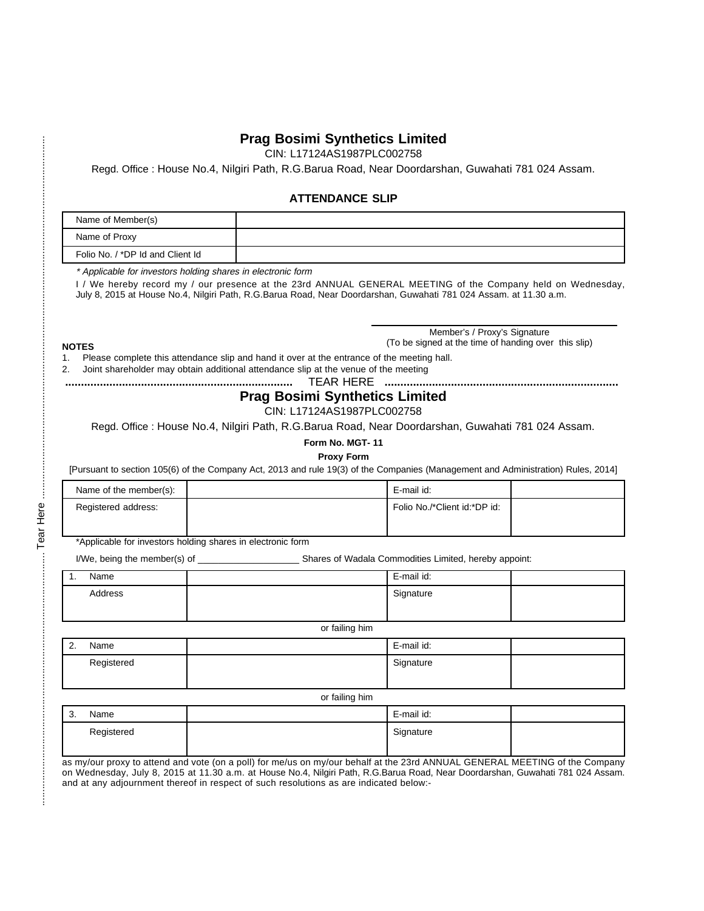# Prag Bosimi Synthetics Limited

CIN: L17124AS1987PLC002758

Regd. Office : House No.4, Nilgiri Path, R.G.Barua Road, Near Doordarshan, Guwahati 781 024 Assam.

## ATTENDANCE SLIP

| Name of Member(s) | |
|---|---|
| Name of Proxy | |
| Folio No. / *DP Id and Client Id | |

*\* Applicable for investors holding shares in electronic form*

I / We hereby record my / our presence at the 23rd ANNUAL GENERAL MEETING of the Company held on Wednesday, July 8, 2015 at House No.4, Nilgiri Path, R.G.Barua Road, Near Doordarshan, Guwahati 781 024 Assam. at 11.30 a.m.

Member's / Proxy's Signature
(To be signed at the time of handing over this slip)

**NOTES**

1. Please complete this attendance slip and hand it over at the entrance of the meeting hall.
2. Joint shareholder may obtain additional attendance slip at the venue of the meeting

........................................................................ TEAR HERE ........................................................................

# Prag Bosimi Synthetics Limited

CIN: L17124AS1987PLC002758

Regd. Office : House No.4, Nilgiri Path, R.G.Barua Road, Near Doordarshan, Guwahati 781 024 Assam.

**Form No. MGT- 11**

**Proxy Form**

[Pursuant to section 105(6) of the Company Act, 2013 and rule 19(3) of the Companies (Management and Administration) Rules, 2014]

| Name of the member(s): | | E-mail id: | |
|---|---|---|---|
| Registered address: | | Folio No./*Client id:*DP id: | |

*Applicable for investors holding shares in electronic form

I/We, being the member(s) of ___________________ Shares of Wadala Commodities Limited, hereby appoint:

| 1. Name | | E-mail id: | |
|---|---|---|---|
| Address | | Signature | |

or failing him

| 2. Name | | E-mail id: | |
|---|---|---|---|
| Registered | | Signature | |

or failing him

| 3. Name | | E-mail id: | |
|---|---|---|---|
| Registered | | Signature | |

as my/our proxy to attend and vote (on a poll) for me/us on my/our behalf at the 23rd ANNUAL GENERAL MEETING of the Company on Wednesday, July 8, 2015 at 11.30 a.m. at House No.4, Nilgiri Path, R.G.Barua Road, Near Doordarshan, Guwahati 781 024 Assam. and at any adjournment thereof in respect of such resolutions as are indicated below:-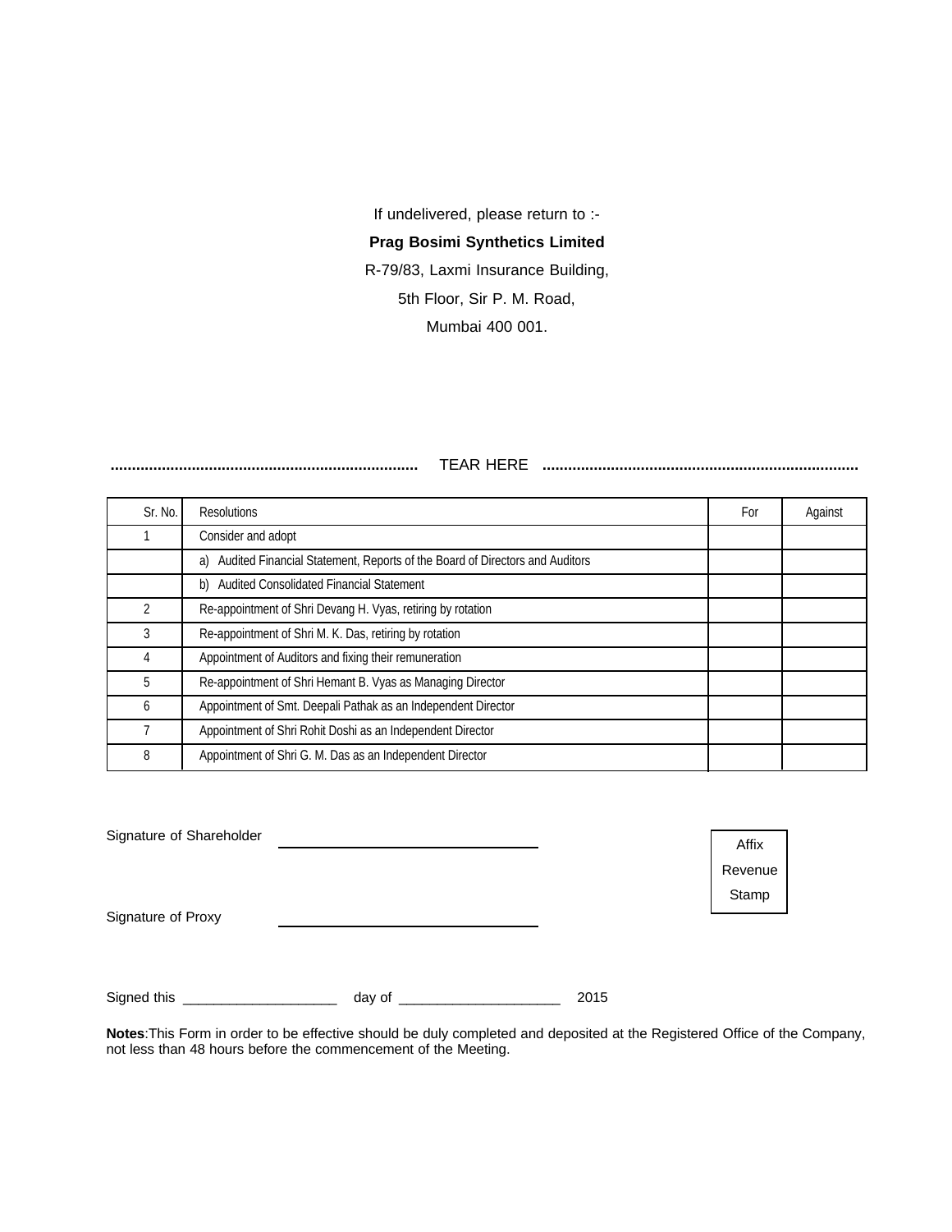If undelivered, please return to :-

**Prag Bosimi Synthetics Limited**

R-79/83, Laxmi Insurance Building,

5th Floor, Sir P. M. Road,

Mumbai 400 001.

........................................................................ TEAR HERE ..........................................................................

| Sr. No. | Resolutions | For | Against |
|---|---|---|---|
| 1 | Consider and adopt | | |
| | a) Audited Financial Statement, Reports of the Board of Directors and Auditors | | |
| | b) Audited Consolidated Financial Statement | | |
| 2 | Re-appointment of Shri Devang H. Vyas, retiring by rotation | | |
| 3 | Re-appointment of Shri M. K. Das, retiring by rotation | | |
| 4 | Appointment of Auditors and fixing their remuneration | | |
| 5 | Re-appointment of Shri Hemant B. Vyas as Managing Director | | |
| 6 | Appointment of Smt. Deepali Pathak as an Independent Director | | |
| 7 | Appointment of Shri Rohit Doshi as an Independent Director | | |
| 8 | Appointment of Shri G. M. Das as an Independent Director | | |

Signature of Shareholder ________________________________

Affix Revenue Stamp

Signature of Proxy ________________________________

Signed this ____________________ day of ____________________ 2015

**Notes**:This Form in order to be effective should be duly completed and deposited at the Registered Office of the Company, not less than 48 hours before the commencement of the Meeting.